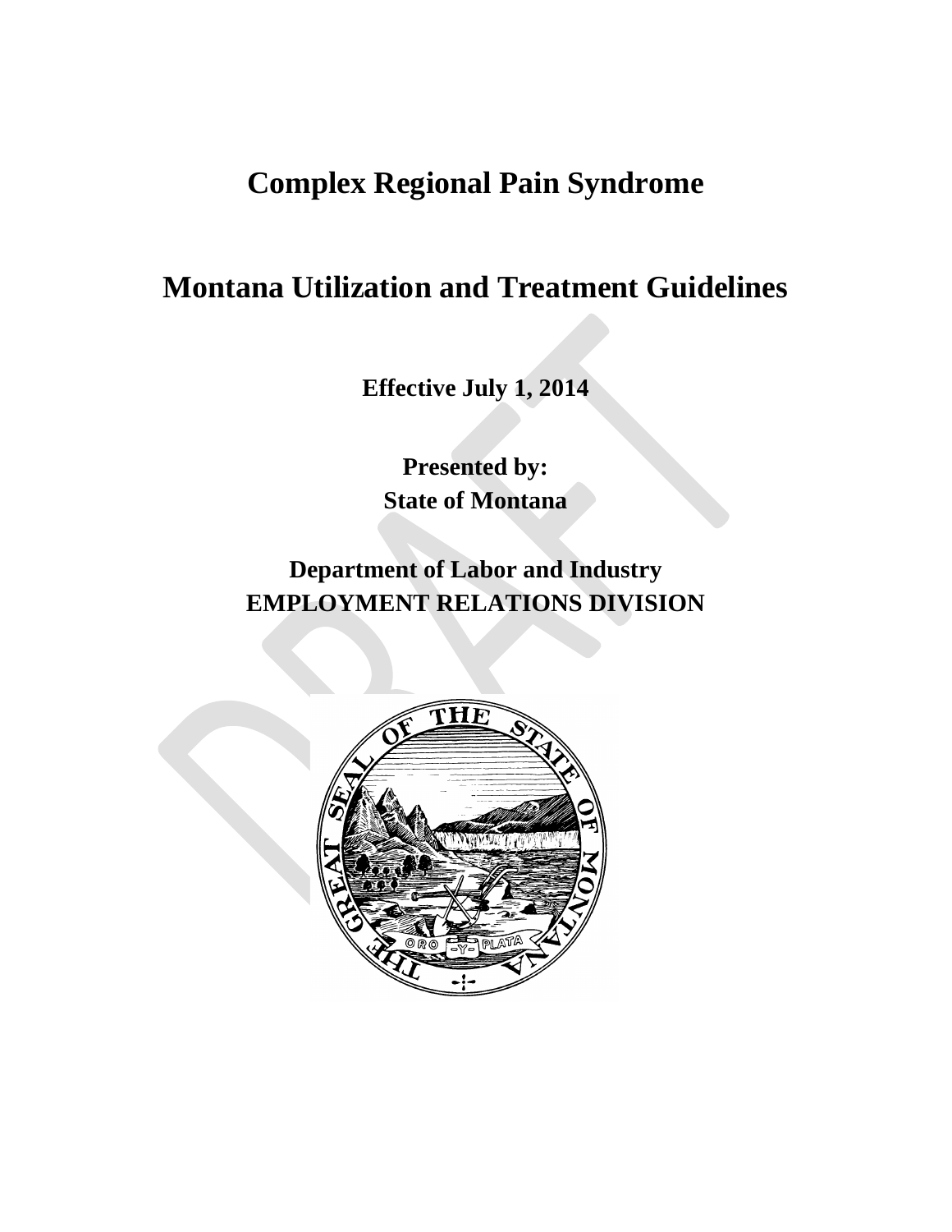# Complex Regional Pain Syndrome

# Montana Utilization and Treatment Guidelines

**Effective July 1, 2014**

**Presented by:**
**State of Montana**

**Department of Labor and Industry**
**EMPLOYMENT RELATIONS DIVISION**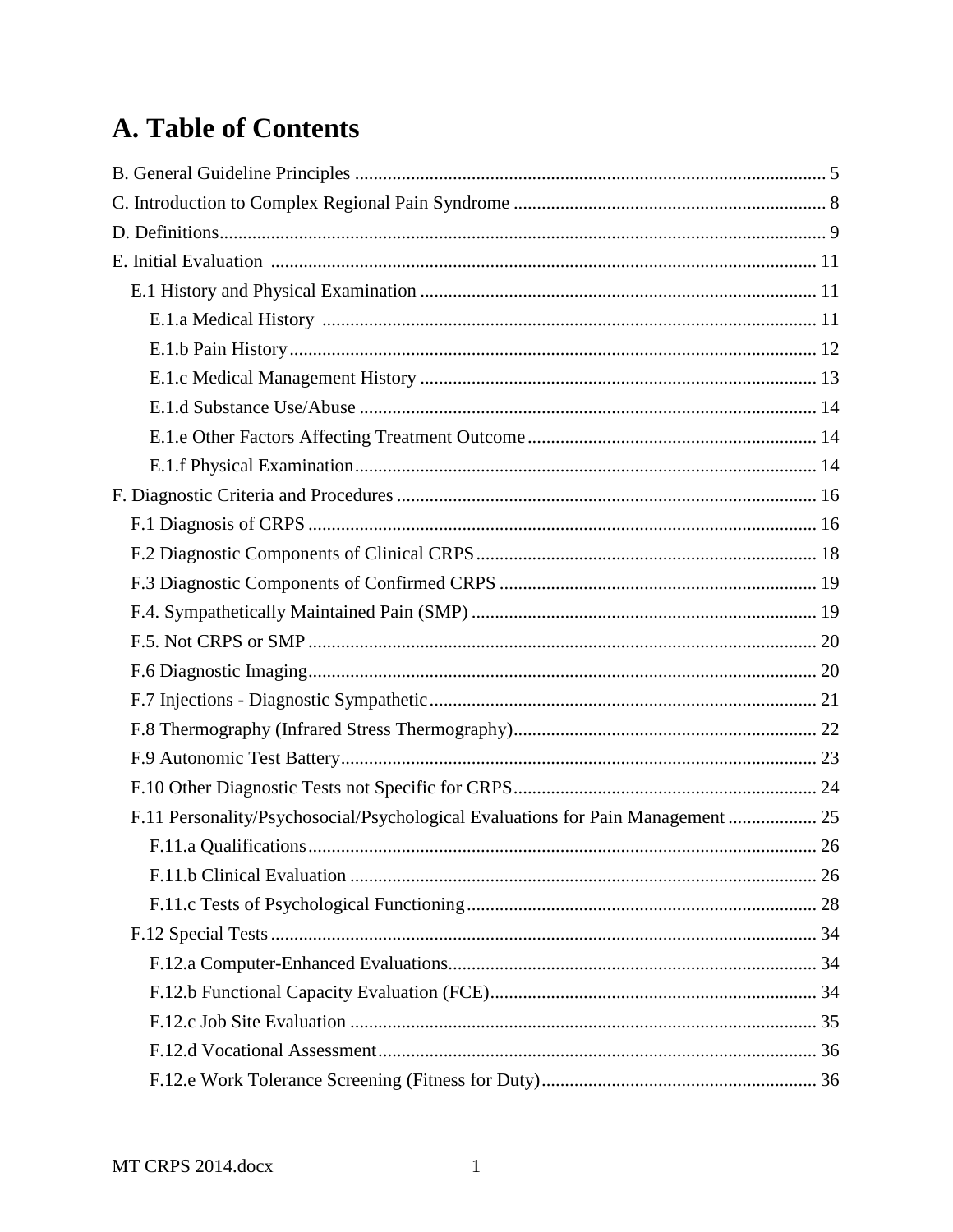# A. Table of Contents

B. General Guideline Principles .................................................................................................... 5

C. Introduction to Complex Regional Pain Syndrome .................................................................. 8

D. Definitions................................................................................................................................. 9

E. Initial Evaluation .................................................................................................................... 11

- E.1 History and Physical Examination .................................................................................... 11
  - E.1.a Medical History ......................................................................................................... 11
  - E.1.b Pain History................................................................................................................ 12
  - E.1.c Medical Management History .................................................................................... 13
  - E.1.d Substance Use/Abuse ................................................................................................. 14
  - E.1.e Other Factors Affecting Treatment Outcome............................................................. 14
  - E.1.f Physical Examination.................................................................................................. 14

F. Diagnostic Criteria and Procedures ......................................................................................... 16

- F.1 Diagnosis of CRPS ............................................................................................................ 16
- F.2 Diagnostic Components of Clinical CRPS........................................................................ 18
- F.3 Diagnostic Components of Confirmed CRPS ................................................................... 19
- F.4. Sympathetically Maintained Pain (SMP) ......................................................................... 19
- F.5. Not CRPS or SMP ............................................................................................................ 20
- F.6 Diagnostic Imaging............................................................................................................ 20
- F.7 Injections - Diagnostic Sympathetic.................................................................................. 21
- F.8 Thermography (Infrared Stress Thermography)................................................................ 22
- F.9 Autonomic Test Battery..................................................................................................... 23
- F.10 Other Diagnostic Tests not Specific for CRPS................................................................ 24
- F.11 Personality/Psychosocial/Psychological Evaluations for Pain Management ................... 25
  - F.11.a Qualifications............................................................................................................ 26
  - F.11.b Clinical Evaluation ................................................................................................... 26
  - F.11.c Tests of Psychological Functioning.......................................................................... 28
- F.12 Special Tests .................................................................................................................... 34
  - F.12.a Computer-Enhanced Evaluations.............................................................................. 34
  - F.12.b Functional Capacity Evaluation (FCE)..................................................................... 34
  - F.12.c Job Site Evaluation ................................................................................................... 35
  - F.12.d Vocational Assessment............................................................................................. 36
  - F.12.e Work Tolerance Screening (Fitness for Duty).......................................................... 36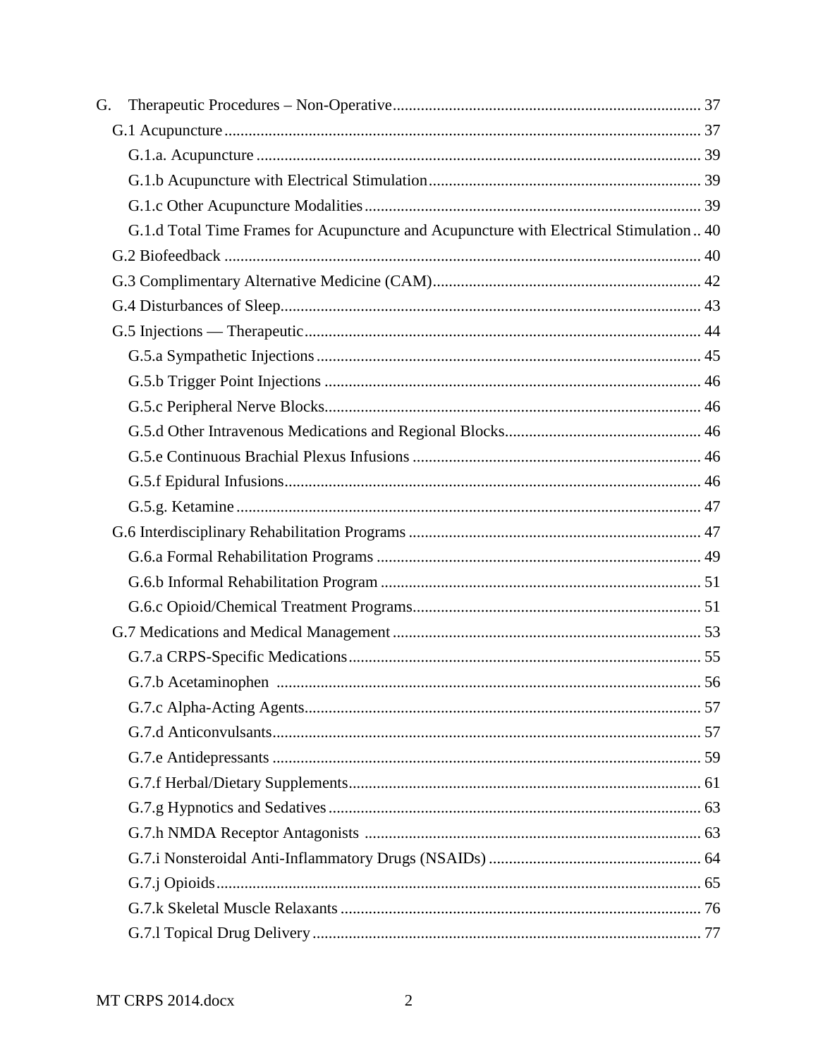G. Therapeutic Procedures – Non-Operative ............................................................................ 37

- G.1 Acupuncture ...................................................................................................... 37
  - G.1.a. Acupuncture .............................................................................................. 39
  - G.1.b Acupuncture with Electrical Stimulation ................................................... 39
  - G.1.c Other Acupuncture Modalities ................................................................... 39
  - G.1.d Total Time Frames for Acupuncture and Acupuncture with Electrical Stimulation .. 40
- G.2 Biofeedback ...................................................................................................... 40
- G.3 Complimentary Alternative Medicine (CAM) .................................................. 42
- G.4 Disturbances of Sleep ........................................................................................ 43
- G.5 Injections — Therapeutic .................................................................................. 44
  - G.5.a Sympathetic Injections ............................................................................... 45
  - G.5.b Trigger Point Injections ............................................................................. 46
  - G.5.c Peripheral Nerve Blocks ............................................................................. 46
  - G.5.d Other Intravenous Medications and Regional Blocks ................................ 46
  - G.5.e Continuous Brachial Plexus Infusions ....................................................... 46
  - G.5.f Epidural Infusions ....................................................................................... 46
  - G.5.g. Ketamine ................................................................................................... 47
- G.6 Interdisciplinary Rehabilitation Programs ........................................................ 47
  - G.6.a Formal Rehabilitation Programs ................................................................ 49
  - G.6.b Informal Rehabilitation Program ............................................................... 51
  - G.6.c Opioid/Chemical Treatment Programs ....................................................... 51
- G.7 Medications and Medical Management ............................................................ 53
  - G.7.a CRPS-Specific Medications ....................................................................... 55
  - G.7.b Acetaminophen ......................................................................................... 56
  - G.7.c Alpha-Acting Agents .................................................................................. 57
  - G.7.d Anticonvulsants .......................................................................................... 57
  - G.7.e Antidepressants .......................................................................................... 59
  - G.7.f Herbal/Dietary Supplements ....................................................................... 61
  - G.7.g Hypnotics and Sedatives ............................................................................ 63
  - G.7.h NMDA Receptor Antagonists ................................................................... 63
  - G.7.i Nonsteroidal Anti-Inflammatory Drugs (NSAIDs) .................................... 64
  - G.7.j Opioids ........................................................................................................ 65
  - G.7.k Skeletal Muscle Relaxants ......................................................................... 76
  - G.7.l Topical Drug Delivery ................................................................................ 77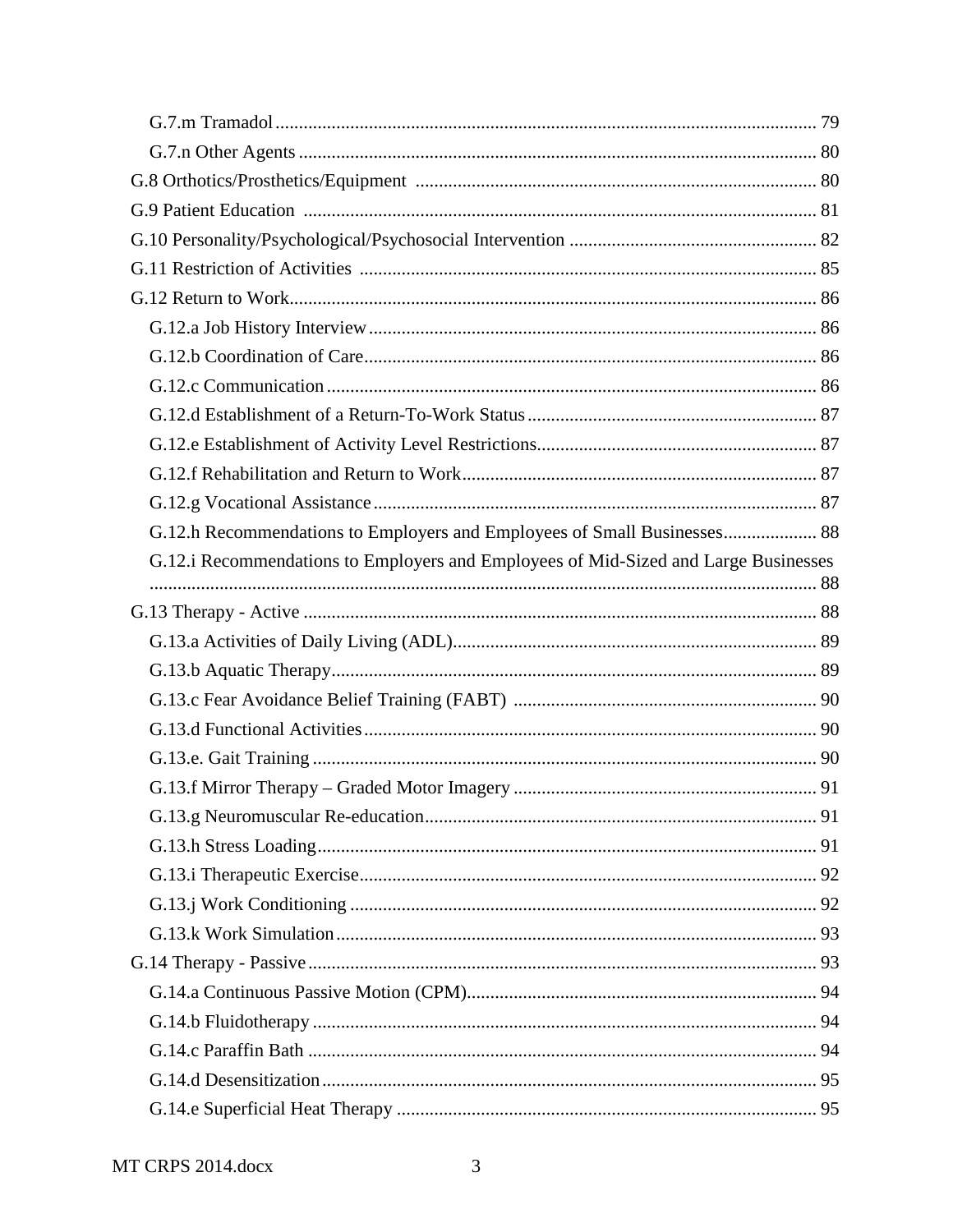- G.7.m Tramadol ... 79
- G.7.n Other Agents ... 80
- G.8 Orthotics/Prosthetics/Equipment ... 80
- G.9 Patient Education ... 81
- G.10 Personality/Psychological/Psychosocial Intervention ... 82
- G.11 Restriction of Activities ... 85
- G.12 Return to Work ... 86
  - G.12.a Job History Interview ... 86
  - G.12.b Coordination of Care ... 86
  - G.12.c Communication ... 86
  - G.12.d Establishment of a Return-To-Work Status ... 87
  - G.12.e Establishment of Activity Level Restrictions ... 87
  - G.12.f Rehabilitation and Return to Work ... 87
  - G.12.g Vocational Assistance ... 87
  - G.12.h Recommendations to Employers and Employees of Small Businesses ... 88
  - G.12.i Recommendations to Employers and Employees of Mid-Sized and Large Businesses ... 88
- G.13 Therapy - Active ... 88
  - G.13.a Activities of Daily Living (ADL) ... 89
  - G.13.b Aquatic Therapy ... 89
  - G.13.c Fear Avoidance Belief Training (FABT) ... 90
  - G.13.d Functional Activities ... 90
  - G.13.e. Gait Training ... 90
  - G.13.f Mirror Therapy – Graded Motor Imagery ... 91
  - G.13.g Neuromuscular Re-education ... 91
  - G.13.h Stress Loading ... 91
  - G.13.i Therapeutic Exercise ... 92
  - G.13.j Work Conditioning ... 92
  - G.13.k Work Simulation ... 93
- G.14 Therapy - Passive ... 93
  - G.14.a Continuous Passive Motion (CPM) ... 94
  - G.14.b Fluidotherapy ... 94
  - G.14.c Paraffin Bath ... 94
  - G.14.d Desensitization ... 95
  - G.14.e Superficial Heat Therapy ... 95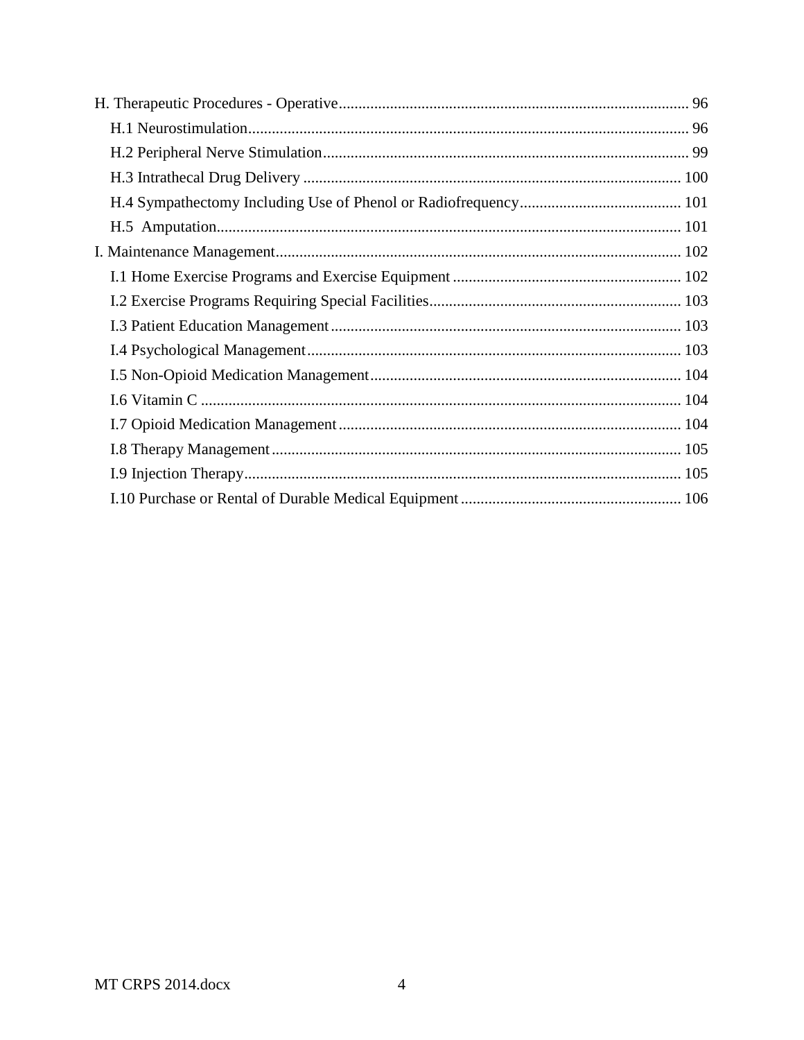H. Therapeutic Procedures - Operative ........................................................................................ 96

- H.1 Neurostimulation ................................................................................................................ 96
- H.2 Peripheral Nerve Stimulation ............................................................................................. 99
- H.3 Intrathecal Drug Delivery ................................................................................................. 100
- H.4 Sympathectomy Including Use of Phenol or Radiofrequency ......................................... 101
- H.5 Amputation ....................................................................................................................... 101

I. Maintenance Management ....................................................................................................... 102

- I.1 Home Exercise Programs and Exercise Equipment .......................................................... 102
- I.2 Exercise Programs Requiring Special Facilities ................................................................ 103
- I.3 Patient Education Management ......................................................................................... 103
- I.4 Psychological Management ............................................................................................... 103
- I.5 Non-Opioid Medication Management ............................................................................... 104
- I.6 Vitamin C .......................................................................................................................... 104
- I.7 Opioid Medication Management ....................................................................................... 104
- I.8 Therapy Management ........................................................................................................ 105
- I.9 Injection Therapy ............................................................................................................... 105
- I.10 Purchase or Rental of Durable Medical Equipment ........................................................ 106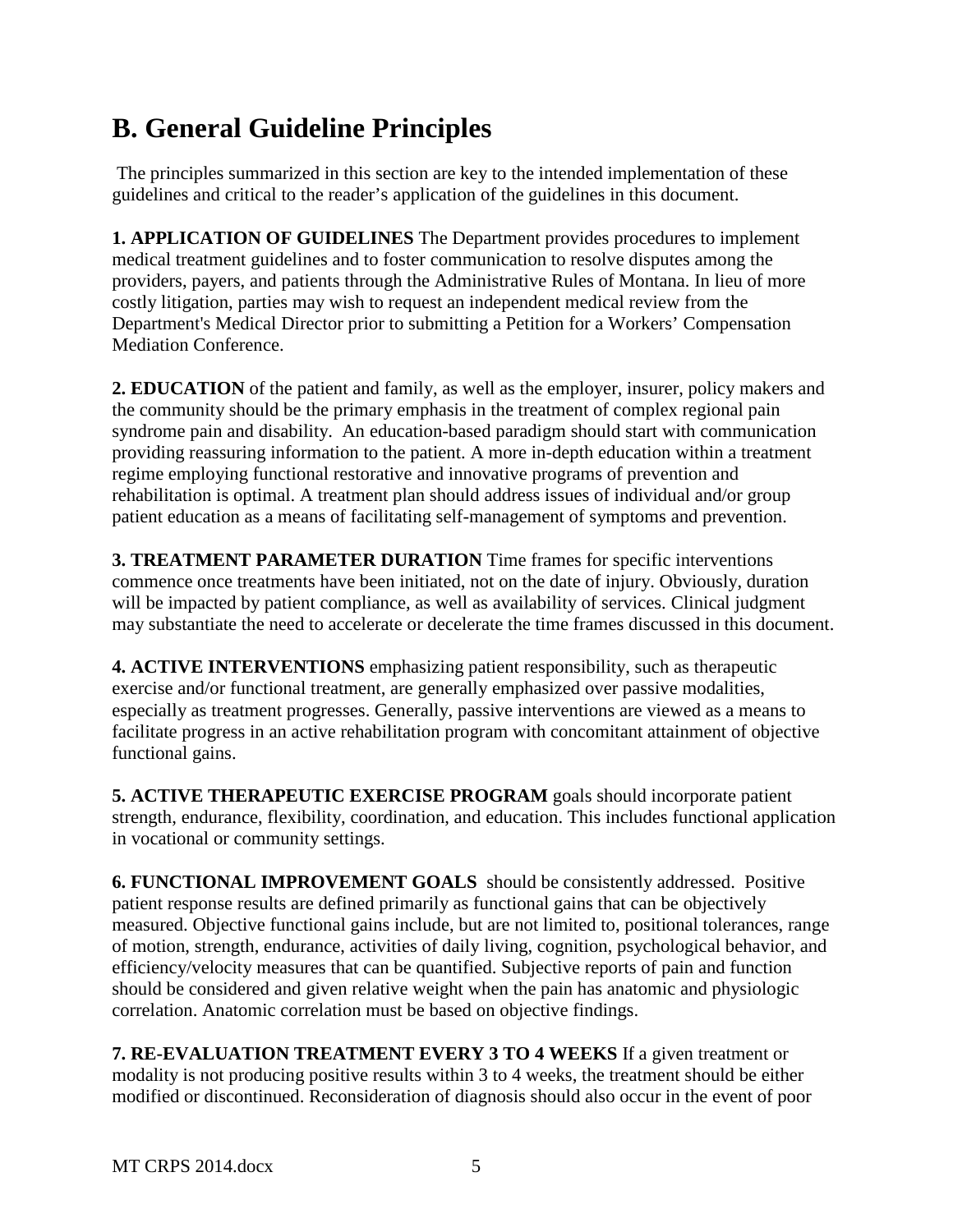## B. General Guideline Principles

The principles summarized in this section are key to the intended implementation of these guidelines and critical to the reader's application of the guidelines in this document.

**1. APPLICATION OF GUIDELINES** The Department provides procedures to implement medical treatment guidelines and to foster communication to resolve disputes among the providers, payers, and patients through the Administrative Rules of Montana. In lieu of more costly litigation, parties may wish to request an independent medical review from the Department's Medical Director prior to submitting a Petition for a Workers' Compensation Mediation Conference.

**2. EDUCATION** of the patient and family, as well as the employer, insurer, policy makers and the community should be the primary emphasis in the treatment of complex regional pain syndrome pain and disability. An education-based paradigm should start with communication providing reassuring information to the patient. A more in-depth education within a treatment regime employing functional restorative and innovative programs of prevention and rehabilitation is optimal. A treatment plan should address issues of individual and/or group patient education as a means of facilitating self-management of symptoms and prevention.

**3. TREATMENT PARAMETER DURATION** Time frames for specific interventions commence once treatments have been initiated, not on the date of injury. Obviously, duration will be impacted by patient compliance, as well as availability of services. Clinical judgment may substantiate the need to accelerate or decelerate the time frames discussed in this document.

**4. ACTIVE INTERVENTIONS** emphasizing patient responsibility, such as therapeutic exercise and/or functional treatment, are generally emphasized over passive modalities, especially as treatment progresses. Generally, passive interventions are viewed as a means to facilitate progress in an active rehabilitation program with concomitant attainment of objective functional gains.

**5. ACTIVE THERAPEUTIC EXERCISE PROGRAM** goals should incorporate patient strength, endurance, flexibility, coordination, and education. This includes functional application in vocational or community settings.

**6. FUNCTIONAL IMPROVEMENT GOALS** should be consistently addressed. Positive patient response results are defined primarily as functional gains that can be objectively measured. Objective functional gains include, but are not limited to, positional tolerances, range of motion, strength, endurance, activities of daily living, cognition, psychological behavior, and efficiency/velocity measures that can be quantified. Subjective reports of pain and function should be considered and given relative weight when the pain has anatomic and physiologic correlation. Anatomic correlation must be based on objective findings.

**7. RE-EVALUATION TREATMENT EVERY 3 TO 4 WEEKS** If a given treatment or modality is not producing positive results within 3 to 4 weeks, the treatment should be either modified or discontinued. Reconsideration of diagnosis should also occur in the event of poor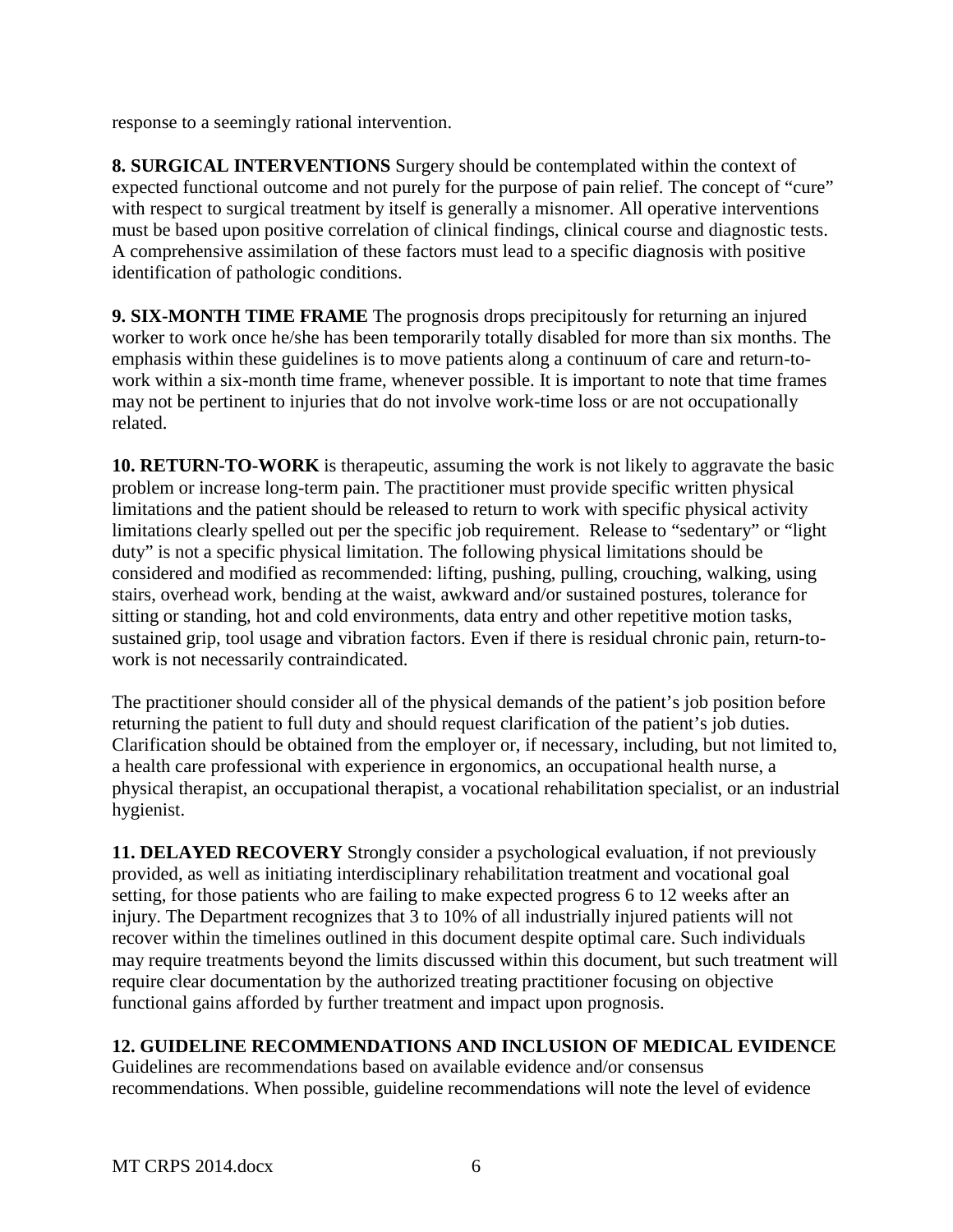response to a seemingly rational intervention.

**8. SURGICAL INTERVENTIONS** Surgery should be contemplated within the context of expected functional outcome and not purely for the purpose of pain relief. The concept of "cure" with respect to surgical treatment by itself is generally a misnomer. All operative interventions must be based upon positive correlation of clinical findings, clinical course and diagnostic tests. A comprehensive assimilation of these factors must lead to a specific diagnosis with positive identification of pathologic conditions.

**9. SIX-MONTH TIME FRAME** The prognosis drops precipitously for returning an injured worker to work once he/she has been temporarily totally disabled for more than six months. The emphasis within these guidelines is to move patients along a continuum of care and return-to-work within a six-month time frame, whenever possible. It is important to note that time frames may not be pertinent to injuries that do not involve work-time loss or are not occupationally related.

**10. RETURN-TO-WORK** is therapeutic, assuming the work is not likely to aggravate the basic problem or increase long-term pain. The practitioner must provide specific written physical limitations and the patient should be released to return to work with specific physical activity limitations clearly spelled out per the specific job requirement. Release to "sedentary" or "light duty" is not a specific physical limitation. The following physical limitations should be considered and modified as recommended: lifting, pushing, pulling, crouching, walking, using stairs, overhead work, bending at the waist, awkward and/or sustained postures, tolerance for sitting or standing, hot and cold environments, data entry and other repetitive motion tasks, sustained grip, tool usage and vibration factors. Even if there is residual chronic pain, return-to-work is not necessarily contraindicated.

The practitioner should consider all of the physical demands of the patient's job position before returning the patient to full duty and should request clarification of the patient's job duties. Clarification should be obtained from the employer or, if necessary, including, but not limited to, a health care professional with experience in ergonomics, an occupational health nurse, a physical therapist, an occupational therapist, a vocational rehabilitation specialist, or an industrial hygienist.

**11. DELAYED RECOVERY** Strongly consider a psychological evaluation, if not previously provided, as well as initiating interdisciplinary rehabilitation treatment and vocational goal setting, for those patients who are failing to make expected progress 6 to 12 weeks after an injury. The Department recognizes that 3 to 10% of all industrially injured patients will not recover within the timelines outlined in this document despite optimal care. Such individuals may require treatments beyond the limits discussed within this document, but such treatment will require clear documentation by the authorized treating practitioner focusing on objective functional gains afforded by further treatment and impact upon prognosis.

**12. GUIDELINE RECOMMENDATIONS AND INCLUSION OF MEDICAL EVIDENCE** Guidelines are recommendations based on available evidence and/or consensus recommendations. When possible, guideline recommendations will note the level of evidence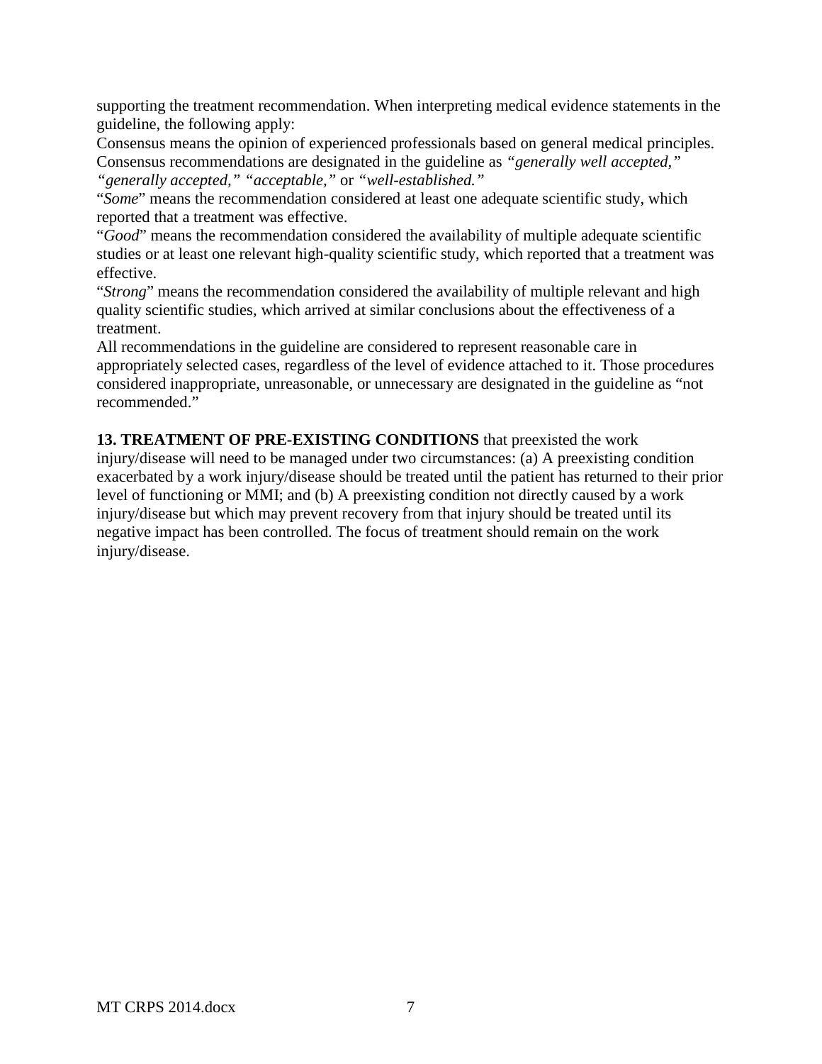supporting the treatment recommendation. When interpreting medical evidence statements in the guideline, the following apply:

Consensus means the opinion of experienced professionals based on general medical principles. Consensus recommendations are designated in the guideline as *"generally well accepted," "generally accepted," "acceptable,"* or *"well-established."*

"*Some*" means the recommendation considered at least one adequate scientific study, which reported that a treatment was effective.

"*Good*" means the recommendation considered the availability of multiple adequate scientific studies or at least one relevant high-quality scientific study, which reported that a treatment was effective.

"*Strong*" means the recommendation considered the availability of multiple relevant and high quality scientific studies, which arrived at similar conclusions about the effectiveness of a treatment.

All recommendations in the guideline are considered to represent reasonable care in appropriately selected cases, regardless of the level of evidence attached to it. Those procedures considered inappropriate, unreasonable, or unnecessary are designated in the guideline as "not recommended."

**13. TREATMENT OF PRE-EXISTING CONDITIONS** that preexisted the work injury/disease will need to be managed under two circumstances: (a) A preexisting condition exacerbated by a work injury/disease should be treated until the patient has returned to their prior level of functioning or MMI; and (b) A preexisting condition not directly caused by a work injury/disease but which may prevent recovery from that injury should be treated until its negative impact has been controlled. The focus of treatment should remain on the work injury/disease.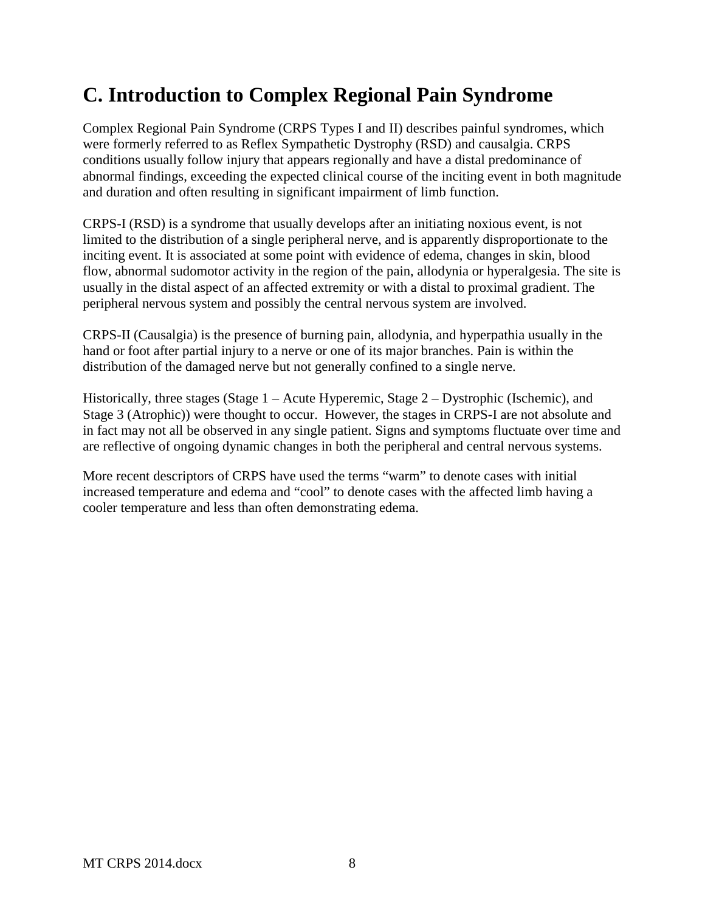## C. Introduction to Complex Regional Pain Syndrome

Complex Regional Pain Syndrome (CRPS Types I and II) describes painful syndromes, which were formerly referred to as Reflex Sympathetic Dystrophy (RSD) and causalgia. CRPS conditions usually follow injury that appears regionally and have a distal predominance of abnormal findings, exceeding the expected clinical course of the inciting event in both magnitude and duration and often resulting in significant impairment of limb function.

CRPS-I (RSD) is a syndrome that usually develops after an initiating noxious event, is not limited to the distribution of a single peripheral nerve, and is apparently disproportionate to the inciting event. It is associated at some point with evidence of edema, changes in skin, blood flow, abnormal sudomotor activity in the region of the pain, allodynia or hyperalgesia. The site is usually in the distal aspect of an affected extremity or with a distal to proximal gradient. The peripheral nervous system and possibly the central nervous system are involved.

CRPS-II (Causalgia) is the presence of burning pain, allodynia, and hyperpathia usually in the hand or foot after partial injury to a nerve or one of its major branches. Pain is within the distribution of the damaged nerve but not generally confined to a single nerve.

Historically, three stages (Stage 1 – Acute Hyperemic, Stage 2 – Dystrophic (Ischemic), and Stage 3 (Atrophic)) were thought to occur. However, the stages in CRPS-I are not absolute and in fact may not all be observed in any single patient. Signs and symptoms fluctuate over time and are reflective of ongoing dynamic changes in both the peripheral and central nervous systems.

More recent descriptors of CRPS have used the terms "warm" to denote cases with initial increased temperature and edema and "cool" to denote cases with the affected limb having a cooler temperature and less than often demonstrating edema.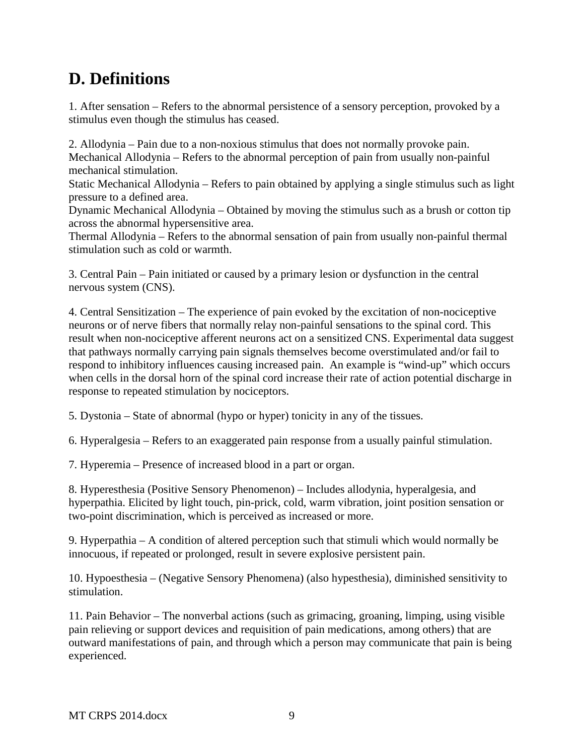## D. Definitions

1. After sensation – Refers to the abnormal persistence of a sensory perception, provoked by a stimulus even though the stimulus has ceased.

2. Allodynia – Pain due to a non-noxious stimulus that does not normally provoke pain.
Mechanical Allodynia – Refers to the abnormal perception of pain from usually non-painful mechanical stimulation.
Static Mechanical Allodynia – Refers to pain obtained by applying a single stimulus such as light pressure to a defined area.
Dynamic Mechanical Allodynia – Obtained by moving the stimulus such as a brush or cotton tip across the abnormal hypersensitive area.
Thermal Allodynia – Refers to the abnormal sensation of pain from usually non-painful thermal stimulation such as cold or warmth.

3. Central Pain – Pain initiated or caused by a primary lesion or dysfunction in the central nervous system (CNS).

4. Central Sensitization – The experience of pain evoked by the excitation of non-nociceptive neurons or of nerve fibers that normally relay non-painful sensations to the spinal cord. This result when non-nociceptive afferent neurons act on a sensitized CNS. Experimental data suggest that pathways normally carrying pain signals themselves become overstimulated and/or fail to respond to inhibitory influences causing increased pain. An example is "wind-up" which occurs when cells in the dorsal horn of the spinal cord increase their rate of action potential discharge in response to repeated stimulation by nociceptors.

5. Dystonia – State of abnormal (hypo or hyper) tonicity in any of the tissues.

6. Hyperalgesia – Refers to an exaggerated pain response from a usually painful stimulation.

7. Hyperemia – Presence of increased blood in a part or organ.

8. Hyperesthesia (Positive Sensory Phenomenon) – Includes allodynia, hyperalgesia, and hyperpathia. Elicited by light touch, pin-prick, cold, warm vibration, joint position sensation or two-point discrimination, which is perceived as increased or more.

9. Hyperpathia – A condition of altered perception such that stimuli which would normally be innocuous, if repeated or prolonged, result in severe explosive persistent pain.

10. Hypoesthesia – (Negative Sensory Phenomena) (also hypesthesia), diminished sensitivity to stimulation.

11. Pain Behavior – The nonverbal actions (such as grimacing, groaning, limping, using visible pain relieving or support devices and requisition of pain medications, among others) that are outward manifestations of pain, and through which a person may communicate that pain is being experienced.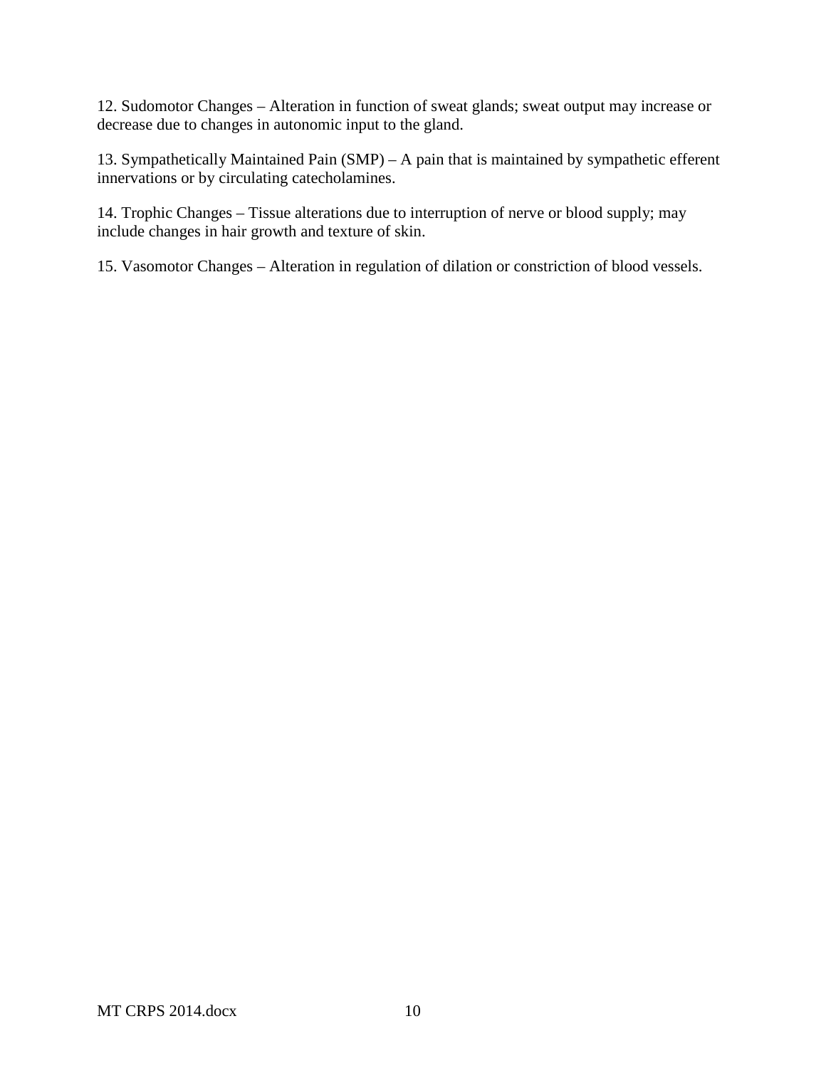12. Sudomotor Changes – Alteration in function of sweat glands; sweat output may increase or decrease due to changes in autonomic input to the gland.

13. Sympathetically Maintained Pain (SMP) – A pain that is maintained by sympathetic efferent innervations or by circulating catecholamines.

14. Trophic Changes – Tissue alterations due to interruption of nerve or blood supply; may include changes in hair growth and texture of skin.

15. Vasomotor Changes – Alteration in regulation of dilation or constriction of blood vessels.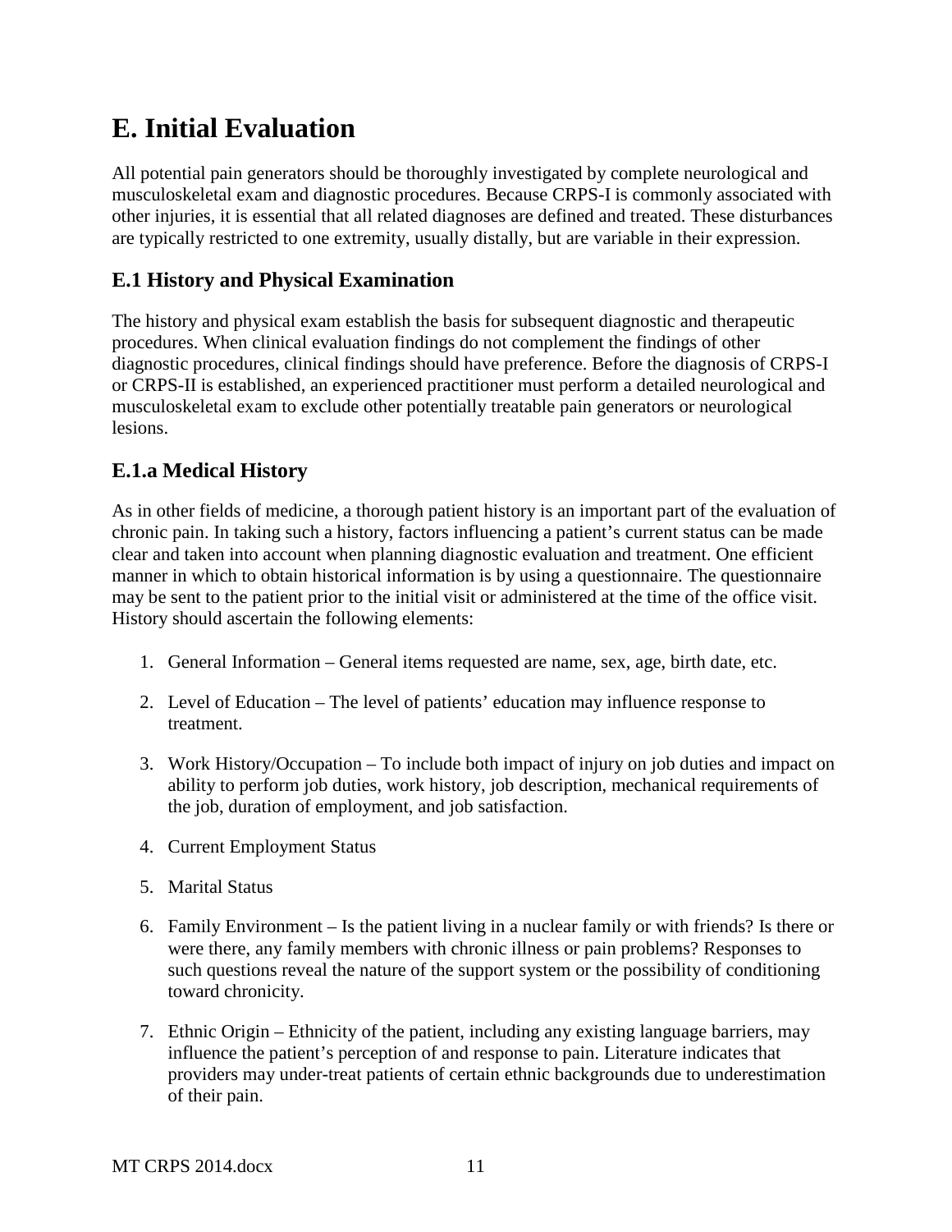# E. Initial Evaluation

All potential pain generators should be thoroughly investigated by complete neurological and musculoskeletal exam and diagnostic procedures. Because CRPS-I is commonly associated with other injuries, it is essential that all related diagnoses are defined and treated. These disturbances are typically restricted to one extremity, usually distally, but are variable in their expression.

## E.1 History and Physical Examination

The history and physical exam establish the basis for subsequent diagnostic and therapeutic procedures. When clinical evaluation findings do not complement the findings of other diagnostic procedures, clinical findings should have preference. Before the diagnosis of CRPS-I or CRPS-II is established, an experienced practitioner must perform a detailed neurological and musculoskeletal exam to exclude other potentially treatable pain generators or neurological lesions.

## E.1.a Medical History

As in other fields of medicine, a thorough patient history is an important part of the evaluation of chronic pain. In taking such a history, factors influencing a patient's current status can be made clear and taken into account when planning diagnostic evaluation and treatment. One efficient manner in which to obtain historical information is by using a questionnaire. The questionnaire may be sent to the patient prior to the initial visit or administered at the time of the office visit. History should ascertain the following elements:

1. General Information – General items requested are name, sex, age, birth date, etc.
2. Level of Education – The level of patients' education may influence response to treatment.
3. Work History/Occupation – To include both impact of injury on job duties and impact on ability to perform job duties, work history, job description, mechanical requirements of the job, duration of employment, and job satisfaction.
4. Current Employment Status
5. Marital Status
6. Family Environment – Is the patient living in a nuclear family or with friends? Is there or were there, any family members with chronic illness or pain problems? Responses to such questions reveal the nature of the support system or the possibility of conditioning toward chronicity.
7. Ethnic Origin – Ethnicity of the patient, including any existing language barriers, may influence the patient's perception of and response to pain. Literature indicates that providers may under-treat patients of certain ethnic backgrounds due to underestimation of their pain.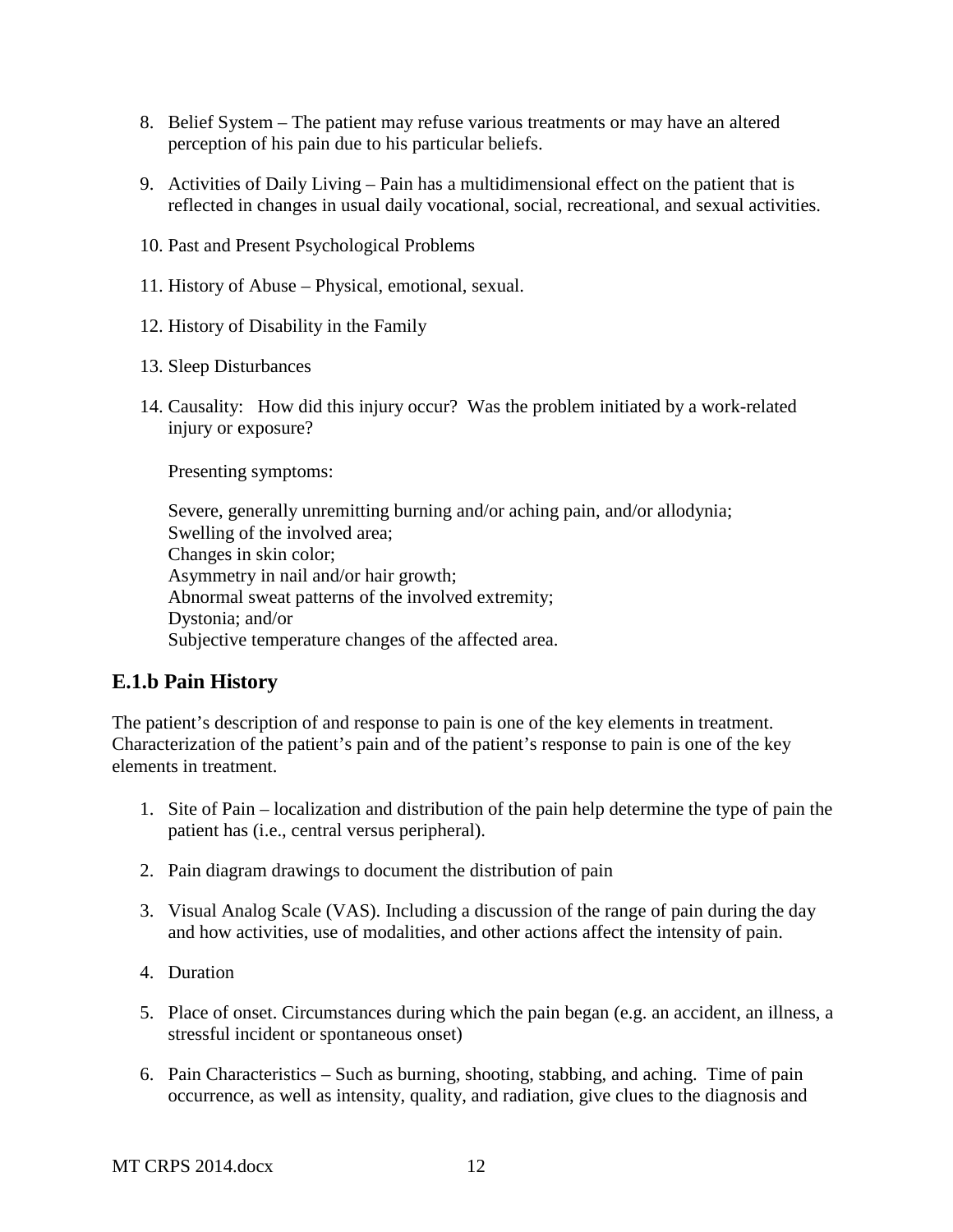8. Belief System – The patient may refuse various treatments or may have an altered perception of his pain due to his particular beliefs.

9. Activities of Daily Living – Pain has a multidimensional effect on the patient that is reflected in changes in usual daily vocational, social, recreational, and sexual activities.

10. Past and Present Psychological Problems

11. History of Abuse – Physical, emotional, sexual.

12. History of Disability in the Family

13. Sleep Disturbances

14. Causality: How did this injury occur? Was the problem initiated by a work-related injury or exposure?

    Presenting symptoms:

    Severe, generally unremitting burning and/or aching pain, and/or allodynia;
    Swelling of the involved area;
    Changes in skin color;
    Asymmetry in nail and/or hair growth;
    Abnormal sweat patterns of the involved extremity;
    Dystonia; and/or
    Subjective temperature changes of the affected area.

## E.1.b Pain History

The patient's description of and response to pain is one of the key elements in treatment. Characterization of the patient's pain and of the patient's response to pain is one of the key elements in treatment.

1. Site of Pain – localization and distribution of the pain help determine the type of pain the patient has (i.e., central versus peripheral).

2. Pain diagram drawings to document the distribution of pain

3. Visual Analog Scale (VAS). Including a discussion of the range of pain during the day and how activities, use of modalities, and other actions affect the intensity of pain.

4. Duration

5. Place of onset. Circumstances during which the pain began (e.g. an accident, an illness, a stressful incident or spontaneous onset)

6. Pain Characteristics – Such as burning, shooting, stabbing, and aching. Time of pain occurrence, as well as intensity, quality, and radiation, give clues to the diagnosis and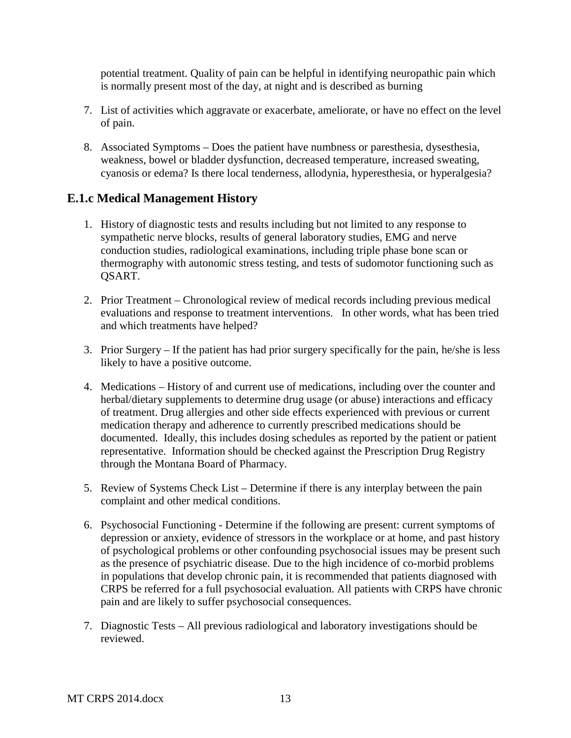potential treatment. Quality of pain can be helpful in identifying neuropathic pain which is normally present most of the day, at night and is described as burning

7. List of activities which aggravate or exacerbate, ameliorate, or have no effect on the level of pain.

8. Associated Symptoms – Does the patient have numbness or paresthesia, dysesthesia, weakness, bowel or bladder dysfunction, decreased temperature, increased sweating, cyanosis or edema? Is there local tenderness, allodynia, hyperesthesia, or hyperalgesia?

## E.1.c Medical Management History

1. History of diagnostic tests and results including but not limited to any response to sympathetic nerve blocks, results of general laboratory studies, EMG and nerve conduction studies, radiological examinations, including triple phase bone scan or thermography with autonomic stress testing, and tests of sudomotor functioning such as QSART.

2. Prior Treatment – Chronological review of medical records including previous medical evaluations and response to treatment interventions. In other words, what has been tried and which treatments have helped?

3. Prior Surgery – If the patient has had prior surgery specifically for the pain, he/she is less likely to have a positive outcome.

4. Medications – History of and current use of medications, including over the counter and herbal/dietary supplements to determine drug usage (or abuse) interactions and efficacy of treatment. Drug allergies and other side effects experienced with previous or current medication therapy and adherence to currently prescribed medications should be documented. Ideally, this includes dosing schedules as reported by the patient or patient representative. Information should be checked against the Prescription Drug Registry through the Montana Board of Pharmacy.

5. Review of Systems Check List – Determine if there is any interplay between the pain complaint and other medical conditions.

6. Psychosocial Functioning - Determine if the following are present: current symptoms of depression or anxiety, evidence of stressors in the workplace or at home, and past history of psychological problems or other confounding psychosocial issues may be present such as the presence of psychiatric disease. Due to the high incidence of co-morbid problems in populations that develop chronic pain, it is recommended that patients diagnosed with CRPS be referred for a full psychosocial evaluation. All patients with CRPS have chronic pain and are likely to suffer psychosocial consequences.

7. Diagnostic Tests – All previous radiological and laboratory investigations should be reviewed.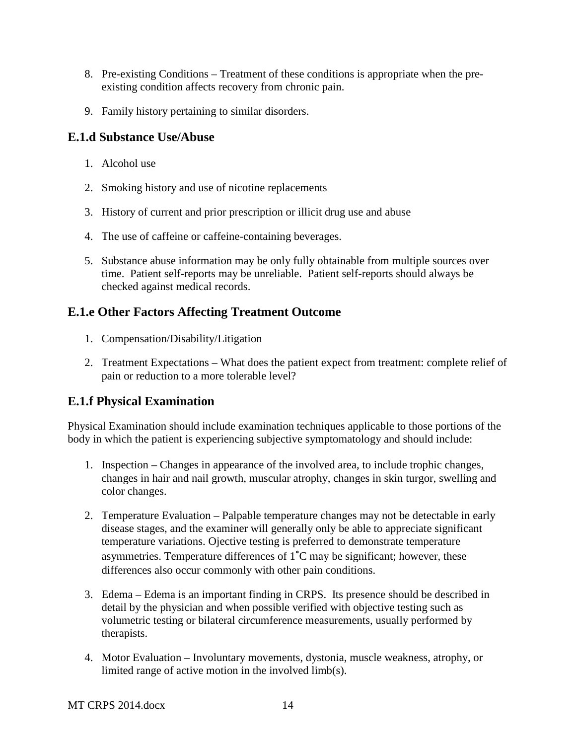8. Pre-existing Conditions – Treatment of these conditions is appropriate when the pre-existing condition affects recovery from chronic pain.

9. Family history pertaining to similar disorders.

### E.1.d Substance Use/Abuse

1. Alcohol use

2. Smoking history and use of nicotine replacements

3. History of current and prior prescription or illicit drug use and abuse

4. The use of caffeine or caffeine-containing beverages.

5. Substance abuse information may be only fully obtainable from multiple sources over time. Patient self-reports may be unreliable. Patient self-reports should always be checked against medical records.

### E.1.e Other Factors Affecting Treatment Outcome

1. Compensation/Disability/Litigation

2. Treatment Expectations – What does the patient expect from treatment: complete relief of pain or reduction to a more tolerable level?

### E.1.f Physical Examination

Physical Examination should include examination techniques applicable to those portions of the body in which the patient is experiencing subjective symptomatology and should include:

1. Inspection – Changes in appearance of the involved area, to include trophic changes, changes in hair and nail growth, muscular atrophy, changes in skin turgor, swelling and color changes.

2. Temperature Evaluation – Palpable temperature changes may not be detectable in early disease stages, and the examiner will generally only be able to appreciate significant temperature variations. Ojective testing is preferred to demonstrate temperature asymmetries. Temperature differences of 1˚C may be significant; however, these differences also occur commonly with other pain conditions.

3. Edema – Edema is an important finding in CRPS. Its presence should be described in detail by the physician and when possible verified with objective testing such as volumetric testing or bilateral circumference measurements, usually performed by therapists.

4. Motor Evaluation – Involuntary movements, dystonia, muscle weakness, atrophy, or limited range of active motion in the involved limb(s).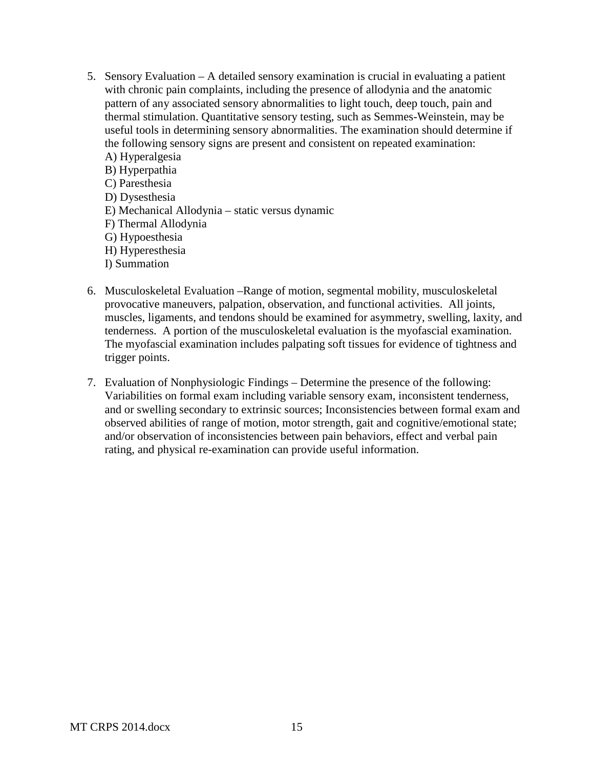5. Sensory Evaluation – A detailed sensory examination is crucial in evaluating a patient with chronic pain complaints, including the presence of allodynia and the anatomic pattern of any associated sensory abnormalities to light touch, deep touch, pain and thermal stimulation. Quantitative sensory testing, such as Semmes-Weinstein, may be useful tools in determining sensory abnormalities. The examination should determine if the following sensory signs are present and consistent on repeated examination:
   A) Hyperalgesia
   B) Hyperpathia
   C) Paresthesia
   D) Dysesthesia
   E) Mechanical Allodynia – static versus dynamic
   F) Thermal Allodynia
   G) Hypoesthesia
   H) Hyperesthesia
   I) Summation

6. Musculoskeletal Evaluation –Range of motion, segmental mobility, musculoskeletal provocative maneuvers, palpation, observation, and functional activities. All joints, muscles, ligaments, and tendons should be examined for asymmetry, swelling, laxity, and tenderness. A portion of the musculoskeletal evaluation is the myofascial examination. The myofascial examination includes palpating soft tissues for evidence of tightness and trigger points.

7. Evaluation of Nonphysiologic Findings – Determine the presence of the following: Variabilities on formal exam including variable sensory exam, inconsistent tenderness, and or swelling secondary to extrinsic sources; Inconsistencies between formal exam and observed abilities of range of motion, motor strength, gait and cognitive/emotional state; and/or observation of inconsistencies between pain behaviors, effect and verbal pain rating, and physical re-examination can provide useful information.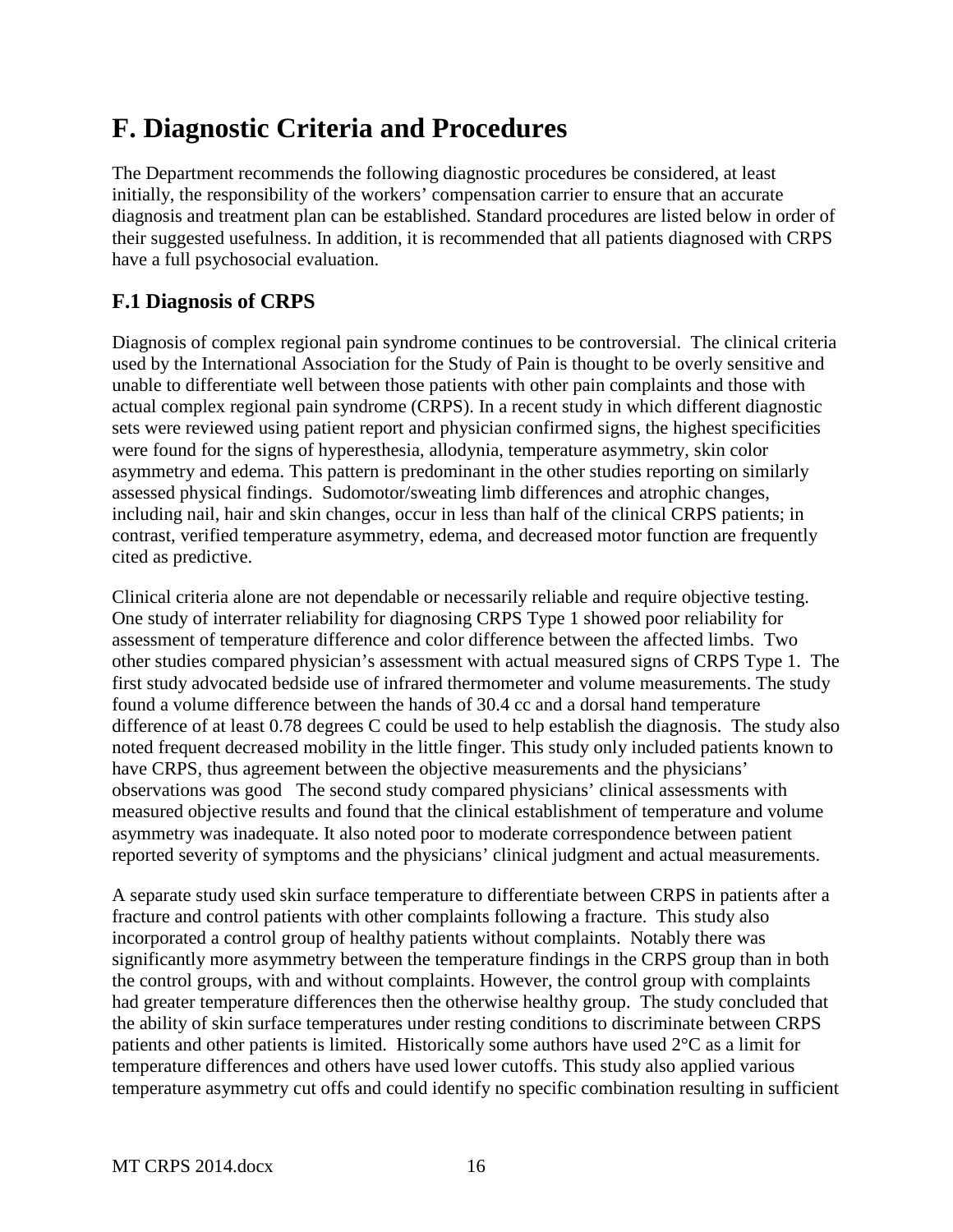# F. Diagnostic Criteria and Procedures

The Department recommends the following diagnostic procedures be considered, at least initially, the responsibility of the workers' compensation carrier to ensure that an accurate diagnosis and treatment plan can be established. Standard procedures are listed below in order of their suggested usefulness. In addition, it is recommended that all patients diagnosed with CRPS have a full psychosocial evaluation.

## F.1 Diagnosis of CRPS

Diagnosis of complex regional pain syndrome continues to be controversial. The clinical criteria used by the International Association for the Study of Pain is thought to be overly sensitive and unable to differentiate well between those patients with other pain complaints and those with actual complex regional pain syndrome (CRPS). In a recent study in which different diagnostic sets were reviewed using patient report and physician confirmed signs, the highest specificities were found for the signs of hyperesthesia, allodynia, temperature asymmetry, skin color asymmetry and edema. This pattern is predominant in the other studies reporting on similarly assessed physical findings. Sudomotor/sweating limb differences and atrophic changes, including nail, hair and skin changes, occur in less than half of the clinical CRPS patients; in contrast, verified temperature asymmetry, edema, and decreased motor function are frequently cited as predictive.

Clinical criteria alone are not dependable or necessarily reliable and require objective testing. One study of interrater reliability for diagnosing CRPS Type 1 showed poor reliability for assessment of temperature difference and color difference between the affected limbs. Two other studies compared physician's assessment with actual measured signs of CRPS Type 1. The first study advocated bedside use of infrared thermometer and volume measurements. The study found a volume difference between the hands of 30.4 cc and a dorsal hand temperature difference of at least 0.78 degrees C could be used to help establish the diagnosis. The study also noted frequent decreased mobility in the little finger. This study only included patients known to have CRPS, thus agreement between the objective measurements and the physicians' observations was good The second study compared physicians' clinical assessments with measured objective results and found that the clinical establishment of temperature and volume asymmetry was inadequate. It also noted poor to moderate correspondence between patient reported severity of symptoms and the physicians' clinical judgment and actual measurements.

A separate study used skin surface temperature to differentiate between CRPS in patients after a fracture and control patients with other complaints following a fracture. This study also incorporated a control group of healthy patients without complaints. Notably there was significantly more asymmetry between the temperature findings in the CRPS group than in both the control groups, with and without complaints. However, the control group with complaints had greater temperature differences then the otherwise healthy group. The study concluded that the ability of skin surface temperatures under resting conditions to discriminate between CRPS patients and other patients is limited. Historically some authors have used 2°C as a limit for temperature differences and others have used lower cutoffs. This study also applied various temperature asymmetry cut offs and could identify no specific combination resulting in sufficient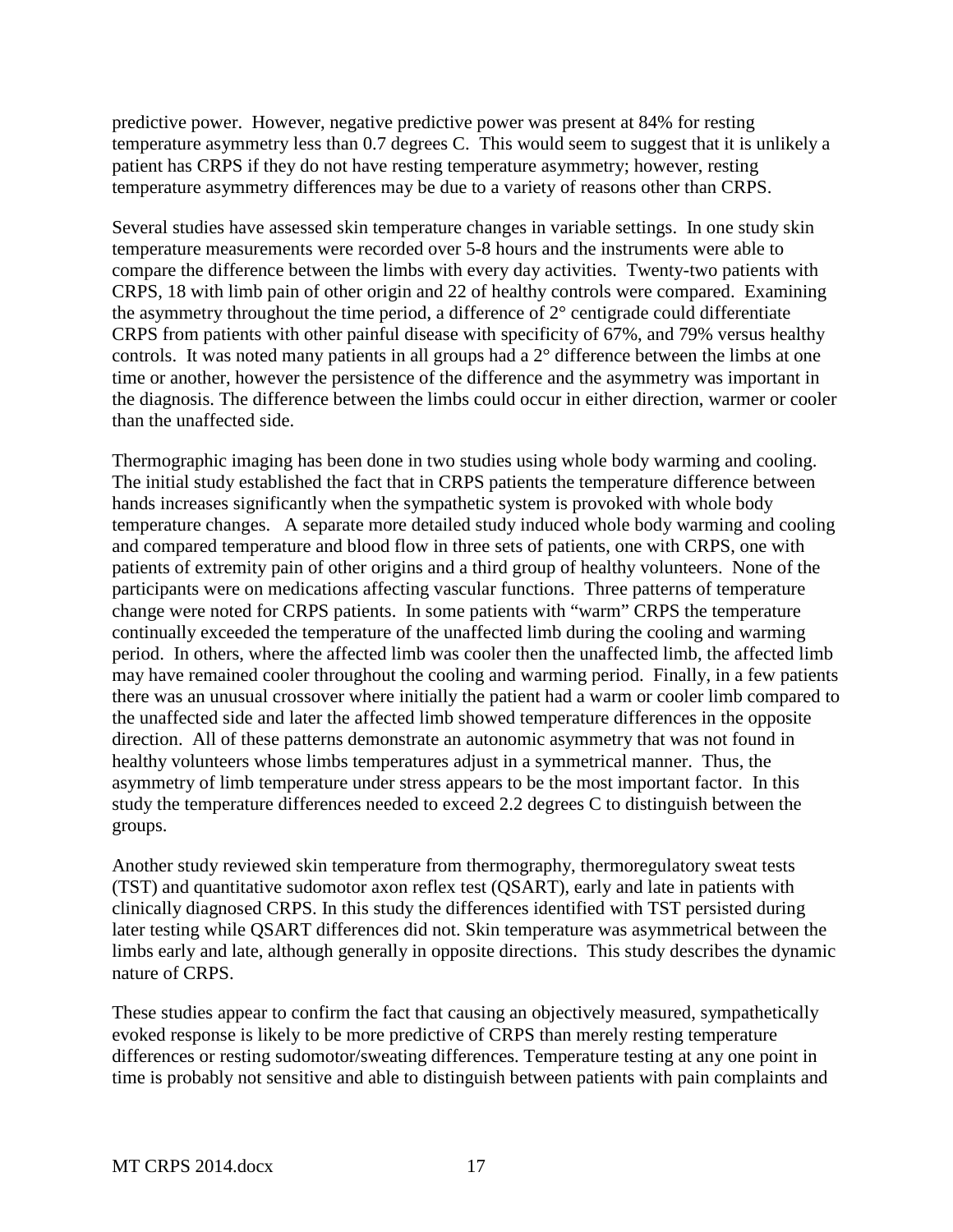predictive power. However, negative predictive power was present at 84% for resting temperature asymmetry less than 0.7 degrees C. This would seem to suggest that it is unlikely a patient has CRPS if they do not have resting temperature asymmetry; however, resting temperature asymmetry differences may be due to a variety of reasons other than CRPS.

Several studies have assessed skin temperature changes in variable settings. In one study skin temperature measurements were recorded over 5-8 hours and the instruments were able to compare the difference between the limbs with every day activities. Twenty-two patients with CRPS, 18 with limb pain of other origin and 22 of healthy controls were compared. Examining the asymmetry throughout the time period, a difference of 2° centigrade could differentiate CRPS from patients with other painful disease with specificity of 67%, and 79% versus healthy controls. It was noted many patients in all groups had a 2° difference between the limbs at one time or another, however the persistence of the difference and the asymmetry was important in the diagnosis. The difference between the limbs could occur in either direction, warmer or cooler than the unaffected side.

Thermographic imaging has been done in two studies using whole body warming and cooling. The initial study established the fact that in CRPS patients the temperature difference between hands increases significantly when the sympathetic system is provoked with whole body temperature changes. A separate more detailed study induced whole body warming and cooling and compared temperature and blood flow in three sets of patients, one with CRPS, one with patients of extremity pain of other origins and a third group of healthy volunteers. None of the participants were on medications affecting vascular functions. Three patterns of temperature change were noted for CRPS patients. In some patients with "warm" CRPS the temperature continually exceeded the temperature of the unaffected limb during the cooling and warming period. In others, where the affected limb was cooler then the unaffected limb, the affected limb may have remained cooler throughout the cooling and warming period. Finally, in a few patients there was an unusual crossover where initially the patient had a warm or cooler limb compared to the unaffected side and later the affected limb showed temperature differences in the opposite direction. All of these patterns demonstrate an autonomic asymmetry that was not found in healthy volunteers whose limbs temperatures adjust in a symmetrical manner. Thus, the asymmetry of limb temperature under stress appears to be the most important factor. In this study the temperature differences needed to exceed 2.2 degrees C to distinguish between the groups.

Another study reviewed skin temperature from thermography, thermoregulatory sweat tests (TST) and quantitative sudomotor axon reflex test (QSART), early and late in patients with clinically diagnosed CRPS. In this study the differences identified with TST persisted during later testing while QSART differences did not. Skin temperature was asymmetrical between the limbs early and late, although generally in opposite directions. This study describes the dynamic nature of CRPS.

These studies appear to confirm the fact that causing an objectively measured, sympathetically evoked response is likely to be more predictive of CRPS than merely resting temperature differences or resting sudomotor/sweating differences. Temperature testing at any one point in time is probably not sensitive and able to distinguish between patients with pain complaints and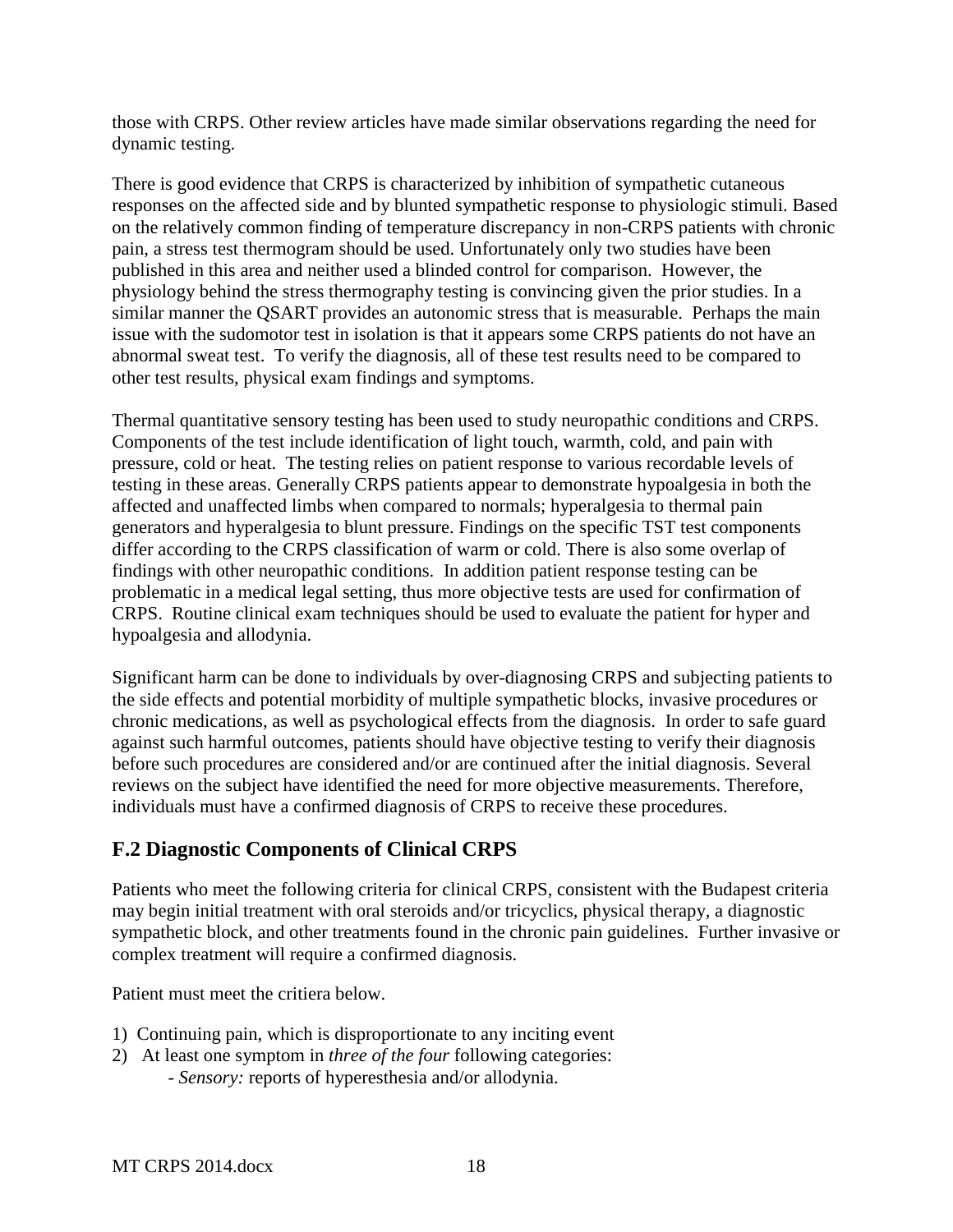those with CRPS. Other review articles have made similar observations regarding the need for dynamic testing.

There is good evidence that CRPS is characterized by inhibition of sympathetic cutaneous responses on the affected side and by blunted sympathetic response to physiologic stimuli. Based on the relatively common finding of temperature discrepancy in non-CRPS patients with chronic pain, a stress test thermogram should be used. Unfortunately only two studies have been published in this area and neither used a blinded control for comparison. However, the physiology behind the stress thermography testing is convincing given the prior studies. In a similar manner the QSART provides an autonomic stress that is measurable. Perhaps the main issue with the sudomotor test in isolation is that it appears some CRPS patients do not have an abnormal sweat test. To verify the diagnosis, all of these test results need to be compared to other test results, physical exam findings and symptoms.

Thermal quantitative sensory testing has been used to study neuropathic conditions and CRPS. Components of the test include identification of light touch, warmth, cold, and pain with pressure, cold or heat. The testing relies on patient response to various recordable levels of testing in these areas. Generally CRPS patients appear to demonstrate hypoalgesia in both the affected and unaffected limbs when compared to normals; hyperalgesia to thermal pain generators and hyperalgesia to blunt pressure. Findings on the specific TST test components differ according to the CRPS classification of warm or cold. There is also some overlap of findings with other neuropathic conditions. In addition patient response testing can be problematic in a medical legal setting, thus more objective tests are used for confirmation of CRPS. Routine clinical exam techniques should be used to evaluate the patient for hyper and hypoalgesia and allodynia.

Significant harm can be done to individuals by over-diagnosing CRPS and subjecting patients to the side effects and potential morbidity of multiple sympathetic blocks, invasive procedures or chronic medications, as well as psychological effects from the diagnosis. In order to safe guard against such harmful outcomes, patients should have objective testing to verify their diagnosis before such procedures are considered and/or are continued after the initial diagnosis. Several reviews on the subject have identified the need for more objective measurements. Therefore, individuals must have a confirmed diagnosis of CRPS to receive these procedures.

## F.2 Diagnostic Components of Clinical CRPS

Patients who meet the following criteria for clinical CRPS, consistent with the Budapest criteria may begin initial treatment with oral steroids and/or tricyclics, physical therapy, a diagnostic sympathetic block, and other treatments found in the chronic pain guidelines. Further invasive or complex treatment will require a confirmed diagnosis.

Patient must meet the critiera below.

1) Continuing pain, which is disproportionate to any inciting event
2) At least one symptom in *three of the four* following categories:
   - *Sensory:* reports of hyperesthesia and/or allodynia.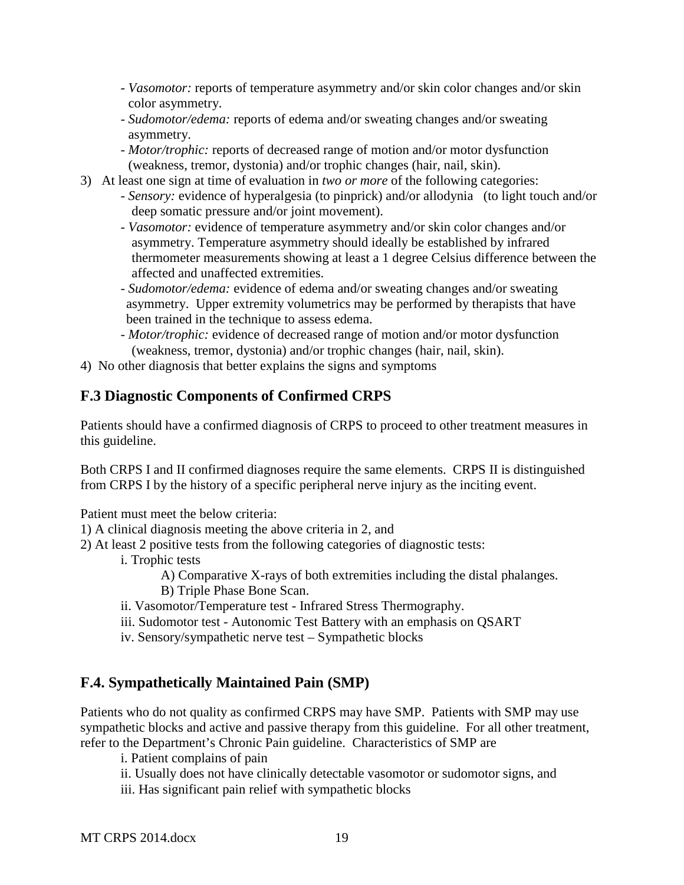- *Vasomotor:* reports of temperature asymmetry and/or skin color changes and/or skin color asymmetry.
- *Sudomotor/edema:* reports of edema and/or sweating changes and/or sweating asymmetry.
- *Motor/trophic:* reports of decreased range of motion and/or motor dysfunction (weakness, tremor, dystonia) and/or trophic changes (hair, nail, skin).

3) At least one sign at time of evaluation in *two or more* of the following categories:
   - *Sensory:* evidence of hyperalgesia (to pinprick) and/or allodynia (to light touch and/or deep somatic pressure and/or joint movement).
   - *Vasomotor:* evidence of temperature asymmetry and/or skin color changes and/or asymmetry. Temperature asymmetry should ideally be established by infrared thermometer measurements showing at least a 1 degree Celsius difference between the affected and unaffected extremities.
   - *Sudomotor/edema:* evidence of edema and/or sweating changes and/or sweating asymmetry. Upper extremity volumetrics may be performed by therapists that have been trained in the technique to assess edema.
   - *Motor/trophic:* evidence of decreased range of motion and/or motor dysfunction (weakness, tremor, dystonia) and/or trophic changes (hair, nail, skin).

4) No other diagnosis that better explains the signs and symptoms

## F.3 Diagnostic Components of Confirmed CRPS

Patients should have a confirmed diagnosis of CRPS to proceed to other treatment measures in this guideline.

Both CRPS I and II confirmed diagnoses require the same elements. CRPS II is distinguished from CRPS I by the history of a specific peripheral nerve injury as the inciting event.

Patient must meet the below criteria:

1) A clinical diagnosis meeting the above criteria in 2, and
2) At least 2 positive tests from the following categories of diagnostic tests:
   - i. Trophic tests
     - A) Comparative X-rays of both extremities including the distal phalanges.
     - B) Triple Phase Bone Scan.
   - ii. Vasomotor/Temperature test - Infrared Stress Thermography.
   - iii. Sudomotor test - Autonomic Test Battery with an emphasis on QSART
   - iv. Sensory/sympathetic nerve test – Sympathetic blocks

## F.4. Sympathetically Maintained Pain (SMP)

Patients who do not quality as confirmed CRPS may have SMP. Patients with SMP may use sympathetic blocks and active and passive therapy from this guideline. For all other treatment, refer to the Department's Chronic Pain guideline. Characteristics of SMP are

- i. Patient complains of pain
- ii. Usually does not have clinically detectable vasomotor or sudomotor signs, and
- iii. Has significant pain relief with sympathetic blocks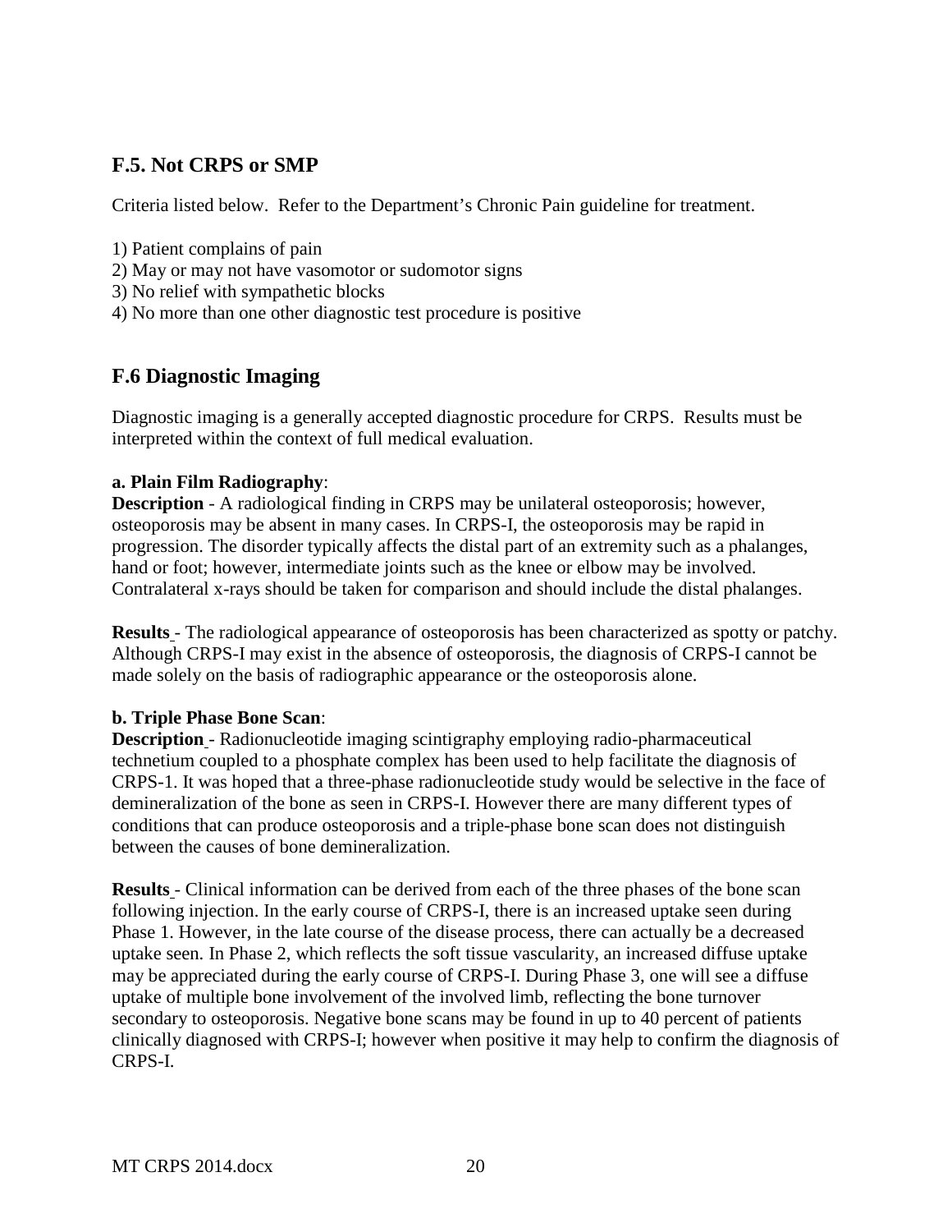## F.5. Not CRPS or SMP

Criteria listed below. Refer to the Department's Chronic Pain guideline for treatment.

1) Patient complains of pain
2) May or may not have vasomotor or sudomotor signs
3) No relief with sympathetic blocks
4) No more than one other diagnostic test procedure is positive

## F.6 Diagnostic Imaging

Diagnostic imaging is a generally accepted diagnostic procedure for CRPS. Results must be interpreted within the context of full medical evaluation.

**a. Plain Film Radiography**:
**Description** - A radiological finding in CRPS may be unilateral osteoporosis; however, osteoporosis may be absent in many cases. In CRPS-I, the osteoporosis may be rapid in progression. The disorder typically affects the distal part of an extremity such as a phalanges, hand or foot; however, intermediate joints such as the knee or elbow may be involved. Contralateral x-rays should be taken for comparison and should include the distal phalanges.

**Results** - The radiological appearance of osteoporosis has been characterized as spotty or patchy. Although CRPS-I may exist in the absence of osteoporosis, the diagnosis of CRPS-I cannot be made solely on the basis of radiographic appearance or the osteoporosis alone.

**b. Triple Phase Bone Scan**:
**Description** - Radionucleotide imaging scintigraphy employing radio-pharmaceutical technetium coupled to a phosphate complex has been used to help facilitate the diagnosis of CRPS-1. It was hoped that a three-phase radionucleotide study would be selective in the face of demineralization of the bone as seen in CRPS-I. However there are many different types of conditions that can produce osteoporosis and a triple-phase bone scan does not distinguish between the causes of bone demineralization.

**Results** - Clinical information can be derived from each of the three phases of the bone scan following injection. In the early course of CRPS-I, there is an increased uptake seen during Phase 1. However, in the late course of the disease process, there can actually be a decreased uptake seen. In Phase 2, which reflects the soft tissue vascularity, an increased diffuse uptake may be appreciated during the early course of CRPS-I. During Phase 3, one will see a diffuse uptake of multiple bone involvement of the involved limb, reflecting the bone turnover secondary to osteoporosis. Negative bone scans may be found in up to 40 percent of patients clinically diagnosed with CRPS-I; however when positive it may help to confirm the diagnosis of CRPS-I.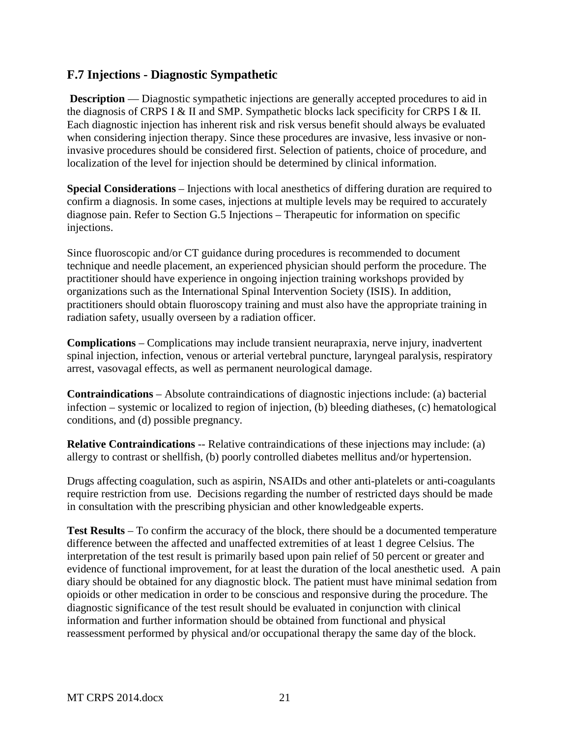## F.7 Injections - Diagnostic Sympathetic

**Description** — Diagnostic sympathetic injections are generally accepted procedures to aid in the diagnosis of CRPS I & II and SMP. Sympathetic blocks lack specificity for CRPS I & II. Each diagnostic injection has inherent risk and risk versus benefit should always be evaluated when considering injection therapy. Since these procedures are invasive, less invasive or non-invasive procedures should be considered first. Selection of patients, choice of procedure, and localization of the level for injection should be determined by clinical information.

**Special Considerations** – Injections with local anesthetics of differing duration are required to confirm a diagnosis. In some cases, injections at multiple levels may be required to accurately diagnose pain. Refer to Section G.5 Injections – Therapeutic for information on specific injections.

Since fluoroscopic and/or CT guidance during procedures is recommended to document technique and needle placement, an experienced physician should perform the procedure. The practitioner should have experience in ongoing injection training workshops provided by organizations such as the International Spinal Intervention Society (ISIS). In addition, practitioners should obtain fluoroscopy training and must also have the appropriate training in radiation safety, usually overseen by a radiation officer.

**Complications** – Complications may include transient neurapraxia, nerve injury, inadvertent spinal injection, infection, venous or arterial vertebral puncture, laryngeal paralysis, respiratory arrest, vasovagal effects, as well as permanent neurological damage.

**Contraindications** – Absolute contraindications of diagnostic injections include: (a) bacterial infection – systemic or localized to region of injection, (b) bleeding diatheses, (c) hematological conditions, and (d) possible pregnancy.

**Relative Contraindications** -- Relative contraindications of these injections may include: (a) allergy to contrast or shellfish, (b) poorly controlled diabetes mellitus and/or hypertension.

Drugs affecting coagulation, such as aspirin, NSAIDs and other anti-platelets or anti-coagulants require restriction from use. Decisions regarding the number of restricted days should be made in consultation with the prescribing physician and other knowledgeable experts.

**Test Results** – To confirm the accuracy of the block, there should be a documented temperature difference between the affected and unaffected extremities of at least 1 degree Celsius. The interpretation of the test result is primarily based upon pain relief of 50 percent or greater and evidence of functional improvement, for at least the duration of the local anesthetic used. A pain diary should be obtained for any diagnostic block. The patient must have minimal sedation from opioids or other medication in order to be conscious and responsive during the procedure. The diagnostic significance of the test result should be evaluated in conjunction with clinical information and further information should be obtained from functional and physical reassessment performed by physical and/or occupational therapy the same day of the block.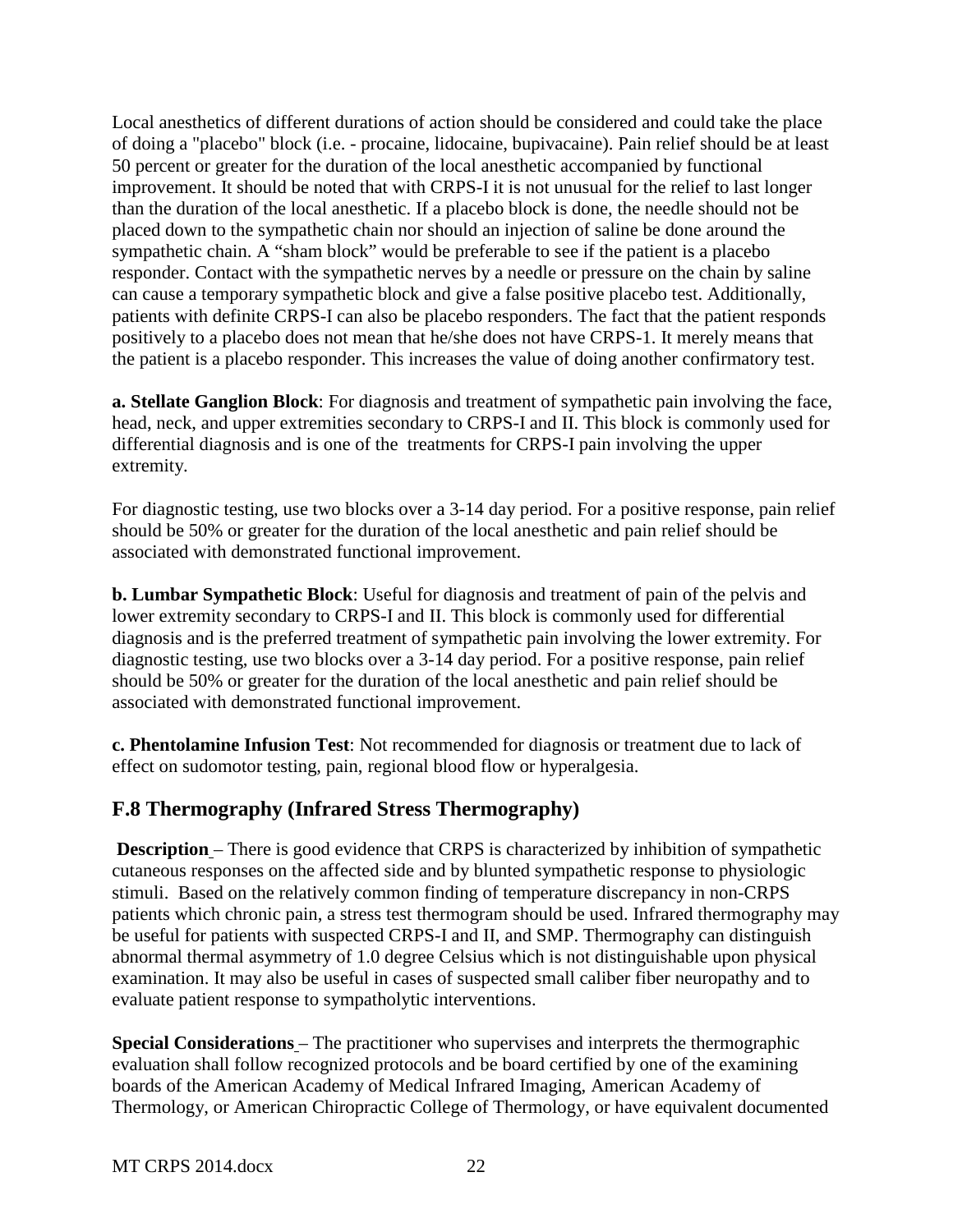Local anesthetics of different durations of action should be considered and could take the place of doing a "placebo" block (i.e. - procaine, lidocaine, bupivacaine). Pain relief should be at least 50 percent or greater for the duration of the local anesthetic accompanied by functional improvement. It should be noted that with CRPS-I it is not unusual for the relief to last longer than the duration of the local anesthetic. If a placebo block is done, the needle should not be placed down to the sympathetic chain nor should an injection of saline be done around the sympathetic chain. A "sham block" would be preferable to see if the patient is a placebo responder. Contact with the sympathetic nerves by a needle or pressure on the chain by saline can cause a temporary sympathetic block and give a false positive placebo test. Additionally, patients with definite CRPS-I can also be placebo responders. The fact that the patient responds positively to a placebo does not mean that he/she does not have CRPS-1. It merely means that the patient is a placebo responder. This increases the value of doing another confirmatory test.

**a. Stellate Ganglion Block**: For diagnosis and treatment of sympathetic pain involving the face, head, neck, and upper extremities secondary to CRPS-I and II. This block is commonly used for differential diagnosis and is one of the treatments for CRPS-I pain involving the upper extremity.

For diagnostic testing, use two blocks over a 3-14 day period. For a positive response, pain relief should be 50% or greater for the duration of the local anesthetic and pain relief should be associated with demonstrated functional improvement.

**b. Lumbar Sympathetic Block**: Useful for diagnosis and treatment of pain of the pelvis and lower extremity secondary to CRPS-I and II. This block is commonly used for differential diagnosis and is the preferred treatment of sympathetic pain involving the lower extremity. For diagnostic testing, use two blocks over a 3-14 day period. For a positive response, pain relief should be 50% or greater for the duration of the local anesthetic and pain relief should be associated with demonstrated functional improvement.

**c. Phentolamine Infusion Test**: Not recommended for diagnosis or treatment due to lack of effect on sudomotor testing, pain, regional blood flow or hyperalgesia.

## F.8 Thermography (Infrared Stress Thermography)

**Description** – There is good evidence that CRPS is characterized by inhibition of sympathetic cutaneous responses on the affected side and by blunted sympathetic response to physiologic stimuli. Based on the relatively common finding of temperature discrepancy in non-CRPS patients which chronic pain, a stress test thermogram should be used. Infrared thermography may be useful for patients with suspected CRPS-I and II, and SMP. Thermography can distinguish abnormal thermal asymmetry of 1.0 degree Celsius which is not distinguishable upon physical examination. It may also be useful in cases of suspected small caliber fiber neuropathy and to evaluate patient response to sympatholytic interventions.

**Special Considerations** – The practitioner who supervises and interprets the thermographic evaluation shall follow recognized protocols and be board certified by one of the examining boards of the American Academy of Medical Infrared Imaging, American Academy of Thermology, or American Chiropractic College of Thermology, or have equivalent documented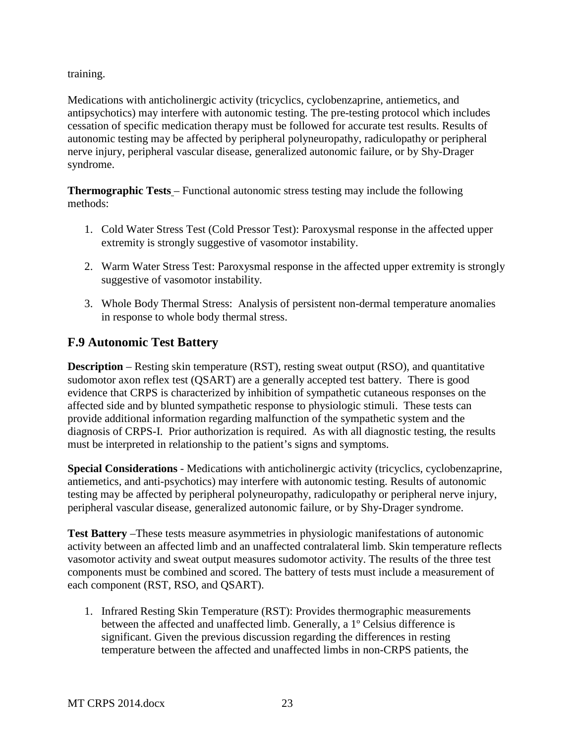training.

Medications with anticholinergic activity (tricyclics, cyclobenzaprine, antiemetics, and antipsychotics) may interfere with autonomic testing. The pre-testing protocol which includes cessation of specific medication therapy must be followed for accurate test results. Results of autonomic testing may be affected by peripheral polyneuropathy, radiculopathy or peripheral nerve injury, peripheral vascular disease, generalized autonomic failure, or by Shy-Drager syndrome.

**Thermographic Tests** – Functional autonomic stress testing may include the following methods:

1. Cold Water Stress Test (Cold Pressor Test): Paroxysmal response in the affected upper extremity is strongly suggestive of vasomotor instability.

2. Warm Water Stress Test: Paroxysmal response in the affected upper extremity is strongly suggestive of vasomotor instability.

3. Whole Body Thermal Stress: Analysis of persistent non-dermal temperature anomalies in response to whole body thermal stress.

## F.9 Autonomic Test Battery

**Description** – Resting skin temperature (RST), resting sweat output (RSO), and quantitative sudomotor axon reflex test (QSART) are a generally accepted test battery. There is good evidence that CRPS is characterized by inhibition of sympathetic cutaneous responses on the affected side and by blunted sympathetic response to physiologic stimuli. These tests can provide additional information regarding malfunction of the sympathetic system and the diagnosis of CRPS-I. Prior authorization is required. As with all diagnostic testing, the results must be interpreted in relationship to the patient's signs and symptoms.

**Special Considerations** - Medications with anticholinergic activity (tricyclics, cyclobenzaprine, antiemetics, and anti-psychotics) may interfere with autonomic testing. Results of autonomic testing may be affected by peripheral polyneuropathy, radiculopathy or peripheral nerve injury, peripheral vascular disease, generalized autonomic failure, or by Shy-Drager syndrome.

**Test Battery** –These tests measure asymmetries in physiologic manifestations of autonomic activity between an affected limb and an unaffected contralateral limb. Skin temperature reflects vasomotor activity and sweat output measures sudomotor activity. The results of the three test components must be combined and scored. The battery of tests must include a measurement of each component (RST, RSO, and QSART).

1. Infrared Resting Skin Temperature (RST): Provides thermographic measurements between the affected and unaffected limb. Generally, a 1º Celsius difference is significant. Given the previous discussion regarding the differences in resting temperature between the affected and unaffected limbs in non-CRPS patients, the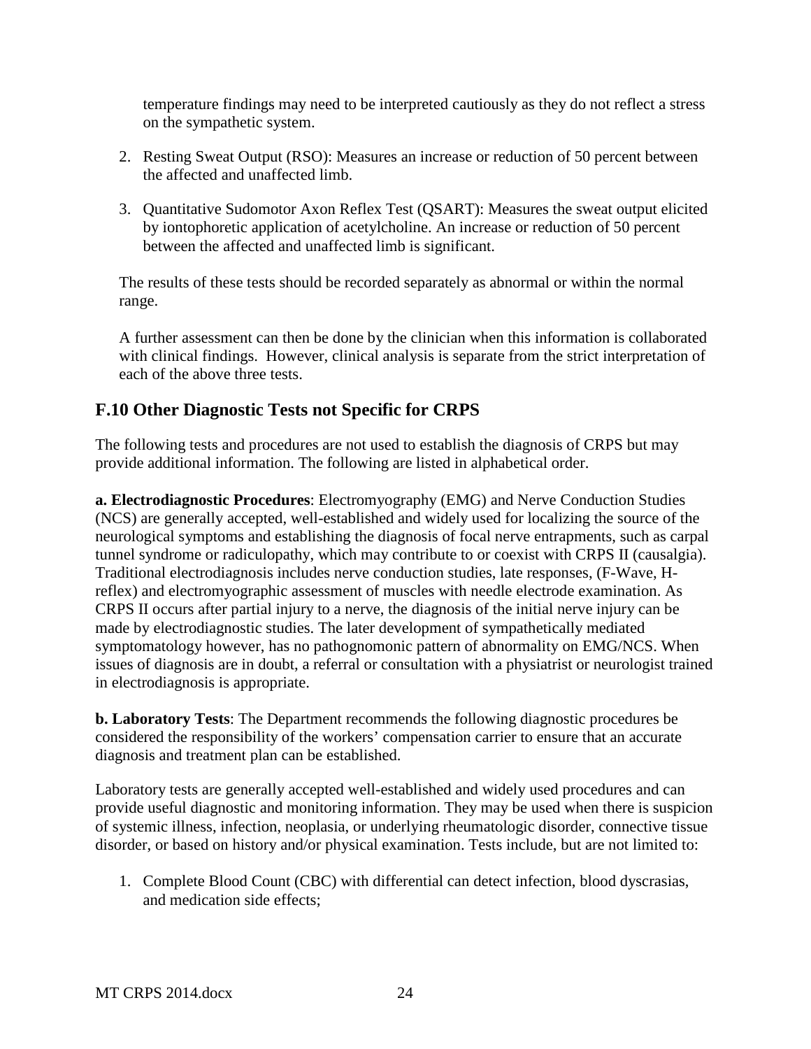temperature findings may need to be interpreted cautiously as they do not reflect a stress on the sympathetic system.

2. Resting Sweat Output (RSO): Measures an increase or reduction of 50 percent between the affected and unaffected limb.

3. Quantitative Sudomotor Axon Reflex Test (QSART): Measures the sweat output elicited by iontophoretic application of acetylcholine. An increase or reduction of 50 percent between the affected and unaffected limb is significant.

The results of these tests should be recorded separately as abnormal or within the normal range.

A further assessment can then be done by the clinician when this information is collaborated with clinical findings. However, clinical analysis is separate from the strict interpretation of each of the above three tests.

## F.10 Other Diagnostic Tests not Specific for CRPS

The following tests and procedures are not used to establish the diagnosis of CRPS but may provide additional information. The following are listed in alphabetical order.

**a. Electrodiagnostic Procedures**: Electromyography (EMG) and Nerve Conduction Studies (NCS) are generally accepted, well-established and widely used for localizing the source of the neurological symptoms and establishing the diagnosis of focal nerve entrapments, such as carpal tunnel syndrome or radiculopathy, which may contribute to or coexist with CRPS II (causalgia). Traditional electrodiagnosis includes nerve conduction studies, late responses, (F-Wave, H-reflex) and electromyographic assessment of muscles with needle electrode examination. As CRPS II occurs after partial injury to a nerve, the diagnosis of the initial nerve injury can be made by electrodiagnostic studies. The later development of sympathetically mediated symptomatology however, has no pathognomonic pattern of abnormality on EMG/NCS. When issues of diagnosis are in doubt, a referral or consultation with a physiatrist or neurologist trained in electrodiagnosis is appropriate.

**b. Laboratory Tests**: The Department recommends the following diagnostic procedures be considered the responsibility of the workers' compensation carrier to ensure that an accurate diagnosis and treatment plan can be established.

Laboratory tests are generally accepted well-established and widely used procedures and can provide useful diagnostic and monitoring information. They may be used when there is suspicion of systemic illness, infection, neoplasia, or underlying rheumatologic disorder, connective tissue disorder, or based on history and/or physical examination. Tests include, but are not limited to:

1. Complete Blood Count (CBC) with differential can detect infection, blood dyscrasias, and medication side effects;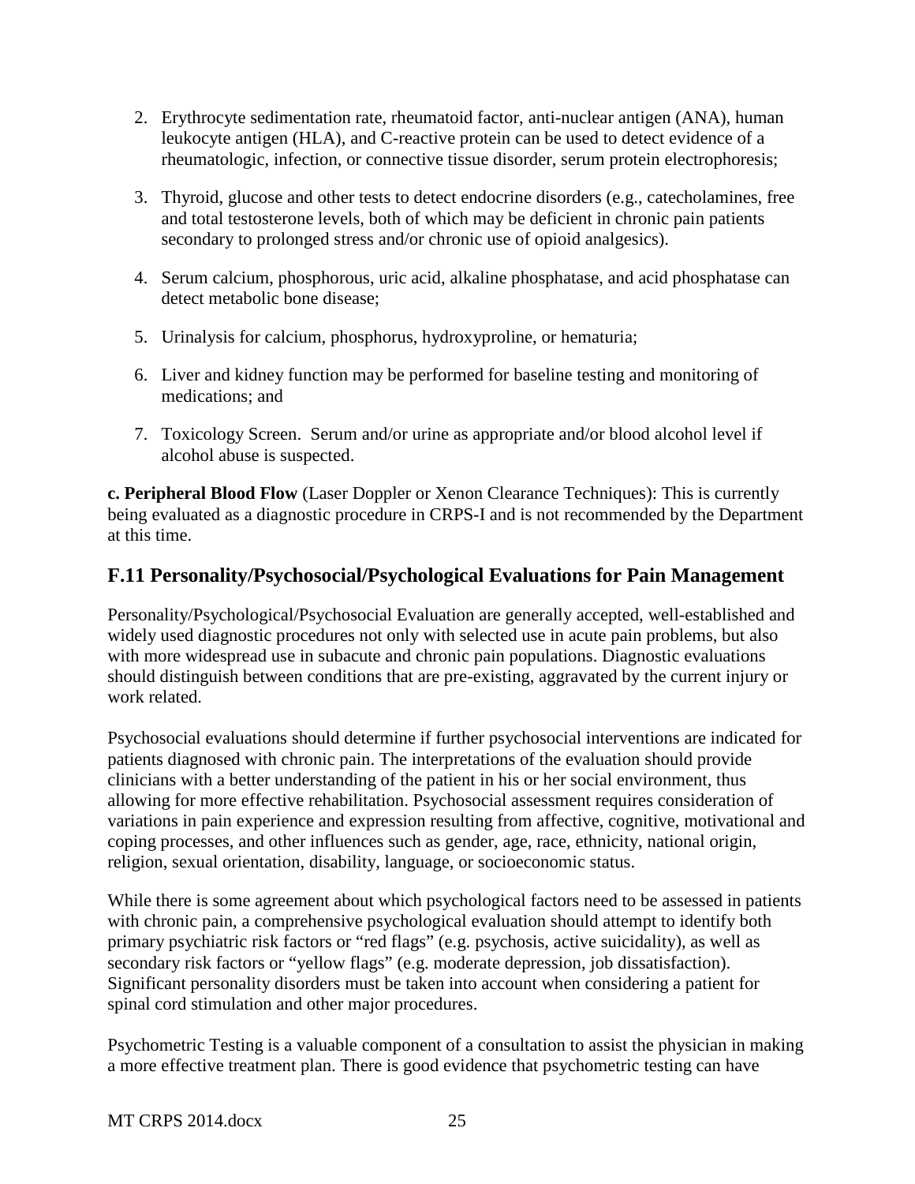2. Erythrocyte sedimentation rate, rheumatoid factor, anti-nuclear antigen (ANA), human leukocyte antigen (HLA), and C-reactive protein can be used to detect evidence of a rheumatologic, infection, or connective tissue disorder, serum protein electrophoresis;

3. Thyroid, glucose and other tests to detect endocrine disorders (e.g., catecholamines, free and total testosterone levels, both of which may be deficient in chronic pain patients secondary to prolonged stress and/or chronic use of opioid analgesics).

4. Serum calcium, phosphorous, uric acid, alkaline phosphatase, and acid phosphatase can detect metabolic bone disease;

5. Urinalysis for calcium, phosphorus, hydroxyproline, or hematuria;

6. Liver and kidney function may be performed for baseline testing and monitoring of medications; and

7. Toxicology Screen. Serum and/or urine as appropriate and/or blood alcohol level if alcohol abuse is suspected.

**c. Peripheral Blood Flow** (Laser Doppler or Xenon Clearance Techniques): This is currently being evaluated as a diagnostic procedure in CRPS-I and is not recommended by the Department at this time.

## F.11 Personality/Psychosocial/Psychological Evaluations for Pain Management

Personality/Psychological/Psychosocial Evaluation are generally accepted, well-established and widely used diagnostic procedures not only with selected use in acute pain problems, but also with more widespread use in subacute and chronic pain populations. Diagnostic evaluations should distinguish between conditions that are pre-existing, aggravated by the current injury or work related.

Psychosocial evaluations should determine if further psychosocial interventions are indicated for patients diagnosed with chronic pain. The interpretations of the evaluation should provide clinicians with a better understanding of the patient in his or her social environment, thus allowing for more effective rehabilitation. Psychosocial assessment requires consideration of variations in pain experience and expression resulting from affective, cognitive, motivational and coping processes, and other influences such as gender, age, race, ethnicity, national origin, religion, sexual orientation, disability, language, or socioeconomic status.

While there is some agreement about which psychological factors need to be assessed in patients with chronic pain, a comprehensive psychological evaluation should attempt to identify both primary psychiatric risk factors or "red flags" (e.g. psychosis, active suicidality), as well as secondary risk factors or "yellow flags" (e.g. moderate depression, job dissatisfaction). Significant personality disorders must be taken into account when considering a patient for spinal cord stimulation and other major procedures.

Psychometric Testing is a valuable component of a consultation to assist the physician in making a more effective treatment plan. There is good evidence that psychometric testing can have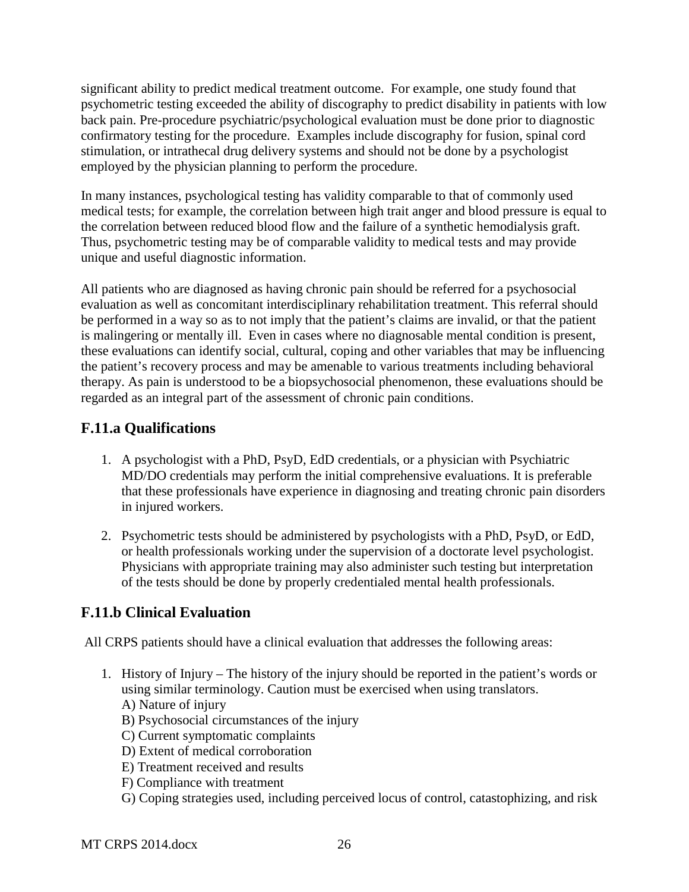significant ability to predict medical treatment outcome. For example, one study found that psychometric testing exceeded the ability of discography to predict disability in patients with low back pain. Pre-procedure psychiatric/psychological evaluation must be done prior to diagnostic confirmatory testing for the procedure. Examples include discography for fusion, spinal cord stimulation, or intrathecal drug delivery systems and should not be done by a psychologist employed by the physician planning to perform the procedure.

In many instances, psychological testing has validity comparable to that of commonly used medical tests; for example, the correlation between high trait anger and blood pressure is equal to the correlation between reduced blood flow and the failure of a synthetic hemodialysis graft. Thus, psychometric testing may be of comparable validity to medical tests and may provide unique and useful diagnostic information.

All patients who are diagnosed as having chronic pain should be referred for a psychosocial evaluation as well as concomitant interdisciplinary rehabilitation treatment. This referral should be performed in a way so as to not imply that the patient's claims are invalid, or that the patient is malingering or mentally ill. Even in cases where no diagnosable mental condition is present, these evaluations can identify social, cultural, coping and other variables that may be influencing the patient's recovery process and may be amenable to various treatments including behavioral therapy. As pain is understood to be a biopsychosocial phenomenon, these evaluations should be regarded as an integral part of the assessment of chronic pain conditions.

## F.11.a Qualifications

1. A psychologist with a PhD, PsyD, EdD credentials, or a physician with Psychiatric MD/DO credentials may perform the initial comprehensive evaluations. It is preferable that these professionals have experience in diagnosing and treating chronic pain disorders in injured workers.

2. Psychometric tests should be administered by psychologists with a PhD, PsyD, or EdD, or health professionals working under the supervision of a doctorate level psychologist. Physicians with appropriate training may also administer such testing but interpretation of the tests should be done by properly credentialed mental health professionals.

## F.11.b Clinical Evaluation

All CRPS patients should have a clinical evaluation that addresses the following areas:

1. History of Injury – The history of the injury should be reported in the patient's words or using similar terminology. Caution must be exercised when using translators.
   A) Nature of injury
   B) Psychosocial circumstances of the injury
   C) Current symptomatic complaints
   D) Extent of medical corroboration
   E) Treatment received and results
   F) Compliance with treatment
   G) Coping strategies used, including perceived locus of control, catastophizing, and risk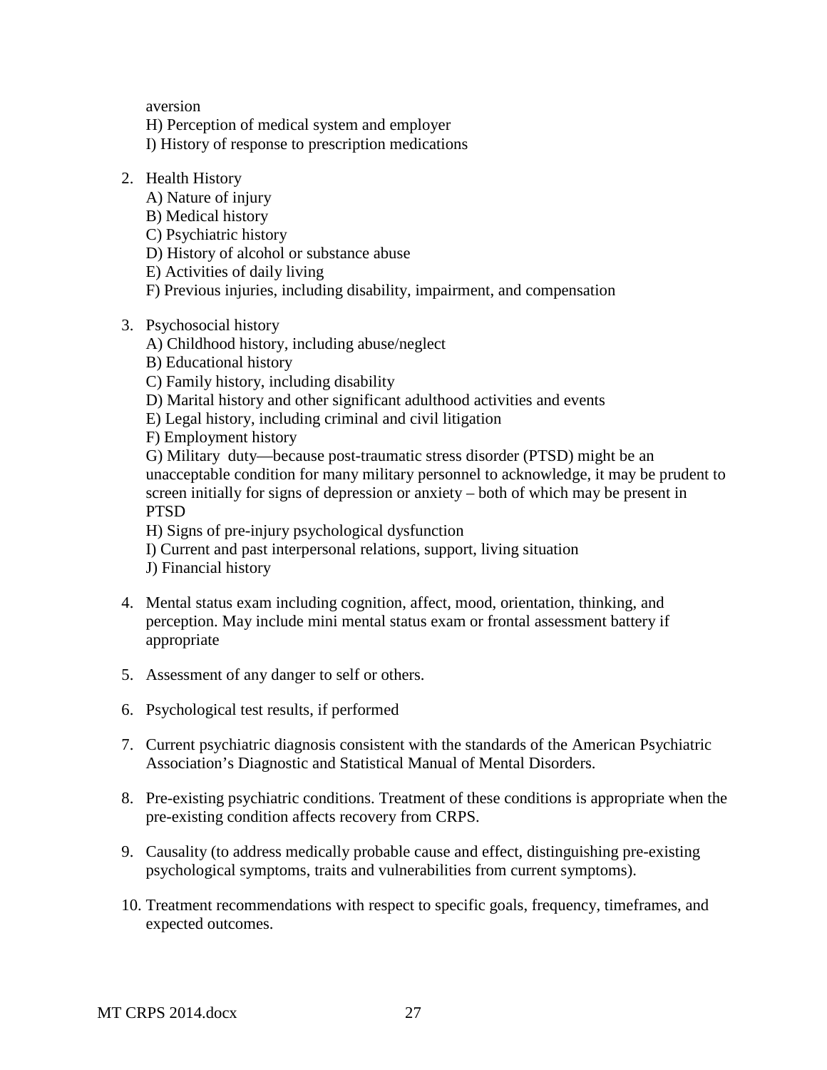aversion

H) Perception of medical system and employer

I) History of response to prescription medications

2. Health History

   A) Nature of injury

   B) Medical history

   C) Psychiatric history

   D) History of alcohol or substance abuse

   E) Activities of daily living

   F) Previous injuries, including disability, impairment, and compensation

3. Psychosocial history

   A) Childhood history, including abuse/neglect

   B) Educational history

   C) Family history, including disability

   D) Marital history and other significant adulthood activities and events

   E) Legal history, including criminal and civil litigation

   F) Employment history

   G) Military duty—because post-traumatic stress disorder (PTSD) might be an unacceptable condition for many military personnel to acknowledge, it may be prudent to screen initially for signs of depression or anxiety – both of which may be present in PTSD

   H) Signs of pre-injury psychological dysfunction

   I) Current and past interpersonal relations, support, living situation

   J) Financial history

4. Mental status exam including cognition, affect, mood, orientation, thinking, and perception. May include mini mental status exam or frontal assessment battery if appropriate

5. Assessment of any danger to self or others.

6. Psychological test results, if performed

7. Current psychiatric diagnosis consistent with the standards of the American Psychiatric Association's Diagnostic and Statistical Manual of Mental Disorders.

8. Pre-existing psychiatric conditions. Treatment of these conditions is appropriate when the pre-existing condition affects recovery from CRPS.

9. Causality (to address medically probable cause and effect, distinguishing pre-existing psychological symptoms, traits and vulnerabilities from current symptoms).

10. Treatment recommendations with respect to specific goals, frequency, timeframes, and expected outcomes.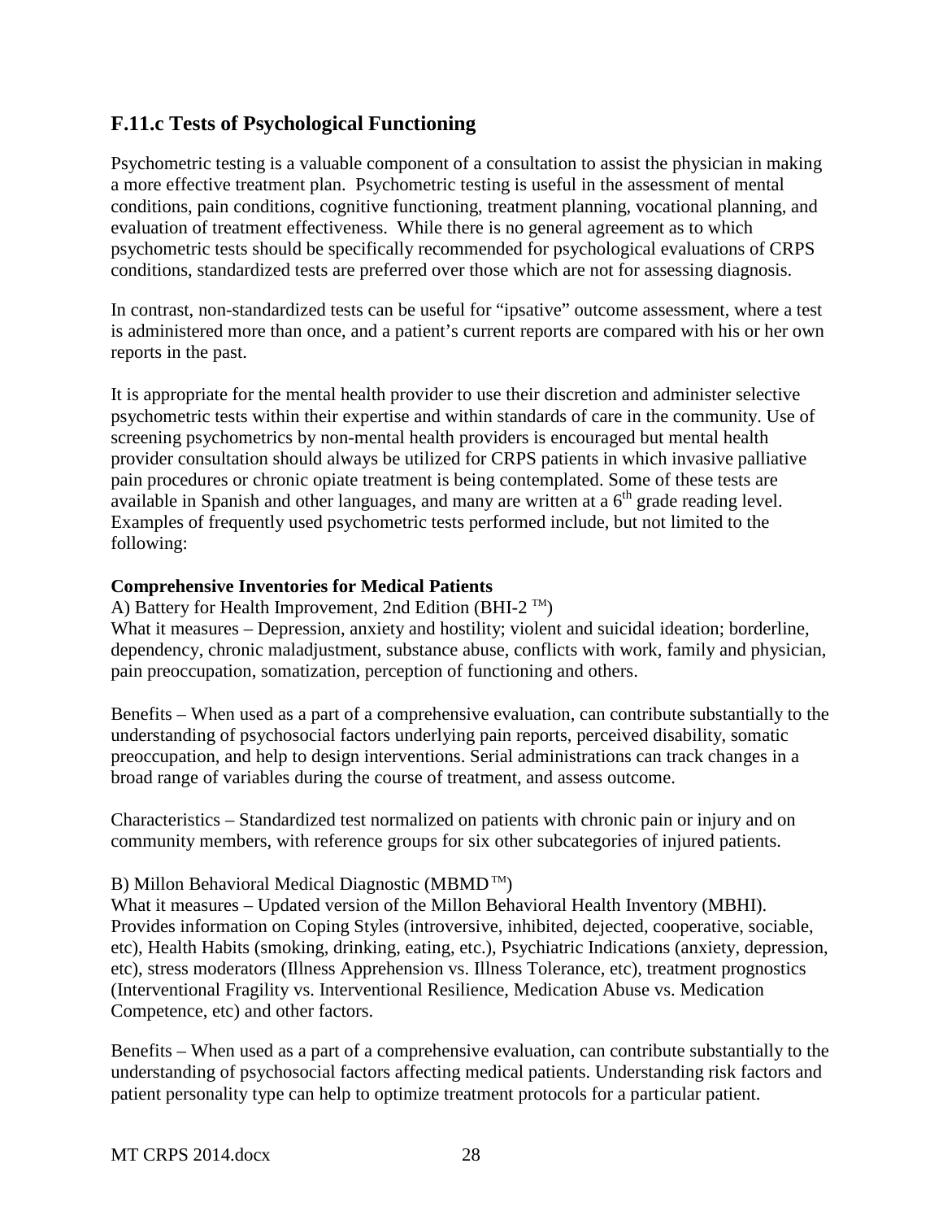## F.11.c Tests of Psychological Functioning

Psychometric testing is a valuable component of a consultation to assist the physician in making a more effective treatment plan. Psychometric testing is useful in the assessment of mental conditions, pain conditions, cognitive functioning, treatment planning, vocational planning, and evaluation of treatment effectiveness. While there is no general agreement as to which psychometric tests should be specifically recommended for psychological evaluations of CRPS conditions, standardized tests are preferred over those which are not for assessing diagnosis.

In contrast, non-standardized tests can be useful for "ipsative" outcome assessment, where a test is administered more than once, and a patient's current reports are compared with his or her own reports in the past.

It is appropriate for the mental health provider to use their discretion and administer selective psychometric tests within their expertise and within standards of care in the community. Use of screening psychometrics by non-mental health providers is encouraged but mental health provider consultation should always be utilized for CRPS patients in which invasive palliative pain procedures or chronic opiate treatment is being contemplated. Some of these tests are available in Spanish and other languages, and many are written at a 6th grade reading level. Examples of frequently used psychometric tests performed include, but not limited to the following:

**Comprehensive Inventories for Medical Patients**

A) Battery for Health Improvement, 2nd Edition (BHI-2 ™)

What it measures – Depression, anxiety and hostility; violent and suicidal ideation; borderline, dependency, chronic maladjustment, substance abuse, conflicts with work, family and physician, pain preoccupation, somatization, perception of functioning and others.

Benefits – When used as a part of a comprehensive evaluation, can contribute substantially to the understanding of psychosocial factors underlying pain reports, perceived disability, somatic preoccupation, and help to design interventions. Serial administrations can track changes in a broad range of variables during the course of treatment, and assess outcome.

Characteristics – Standardized test normalized on patients with chronic pain or injury and on community members, with reference groups for six other subcategories of injured patients.

B) Millon Behavioral Medical Diagnostic (MBMD ™)

What it measures – Updated version of the Millon Behavioral Health Inventory (MBHI). Provides information on Coping Styles (introversive, inhibited, dejected, cooperative, sociable, etc), Health Habits (smoking, drinking, eating, etc.), Psychiatric Indications (anxiety, depression, etc), stress moderators (Illness Apprehension vs. Illness Tolerance, etc), treatment prognostics (Interventional Fragility vs. Interventional Resilience, Medication Abuse vs. Medication Competence, etc) and other factors.

Benefits – When used as a part of a comprehensive evaluation, can contribute substantially to the understanding of psychosocial factors affecting medical patients. Understanding risk factors and patient personality type can help to optimize treatment protocols for a particular patient.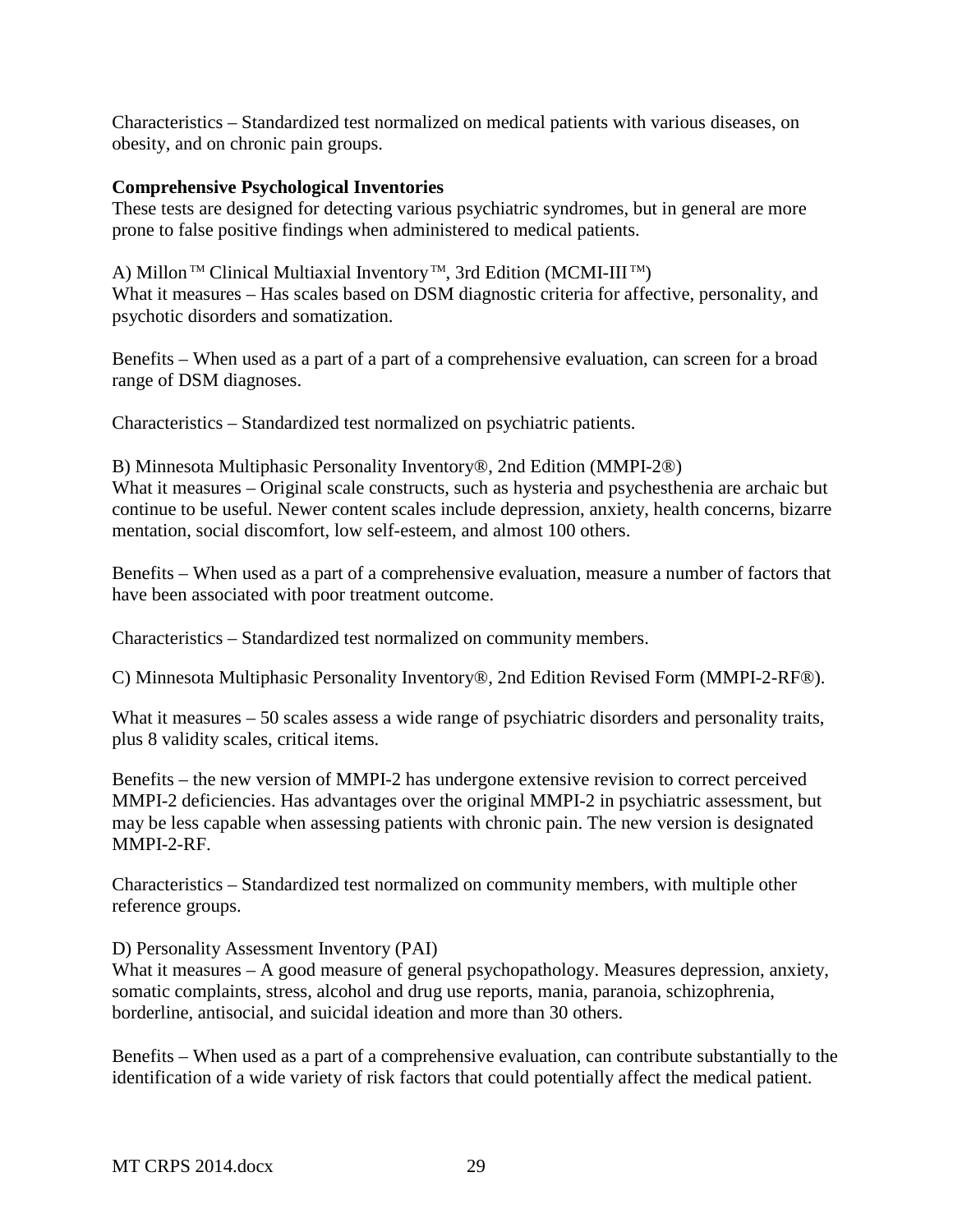Characteristics – Standardized test normalized on medical patients with various diseases, on obesity, and on chronic pain groups.

**Comprehensive Psychological Inventories**

These tests are designed for detecting various psychiatric syndromes, but in general are more prone to false positive findings when administered to medical patients.

A) Millon™ Clinical Multiaxial Inventory™, 3rd Edition (MCMI-III™)

What it measures – Has scales based on DSM diagnostic criteria for affective, personality, and psychotic disorders and somatization.

Benefits – When used as a part of a part of a comprehensive evaluation, can screen for a broad range of DSM diagnoses.

Characteristics – Standardized test normalized on psychiatric patients.

B) Minnesota Multiphasic Personality Inventory®, 2nd Edition (MMPI-2®)

What it measures – Original scale constructs, such as hysteria and psychesthenia are archaic but continue to be useful. Newer content scales include depression, anxiety, health concerns, bizarre mentation, social discomfort, low self-esteem, and almost 100 others.

Benefits – When used as a part of a comprehensive evaluation, measure a number of factors that have been associated with poor treatment outcome.

Characteristics – Standardized test normalized on community members.

C) Minnesota Multiphasic Personality Inventory®, 2nd Edition Revised Form (MMPI-2-RF®).

What it measures – 50 scales assess a wide range of psychiatric disorders and personality traits, plus 8 validity scales, critical items.

Benefits – the new version of MMPI-2 has undergone extensive revision to correct perceived MMPI-2 deficiencies. Has advantages over the original MMPI-2 in psychiatric assessment, but may be less capable when assessing patients with chronic pain. The new version is designated MMPI-2-RF.

Characteristics – Standardized test normalized on community members, with multiple other reference groups.

D) Personality Assessment Inventory (PAI)

What it measures – A good measure of general psychopathology. Measures depression, anxiety, somatic complaints, stress, alcohol and drug use reports, mania, paranoia, schizophrenia, borderline, antisocial, and suicidal ideation and more than 30 others.

Benefits – When used as a part of a comprehensive evaluation, can contribute substantially to the identification of a wide variety of risk factors that could potentially affect the medical patient.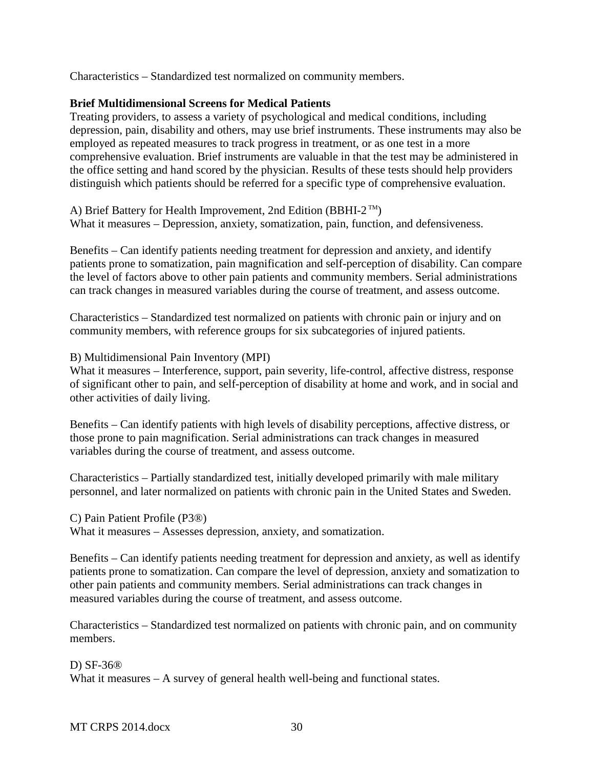Characteristics – Standardized test normalized on community members.

**Brief Multidimensional Screens for Medical Patients**

Treating providers, to assess a variety of psychological and medical conditions, including depression, pain, disability and others, may use brief instruments. These instruments may also be employed as repeated measures to track progress in treatment, or as one test in a more comprehensive evaluation. Brief instruments are valuable in that the test may be administered in the office setting and hand scored by the physician. Results of these tests should help providers distinguish which patients should be referred for a specific type of comprehensive evaluation.

A) Brief Battery for Health Improvement, 2nd Edition (BBHI-2™)
What it measures – Depression, anxiety, somatization, pain, function, and defensiveness.

Benefits – Can identify patients needing treatment for depression and anxiety, and identify patients prone to somatization, pain magnification and self-perception of disability. Can compare the level of factors above to other pain patients and community members. Serial administrations can track changes in measured variables during the course of treatment, and assess outcome.

Characteristics – Standardized test normalized on patients with chronic pain or injury and on community members, with reference groups for six subcategories of injured patients.

B) Multidimensional Pain Inventory (MPI)
What it measures – Interference, support, pain severity, life-control, affective distress, response of significant other to pain, and self-perception of disability at home and work, and in social and other activities of daily living.

Benefits – Can identify patients with high levels of disability perceptions, affective distress, or those prone to pain magnification. Serial administrations can track changes in measured variables during the course of treatment, and assess outcome.

Characteristics – Partially standardized test, initially developed primarily with male military personnel, and later normalized on patients with chronic pain in the United States and Sweden.

C) Pain Patient Profile (P3®)
What it measures – Assesses depression, anxiety, and somatization.

Benefits – Can identify patients needing treatment for depression and anxiety, as well as identify patients prone to somatization. Can compare the level of depression, anxiety and somatization to other pain patients and community members. Serial administrations can track changes in measured variables during the course of treatment, and assess outcome.

Characteristics – Standardized test normalized on patients with chronic pain, and on community members.

D) SF-36®
What it measures – A survey of general health well-being and functional states.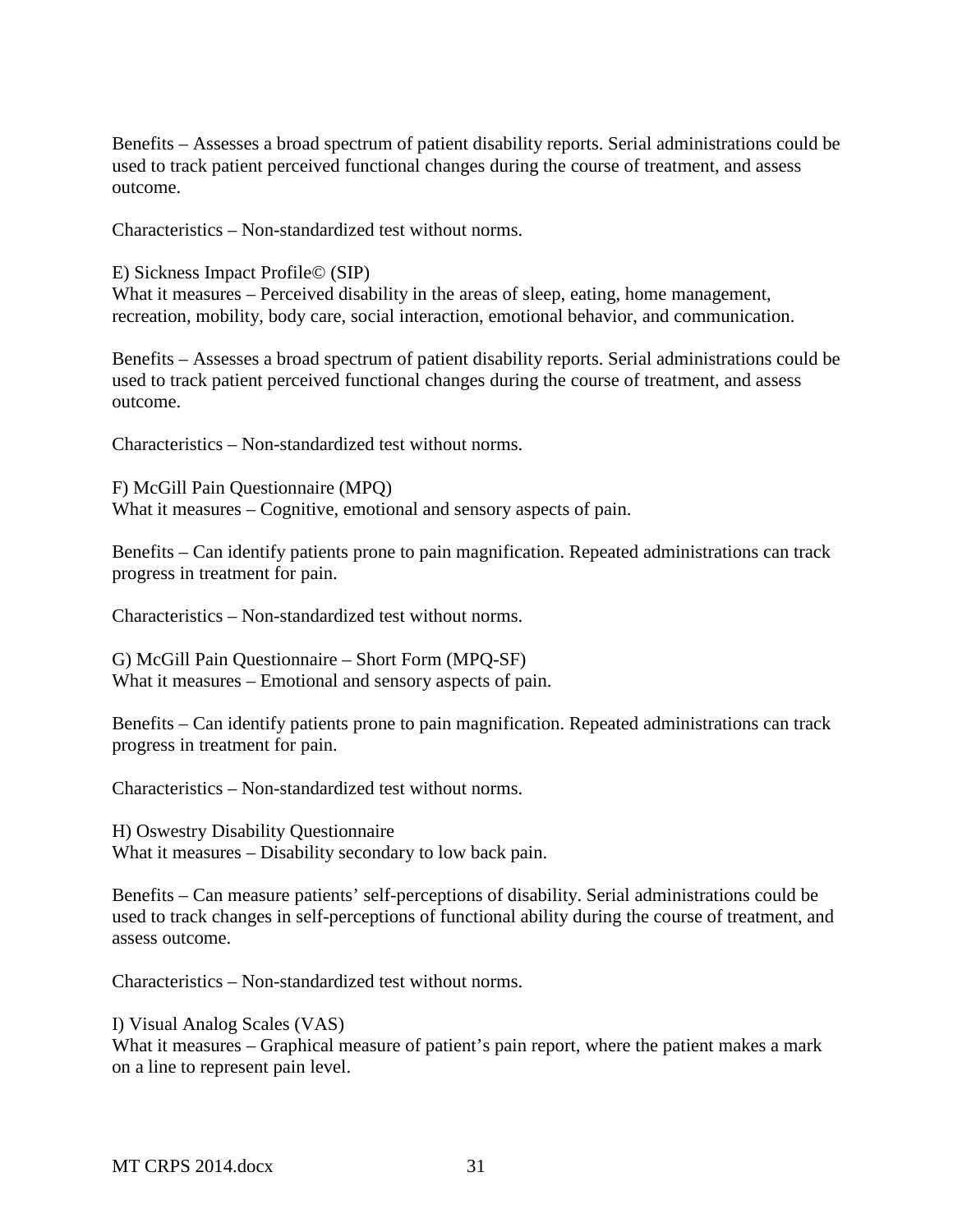Benefits – Assesses a broad spectrum of patient disability reports. Serial administrations could be used to track patient perceived functional changes during the course of treatment, and assess outcome.

Characteristics – Non-standardized test without norms.

E) Sickness Impact Profile© (SIP)
What it measures – Perceived disability in the areas of sleep, eating, home management, recreation, mobility, body care, social interaction, emotional behavior, and communication.

Benefits – Assesses a broad spectrum of patient disability reports. Serial administrations could be used to track patient perceived functional changes during the course of treatment, and assess outcome.

Characteristics – Non-standardized test without norms.

F) McGill Pain Questionnaire (MPQ)
What it measures – Cognitive, emotional and sensory aspects of pain.

Benefits – Can identify patients prone to pain magnification. Repeated administrations can track progress in treatment for pain.

Characteristics – Non-standardized test without norms.

G) McGill Pain Questionnaire – Short Form (MPQ-SF)
What it measures – Emotional and sensory aspects of pain.

Benefits – Can identify patients prone to pain magnification. Repeated administrations can track progress in treatment for pain.

Characteristics – Non-standardized test without norms.

H) Oswestry Disability Questionnaire
What it measures – Disability secondary to low back pain.

Benefits – Can measure patients' self-perceptions of disability. Serial administrations could be used to track changes in self-perceptions of functional ability during the course of treatment, and assess outcome.

Characteristics – Non-standardized test without norms.

I) Visual Analog Scales (VAS)
What it measures – Graphical measure of patient's pain report, where the patient makes a mark on a line to represent pain level.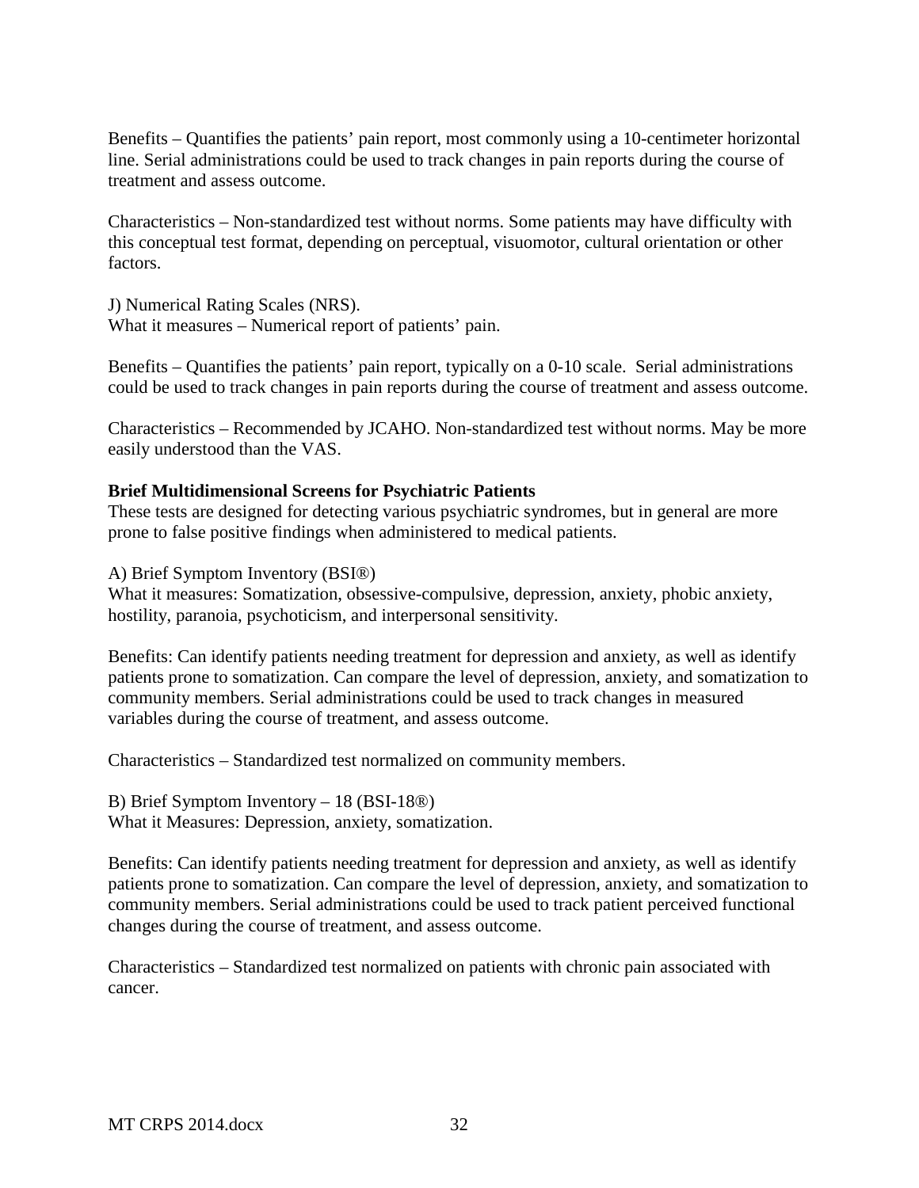Benefits – Quantifies the patients' pain report, most commonly using a 10-centimeter horizontal line. Serial administrations could be used to track changes in pain reports during the course of treatment and assess outcome.

Characteristics – Non-standardized test without norms. Some patients may have difficulty with this conceptual test format, depending on perceptual, visuomotor, cultural orientation or other factors.

J) Numerical Rating Scales (NRS).
What it measures – Numerical report of patients' pain.

Benefits – Quantifies the patients' pain report, typically on a 0-10 scale. Serial administrations could be used to track changes in pain reports during the course of treatment and assess outcome.

Characteristics – Recommended by JCAHO. Non-standardized test without norms. May be more easily understood than the VAS.

**Brief Multidimensional Screens for Psychiatric Patients**
These tests are designed for detecting various psychiatric syndromes, but in general are more prone to false positive findings when administered to medical patients.

A) Brief Symptom Inventory (BSI®)
What it measures: Somatization, obsessive-compulsive, depression, anxiety, phobic anxiety, hostility, paranoia, psychoticism, and interpersonal sensitivity.

Benefits: Can identify patients needing treatment for depression and anxiety, as well as identify patients prone to somatization. Can compare the level of depression, anxiety, and somatization to community members. Serial administrations could be used to track changes in measured variables during the course of treatment, and assess outcome.

Characteristics – Standardized test normalized on community members.

B) Brief Symptom Inventory – 18 (BSI-18®)
What it Measures: Depression, anxiety, somatization.

Benefits: Can identify patients needing treatment for depression and anxiety, as well as identify patients prone to somatization. Can compare the level of depression, anxiety, and somatization to community members. Serial administrations could be used to track patient perceived functional changes during the course of treatment, and assess outcome.

Characteristics – Standardized test normalized on patients with chronic pain associated with cancer.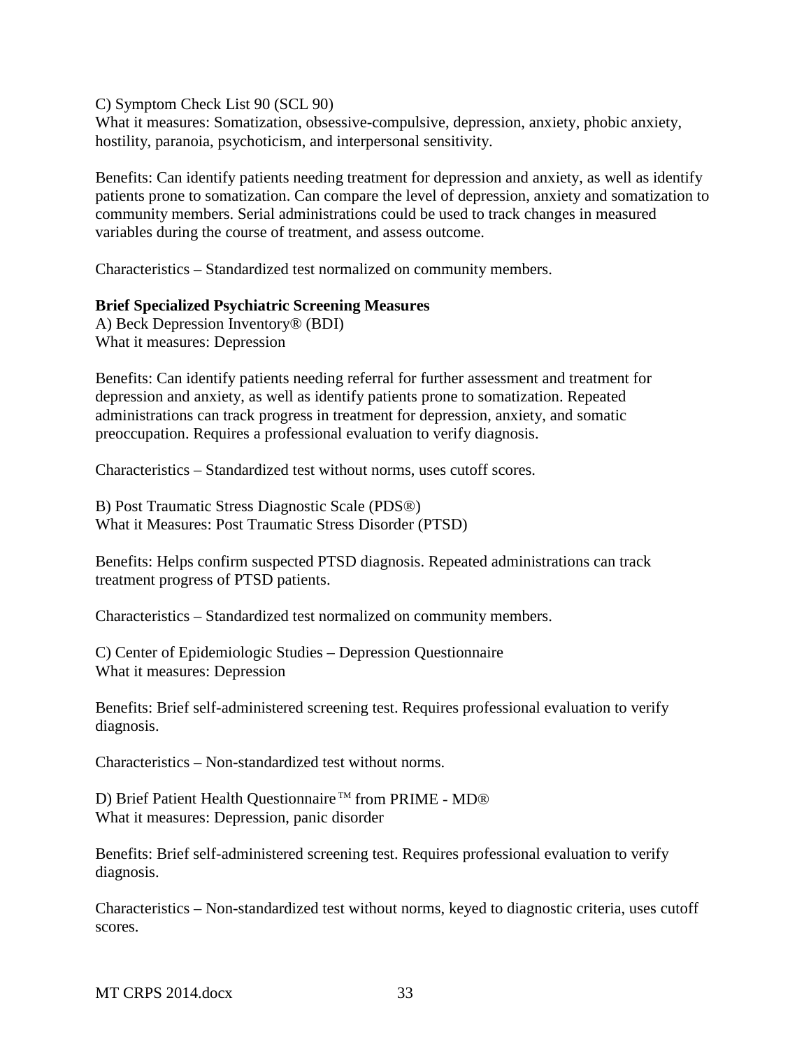C) Symptom Check List 90 (SCL 90)
What it measures: Somatization, obsessive-compulsive, depression, anxiety, phobic anxiety, hostility, paranoia, psychoticism, and interpersonal sensitivity.

Benefits: Can identify patients needing treatment for depression and anxiety, as well as identify patients prone to somatization. Can compare the level of depression, anxiety and somatization to community members. Serial administrations could be used to track changes in measured variables during the course of treatment, and assess outcome.

Characteristics – Standardized test normalized on community members.

**Brief Specialized Psychiatric Screening Measures**
A) Beck Depression Inventory® (BDI)
What it measures: Depression

Benefits: Can identify patients needing referral for further assessment and treatment for depression and anxiety, as well as identify patients prone to somatization. Repeated administrations can track progress in treatment for depression, anxiety, and somatic preoccupation. Requires a professional evaluation to verify diagnosis.

Characteristics – Standardized test without norms, uses cutoff scores.

B) Post Traumatic Stress Diagnostic Scale (PDS®)
What it Measures: Post Traumatic Stress Disorder (PTSD)

Benefits: Helps confirm suspected PTSD diagnosis. Repeated administrations can track treatment progress of PTSD patients.

Characteristics – Standardized test normalized on community members.

C) Center of Epidemiologic Studies – Depression Questionnaire
What it measures: Depression

Benefits: Brief self-administered screening test. Requires professional evaluation to verify diagnosis.

Characteristics – Non-standardized test without norms.

D) Brief Patient Health Questionnaire™ from PRIME - MD®
What it measures: Depression, panic disorder

Benefits: Brief self-administered screening test. Requires professional evaluation to verify diagnosis.

Characteristics – Non-standardized test without norms, keyed to diagnostic criteria, uses cutoff scores.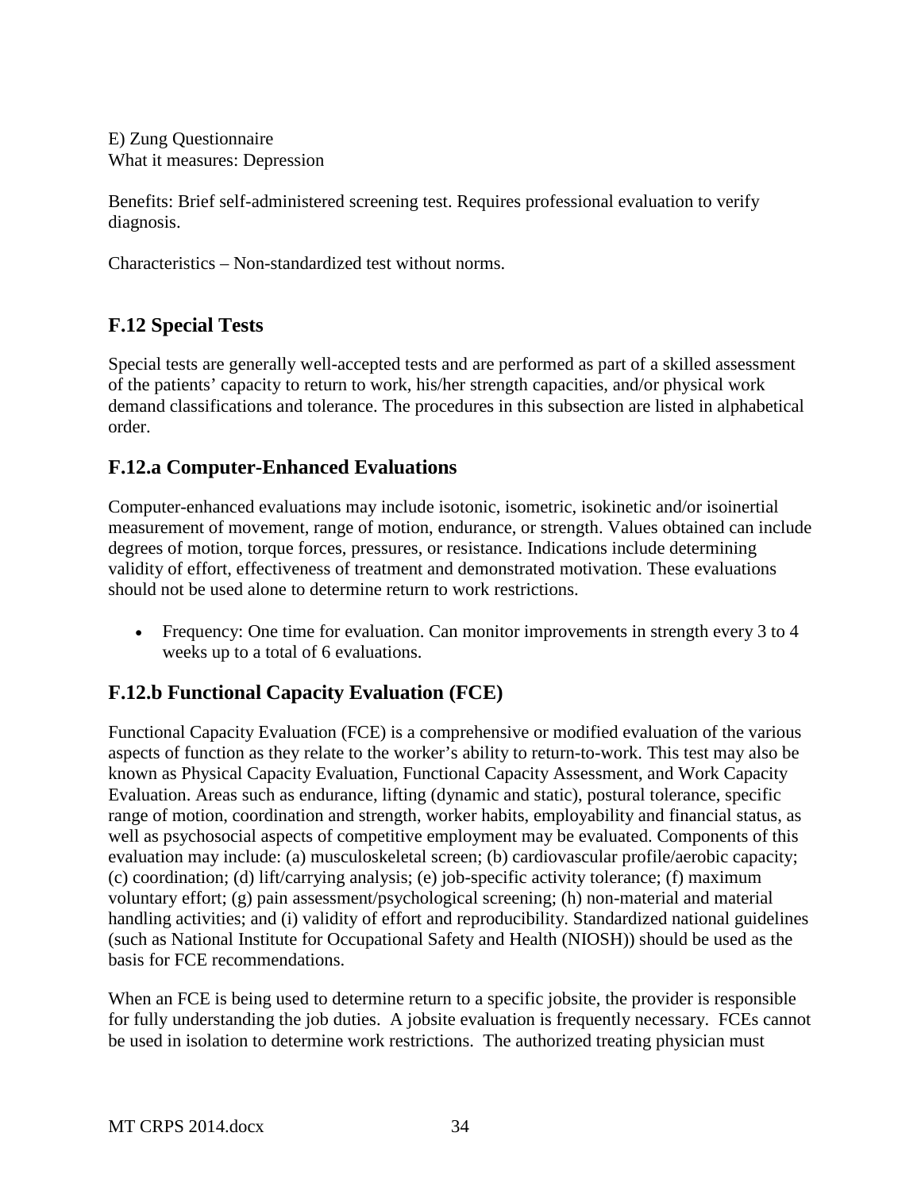E) Zung Questionnaire
What it measures: Depression

Benefits: Brief self-administered screening test. Requires professional evaluation to verify diagnosis.

Characteristics – Non-standardized test without norms.

## F.12 Special Tests

Special tests are generally well-accepted tests and are performed as part of a skilled assessment of the patients' capacity to return to work, his/her strength capacities, and/or physical work demand classifications and tolerance. The procedures in this subsection are listed in alphabetical order.

## F.12.a Computer-Enhanced Evaluations

Computer-enhanced evaluations may include isotonic, isometric, isokinetic and/or isoinertial measurement of movement, range of motion, endurance, or strength. Values obtained can include degrees of motion, torque forces, pressures, or resistance. Indications include determining validity of effort, effectiveness of treatment and demonstrated motivation. These evaluations should not be used alone to determine return to work restrictions.

- Frequency: One time for evaluation. Can monitor improvements in strength every 3 to 4 weeks up to a total of 6 evaluations.

## F.12.b Functional Capacity Evaluation (FCE)

Functional Capacity Evaluation (FCE) is a comprehensive or modified evaluation of the various aspects of function as they relate to the worker's ability to return-to-work. This test may also be known as Physical Capacity Evaluation, Functional Capacity Assessment, and Work Capacity Evaluation. Areas such as endurance, lifting (dynamic and static), postural tolerance, specific range of motion, coordination and strength, worker habits, employability and financial status, as well as psychosocial aspects of competitive employment may be evaluated. Components of this evaluation may include: (a) musculoskeletal screen; (b) cardiovascular profile/aerobic capacity; (c) coordination; (d) lift/carrying analysis; (e) job-specific activity tolerance; (f) maximum voluntary effort; (g) pain assessment/psychological screening; (h) non-material and material handling activities; and (i) validity of effort and reproducibility. Standardized national guidelines (such as National Institute for Occupational Safety and Health (NIOSH)) should be used as the basis for FCE recommendations.

When an FCE is being used to determine return to a specific jobsite, the provider is responsible for fully understanding the job duties. A jobsite evaluation is frequently necessary. FCEs cannot be used in isolation to determine work restrictions. The authorized treating physician must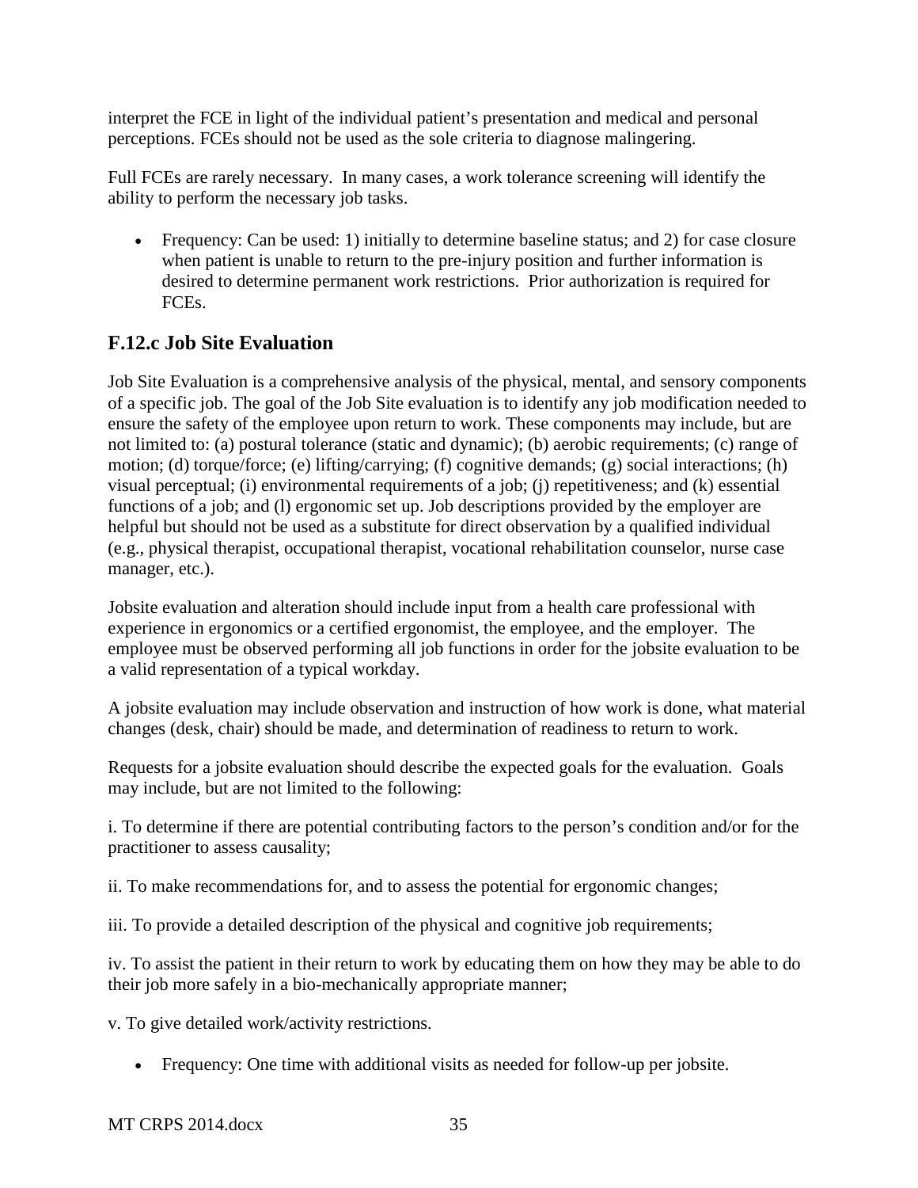interpret the FCE in light of the individual patient's presentation and medical and personal perceptions. FCEs should not be used as the sole criteria to diagnose malingering.

Full FCEs are rarely necessary. In many cases, a work tolerance screening will identify the ability to perform the necessary job tasks.

- Frequency: Can be used: 1) initially to determine baseline status; and 2) for case closure when patient is unable to return to the pre-injury position and further information is desired to determine permanent work restrictions. Prior authorization is required for FCEs.

## F.12.c Job Site Evaluation

Job Site Evaluation is a comprehensive analysis of the physical, mental, and sensory components of a specific job. The goal of the Job Site evaluation is to identify any job modification needed to ensure the safety of the employee upon return to work. These components may include, but are not limited to: (a) postural tolerance (static and dynamic); (b) aerobic requirements; (c) range of motion; (d) torque/force; (e) lifting/carrying; (f) cognitive demands; (g) social interactions; (h) visual perceptual; (i) environmental requirements of a job; (j) repetitiveness; and (k) essential functions of a job; and (l) ergonomic set up. Job descriptions provided by the employer are helpful but should not be used as a substitute for direct observation by a qualified individual (e.g., physical therapist, occupational therapist, vocational rehabilitation counselor, nurse case manager, etc.).

Jobsite evaluation and alteration should include input from a health care professional with experience in ergonomics or a certified ergonomist, the employee, and the employer. The employee must be observed performing all job functions in order for the jobsite evaluation to be a valid representation of a typical workday.

A jobsite evaluation may include observation and instruction of how work is done, what material changes (desk, chair) should be made, and determination of readiness to return to work.

Requests for a jobsite evaluation should describe the expected goals for the evaluation. Goals may include, but are not limited to the following:

i. To determine if there are potential contributing factors to the person's condition and/or for the practitioner to assess causality;

ii. To make recommendations for, and to assess the potential for ergonomic changes;

iii. To provide a detailed description of the physical and cognitive job requirements;

iv. To assist the patient in their return to work by educating them on how they may be able to do their job more safely in a bio-mechanically appropriate manner;

v. To give detailed work/activity restrictions.

- Frequency: One time with additional visits as needed for follow-up per jobsite.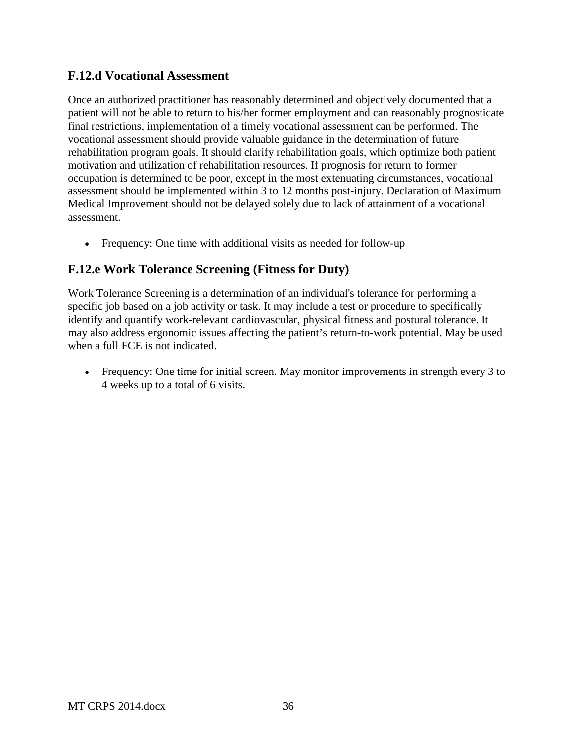## F.12.d Vocational Assessment

Once an authorized practitioner has reasonably determined and objectively documented that a patient will not be able to return to his/her former employment and can reasonably prognosticate final restrictions, implementation of a timely vocational assessment can be performed. The vocational assessment should provide valuable guidance in the determination of future rehabilitation program goals. It should clarify rehabilitation goals, which optimize both patient motivation and utilization of rehabilitation resources. If prognosis for return to former occupation is determined to be poor, except in the most extenuating circumstances, vocational assessment should be implemented within 3 to 12 months post-injury. Declaration of Maximum Medical Improvement should not be delayed solely due to lack of attainment of a vocational assessment.

- Frequency: One time with additional visits as needed for follow-up

## F.12.e Work Tolerance Screening (Fitness for Duty)

Work Tolerance Screening is a determination of an individual's tolerance for performing a specific job based on a job activity or task. It may include a test or procedure to specifically identify and quantify work-relevant cardiovascular, physical fitness and postural tolerance. It may also address ergonomic issues affecting the patient's return-to-work potential. May be used when a full FCE is not indicated.

- Frequency: One time for initial screen. May monitor improvements in strength every 3 to 4 weeks up to a total of 6 visits.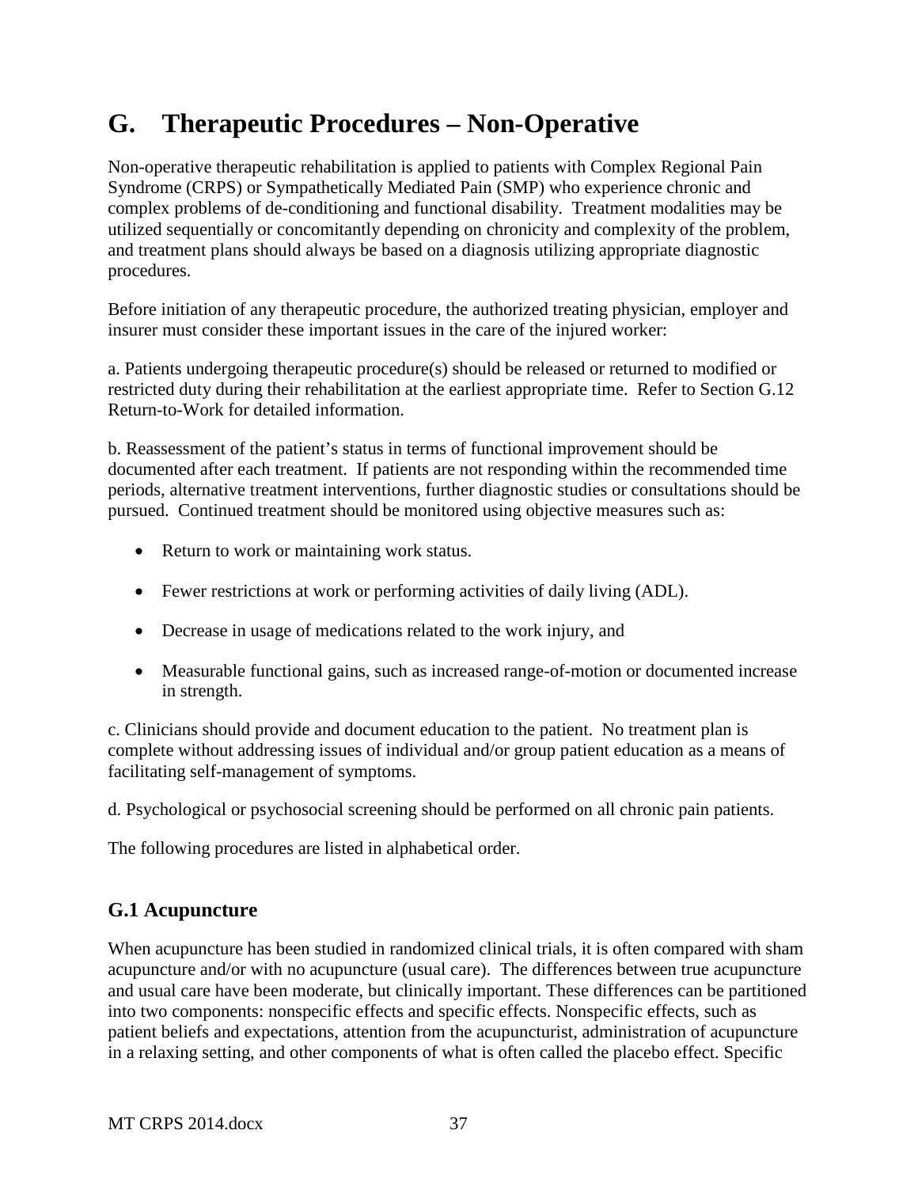# G. Therapeutic Procedures – Non-Operative

Non-operative therapeutic rehabilitation is applied to patients with Complex Regional Pain Syndrome (CRPS) or Sympathetically Mediated Pain (SMP) who experience chronic and complex problems of de-conditioning and functional disability. Treatment modalities may be utilized sequentially or concomitantly depending on chronicity and complexity of the problem, and treatment plans should always be based on a diagnosis utilizing appropriate diagnostic procedures.

Before initiation of any therapeutic procedure, the authorized treating physician, employer and insurer must consider these important issues in the care of the injured worker:

a. Patients undergoing therapeutic procedure(s) should be released or returned to modified or restricted duty during their rehabilitation at the earliest appropriate time. Refer to Section G.12 Return-to-Work for detailed information.

b. Reassessment of the patient's status in terms of functional improvement should be documented after each treatment. If patients are not responding within the recommended time periods, alternative treatment interventions, further diagnostic studies or consultations should be pursued. Continued treatment should be monitored using objective measures such as:

- Return to work or maintaining work status.
- Fewer restrictions at work or performing activities of daily living (ADL).
- Decrease in usage of medications related to the work injury, and
- Measurable functional gains, such as increased range-of-motion or documented increase in strength.

c. Clinicians should provide and document education to the patient. No treatment plan is complete without addressing issues of individual and/or group patient education as a means of facilitating self-management of symptoms.

d. Psychological or psychosocial screening should be performed on all chronic pain patients.

The following procedures are listed in alphabetical order.

## G.1 Acupuncture

When acupuncture has been studied in randomized clinical trials, it is often compared with sham acupuncture and/or with no acupuncture (usual care). The differences between true acupuncture and usual care have been moderate, but clinically important. These differences can be partitioned into two components: nonspecific effects and specific effects. Nonspecific effects, such as patient beliefs and expectations, attention from the acupuncturist, administration of acupuncture in a relaxing setting, and other components of what is often called the placebo effect. Specific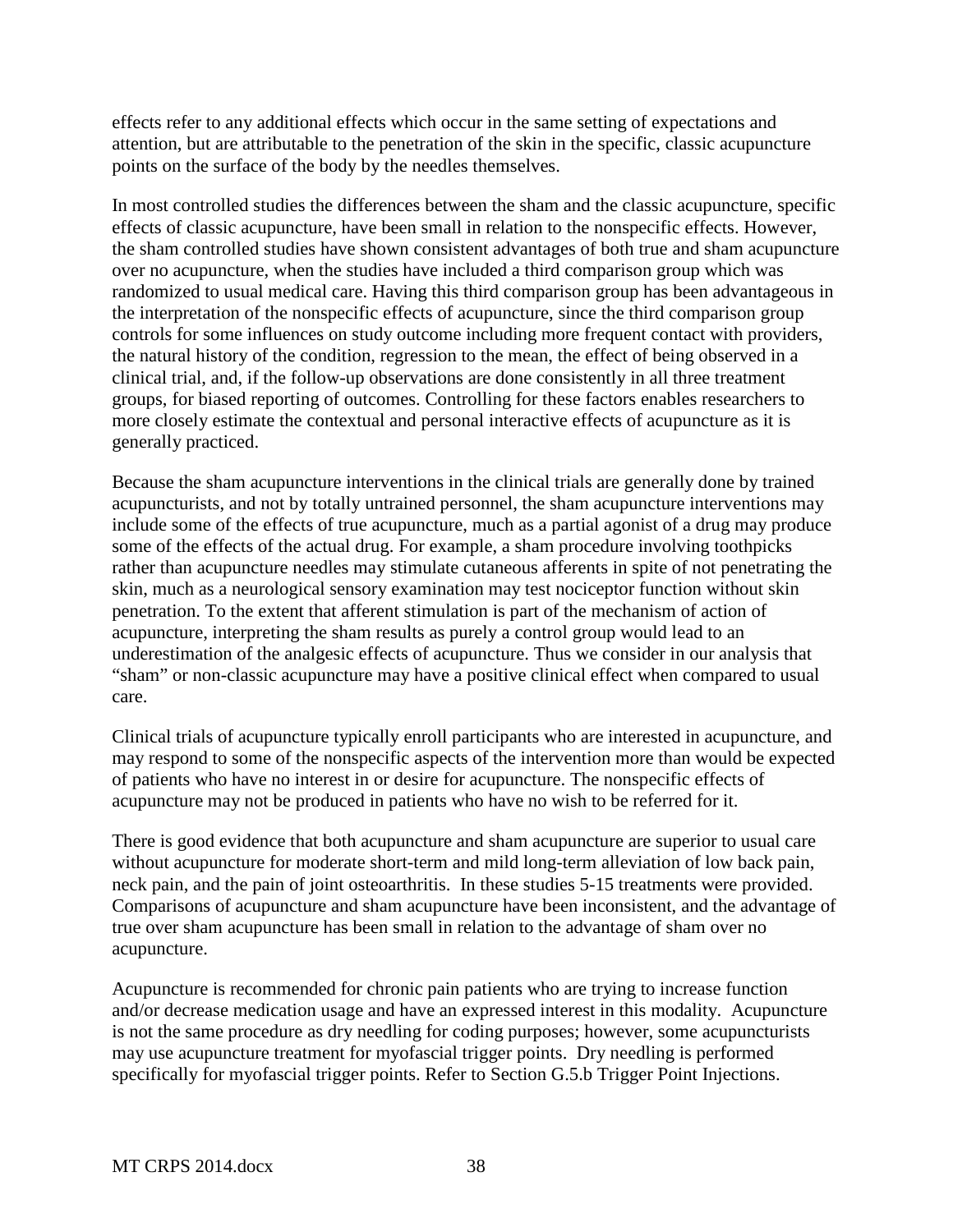effects refer to any additional effects which occur in the same setting of expectations and attention, but are attributable to the penetration of the skin in the specific, classic acupuncture points on the surface of the body by the needles themselves.

In most controlled studies the differences between the sham and the classic acupuncture, specific effects of classic acupuncture, have been small in relation to the nonspecific effects. However, the sham controlled studies have shown consistent advantages of both true and sham acupuncture over no acupuncture, when the studies have included a third comparison group which was randomized to usual medical care. Having this third comparison group has been advantageous in the interpretation of the nonspecific effects of acupuncture, since the third comparison group controls for some influences on study outcome including more frequent contact with providers, the natural history of the condition, regression to the mean, the effect of being observed in a clinical trial, and, if the follow-up observations are done consistently in all three treatment groups, for biased reporting of outcomes. Controlling for these factors enables researchers to more closely estimate the contextual and personal interactive effects of acupuncture as it is generally practiced.

Because the sham acupuncture interventions in the clinical trials are generally done by trained acupuncturists, and not by totally untrained personnel, the sham acupuncture interventions may include some of the effects of true acupuncture, much as a partial agonist of a drug may produce some of the effects of the actual drug. For example, a sham procedure involving toothpicks rather than acupuncture needles may stimulate cutaneous afferents in spite of not penetrating the skin, much as a neurological sensory examination may test nociceptor function without skin penetration. To the extent that afferent stimulation is part of the mechanism of action of acupuncture, interpreting the sham results as purely a control group would lead to an underestimation of the analgesic effects of acupuncture. Thus we consider in our analysis that "sham" or non-classic acupuncture may have a positive clinical effect when compared to usual care.

Clinical trials of acupuncture typically enroll participants who are interested in acupuncture, and may respond to some of the nonspecific aspects of the intervention more than would be expected of patients who have no interest in or desire for acupuncture. The nonspecific effects of acupuncture may not be produced in patients who have no wish to be referred for it.

There is good evidence that both acupuncture and sham acupuncture are superior to usual care without acupuncture for moderate short-term and mild long-term alleviation of low back pain, neck pain, and the pain of joint osteoarthritis. In these studies 5-15 treatments were provided. Comparisons of acupuncture and sham acupuncture have been inconsistent, and the advantage of true over sham acupuncture has been small in relation to the advantage of sham over no acupuncture.

Acupuncture is recommended for chronic pain patients who are trying to increase function and/or decrease medication usage and have an expressed interest in this modality. Acupuncture is not the same procedure as dry needling for coding purposes; however, some acupuncturists may use acupuncture treatment for myofascial trigger points. Dry needling is performed specifically for myofascial trigger points. Refer to Section G.5.b Trigger Point Injections.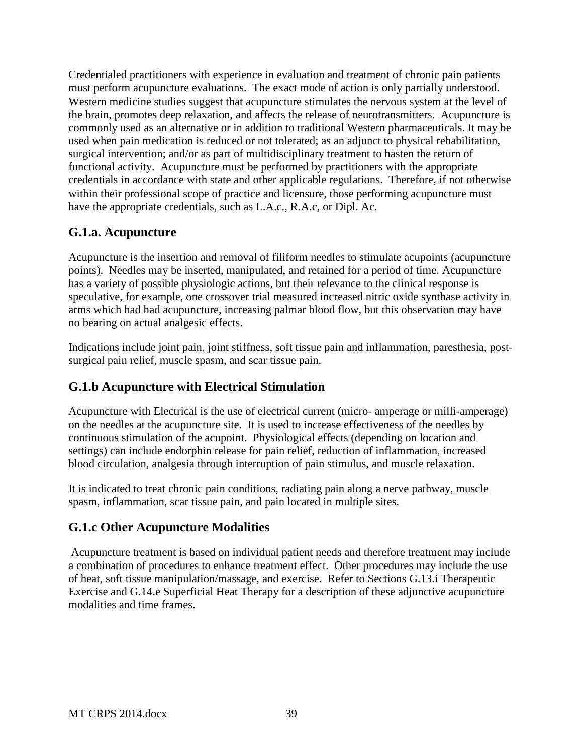Credentialed practitioners with experience in evaluation and treatment of chronic pain patients must perform acupuncture evaluations. The exact mode of action is only partially understood. Western medicine studies suggest that acupuncture stimulates the nervous system at the level of the brain, promotes deep relaxation, and affects the release of neurotransmitters. Acupuncture is commonly used as an alternative or in addition to traditional Western pharmaceuticals. It may be used when pain medication is reduced or not tolerated; as an adjunct to physical rehabilitation, surgical intervention; and/or as part of multidisciplinary treatment to hasten the return of functional activity. Acupuncture must be performed by practitioners with the appropriate credentials in accordance with state and other applicable regulations. Therefore, if not otherwise within their professional scope of practice and licensure, those performing acupuncture must have the appropriate credentials, such as L.A.c., R.A.c, or Dipl. Ac.

## G.1.a. Acupuncture

Acupuncture is the insertion and removal of filiform needles to stimulate acupoints (acupuncture points). Needles may be inserted, manipulated, and retained for a period of time. Acupuncture has a variety of possible physiologic actions, but their relevance to the clinical response is speculative, for example, one crossover trial measured increased nitric oxide synthase activity in arms which had had acupuncture, increasing palmar blood flow, but this observation may have no bearing on actual analgesic effects.

Indications include joint pain, joint stiffness, soft tissue pain and inflammation, paresthesia, post-surgical pain relief, muscle spasm, and scar tissue pain.

## G.1.b Acupuncture with Electrical Stimulation

Acupuncture with Electrical is the use of electrical current (micro- amperage or milli-amperage) on the needles at the acupuncture site. It is used to increase effectiveness of the needles by continuous stimulation of the acupoint. Physiological effects (depending on location and settings) can include endorphin release for pain relief, reduction of inflammation, increased blood circulation, analgesia through interruption of pain stimulus, and muscle relaxation.

It is indicated to treat chronic pain conditions, radiating pain along a nerve pathway, muscle spasm, inflammation, scar tissue pain, and pain located in multiple sites.

## G.1.c Other Acupuncture Modalities

Acupuncture treatment is based on individual patient needs and therefore treatment may include a combination of procedures to enhance treatment effect. Other procedures may include the use of heat, soft tissue manipulation/massage, and exercise. Refer to Sections G.13.i Therapeutic Exercise and G.14.e Superficial Heat Therapy for a description of these adjunctive acupuncture modalities and time frames.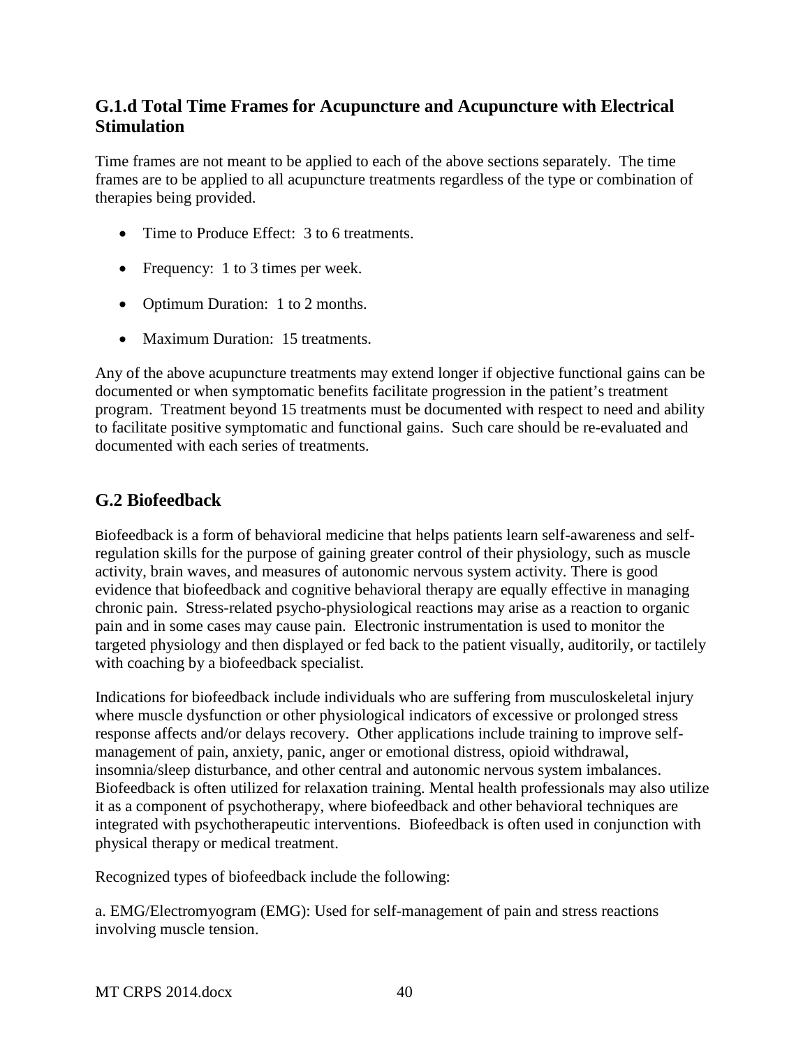### G.1.d Total Time Frames for Acupuncture and Acupuncture with Electrical Stimulation

Time frames are not meant to be applied to each of the above sections separately. The time frames are to be applied to all acupuncture treatments regardless of the type or combination of therapies being provided.

- Time to Produce Effect: 3 to 6 treatments.
- Frequency: 1 to 3 times per week.
- Optimum Duration: 1 to 2 months.
- Maximum Duration: 15 treatments.

Any of the above acupuncture treatments may extend longer if objective functional gains can be documented or when symptomatic benefits facilitate progression in the patient's treatment program. Treatment beyond 15 treatments must be documented with respect to need and ability to facilitate positive symptomatic and functional gains. Such care should be re-evaluated and documented with each series of treatments.

## G.2 Biofeedback

Biofeedback is a form of behavioral medicine that helps patients learn self-awareness and self-regulation skills for the purpose of gaining greater control of their physiology, such as muscle activity, brain waves, and measures of autonomic nervous system activity. There is good evidence that biofeedback and cognitive behavioral therapy are equally effective in managing chronic pain. Stress-related psycho-physiological reactions may arise as a reaction to organic pain and in some cases may cause pain. Electronic instrumentation is used to monitor the targeted physiology and then displayed or fed back to the patient visually, auditorily, or tactilely with coaching by a biofeedback specialist.

Indications for biofeedback include individuals who are suffering from musculoskeletal injury where muscle dysfunction or other physiological indicators of excessive or prolonged stress response affects and/or delays recovery. Other applications include training to improve self-management of pain, anxiety, panic, anger or emotional distress, opioid withdrawal, insomnia/sleep disturbance, and other central and autonomic nervous system imbalances. Biofeedback is often utilized for relaxation training. Mental health professionals may also utilize it as a component of psychotherapy, where biofeedback and other behavioral techniques are integrated with psychotherapeutic interventions. Biofeedback is often used in conjunction with physical therapy or medical treatment.

Recognized types of biofeedback include the following:

a. EMG/Electromyogram (EMG): Used for self-management of pain and stress reactions involving muscle tension.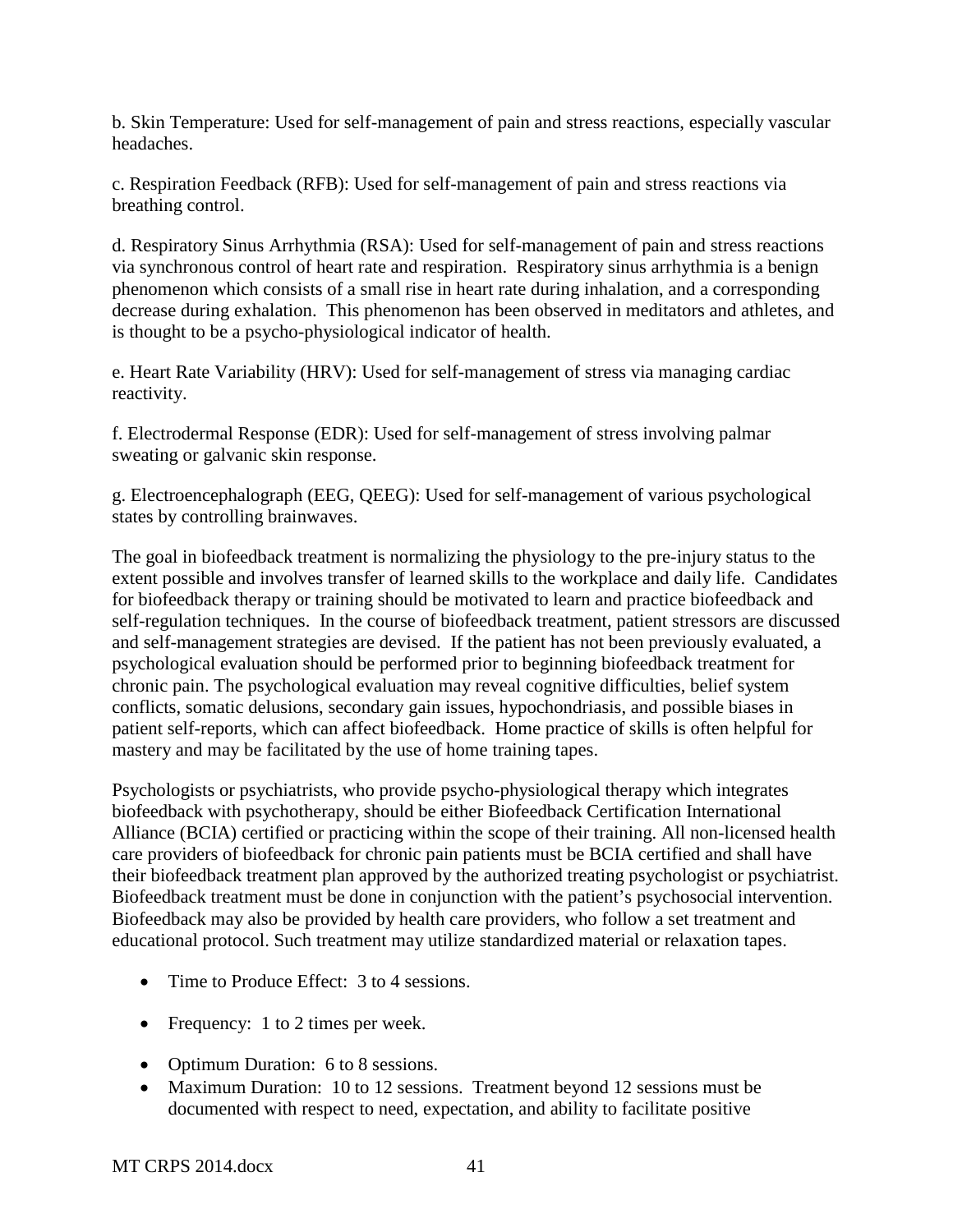b. Skin Temperature: Used for self-management of pain and stress reactions, especially vascular headaches.

c. Respiration Feedback (RFB): Used for self-management of pain and stress reactions via breathing control.

d. Respiratory Sinus Arrhythmia (RSA): Used for self-management of pain and stress reactions via synchronous control of heart rate and respiration. Respiratory sinus arrhythmia is a benign phenomenon which consists of a small rise in heart rate during inhalation, and a corresponding decrease during exhalation. This phenomenon has been observed in meditators and athletes, and is thought to be a psycho-physiological indicator of health.

e. Heart Rate Variability (HRV): Used for self-management of stress via managing cardiac reactivity.

f. Electrodermal Response (EDR): Used for self-management of stress involving palmar sweating or galvanic skin response.

g. Electroencephalograph (EEG, QEEG): Used for self-management of various psychological states by controlling brainwaves.

The goal in biofeedback treatment is normalizing the physiology to the pre-injury status to the extent possible and involves transfer of learned skills to the workplace and daily life. Candidates for biofeedback therapy or training should be motivated to learn and practice biofeedback and self-regulation techniques. In the course of biofeedback treatment, patient stressors are discussed and self-management strategies are devised. If the patient has not been previously evaluated, a psychological evaluation should be performed prior to beginning biofeedback treatment for chronic pain. The psychological evaluation may reveal cognitive difficulties, belief system conflicts, somatic delusions, secondary gain issues, hypochondriasis, and possible biases in patient self-reports, which can affect biofeedback. Home practice of skills is often helpful for mastery and may be facilitated by the use of home training tapes.

Psychologists or psychiatrists, who provide psycho-physiological therapy which integrates biofeedback with psychotherapy, should be either Biofeedback Certification International Alliance (BCIA) certified or practicing within the scope of their training. All non-licensed health care providers of biofeedback for chronic pain patients must be BCIA certified and shall have their biofeedback treatment plan approved by the authorized treating psychologist or psychiatrist. Biofeedback treatment must be done in conjunction with the patient's psychosocial intervention. Biofeedback may also be provided by health care providers, who follow a set treatment and educational protocol. Such treatment may utilize standardized material or relaxation tapes.

- Time to Produce Effect: 3 to 4 sessions.
- Frequency: 1 to 2 times per week.
- Optimum Duration: 6 to 8 sessions.
- Maximum Duration: 10 to 12 sessions. Treatment beyond 12 sessions must be documented with respect to need, expectation, and ability to facilitate positive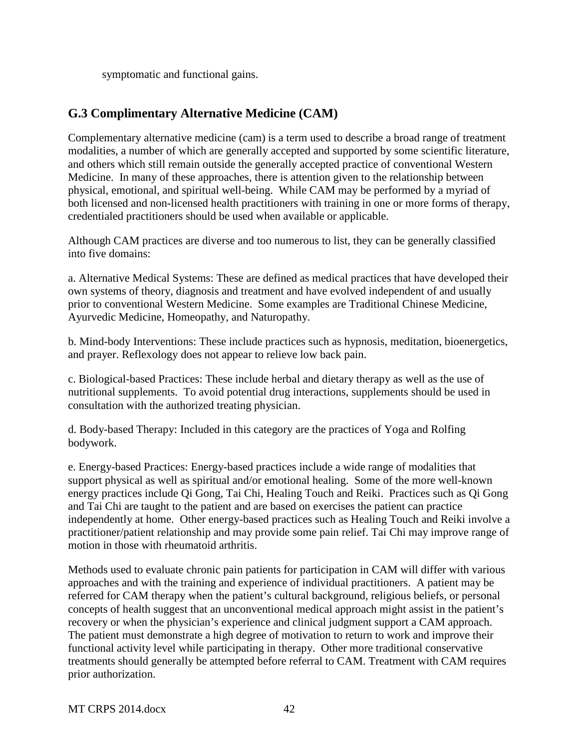symptomatic and functional gains.

## G.3 Complimentary Alternative Medicine (CAM)

Complementary alternative medicine (cam) is a term used to describe a broad range of treatment modalities, a number of which are generally accepted and supported by some scientific literature, and others which still remain outside the generally accepted practice of conventional Western Medicine. In many of these approaches, there is attention given to the relationship between physical, emotional, and spiritual well-being. While CAM may be performed by a myriad of both licensed and non-licensed health practitioners with training in one or more forms of therapy, credentialed practitioners should be used when available or applicable.

Although CAM practices are diverse and too numerous to list, they can be generally classified into five domains:

a. Alternative Medical Systems: These are defined as medical practices that have developed their own systems of theory, diagnosis and treatment and have evolved independent of and usually prior to conventional Western Medicine. Some examples are Traditional Chinese Medicine, Ayurvedic Medicine, Homeopathy, and Naturopathy.

b. Mind-body Interventions: These include practices such as hypnosis, meditation, bioenergetics, and prayer. Reflexology does not appear to relieve low back pain.

c. Biological-based Practices: These include herbal and dietary therapy as well as the use of nutritional supplements. To avoid potential drug interactions, supplements should be used in consultation with the authorized treating physician.

d. Body-based Therapy: Included in this category are the practices of Yoga and Rolfing bodywork.

e. Energy-based Practices: Energy-based practices include a wide range of modalities that support physical as well as spiritual and/or emotional healing. Some of the more well-known energy practices include Qi Gong, Tai Chi, Healing Touch and Reiki. Practices such as Qi Gong and Tai Chi are taught to the patient and are based on exercises the patient can practice independently at home. Other energy-based practices such as Healing Touch and Reiki involve a practitioner/patient relationship and may provide some pain relief. Tai Chi may improve range of motion in those with rheumatoid arthritis.

Methods used to evaluate chronic pain patients for participation in CAM will differ with various approaches and with the training and experience of individual practitioners. A patient may be referred for CAM therapy when the patient's cultural background, religious beliefs, or personal concepts of health suggest that an unconventional medical approach might assist in the patient's recovery or when the physician's experience and clinical judgment support a CAM approach. The patient must demonstrate a high degree of motivation to return to work and improve their functional activity level while participating in therapy. Other more traditional conservative treatments should generally be attempted before referral to CAM. Treatment with CAM requires prior authorization.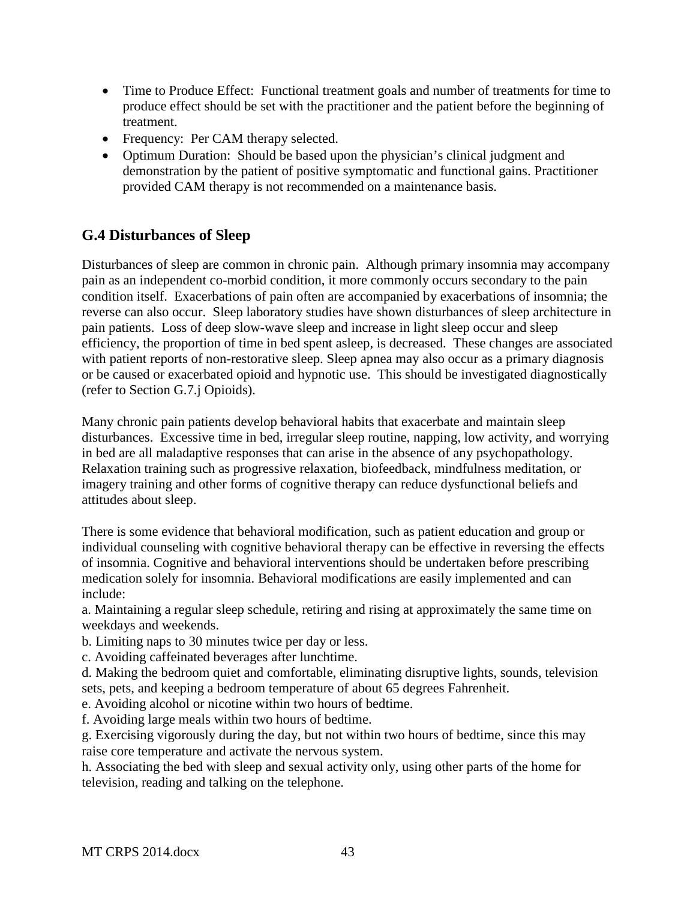- Time to Produce Effect: Functional treatment goals and number of treatments for time to produce effect should be set with the practitioner and the patient before the beginning of treatment.
- Frequency: Per CAM therapy selected.
- Optimum Duration: Should be based upon the physician's clinical judgment and demonstration by the patient of positive symptomatic and functional gains. Practitioner provided CAM therapy is not recommended on a maintenance basis.

## G.4 Disturbances of Sleep

Disturbances of sleep are common in chronic pain. Although primary insomnia may accompany pain as an independent co-morbid condition, it more commonly occurs secondary to the pain condition itself. Exacerbations of pain often are accompanied by exacerbations of insomnia; the reverse can also occur. Sleep laboratory studies have shown disturbances of sleep architecture in pain patients. Loss of deep slow-wave sleep and increase in light sleep occur and sleep efficiency, the proportion of time in bed spent asleep, is decreased. These changes are associated with patient reports of non-restorative sleep. Sleep apnea may also occur as a primary diagnosis or be caused or exacerbated opioid and hypnotic use. This should be investigated diagnostically (refer to Section G.7.j Opioids).

Many chronic pain patients develop behavioral habits that exacerbate and maintain sleep disturbances. Excessive time in bed, irregular sleep routine, napping, low activity, and worrying in bed are all maladaptive responses that can arise in the absence of any psychopathology. Relaxation training such as progressive relaxation, biofeedback, mindfulness meditation, or imagery training and other forms of cognitive therapy can reduce dysfunctional beliefs and attitudes about sleep.

There is some evidence that behavioral modification, such as patient education and group or individual counseling with cognitive behavioral therapy can be effective in reversing the effects of insomnia. Cognitive and behavioral interventions should be undertaken before prescribing medication solely for insomnia. Behavioral modifications are easily implemented and can include:

a. Maintaining a regular sleep schedule, retiring and rising at approximately the same time on weekdays and weekends.
b. Limiting naps to 30 minutes twice per day or less.
c. Avoiding caffeinated beverages after lunchtime.
d. Making the bedroom quiet and comfortable, eliminating disruptive lights, sounds, television sets, pets, and keeping a bedroom temperature of about 65 degrees Fahrenheit.
e. Avoiding alcohol or nicotine within two hours of bedtime.
f. Avoiding large meals within two hours of bedtime.
g. Exercising vigorously during the day, but not within two hours of bedtime, since this may raise core temperature and activate the nervous system.
h. Associating the bed with sleep and sexual activity only, using other parts of the home for television, reading and talking on the telephone.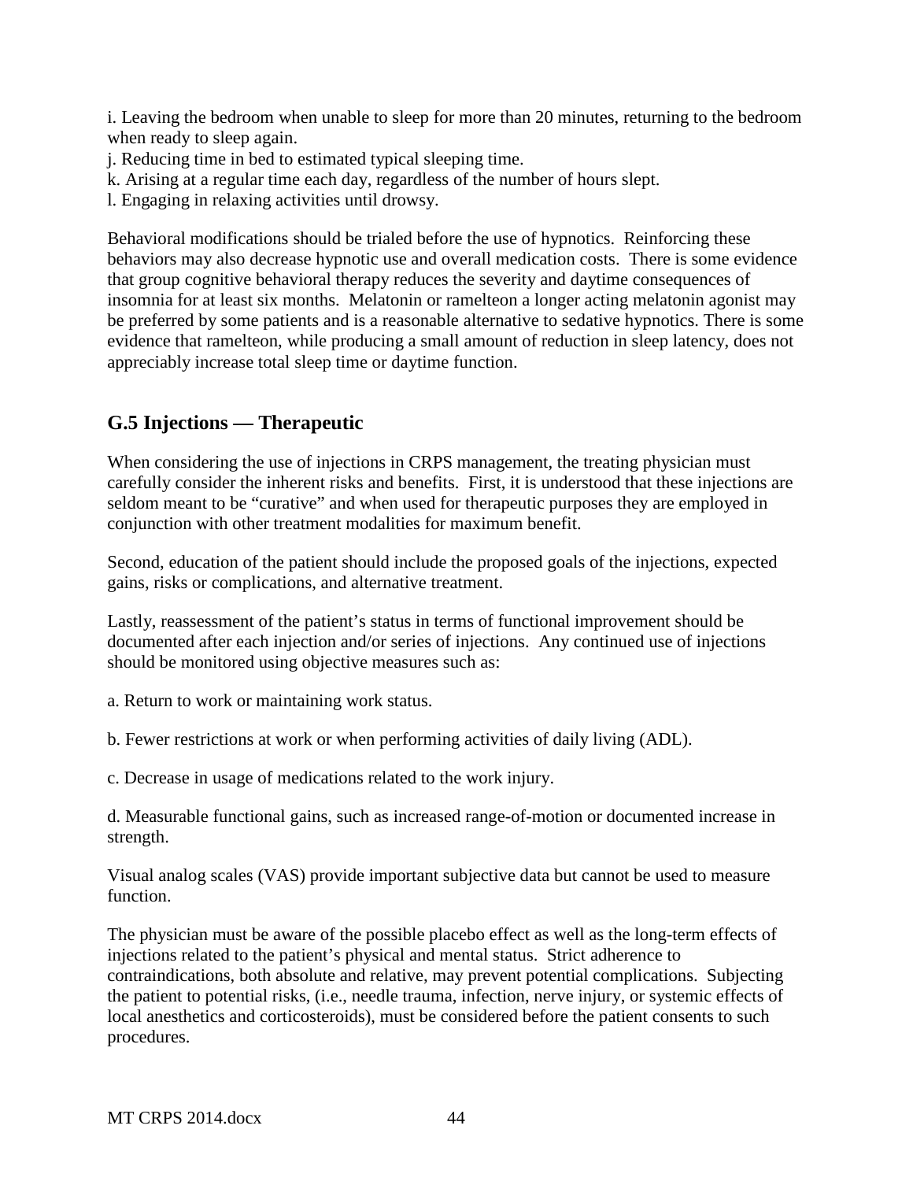i. Leaving the bedroom when unable to sleep for more than 20 minutes, returning to the bedroom when ready to sleep again.
j. Reducing time in bed to estimated typical sleeping time.
k. Arising at a regular time each day, regardless of the number of hours slept.
l. Engaging in relaxing activities until drowsy.

Behavioral modifications should be trialed before the use of hypnotics. Reinforcing these behaviors may also decrease hypnotic use and overall medication costs. There is some evidence that group cognitive behavioral therapy reduces the severity and daytime consequences of insomnia for at least six months. Melatonin or ramelteon a longer acting melatonin agonist may be preferred by some patients and is a reasonable alternative to sedative hypnotics. There is some evidence that ramelteon, while producing a small amount of reduction in sleep latency, does not appreciably increase total sleep time or daytime function.

## G.5 Injections — Therapeutic

When considering the use of injections in CRPS management, the treating physician must carefully consider the inherent risks and benefits. First, it is understood that these injections are seldom meant to be "curative" and when used for therapeutic purposes they are employed in conjunction with other treatment modalities for maximum benefit.

Second, education of the patient should include the proposed goals of the injections, expected gains, risks or complications, and alternative treatment.

Lastly, reassessment of the patient's status in terms of functional improvement should be documented after each injection and/or series of injections. Any continued use of injections should be monitored using objective measures such as:

a. Return to work or maintaining work status.

b. Fewer restrictions at work or when performing activities of daily living (ADL).

c. Decrease in usage of medications related to the work injury.

d. Measurable functional gains, such as increased range-of-motion or documented increase in strength.

Visual analog scales (VAS) provide important subjective data but cannot be used to measure function.

The physician must be aware of the possible placebo effect as well as the long-term effects of injections related to the patient's physical and mental status. Strict adherence to contraindications, both absolute and relative, may prevent potential complications. Subjecting the patient to potential risks, (i.e., needle trauma, infection, nerve injury, or systemic effects of local anesthetics and corticosteroids), must be considered before the patient consents to such procedures.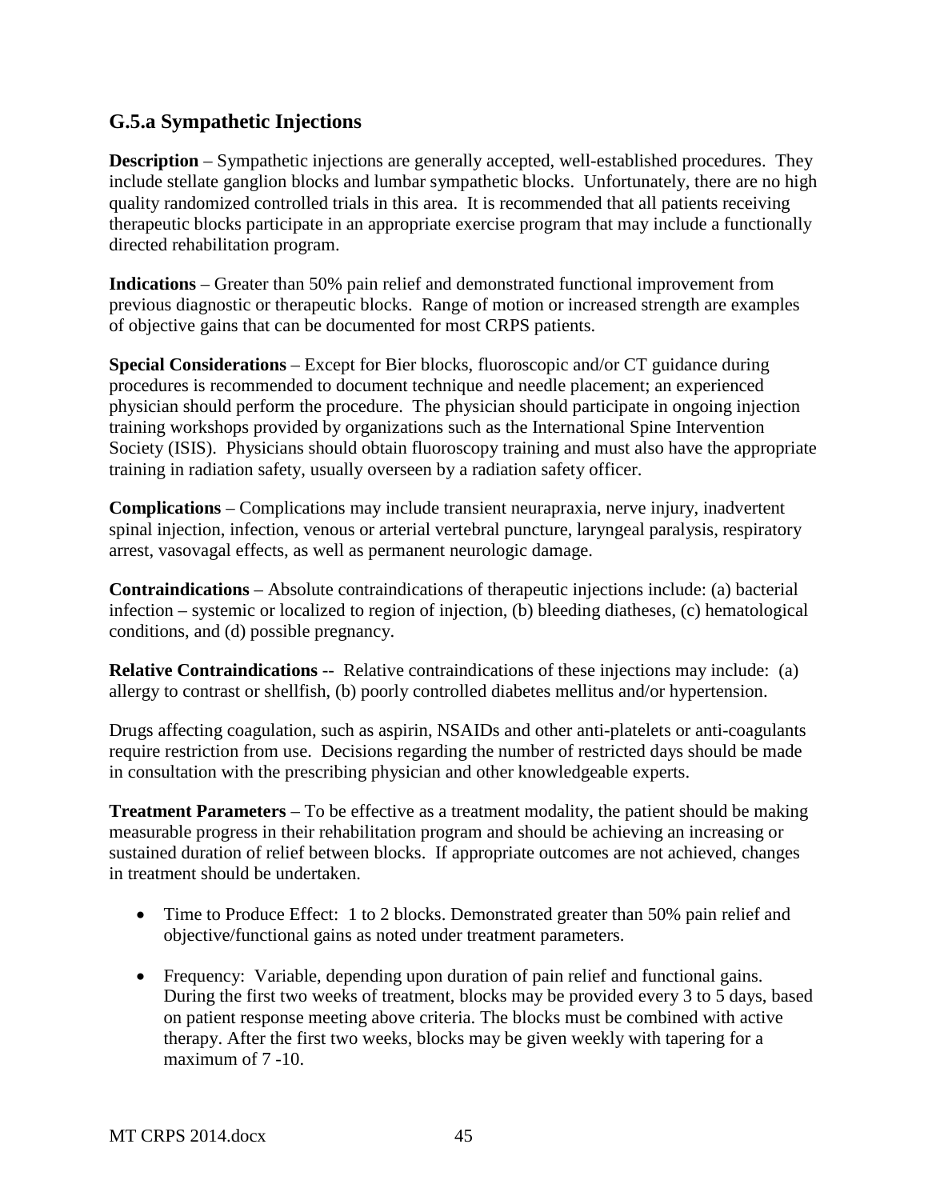## G.5.a Sympathetic Injections

**Description** – Sympathetic injections are generally accepted, well-established procedures. They include stellate ganglion blocks and lumbar sympathetic blocks. Unfortunately, there are no high quality randomized controlled trials in this area. It is recommended that all patients receiving therapeutic blocks participate in an appropriate exercise program that may include a functionally directed rehabilitation program.

**Indications** – Greater than 50% pain relief and demonstrated functional improvement from previous diagnostic or therapeutic blocks. Range of motion or increased strength are examples of objective gains that can be documented for most CRPS patients.

**Special Considerations** – Except for Bier blocks, fluoroscopic and/or CT guidance during procedures is recommended to document technique and needle placement; an experienced physician should perform the procedure. The physician should participate in ongoing injection training workshops provided by organizations such as the International Spine Intervention Society (ISIS). Physicians should obtain fluoroscopy training and must also have the appropriate training in radiation safety, usually overseen by a radiation safety officer.

**Complications** – Complications may include transient neurapraxia, nerve injury, inadvertent spinal injection, infection, venous or arterial vertebral puncture, laryngeal paralysis, respiratory arrest, vasovagal effects, as well as permanent neurologic damage.

**Contraindications** – Absolute contraindications of therapeutic injections include: (a) bacterial infection – systemic or localized to region of injection, (b) bleeding diatheses, (c) hematological conditions, and (d) possible pregnancy.

**Relative Contraindications** -- Relative contraindications of these injections may include: (a) allergy to contrast or shellfish, (b) poorly controlled diabetes mellitus and/or hypertension.

Drugs affecting coagulation, such as aspirin, NSAIDs and other anti-platelets or anti-coagulants require restriction from use. Decisions regarding the number of restricted days should be made in consultation with the prescribing physician and other knowledgeable experts.

**Treatment Parameters** – To be effective as a treatment modality, the patient should be making measurable progress in their rehabilitation program and should be achieving an increasing or sustained duration of relief between blocks. If appropriate outcomes are not achieved, changes in treatment should be undertaken.

- Time to Produce Effect: 1 to 2 blocks. Demonstrated greater than 50% pain relief and objective/functional gains as noted under treatment parameters.
- Frequency: Variable, depending upon duration of pain relief and functional gains. During the first two weeks of treatment, blocks may be provided every 3 to 5 days, based on patient response meeting above criteria. The blocks must be combined with active therapy. After the first two weeks, blocks may be given weekly with tapering for a maximum of 7 -10.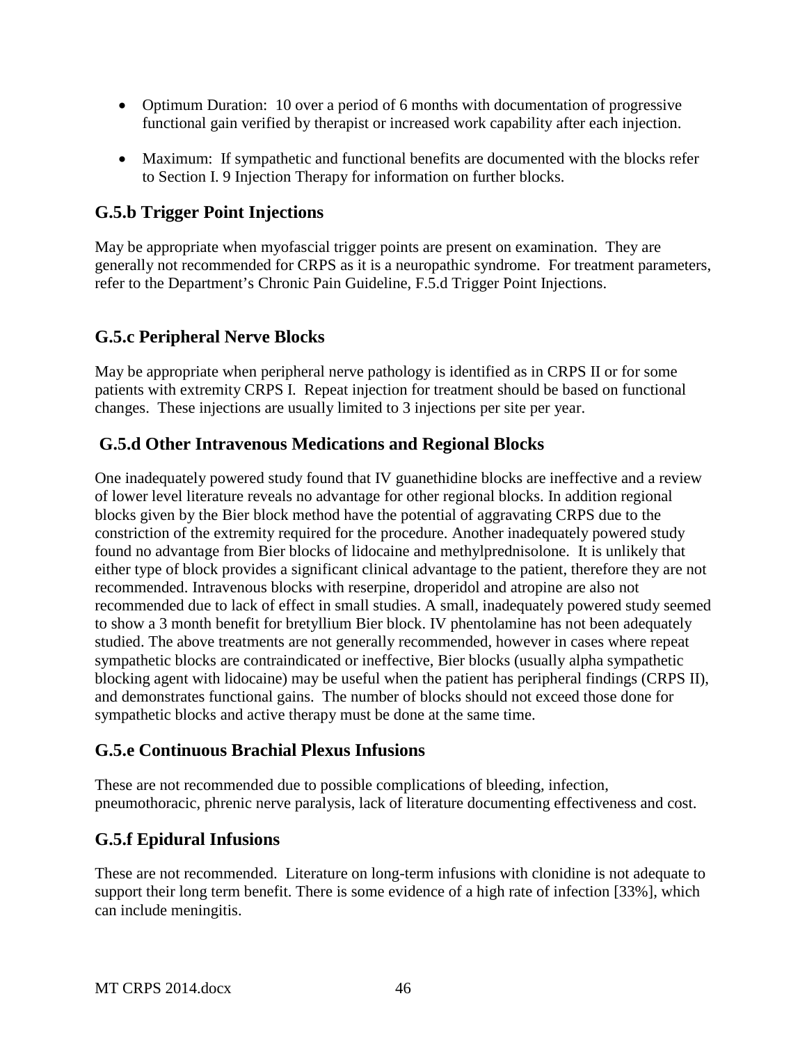- Optimum Duration: 10 over a period of 6 months with documentation of progressive functional gain verified by therapist or increased work capability after each injection.

- Maximum: If sympathetic and functional benefits are documented with the blocks refer to Section I. 9 Injection Therapy for information on further blocks.

### G.5.b Trigger Point Injections

May be appropriate when myofascial trigger points are present on examination. They are generally not recommended for CRPS as it is a neuropathic syndrome. For treatment parameters, refer to the Department's Chronic Pain Guideline, F.5.d Trigger Point Injections.

### G.5.c Peripheral Nerve Blocks

May be appropriate when peripheral nerve pathology is identified as in CRPS II or for some patients with extremity CRPS I. Repeat injection for treatment should be based on functional changes. These injections are usually limited to 3 injections per site per year.

### G.5.d Other Intravenous Medications and Regional Blocks

One inadequately powered study found that IV guanethidine blocks are ineffective and a review of lower level literature reveals no advantage for other regional blocks. In addition regional blocks given by the Bier block method have the potential of aggravating CRPS due to the constriction of the extremity required for the procedure. Another inadequately powered study found no advantage from Bier blocks of lidocaine and methylprednisolone. It is unlikely that either type of block provides a significant clinical advantage to the patient, therefore they are not recommended. Intravenous blocks with reserpine, droperidol and atropine are also not recommended due to lack of effect in small studies. A small, inadequately powered study seemed to show a 3 month benefit for bretyllium Bier block. IV phentolamine has not been adequately studied. The above treatments are not generally recommended, however in cases where repeat sympathetic blocks are contraindicated or ineffective, Bier blocks (usually alpha sympathetic blocking agent with lidocaine) may be useful when the patient has peripheral findings (CRPS II), and demonstrates functional gains. The number of blocks should not exceed those done for sympathetic blocks and active therapy must be done at the same time.

### G.5.e Continuous Brachial Plexus Infusions

These are not recommended due to possible complications of bleeding, infection, pneumothoracic, phrenic nerve paralysis, lack of literature documenting effectiveness and cost.

### G.5.f Epidural Infusions

These are not recommended. Literature on long-term infusions with clonidine is not adequate to support their long term benefit. There is some evidence of a high rate of infection [33%], which can include meningitis.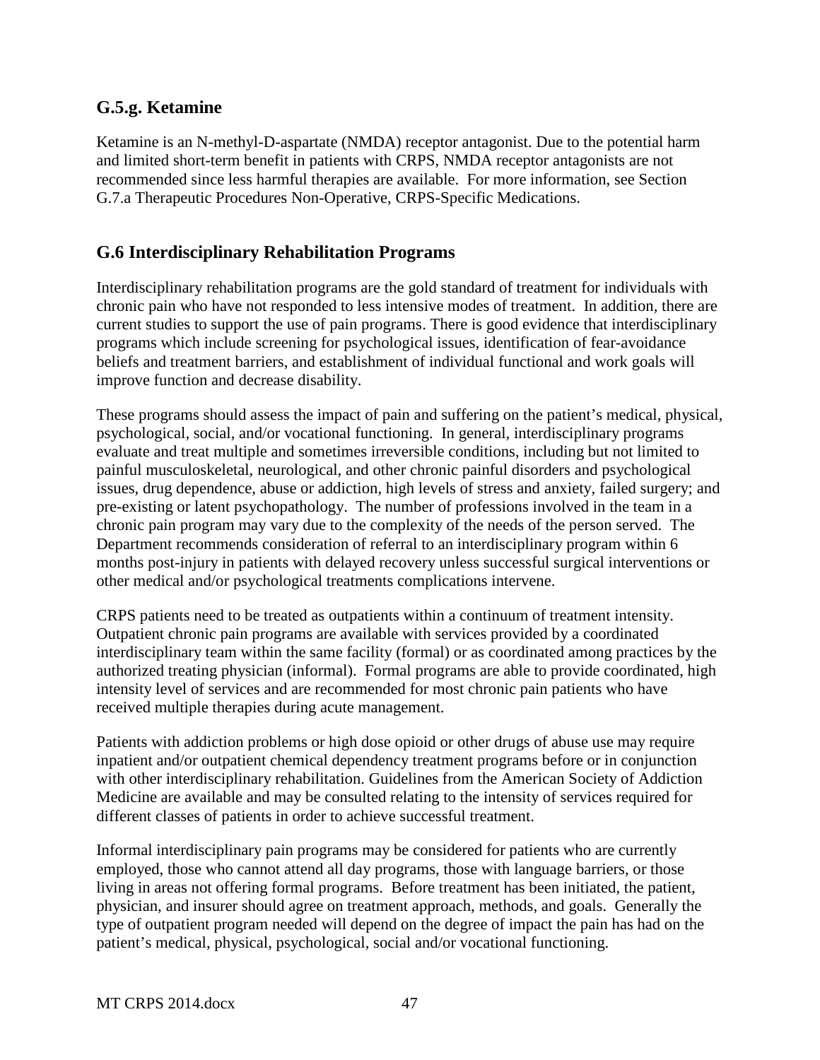## G.5.g. Ketamine

Ketamine is an N-methyl-D-aspartate (NMDA) receptor antagonist. Due to the potential harm and limited short-term benefit in patients with CRPS, NMDA receptor antagonists are not recommended since less harmful therapies are available. For more information, see Section G.7.a Therapeutic Procedures Non-Operative, CRPS-Specific Medications.

## G.6 Interdisciplinary Rehabilitation Programs

Interdisciplinary rehabilitation programs are the gold standard of treatment for individuals with chronic pain who have not responded to less intensive modes of treatment. In addition, there are current studies to support the use of pain programs. There is good evidence that interdisciplinary programs which include screening for psychological issues, identification of fear-avoidance beliefs and treatment barriers, and establishment of individual functional and work goals will improve function and decrease disability.

These programs should assess the impact of pain and suffering on the patient's medical, physical, psychological, social, and/or vocational functioning. In general, interdisciplinary programs evaluate and treat multiple and sometimes irreversible conditions, including but not limited to painful musculoskeletal, neurological, and other chronic painful disorders and psychological issues, drug dependence, abuse or addiction, high levels of stress and anxiety, failed surgery; and pre-existing or latent psychopathology. The number of professions involved in the team in a chronic pain program may vary due to the complexity of the needs of the person served. The Department recommends consideration of referral to an interdisciplinary program within 6 months post-injury in patients with delayed recovery unless successful surgical interventions or other medical and/or psychological treatments complications intervene.

CRPS patients need to be treated as outpatients within a continuum of treatment intensity. Outpatient chronic pain programs are available with services provided by a coordinated interdisciplinary team within the same facility (formal) or as coordinated among practices by the authorized treating physician (informal). Formal programs are able to provide coordinated, high intensity level of services and are recommended for most chronic pain patients who have received multiple therapies during acute management.

Patients with addiction problems or high dose opioid or other drugs of abuse use may require inpatient and/or outpatient chemical dependency treatment programs before or in conjunction with other interdisciplinary rehabilitation. Guidelines from the American Society of Addiction Medicine are available and may be consulted relating to the intensity of services required for different classes of patients in order to achieve successful treatment.

Informal interdisciplinary pain programs may be considered for patients who are currently employed, those who cannot attend all day programs, those with language barriers, or those living in areas not offering formal programs. Before treatment has been initiated, the patient, physician, and insurer should agree on treatment approach, methods, and goals. Generally the type of outpatient program needed will depend on the degree of impact the pain has had on the patient's medical, physical, psychological, social and/or vocational functioning.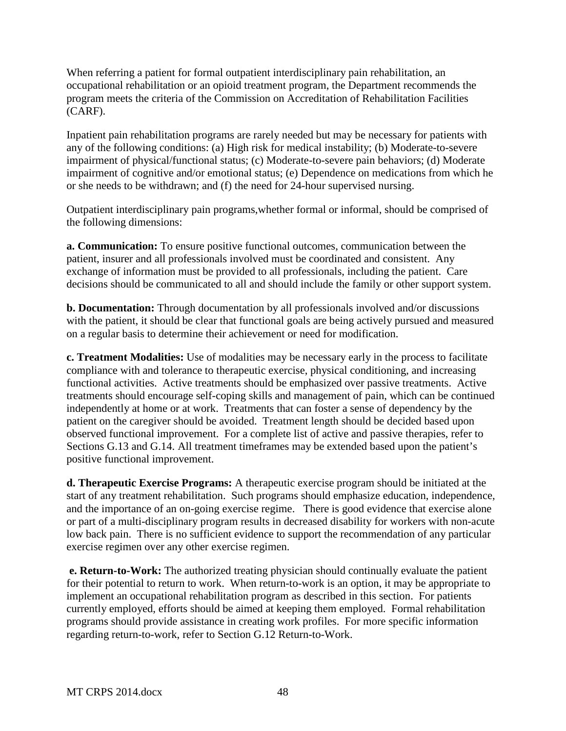When referring a patient for formal outpatient interdisciplinary pain rehabilitation, an occupational rehabilitation or an opioid treatment program, the Department recommends the program meets the criteria of the Commission on Accreditation of Rehabilitation Facilities (CARF).

Inpatient pain rehabilitation programs are rarely needed but may be necessary for patients with any of the following conditions: (a) High risk for medical instability; (b) Moderate-to-severe impairment of physical/functional status; (c) Moderate-to-severe pain behaviors; (d) Moderate impairment of cognitive and/or emotional status; (e) Dependence on medications from which he or she needs to be withdrawn; and (f) the need for 24-hour supervised nursing.

Outpatient interdisciplinary pain programs,whether formal or informal, should be comprised of the following dimensions:

**a. Communication:** To ensure positive functional outcomes, communication between the patient, insurer and all professionals involved must be coordinated and consistent. Any exchange of information must be provided to all professionals, including the patient. Care decisions should be communicated to all and should include the family or other support system.

**b. Documentation:** Through documentation by all professionals involved and/or discussions with the patient, it should be clear that functional goals are being actively pursued and measured on a regular basis to determine their achievement or need for modification.

**c. Treatment Modalities:** Use of modalities may be necessary early in the process to facilitate compliance with and tolerance to therapeutic exercise, physical conditioning, and increasing functional activities. Active treatments should be emphasized over passive treatments. Active treatments should encourage self-coping skills and management of pain, which can be continued independently at home or at work. Treatments that can foster a sense of dependency by the patient on the caregiver should be avoided. Treatment length should be decided based upon observed functional improvement. For a complete list of active and passive therapies, refer to Sections G.13 and G.14. All treatment timeframes may be extended based upon the patient's positive functional improvement.

**d. Therapeutic Exercise Programs:** A therapeutic exercise program should be initiated at the start of any treatment rehabilitation. Such programs should emphasize education, independence, and the importance of an on-going exercise regime. There is good evidence that exercise alone or part of a multi-disciplinary program results in decreased disability for workers with non-acute low back pain. There is no sufficient evidence to support the recommendation of any particular exercise regimen over any other exercise regimen.

**e. Return-to-Work:** The authorized treating physician should continually evaluate the patient for their potential to return to work. When return-to-work is an option, it may be appropriate to implement an occupational rehabilitation program as described in this section. For patients currently employed, efforts should be aimed at keeping them employed. Formal rehabilitation programs should provide assistance in creating work profiles. For more specific information regarding return-to-work, refer to Section G.12 Return-to-Work.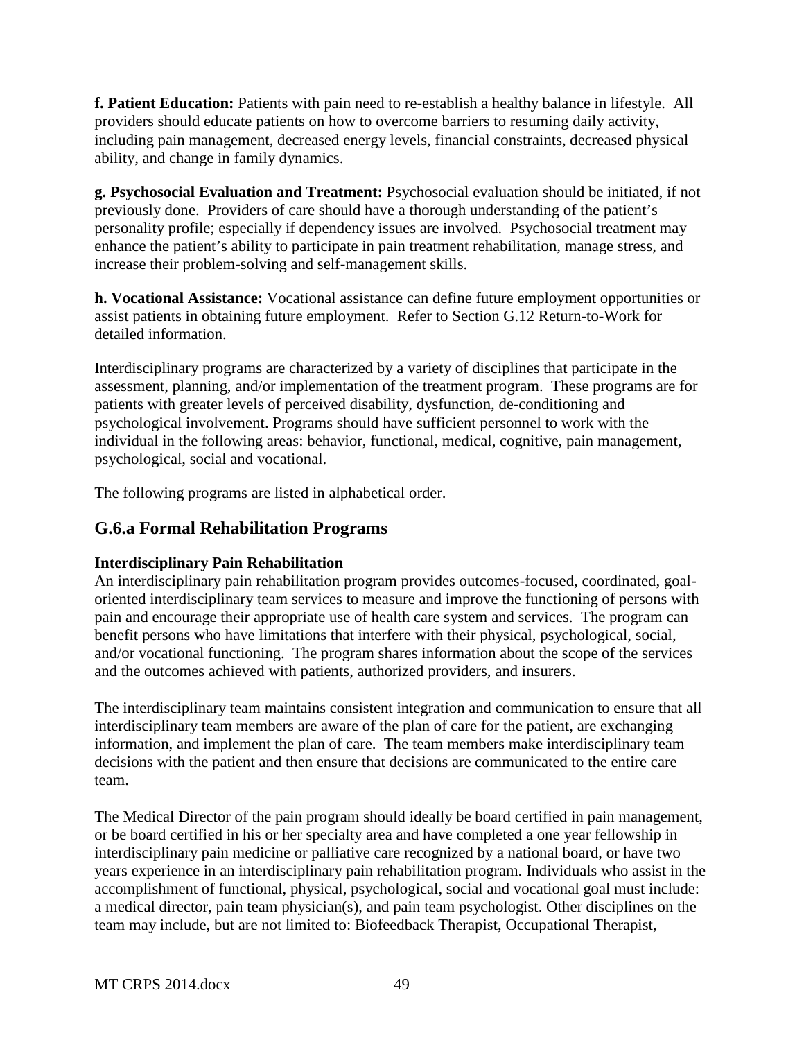**f. Patient Education:** Patients with pain need to re-establish a healthy balance in lifestyle. All providers should educate patients on how to overcome barriers to resuming daily activity, including pain management, decreased energy levels, financial constraints, decreased physical ability, and change in family dynamics.

**g. Psychosocial Evaluation and Treatment:** Psychosocial evaluation should be initiated, if not previously done. Providers of care should have a thorough understanding of the patient's personality profile; especially if dependency issues are involved. Psychosocial treatment may enhance the patient's ability to participate in pain treatment rehabilitation, manage stress, and increase their problem-solving and self-management skills.

**h. Vocational Assistance:** Vocational assistance can define future employment opportunities or assist patients in obtaining future employment. Refer to Section G.12 Return-to-Work for detailed information.

Interdisciplinary programs are characterized by a variety of disciplines that participate in the assessment, planning, and/or implementation of the treatment program. These programs are for patients with greater levels of perceived disability, dysfunction, de-conditioning and psychological involvement. Programs should have sufficient personnel to work with the individual in the following areas: behavior, functional, medical, cognitive, pain management, psychological, social and vocational.

The following programs are listed in alphabetical order.

## G.6.a Formal Rehabilitation Programs

**Interdisciplinary Pain Rehabilitation**

An interdisciplinary pain rehabilitation program provides outcomes-focused, coordinated, goal-oriented interdisciplinary team services to measure and improve the functioning of persons with pain and encourage their appropriate use of health care system and services. The program can benefit persons who have limitations that interfere with their physical, psychological, social, and/or vocational functioning. The program shares information about the scope of the services and the outcomes achieved with patients, authorized providers, and insurers.

The interdisciplinary team maintains consistent integration and communication to ensure that all interdisciplinary team members are aware of the plan of care for the patient, are exchanging information, and implement the plan of care. The team members make interdisciplinary team decisions with the patient and then ensure that decisions are communicated to the entire care team.

The Medical Director of the pain program should ideally be board certified in pain management, or be board certified in his or her specialty area and have completed a one year fellowship in interdisciplinary pain medicine or palliative care recognized by a national board, or have two years experience in an interdisciplinary pain rehabilitation program. Individuals who assist in the accomplishment of functional, physical, psychological, social and vocational goal must include: a medical director, pain team physician(s), and pain team psychologist. Other disciplines on the team may include, but are not limited to: Biofeedback Therapist, Occupational Therapist,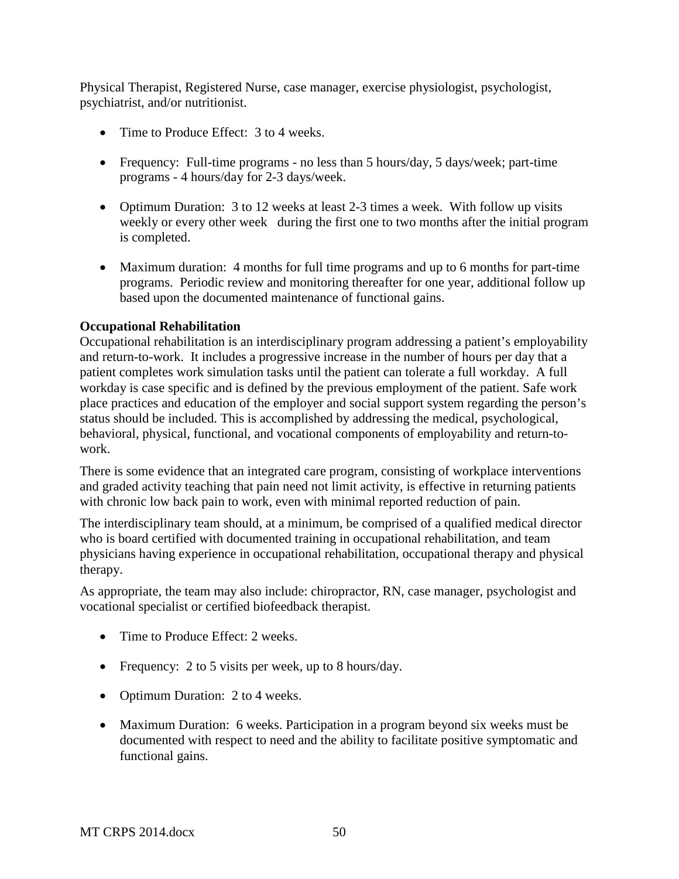Physical Therapist, Registered Nurse, case manager, exercise physiologist, psychologist, psychiatrist, and/or nutritionist.

- Time to Produce Effect: 3 to 4 weeks.
- Frequency: Full-time programs - no less than 5 hours/day, 5 days/week; part-time programs - 4 hours/day for 2-3 days/week.
- Optimum Duration: 3 to 12 weeks at least 2-3 times a week. With follow up visits weekly or every other week during the first one to two months after the initial program is completed.
- Maximum duration: 4 months for full time programs and up to 6 months for part-time programs. Periodic review and monitoring thereafter for one year, additional follow up based upon the documented maintenance of functional gains.

**Occupational Rehabilitation**

Occupational rehabilitation is an interdisciplinary program addressing a patient's employability and return-to-work. It includes a progressive increase in the number of hours per day that a patient completes work simulation tasks until the patient can tolerate a full workday. A full workday is case specific and is defined by the previous employment of the patient. Safe work place practices and education of the employer and social support system regarding the person's status should be included. This is accomplished by addressing the medical, psychological, behavioral, physical, functional, and vocational components of employability and return-to-work.

There is some evidence that an integrated care program, consisting of workplace interventions and graded activity teaching that pain need not limit activity, is effective in returning patients with chronic low back pain to work, even with minimal reported reduction of pain.

The interdisciplinary team should, at a minimum, be comprised of a qualified medical director who is board certified with documented training in occupational rehabilitation, and team physicians having experience in occupational rehabilitation, occupational therapy and physical therapy.

As appropriate, the team may also include: chiropractor, RN, case manager, psychologist and vocational specialist or certified biofeedback therapist.

- Time to Produce Effect: 2 weeks.
- Frequency: 2 to 5 visits per week, up to 8 hours/day.
- Optimum Duration: 2 to 4 weeks.
- Maximum Duration: 6 weeks. Participation in a program beyond six weeks must be documented with respect to need and the ability to facilitate positive symptomatic and functional gains.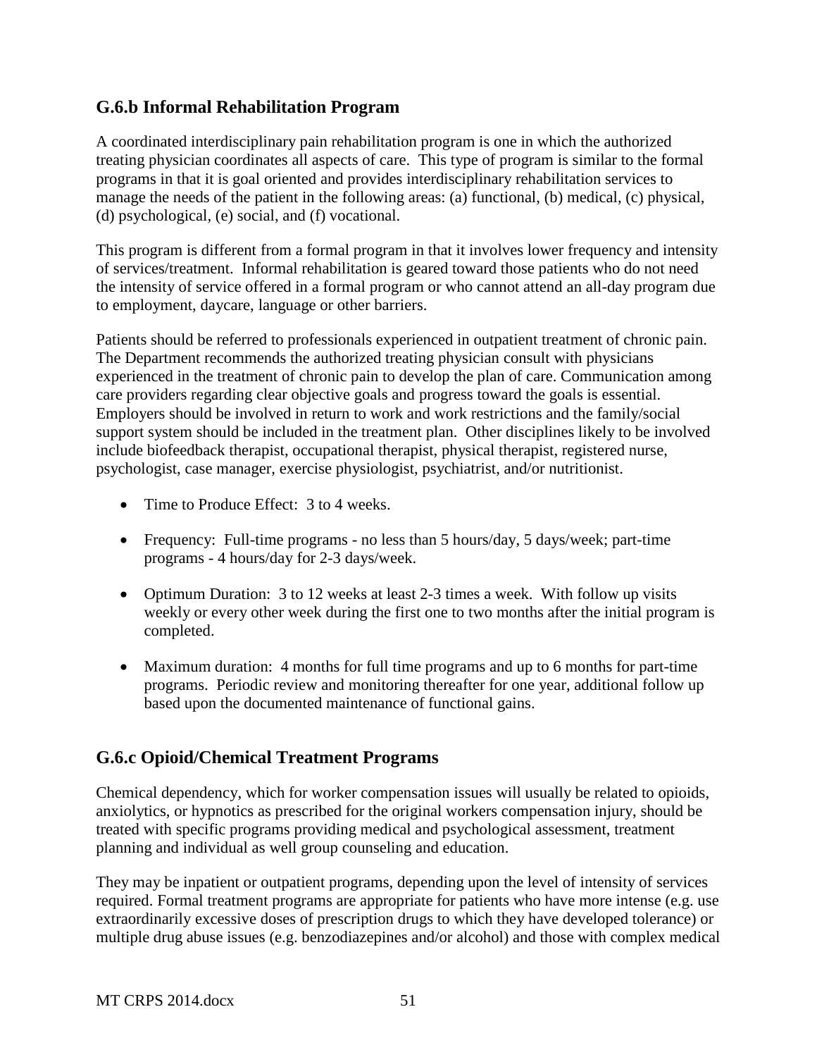### G.6.b Informal Rehabilitation Program

A coordinated interdisciplinary pain rehabilitation program is one in which the authorized treating physician coordinates all aspects of care. This type of program is similar to the formal programs in that it is goal oriented and provides interdisciplinary rehabilitation services to manage the needs of the patient in the following areas: (a) functional, (b) medical, (c) physical, (d) psychological, (e) social, and (f) vocational.

This program is different from a formal program in that it involves lower frequency and intensity of services/treatment. Informal rehabilitation is geared toward those patients who do not need the intensity of service offered in a formal program or who cannot attend an all-day program due to employment, daycare, language or other barriers.

Patients should be referred to professionals experienced in outpatient treatment of chronic pain. The Department recommends the authorized treating physician consult with physicians experienced in the treatment of chronic pain to develop the plan of care. Communication among care providers regarding clear objective goals and progress toward the goals is essential. Employers should be involved in return to work and work restrictions and the family/social support system should be included in the treatment plan. Other disciplines likely to be involved include biofeedback therapist, occupational therapist, physical therapist, registered nurse, psychologist, case manager, exercise physiologist, psychiatrist, and/or nutritionist.

- Time to Produce Effect: 3 to 4 weeks.
- Frequency: Full-time programs - no less than 5 hours/day, 5 days/week; part-time programs - 4 hours/day for 2-3 days/week.
- Optimum Duration: 3 to 12 weeks at least 2-3 times a week. With follow up visits weekly or every other week during the first one to two months after the initial program is completed.
- Maximum duration: 4 months for full time programs and up to 6 months for part-time programs. Periodic review and monitoring thereafter for one year, additional follow up based upon the documented maintenance of functional gains.

### G.6.c Opioid/Chemical Treatment Programs

Chemical dependency, which for worker compensation issues will usually be related to opioids, anxiolytics, or hypnotics as prescribed for the original workers compensation injury, should be treated with specific programs providing medical and psychological assessment, treatment planning and individual as well group counseling and education.

They may be inpatient or outpatient programs, depending upon the level of intensity of services required. Formal treatment programs are appropriate for patients who have more intense (e.g. use extraordinarily excessive doses of prescription drugs to which they have developed tolerance) or multiple drug abuse issues (e.g. benzodiazepines and/or alcohol) and those with complex medical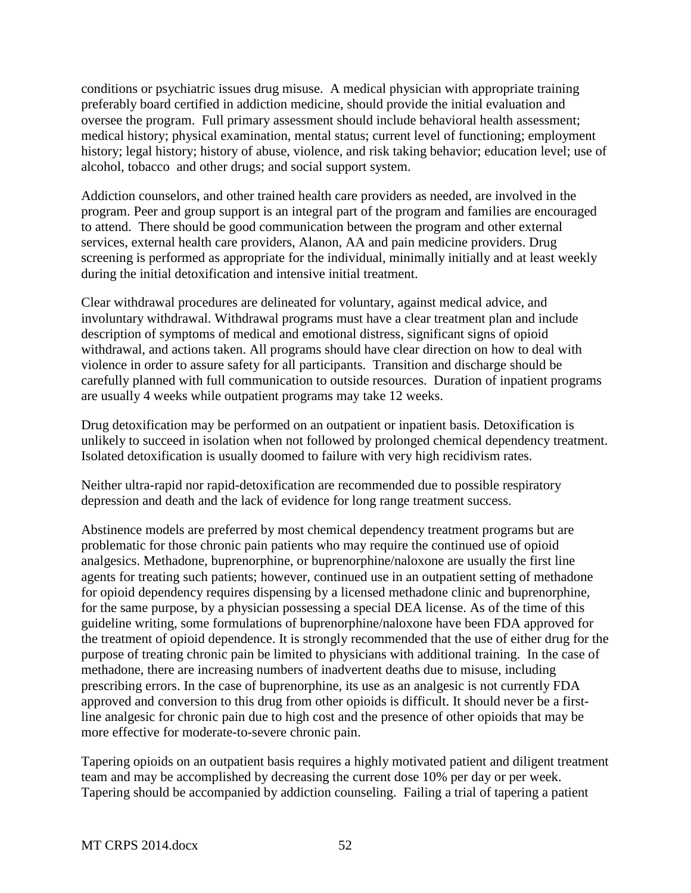conditions or psychiatric issues drug misuse. A medical physician with appropriate training preferably board certified in addiction medicine, should provide the initial evaluation and oversee the program. Full primary assessment should include behavioral health assessment; medical history; physical examination, mental status; current level of functioning; employment history; legal history; history of abuse, violence, and risk taking behavior; education level; use of alcohol, tobacco and other drugs; and social support system.

Addiction counselors, and other trained health care providers as needed, are involved in the program. Peer and group support is an integral part of the program and families are encouraged to attend. There should be good communication between the program and other external services, external health care providers, Alanon, AA and pain medicine providers. Drug screening is performed as appropriate for the individual, minimally initially and at least weekly during the initial detoxification and intensive initial treatment.

Clear withdrawal procedures are delineated for voluntary, against medical advice, and involuntary withdrawal. Withdrawal programs must have a clear treatment plan and include description of symptoms of medical and emotional distress, significant signs of opioid withdrawal, and actions taken. All programs should have clear direction on how to deal with violence in order to assure safety for all participants. Transition and discharge should be carefully planned with full communication to outside resources. Duration of inpatient programs are usually 4 weeks while outpatient programs may take 12 weeks.

Drug detoxification may be performed on an outpatient or inpatient basis. Detoxification is unlikely to succeed in isolation when not followed by prolonged chemical dependency treatment. Isolated detoxification is usually doomed to failure with very high recidivism rates.

Neither ultra-rapid nor rapid-detoxification are recommended due to possible respiratory depression and death and the lack of evidence for long range treatment success.

Abstinence models are preferred by most chemical dependency treatment programs but are problematic for those chronic pain patients who may require the continued use of opioid analgesics. Methadone, buprenorphine, or buprenorphine/naloxone are usually the first line agents for treating such patients; however, continued use in an outpatient setting of methadone for opioid dependency requires dispensing by a licensed methadone clinic and buprenorphine, for the same purpose, by a physician possessing a special DEA license. As of the time of this guideline writing, some formulations of buprenorphine/naloxone have been FDA approved for the treatment of opioid dependence. It is strongly recommended that the use of either drug for the purpose of treating chronic pain be limited to physicians with additional training. In the case of methadone, there are increasing numbers of inadvertent deaths due to misuse, including prescribing errors. In the case of buprenorphine, its use as an analgesic is not currently FDA approved and conversion to this drug from other opioids is difficult. It should never be a first-line analgesic for chronic pain due to high cost and the presence of other opioids that may be more effective for moderate-to-severe chronic pain.

Tapering opioids on an outpatient basis requires a highly motivated patient and diligent treatment team and may be accomplished by decreasing the current dose 10% per day or per week. Tapering should be accompanied by addiction counseling. Failing a trial of tapering a patient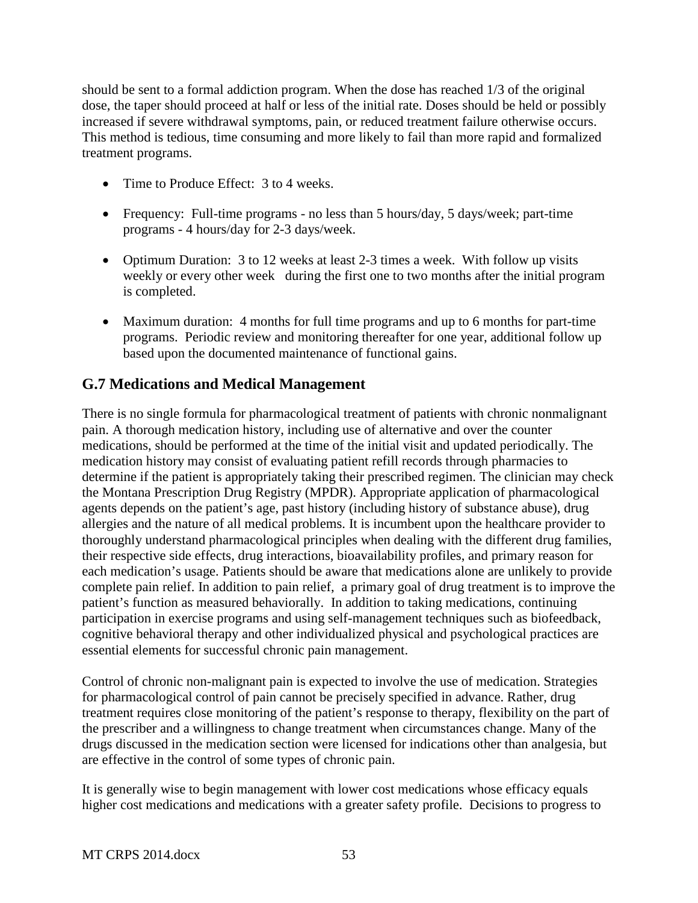should be sent to a formal addiction program. When the dose has reached 1/3 of the original dose, the taper should proceed at half or less of the initial rate. Doses should be held or possibly increased if severe withdrawal symptoms, pain, or reduced treatment failure otherwise occurs. This method is tedious, time consuming and more likely to fail than more rapid and formalized treatment programs.

- Time to Produce Effect: 3 to 4 weeks.
- Frequency: Full-time programs - no less than 5 hours/day, 5 days/week; part-time programs - 4 hours/day for 2-3 days/week.
- Optimum Duration: 3 to 12 weeks at least 2-3 times a week. With follow up visits weekly or every other week during the first one to two months after the initial program is completed.
- Maximum duration: 4 months for full time programs and up to 6 months for part-time programs. Periodic review and monitoring thereafter for one year, additional follow up based upon the documented maintenance of functional gains.

## G.7 Medications and Medical Management

There is no single formula for pharmacological treatment of patients with chronic nonmalignant pain. A thorough medication history, including use of alternative and over the counter medications, should be performed at the time of the initial visit and updated periodically. The medication history may consist of evaluating patient refill records through pharmacies to determine if the patient is appropriately taking their prescribed regimen. The clinician may check the Montana Prescription Drug Registry (MPDR). Appropriate application of pharmacological agents depends on the patient's age, past history (including history of substance abuse), drug allergies and the nature of all medical problems. It is incumbent upon the healthcare provider to thoroughly understand pharmacological principles when dealing with the different drug families, their respective side effects, drug interactions, bioavailability profiles, and primary reason for each medication's usage. Patients should be aware that medications alone are unlikely to provide complete pain relief. In addition to pain relief, a primary goal of drug treatment is to improve the patient's function as measured behaviorally. In addition to taking medications, continuing participation in exercise programs and using self-management techniques such as biofeedback, cognitive behavioral therapy and other individualized physical and psychological practices are essential elements for successful chronic pain management.

Control of chronic non-malignant pain is expected to involve the use of medication. Strategies for pharmacological control of pain cannot be precisely specified in advance. Rather, drug treatment requires close monitoring of the patient's response to therapy, flexibility on the part of the prescriber and a willingness to change treatment when circumstances change. Many of the drugs discussed in the medication section were licensed for indications other than analgesia, but are effective in the control of some types of chronic pain.

It is generally wise to begin management with lower cost medications whose efficacy equals higher cost medications and medications with a greater safety profile. Decisions to progress to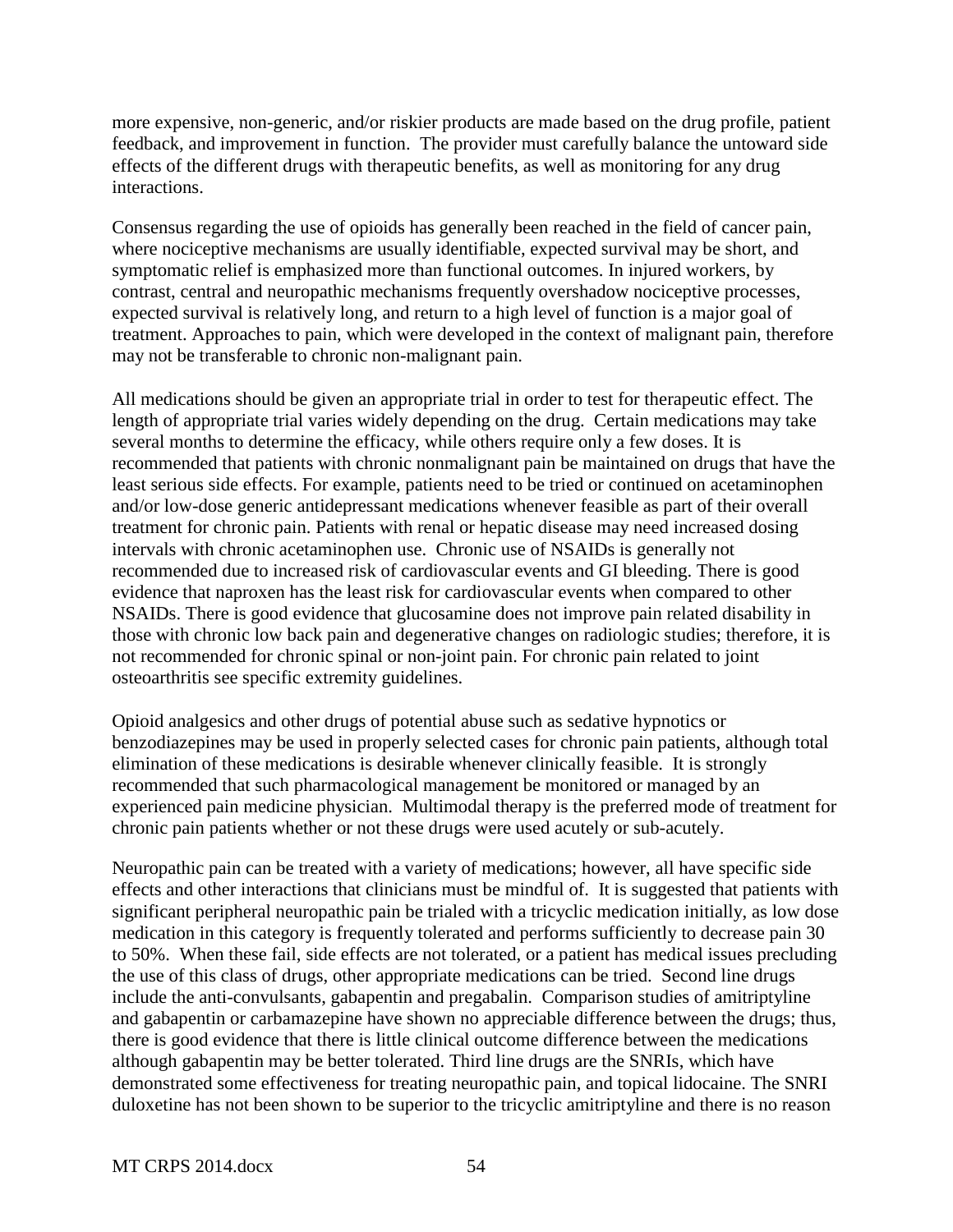more expensive, non-generic, and/or riskier products are made based on the drug profile, patient feedback, and improvement in function. The provider must carefully balance the untoward side effects of the different drugs with therapeutic benefits, as well as monitoring for any drug interactions.

Consensus regarding the use of opioids has generally been reached in the field of cancer pain, where nociceptive mechanisms are usually identifiable, expected survival may be short, and symptomatic relief is emphasized more than functional outcomes. In injured workers, by contrast, central and neuropathic mechanisms frequently overshadow nociceptive processes, expected survival is relatively long, and return to a high level of function is a major goal of treatment. Approaches to pain, which were developed in the context of malignant pain, therefore may not be transferable to chronic non-malignant pain.

All medications should be given an appropriate trial in order to test for therapeutic effect. The length of appropriate trial varies widely depending on the drug. Certain medications may take several months to determine the efficacy, while others require only a few doses. It is recommended that patients with chronic nonmalignant pain be maintained on drugs that have the least serious side effects. For example, patients need to be tried or continued on acetaminophen and/or low-dose generic antidepressant medications whenever feasible as part of their overall treatment for chronic pain. Patients with renal or hepatic disease may need increased dosing intervals with chronic acetaminophen use. Chronic use of NSAIDs is generally not recommended due to increased risk of cardiovascular events and GI bleeding. There is good evidence that naproxen has the least risk for cardiovascular events when compared to other NSAIDs. There is good evidence that glucosamine does not improve pain related disability in those with chronic low back pain and degenerative changes on radiologic studies; therefore, it is not recommended for chronic spinal or non-joint pain. For chronic pain related to joint osteoarthritis see specific extremity guidelines.

Opioid analgesics and other drugs of potential abuse such as sedative hypnotics or benzodiazepines may be used in properly selected cases for chronic pain patients, although total elimination of these medications is desirable whenever clinically feasible. It is strongly recommended that such pharmacological management be monitored or managed by an experienced pain medicine physician. Multimodal therapy is the preferred mode of treatment for chronic pain patients whether or not these drugs were used acutely or sub-acutely.

Neuropathic pain can be treated with a variety of medications; however, all have specific side effects and other interactions that clinicians must be mindful of. It is suggested that patients with significant peripheral neuropathic pain be trialed with a tricyclic medication initially, as low dose medication in this category is frequently tolerated and performs sufficiently to decrease pain 30 to 50%. When these fail, side effects are not tolerated, or a patient has medical issues precluding the use of this class of drugs, other appropriate medications can be tried. Second line drugs include the anti-convulsants, gabapentin and pregabalin. Comparison studies of amitriptyline and gabapentin or carbamazepine have shown no appreciable difference between the drugs; thus, there is good evidence that there is little clinical outcome difference between the medications although gabapentin may be better tolerated. Third line drugs are the SNRIs, which have demonstrated some effectiveness for treating neuropathic pain, and topical lidocaine. The SNRI duloxetine has not been shown to be superior to the tricyclic amitriptyline and there is no reason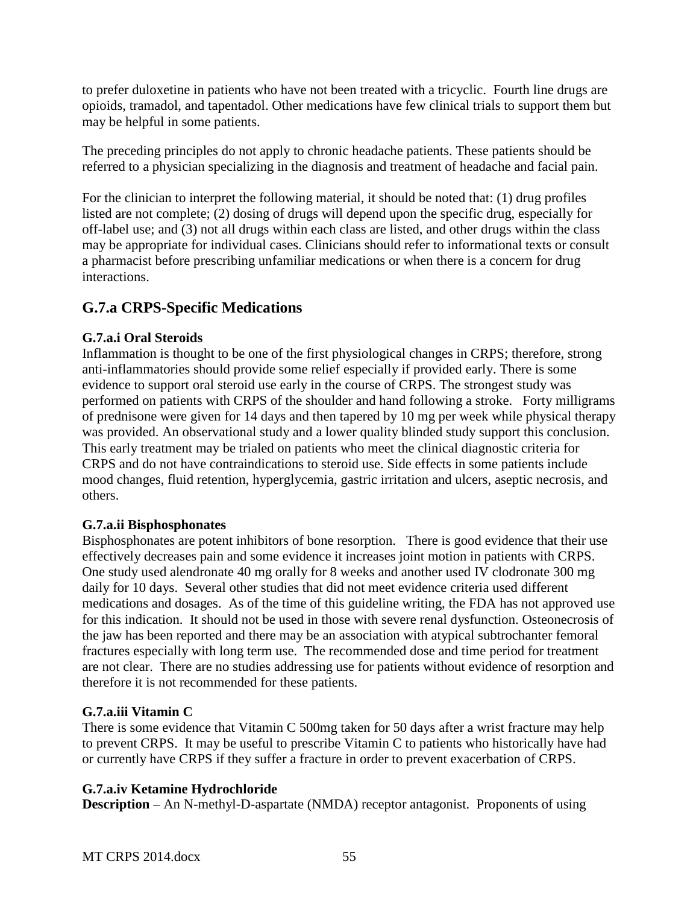to prefer duloxetine in patients who have not been treated with a tricyclic. Fourth line drugs are opioids, tramadol, and tapentadol. Other medications have few clinical trials to support them but may be helpful in some patients.

The preceding principles do not apply to chronic headache patients. These patients should be referred to a physician specializing in the diagnosis and treatment of headache and facial pain.

For the clinician to interpret the following material, it should be noted that: (1) drug profiles listed are not complete; (2) dosing of drugs will depend upon the specific drug, especially for off-label use; and (3) not all drugs within each class are listed, and other drugs within the class may be appropriate for individual cases. Clinicians should refer to informational texts or consult a pharmacist before prescribing unfamiliar medications or when there is a concern for drug interactions.

## G.7.a CRPS-Specific Medications

### G.7.a.i Oral Steroids

Inflammation is thought to be one of the first physiological changes in CRPS; therefore, strong anti-inflammatories should provide some relief especially if provided early. There is some evidence to support oral steroid use early in the course of CRPS. The strongest study was performed on patients with CRPS of the shoulder and hand following a stroke. Forty milligrams of prednisone were given for 14 days and then tapered by 10 mg per week while physical therapy was provided. An observational study and a lower quality blinded study support this conclusion. This early treatment may be trialed on patients who meet the clinical diagnostic criteria for CRPS and do not have contraindications to steroid use. Side effects in some patients include mood changes, fluid retention, hyperglycemia, gastric irritation and ulcers, aseptic necrosis, and others.

### G.7.a.ii Bisphosphonates

Bisphosphonates are potent inhibitors of bone resorption. There is good evidence that their use effectively decreases pain and some evidence it increases joint motion in patients with CRPS. One study used alendronate 40 mg orally for 8 weeks and another used IV clodronate 300 mg daily for 10 days. Several other studies that did not meet evidence criteria used different medications and dosages. As of the time of this guideline writing, the FDA has not approved use for this indication. It should not be used in those with severe renal dysfunction. Osteonecrosis of the jaw has been reported and there may be an association with atypical subtrochanter femoral fractures especially with long term use. The recommended dose and time period for treatment are not clear. There are no studies addressing use for patients without evidence of resorption and therefore it is not recommended for these patients.

### G.7.a.iii Vitamin C

There is some evidence that Vitamin C 500mg taken for 50 days after a wrist fracture may help to prevent CRPS. It may be useful to prescribe Vitamin C to patients who historically have had or currently have CRPS if they suffer a fracture in order to prevent exacerbation of CRPS.

### G.7.a.iv Ketamine Hydrochloride

**Description** – An N-methyl-D-aspartate (NMDA) receptor antagonist. Proponents of using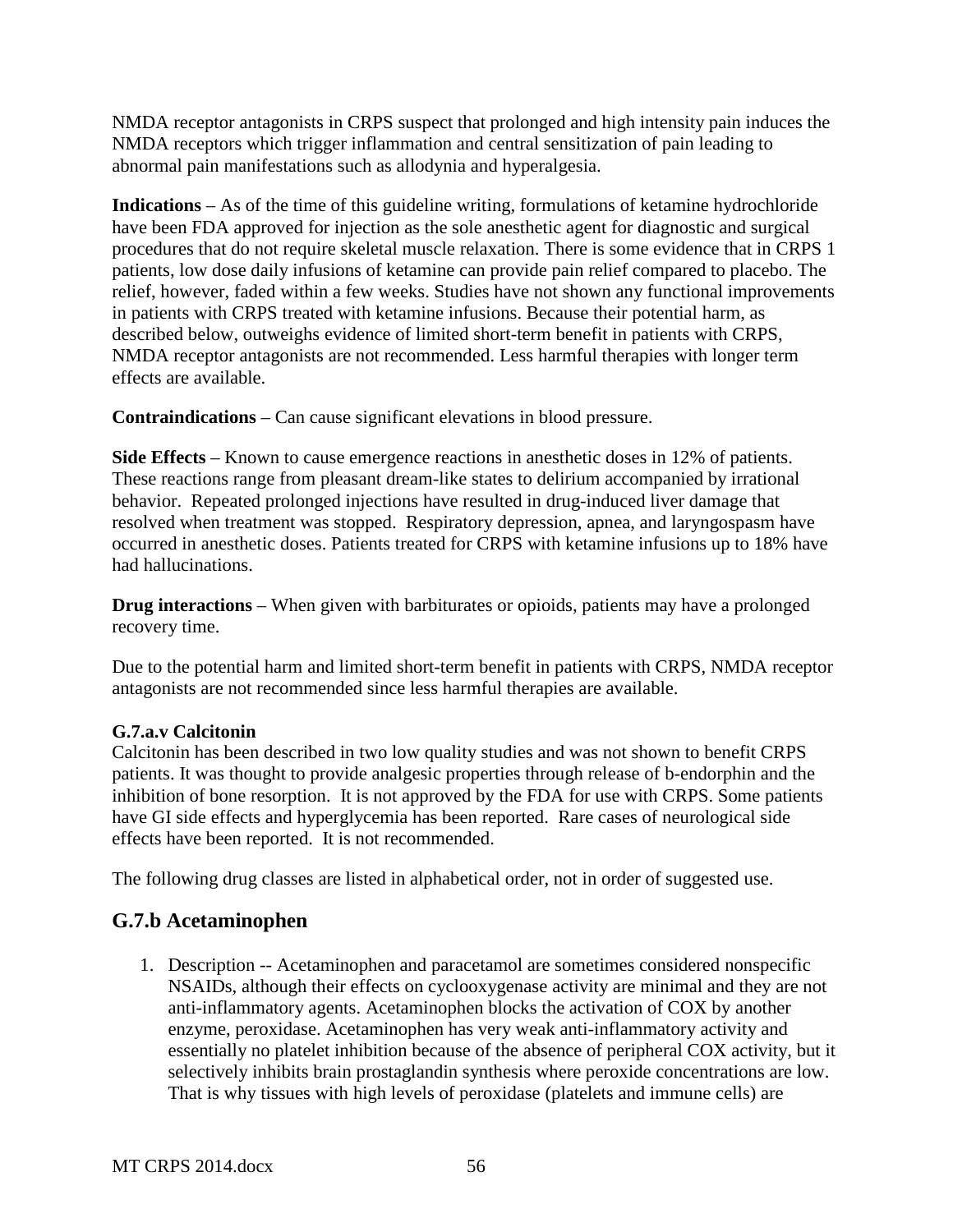NMDA receptor antagonists in CRPS suspect that prolonged and high intensity pain induces the NMDA receptors which trigger inflammation and central sensitization of pain leading to abnormal pain manifestations such as allodynia and hyperalgesia.

**Indications** – As of the time of this guideline writing, formulations of ketamine hydrochloride have been FDA approved for injection as the sole anesthetic agent for diagnostic and surgical procedures that do not require skeletal muscle relaxation. There is some evidence that in CRPS 1 patients, low dose daily infusions of ketamine can provide pain relief compared to placebo. The relief, however, faded within a few weeks. Studies have not shown any functional improvements in patients with CRPS treated with ketamine infusions. Because their potential harm, as described below, outweighs evidence of limited short-term benefit in patients with CRPS, NMDA receptor antagonists are not recommended. Less harmful therapies with longer term effects are available.

**Contraindications** – Can cause significant elevations in blood pressure.

**Side Effects** – Known to cause emergence reactions in anesthetic doses in 12% of patients. These reactions range from pleasant dream-like states to delirium accompanied by irrational behavior. Repeated prolonged injections have resulted in drug-induced liver damage that resolved when treatment was stopped. Respiratory depression, apnea, and laryngospasm have occurred in anesthetic doses. Patients treated for CRPS with ketamine infusions up to 18% have had hallucinations.

**Drug interactions** – When given with barbiturates or opioids, patients may have a prolonged recovery time.

Due to the potential harm and limited short-term benefit in patients with CRPS, NMDA receptor antagonists are not recommended since less harmful therapies are available.

**G.7.a.v Calcitonin**

Calcitonin has been described in two low quality studies and was not shown to benefit CRPS patients. It was thought to provide analgesic properties through release of b-endorphin and the inhibition of bone resorption. It is not approved by the FDA for use with CRPS. Some patients have GI side effects and hyperglycemia has been reported. Rare cases of neurological side effects have been reported. It is not recommended.

The following drug classes are listed in alphabetical order, not in order of suggested use.

## G.7.b Acetaminophen

1. Description -- Acetaminophen and paracetamol are sometimes considered nonspecific NSAIDs, although their effects on cyclooxygenase activity are minimal and they are not anti-inflammatory agents. Acetaminophen blocks the activation of COX by another enzyme, peroxidase. Acetaminophen has very weak anti-inflammatory activity and essentially no platelet inhibition because of the absence of peripheral COX activity, but it selectively inhibits brain prostaglandin synthesis where peroxide concentrations are low. That is why tissues with high levels of peroxidase (platelets and immune cells) are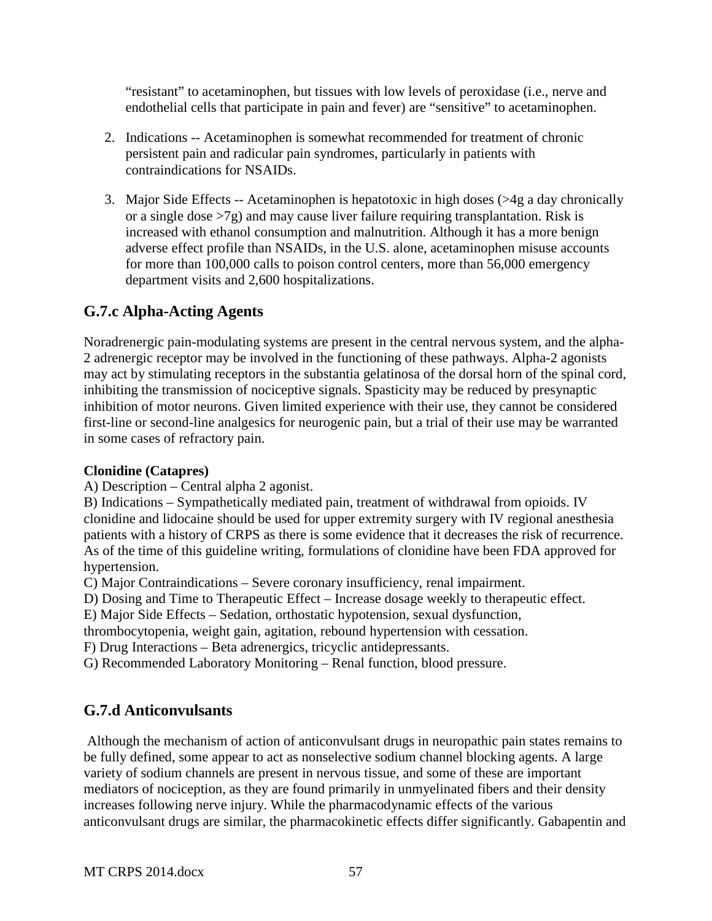"resistant" to acetaminophen, but tissues with low levels of peroxidase (i.e., nerve and endothelial cells that participate in pain and fever) are "sensitive" to acetaminophen.

2. Indications -- Acetaminophen is somewhat recommended for treatment of chronic persistent pain and radicular pain syndromes, particularly in patients with contraindications for NSAIDs.

3. Major Side Effects -- Acetaminophen is hepatotoxic in high doses (>4g a day chronically or a single dose >7g) and may cause liver failure requiring transplantation. Risk is increased with ethanol consumption and malnutrition. Although it has a more benign adverse effect profile than NSAIDs, in the U.S. alone, acetaminophen misuse accounts for more than 100,000 calls to poison control centers, more than 56,000 emergency department visits and 2,600 hospitalizations.

## G.7.c Alpha-Acting Agents

Noradrenergic pain-modulating systems are present in the central nervous system, and the alpha-2 adrenergic receptor may be involved in the functioning of these pathways. Alpha-2 agonists may act by stimulating receptors in the substantia gelatinosa of the dorsal horn of the spinal cord, inhibiting the transmission of nociceptive signals. Spasticity may be reduced by presynaptic inhibition of motor neurons. Given limited experience with their use, they cannot be considered first-line or second-line analgesics for neurogenic pain, but a trial of their use may be warranted in some cases of refractory pain.

**Clonidine (Catapres)**

A) Description – Central alpha 2 agonist.
B) Indications – Sympathetically mediated pain, treatment of withdrawal from opioids. IV clonidine and lidocaine should be used for upper extremity surgery with IV regional anesthesia patients with a history of CRPS as there is some evidence that it decreases the risk of recurrence. As of the time of this guideline writing, formulations of clonidine have been FDA approved for hypertension.
C) Major Contraindications – Severe coronary insufficiency, renal impairment.
D) Dosing and Time to Therapeutic Effect – Increase dosage weekly to therapeutic effect.
E) Major Side Effects – Sedation, orthostatic hypotension, sexual dysfunction, thrombocytopenia, weight gain, agitation, rebound hypertension with cessation.
F) Drug Interactions – Beta adrenergics, tricyclic antidepressants.
G) Recommended Laboratory Monitoring – Renal function, blood pressure.

## G.7.d Anticonvulsants

Although the mechanism of action of anticonvulsant drugs in neuropathic pain states remains to be fully defined, some appear to act as nonselective sodium channel blocking agents. A large variety of sodium channels are present in nervous tissue, and some of these are important mediators of nociception, as they are found primarily in unmyelinated fibers and their density increases following nerve injury. While the pharmacodynamic effects of the various anticonvulsant drugs are similar, the pharmacokinetic effects differ significantly. Gabapentin and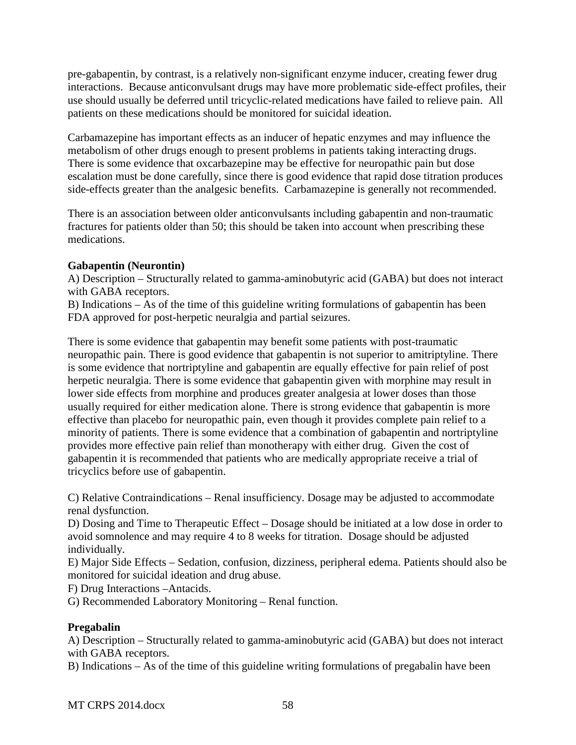pre-gabapentin, by contrast, is a relatively non-significant enzyme inducer, creating fewer drug interactions. Because anticonvulsant drugs may have more problematic side-effect profiles, their use should usually be deferred until tricyclic-related medications have failed to relieve pain. All patients on these medications should be monitored for suicidal ideation.

Carbamazepine has important effects as an inducer of hepatic enzymes and may influence the metabolism of other drugs enough to present problems in patients taking interacting drugs. There is some evidence that oxcarbazepine may be effective for neuropathic pain but dose escalation must be done carefully, since there is good evidence that rapid dose titration produces side-effects greater than the analgesic benefits. Carbamazepine is generally not recommended.

There is an association between older anticonvulsants including gabapentin and non-traumatic fractures for patients older than 50; this should be taken into account when prescribing these medications.

**Gabapentin (Neurontin)**

A) Description – Structurally related to gamma-aminobutyric acid (GABA) but does not interact with GABA receptors.

B) Indications – As of the time of this guideline writing formulations of gabapentin has been FDA approved for post-herpetic neuralgia and partial seizures.

There is some evidence that gabapentin may benefit some patients with post-traumatic neuropathic pain. There is good evidence that gabapentin is not superior to amitriptyline. There is some evidence that nortriptyline and gabapentin are equally effective for pain relief of post herpetic neuralgia. There is some evidence that gabapentin given with morphine may result in lower side effects from morphine and produces greater analgesia at lower doses than those usually required for either medication alone. There is strong evidence that gabapentin is more effective than placebo for neuropathic pain, even though it provides complete pain relief to a minority of patients. There is some evidence that a combination of gabapentin and nortriptyline provides more effective pain relief than monotherapy with either drug. Given the cost of gabapentin it is recommended that patients who are medically appropriate receive a trial of tricyclics before use of gabapentin.

C) Relative Contraindications – Renal insufficiency. Dosage may be adjusted to accommodate renal dysfunction.

D) Dosing and Time to Therapeutic Effect – Dosage should be initiated at a low dose in order to avoid somnolence and may require 4 to 8 weeks for titration. Dosage should be adjusted individually.

E) Major Side Effects – Sedation, confusion, dizziness, peripheral edema. Patients should also be monitored for suicidal ideation and drug abuse.

F) Drug Interactions –Antacids.

G) Recommended Laboratory Monitoring – Renal function.

**Pregabalin**

A) Description – Structurally related to gamma-aminobutyric acid (GABA) but does not interact with GABA receptors.

B) Indications – As of the time of this guideline writing formulations of pregabalin have been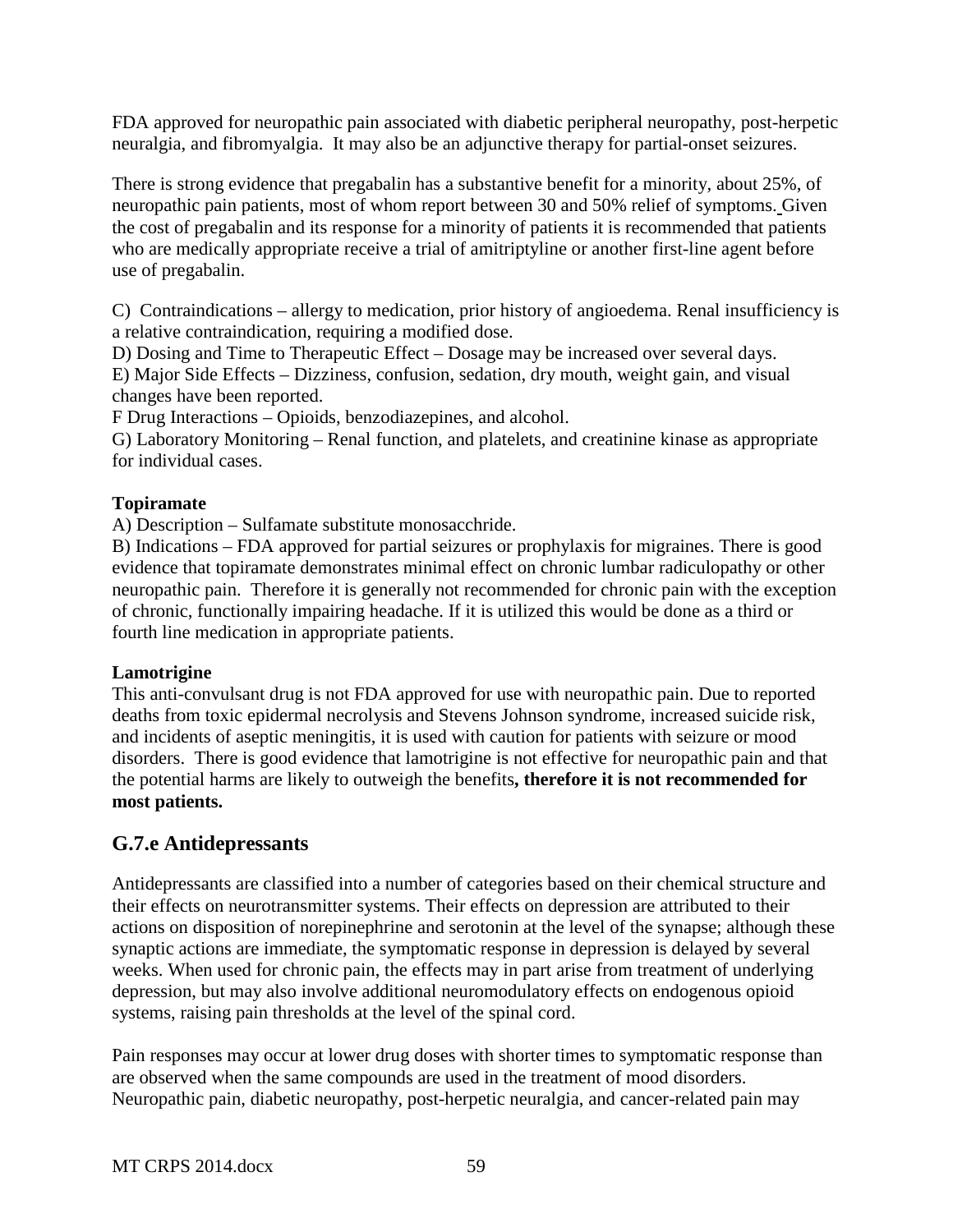FDA approved for neuropathic pain associated with diabetic peripheral neuropathy, post-herpetic neuralgia, and fibromyalgia. It may also be an adjunctive therapy for partial-onset seizures.

There is strong evidence that pregabalin has a substantive benefit for a minority, about 25%, of neuropathic pain patients, most of whom report between 30 and 50% relief of symptoms. Given the cost of pregabalin and its response for a minority of patients it is recommended that patients who are medically appropriate receive a trial of amitriptyline or another first-line agent before use of pregabalin.

C) Contraindications – allergy to medication, prior history of angioedema. Renal insufficiency is a relative contraindication, requiring a modified dose.
D) Dosing and Time to Therapeutic Effect – Dosage may be increased over several days.
E) Major Side Effects – Dizziness, confusion, sedation, dry mouth, weight gain, and visual changes have been reported.
F Drug Interactions – Opioids, benzodiazepines, and alcohol.
G) Laboratory Monitoring – Renal function, and platelets, and creatinine kinase as appropriate for individual cases.

**Topiramate**
A) Description – Sulfamate substitute monosacchride.
B) Indications – FDA approved for partial seizures or prophylaxis for migraines. There is good evidence that topiramate demonstrates minimal effect on chronic lumbar radiculopathy or other neuropathic pain. Therefore it is generally not recommended for chronic pain with the exception of chronic, functionally impairing headache. If it is utilized this would be done as a third or fourth line medication in appropriate patients.

**Lamotrigine**
This anti-convulsant drug is not FDA approved for use with neuropathic pain. Due to reported deaths from toxic epidermal necrolysis and Stevens Johnson syndrome, increased suicide risk, and incidents of aseptic meningitis, it is used with caution for patients with seizure or mood disorders. There is good evidence that lamotrigine is not effective for neuropathic pain and that the potential harms are likely to outweigh the benefits**, therefore it is not recommended for most patients.**

## G.7.e Antidepressants

Antidepressants are classified into a number of categories based on their chemical structure and their effects on neurotransmitter systems. Their effects on depression are attributed to their actions on disposition of norepinephrine and serotonin at the level of the synapse; although these synaptic actions are immediate, the symptomatic response in depression is delayed by several weeks. When used for chronic pain, the effects may in part arise from treatment of underlying depression, but may also involve additional neuromodulatory effects on endogenous opioid systems, raising pain thresholds at the level of the spinal cord.

Pain responses may occur at lower drug doses with shorter times to symptomatic response than are observed when the same compounds are used in the treatment of mood disorders. Neuropathic pain, diabetic neuropathy, post-herpetic neuralgia, and cancer-related pain may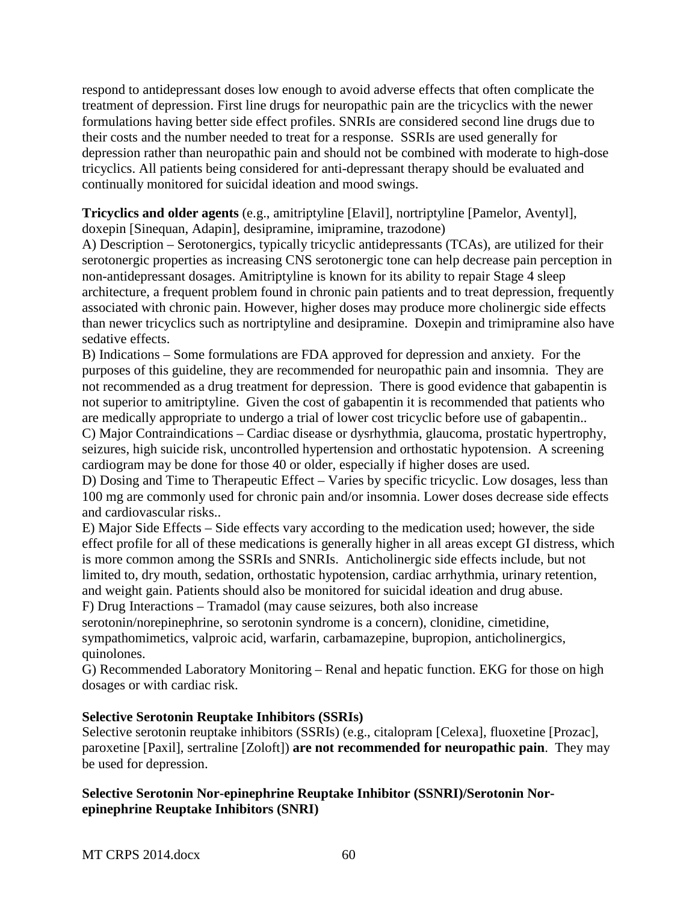respond to antidepressant doses low enough to avoid adverse effects that often complicate the treatment of depression. First line drugs for neuropathic pain are the tricyclics with the newer formulations having better side effect profiles. SNRIs are considered second line drugs due to their costs and the number needed to treat for a response. SSRIs are used generally for depression rather than neuropathic pain and should not be combined with moderate to high-dose tricyclics. All patients being considered for anti-depressant therapy should be evaluated and continually monitored for suicidal ideation and mood swings.

**Tricyclics and older agents** (e.g., amitriptyline [Elavil], nortriptyline [Pamelor, Aventyl], doxepin [Sinequan, Adapin], desipramine, imipramine, trazodone)

A) Description – Serotonergics, typically tricyclic antidepressants (TCAs), are utilized for their serotonergic properties as increasing CNS serotonergic tone can help decrease pain perception in non-antidepressant dosages. Amitriptyline is known for its ability to repair Stage 4 sleep architecture, a frequent problem found in chronic pain patients and to treat depression, frequently associated with chronic pain. However, higher doses may produce more cholinergic side effects than newer tricyclics such as nortriptyline and desipramine. Doxepin and trimipramine also have sedative effects.

B) Indications – Some formulations are FDA approved for depression and anxiety. For the purposes of this guideline, they are recommended for neuropathic pain and insomnia. They are not recommended as a drug treatment for depression. There is good evidence that gabapentin is not superior to amitriptyline. Given the cost of gabapentin it is recommended that patients who are medically appropriate to undergo a trial of lower cost tricyclic before use of gabapentin..

C) Major Contraindications – Cardiac disease or dysrhythmia, glaucoma, prostatic hypertrophy, seizures, high suicide risk, uncontrolled hypertension and orthostatic hypotension. A screening cardiogram may be done for those 40 or older, especially if higher doses are used.

D) Dosing and Time to Therapeutic Effect – Varies by specific tricyclic. Low dosages, less than 100 mg are commonly used for chronic pain and/or insomnia. Lower doses decrease side effects and cardiovascular risks..

E) Major Side Effects – Side effects vary according to the medication used; however, the side effect profile for all of these medications is generally higher in all areas except GI distress, which is more common among the SSRIs and SNRIs. Anticholinergic side effects include, but not limited to, dry mouth, sedation, orthostatic hypotension, cardiac arrhythmia, urinary retention, and weight gain. Patients should also be monitored for suicidal ideation and drug abuse.

F) Drug Interactions – Tramadol (may cause seizures, both also increase serotonin/norepinephrine, so serotonin syndrome is a concern), clonidine, cimetidine, sympathomimetics, valproic acid, warfarin, carbamazepine, bupropion, anticholinergics, quinolones.

G) Recommended Laboratory Monitoring – Renal and hepatic function. EKG for those on high dosages or with cardiac risk.

**Selective Serotonin Reuptake Inhibitors (SSRIs)**

Selective serotonin reuptake inhibitors (SSRIs) (e.g., citalopram [Celexa], fluoxetine [Prozac], paroxetine [Paxil], sertraline [Zoloft]) **are not recommended for neuropathic pain**. They may be used for depression.

**Selective Serotonin Nor-epinephrine Reuptake Inhibitor (SSNRI)/Serotonin Nor-epinephrine Reuptake Inhibitors (SNRI)**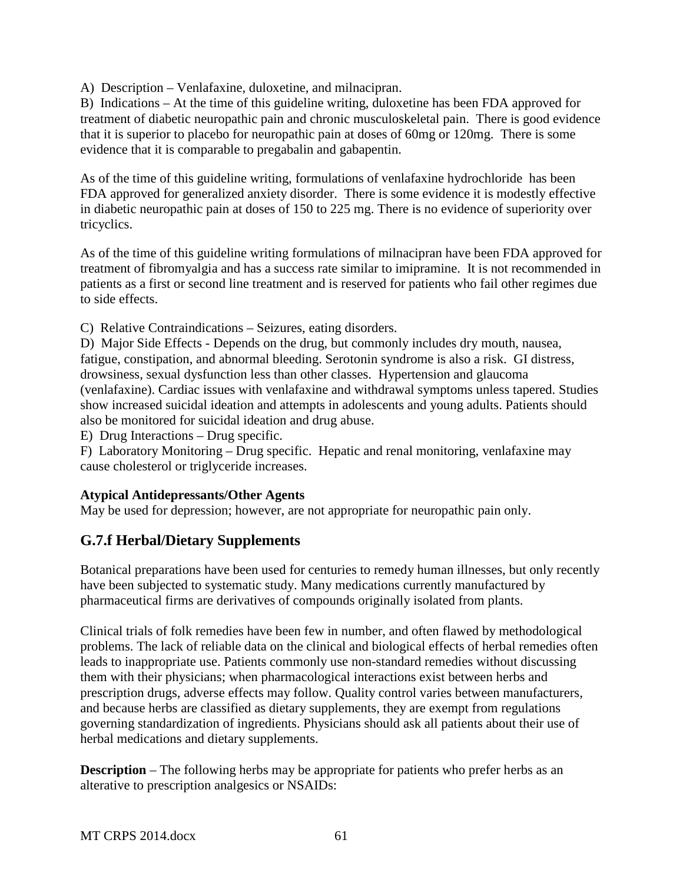A) Description – Venlafaxine, duloxetine, and milnacipran.
B) Indications – At the time of this guideline writing, duloxetine has been FDA approved for treatment of diabetic neuropathic pain and chronic musculoskeletal pain. There is good evidence that it is superior to placebo for neuropathic pain at doses of 60mg or 120mg. There is some evidence that it is comparable to pregabalin and gabapentin.

As of the time of this guideline writing, formulations of venlafaxine hydrochloride has been FDA approved for generalized anxiety disorder. There is some evidence it is modestly effective in diabetic neuropathic pain at doses of 150 to 225 mg. There is no evidence of superiority over tricyclics.

As of the time of this guideline writing formulations of milnacipran have been FDA approved for treatment of fibromyalgia and has a success rate similar to imipramine. It is not recommended in patients as a first or second line treatment and is reserved for patients who fail other regimes due to side effects.

C) Relative Contraindications – Seizures, eating disorders.
D) Major Side Effects - Depends on the drug, but commonly includes dry mouth, nausea, fatigue, constipation, and abnormal bleeding. Serotonin syndrome is also a risk. GI distress, drowsiness, sexual dysfunction less than other classes. Hypertension and glaucoma (venlafaxine). Cardiac issues with venlafaxine and withdrawal symptoms unless tapered. Studies show increased suicidal ideation and attempts in adolescents and young adults. Patients should also be monitored for suicidal ideation and drug abuse.
E) Drug Interactions – Drug specific.
F) Laboratory Monitoring – Drug specific. Hepatic and renal monitoring, venlafaxine may cause cholesterol or triglyceride increases.

**Atypical Antidepressants/Other Agents**
May be used for depression; however, are not appropriate for neuropathic pain only.

## G.7.f Herbal/Dietary Supplements

Botanical preparations have been used for centuries to remedy human illnesses, but only recently have been subjected to systematic study. Many medications currently manufactured by pharmaceutical firms are derivatives of compounds originally isolated from plants.

Clinical trials of folk remedies have been few in number, and often flawed by methodological problems. The lack of reliable data on the clinical and biological effects of herbal remedies often leads to inappropriate use. Patients commonly use non-standard remedies without discussing them with their physicians; when pharmacological interactions exist between herbs and prescription drugs, adverse effects may follow. Quality control varies between manufacturers, and because herbs are classified as dietary supplements, they are exempt from regulations governing standardization of ingredients. Physicians should ask all patients about their use of herbal medications and dietary supplements.

**Description** – The following herbs may be appropriate for patients who prefer herbs as an alterative to prescription analgesics or NSAIDs: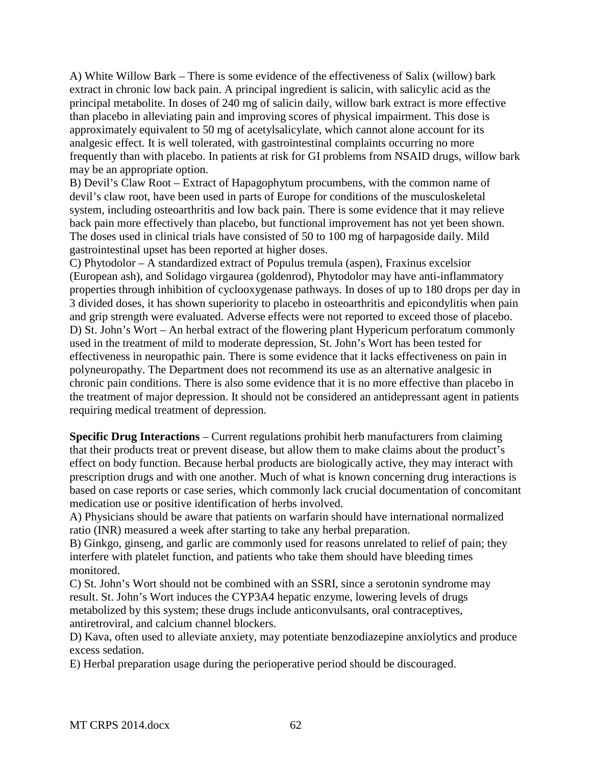A) White Willow Bark – There is some evidence of the effectiveness of Salix (willow) bark extract in chronic low back pain. A principal ingredient is salicin, with salicylic acid as the principal metabolite. In doses of 240 mg of salicin daily, willow bark extract is more effective than placebo in alleviating pain and improving scores of physical impairment. This dose is approximately equivalent to 50 mg of acetylsalicylate, which cannot alone account for its analgesic effect. It is well tolerated, with gastrointestinal complaints occurring no more frequently than with placebo. In patients at risk for GI problems from NSAID drugs, willow bark may be an appropriate option.

B) Devil's Claw Root – Extract of Hapagophytum procumbens, with the common name of devil's claw root, have been used in parts of Europe for conditions of the musculoskeletal system, including osteoarthritis and low back pain. There is some evidence that it may relieve back pain more effectively than placebo, but functional improvement has not yet been shown. The doses used in clinical trials have consisted of 50 to 100 mg of harpagoside daily. Mild gastrointestinal upset has been reported at higher doses.

C) Phytodolor – A standardized extract of Populus tremula (aspen), Fraxinus excelsior (European ash), and Solidago virgaurea (goldenrod), Phytodolor may have anti-inflammatory properties through inhibition of cyclooxygenase pathways. In doses of up to 180 drops per day in 3 divided doses, it has shown superiority to placebo in osteoarthritis and epicondylitis when pain and grip strength were evaluated. Adverse effects were not reported to exceed those of placebo.

D) St. John's Wort – An herbal extract of the flowering plant Hypericum perforatum commonly used in the treatment of mild to moderate depression, St. John's Wort has been tested for effectiveness in neuropathic pain. There is some evidence that it lacks effectiveness on pain in polyneuropathy. The Department does not recommend its use as an alternative analgesic in chronic pain conditions. There is also some evidence that it is no more effective than placebo in the treatment of major depression. It should not be considered an antidepressant agent in patients requiring medical treatment of depression.

**Specific Drug Interactions** – Current regulations prohibit herb manufacturers from claiming that their products treat or prevent disease, but allow them to make claims about the product's effect on body function. Because herbal products are biologically active, they may interact with prescription drugs and with one another. Much of what is known concerning drug interactions is based on case reports or case series, which commonly lack crucial documentation of concomitant medication use or positive identification of herbs involved.

A) Physicians should be aware that patients on warfarin should have international normalized ratio (INR) measured a week after starting to take any herbal preparation.

B) Ginkgo, ginseng, and garlic are commonly used for reasons unrelated to relief of pain; they interfere with platelet function, and patients who take them should have bleeding times monitored.

C) St. John's Wort should not be combined with an SSRI, since a serotonin syndrome may result. St. John's Wort induces the CYP3A4 hepatic enzyme, lowering levels of drugs metabolized by this system; these drugs include anticonvulsants, oral contraceptives, antiretroviral, and calcium channel blockers.

D) Kava, often used to alleviate anxiety, may potentiate benzodiazepine anxiolytics and produce excess sedation.

E) Herbal preparation usage during the perioperative period should be discouraged.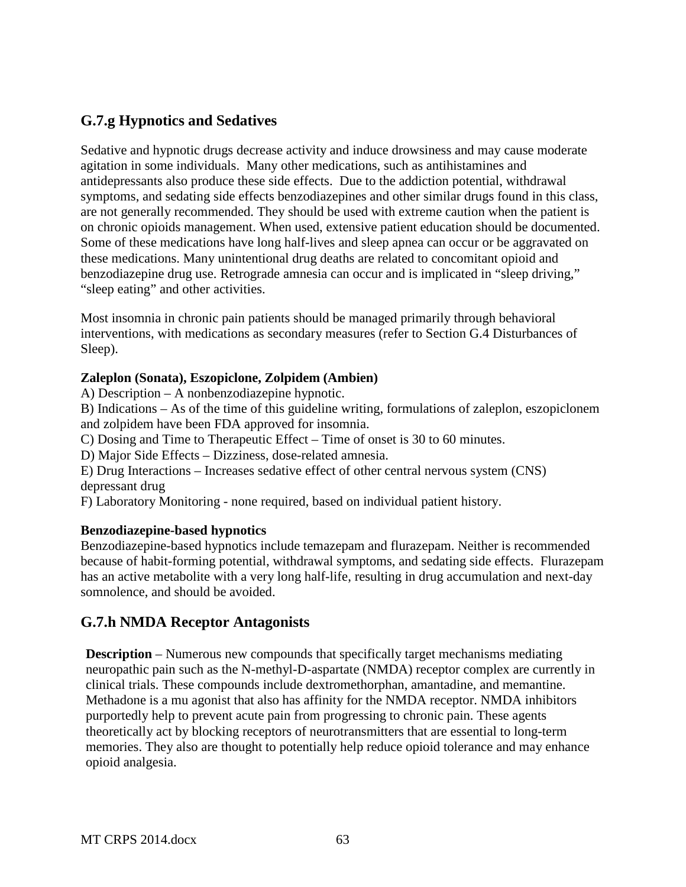## G.7.g Hypnotics and Sedatives

Sedative and hypnotic drugs decrease activity and induce drowsiness and may cause moderate agitation in some individuals. Many other medications, such as antihistamines and antidepressants also produce these side effects. Due to the addiction potential, withdrawal symptoms, and sedating side effects benzodiazepines and other similar drugs found in this class, are not generally recommended. They should be used with extreme caution when the patient is on chronic opioids management. When used, extensive patient education should be documented. Some of these medications have long half-lives and sleep apnea can occur or be aggravated on these medications. Many unintentional drug deaths are related to concomitant opioid and benzodiazepine drug use. Retrograde amnesia can occur and is implicated in "sleep driving," "sleep eating" and other activities.

Most insomnia in chronic pain patients should be managed primarily through behavioral interventions, with medications as secondary measures (refer to Section G.4 Disturbances of Sleep).

**Zaleplon (Sonata), Eszopiclone, Zolpidem (Ambien)**

A) Description – A nonbenzodiazepine hypnotic.

B) Indications – As of the time of this guideline writing, formulations of zaleplon, eszopiclonem and zolpidem have been FDA approved for insomnia.

C) Dosing and Time to Therapeutic Effect – Time of onset is 30 to 60 minutes.

D) Major Side Effects – Dizziness, dose-related amnesia.

E) Drug Interactions – Increases sedative effect of other central nervous system (CNS) depressant drug

F) Laboratory Monitoring - none required, based on individual patient history.

**Benzodiazepine-based hypnotics**

Benzodiazepine-based hypnotics include temazepam and flurazepam. Neither is recommended because of habit-forming potential, withdrawal symptoms, and sedating side effects. Flurazepam has an active metabolite with a very long half-life, resulting in drug accumulation and next-day somnolence, and should be avoided.

## G.7.h NMDA Receptor Antagonists

**Description** – Numerous new compounds that specifically target mechanisms mediating neuropathic pain such as the N-methyl-D-aspartate (NMDA) receptor complex are currently in clinical trials. These compounds include dextromethorphan, amantadine, and memantine. Methadone is a mu agonist that also has affinity for the NMDA receptor. NMDA inhibitors purportedly help to prevent acute pain from progressing to chronic pain. These agents theoretically act by blocking receptors of neurotransmitters that are essential to long-term memories. They also are thought to potentially help reduce opioid tolerance and may enhance opioid analgesia.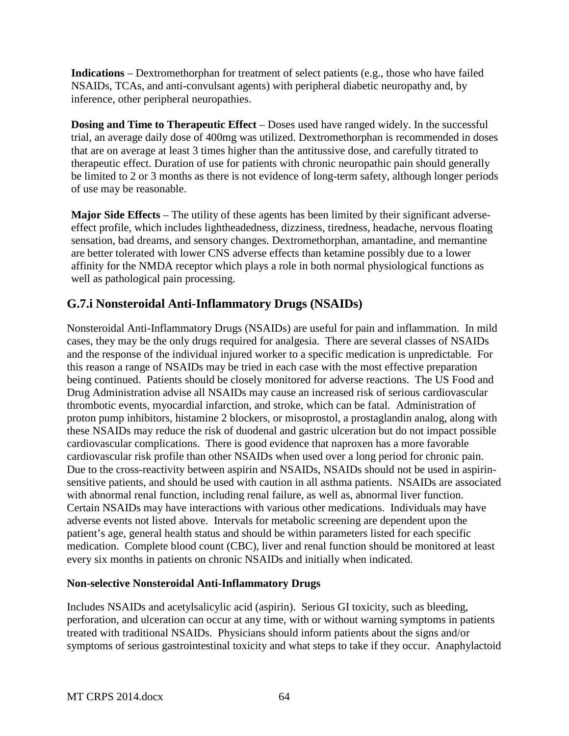**Indications** – Dextromethorphan for treatment of select patients (e.g., those who have failed NSAIDs, TCAs, and anti-convulsant agents) with peripheral diabetic neuropathy and, by inference, other peripheral neuropathies.

**Dosing and Time to Therapeutic Effect** – Doses used have ranged widely. In the successful trial, an average daily dose of 400mg was utilized. Dextromethorphan is recommended in doses that are on average at least 3 times higher than the antitussive dose, and carefully titrated to therapeutic effect. Duration of use for patients with chronic neuropathic pain should generally be limited to 2 or 3 months as there is not evidence of long-term safety, although longer periods of use may be reasonable.

**Major Side Effects** – The utility of these agents has been limited by their significant adverse-effect profile, which includes lightheadedness, dizziness, tiredness, headache, nervous floating sensation, bad dreams, and sensory changes. Dextromethorphan, amantadine, and memantine are better tolerated with lower CNS adverse effects than ketamine possibly due to a lower affinity for the NMDA receptor which plays a role in both normal physiological functions as well as pathological pain processing.

## G.7.i Nonsteroidal Anti-Inflammatory Drugs (NSAIDs)

Nonsteroidal Anti-Inflammatory Drugs (NSAIDs) are useful for pain and inflammation. In mild cases, they may be the only drugs required for analgesia. There are several classes of NSAIDs and the response of the individual injured worker to a specific medication is unpredictable. For this reason a range of NSAIDs may be tried in each case with the most effective preparation being continued. Patients should be closely monitored for adverse reactions. The US Food and Drug Administration advise all NSAIDs may cause an increased risk of serious cardiovascular thrombotic events, myocardial infarction, and stroke, which can be fatal. Administration of proton pump inhibitors, histamine 2 blockers, or misoprostol, a prostaglandin analog, along with these NSAIDs may reduce the risk of duodenal and gastric ulceration but do not impact possible cardiovascular complications. There is good evidence that naproxen has a more favorable cardiovascular risk profile than other NSAIDs when used over a long period for chronic pain. Due to the cross-reactivity between aspirin and NSAIDs, NSAIDs should not be used in aspirin-sensitive patients, and should be used with caution in all asthma patients. NSAIDs are associated with abnormal renal function, including renal failure, as well as, abnormal liver function. Certain NSAIDs may have interactions with various other medications. Individuals may have adverse events not listed above. Intervals for metabolic screening are dependent upon the patient's age, general health status and should be within parameters listed for each specific medication. Complete blood count (CBC), liver and renal function should be monitored at least every six months in patients on chronic NSAIDs and initially when indicated.

**Non-selective Nonsteroidal Anti-Inflammatory Drugs**

Includes NSAIDs and acetylsalicylic acid (aspirin). Serious GI toxicity, such as bleeding, perforation, and ulceration can occur at any time, with or without warning symptoms in patients treated with traditional NSAIDs. Physicians should inform patients about the signs and/or symptoms of serious gastrointestinal toxicity and what steps to take if they occur. Anaphylactoid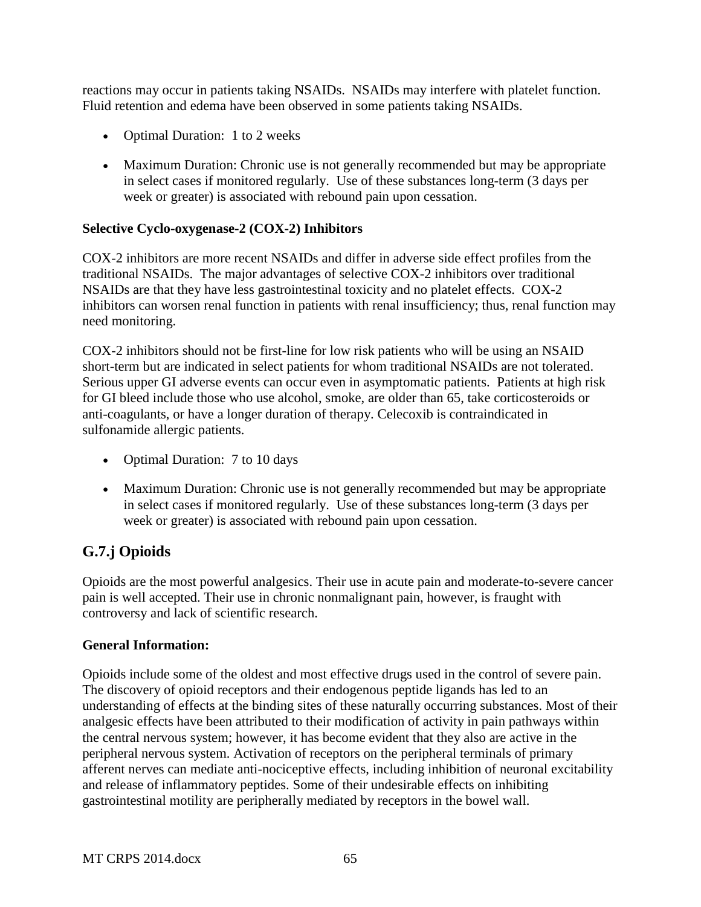reactions may occur in patients taking NSAIDs. NSAIDs may interfere with platelet function. Fluid retention and edema have been observed in some patients taking NSAIDs.

- Optimal Duration: 1 to 2 weeks
- Maximum Duration: Chronic use is not generally recommended but may be appropriate in select cases if monitored regularly. Use of these substances long-term (3 days per week or greater) is associated with rebound pain upon cessation.

**Selective Cyclo-oxygenase-2 (COX-2) Inhibitors**

COX-2 inhibitors are more recent NSAIDs and differ in adverse side effect profiles from the traditional NSAIDs. The major advantages of selective COX-2 inhibitors over traditional NSAIDs are that they have less gastrointestinal toxicity and no platelet effects. COX-2 inhibitors can worsen renal function in patients with renal insufficiency; thus, renal function may need monitoring.

COX-2 inhibitors should not be first-line for low risk patients who will be using an NSAID short-term but are indicated in select patients for whom traditional NSAIDs are not tolerated. Serious upper GI adverse events can occur even in asymptomatic patients. Patients at high risk for GI bleed include those who use alcohol, smoke, are older than 65, take corticosteroids or anti-coagulants, or have a longer duration of therapy. Celecoxib is contraindicated in sulfonamide allergic patients.

- Optimal Duration: 7 to 10 days
- Maximum Duration: Chronic use is not generally recommended but may be appropriate in select cases if monitored regularly. Use of these substances long-term (3 days per week or greater) is associated with rebound pain upon cessation.

## G.7.j Opioids

Opioids are the most powerful analgesics. Their use in acute pain and moderate-to-severe cancer pain is well accepted. Their use in chronic nonmalignant pain, however, is fraught with controversy and lack of scientific research.

**General Information:**

Opioids include some of the oldest and most effective drugs used in the control of severe pain. The discovery of opioid receptors and their endogenous peptide ligands has led to an understanding of effects at the binding sites of these naturally occurring substances. Most of their analgesic effects have been attributed to their modification of activity in pain pathways within the central nervous system; however, it has become evident that they also are active in the peripheral nervous system. Activation of receptors on the peripheral terminals of primary afferent nerves can mediate anti-nociceptive effects, including inhibition of neuronal excitability and release of inflammatory peptides. Some of their undesirable effects on inhibiting gastrointestinal motility are peripherally mediated by receptors in the bowel wall.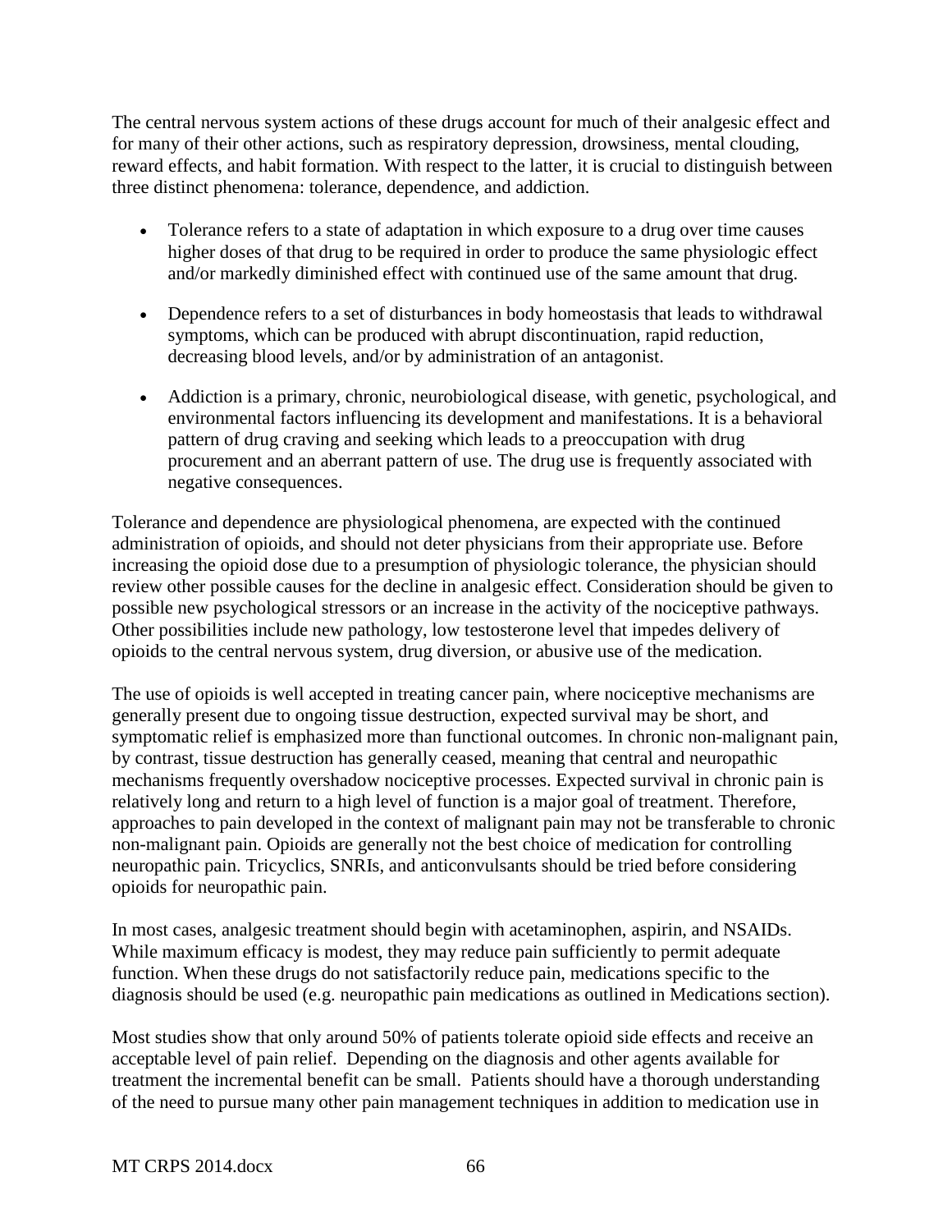The central nervous system actions of these drugs account for much of their analgesic effect and for many of their other actions, such as respiratory depression, drowsiness, mental clouding, reward effects, and habit formation. With respect to the latter, it is crucial to distinguish between three distinct phenomena: tolerance, dependence, and addiction.

- Tolerance refers to a state of adaptation in which exposure to a drug over time causes higher doses of that drug to be required in order to produce the same physiologic effect and/or markedly diminished effect with continued use of the same amount that drug.
- Dependence refers to a set of disturbances in body homeostasis that leads to withdrawal symptoms, which can be produced with abrupt discontinuation, rapid reduction, decreasing blood levels, and/or by administration of an antagonist.
- Addiction is a primary, chronic, neurobiological disease, with genetic, psychological, and environmental factors influencing its development and manifestations. It is a behavioral pattern of drug craving and seeking which leads to a preoccupation with drug procurement and an aberrant pattern of use. The drug use is frequently associated with negative consequences.

Tolerance and dependence are physiological phenomena, are expected with the continued administration of opioids, and should not deter physicians from their appropriate use. Before increasing the opioid dose due to a presumption of physiologic tolerance, the physician should review other possible causes for the decline in analgesic effect. Consideration should be given to possible new psychological stressors or an increase in the activity of the nociceptive pathways. Other possibilities include new pathology, low testosterone level that impedes delivery of opioids to the central nervous system, drug diversion, or abusive use of the medication.

The use of opioids is well accepted in treating cancer pain, where nociceptive mechanisms are generally present due to ongoing tissue destruction, expected survival may be short, and symptomatic relief is emphasized more than functional outcomes. In chronic non-malignant pain, by contrast, tissue destruction has generally ceased, meaning that central and neuropathic mechanisms frequently overshadow nociceptive processes. Expected survival in chronic pain is relatively long and return to a high level of function is a major goal of treatment. Therefore, approaches to pain developed in the context of malignant pain may not be transferable to chronic non-malignant pain. Opioids are generally not the best choice of medication for controlling neuropathic pain. Tricyclics, SNRIs, and anticonvulsants should be tried before considering opioids for neuropathic pain.

In most cases, analgesic treatment should begin with acetaminophen, aspirin, and NSAIDs. While maximum efficacy is modest, they may reduce pain sufficiently to permit adequate function. When these drugs do not satisfactorily reduce pain, medications specific to the diagnosis should be used (e.g. neuropathic pain medications as outlined in Medications section).

Most studies show that only around 50% of patients tolerate opioid side effects and receive an acceptable level of pain relief. Depending on the diagnosis and other agents available for treatment the incremental benefit can be small. Patients should have a thorough understanding of the need to pursue many other pain management techniques in addition to medication use in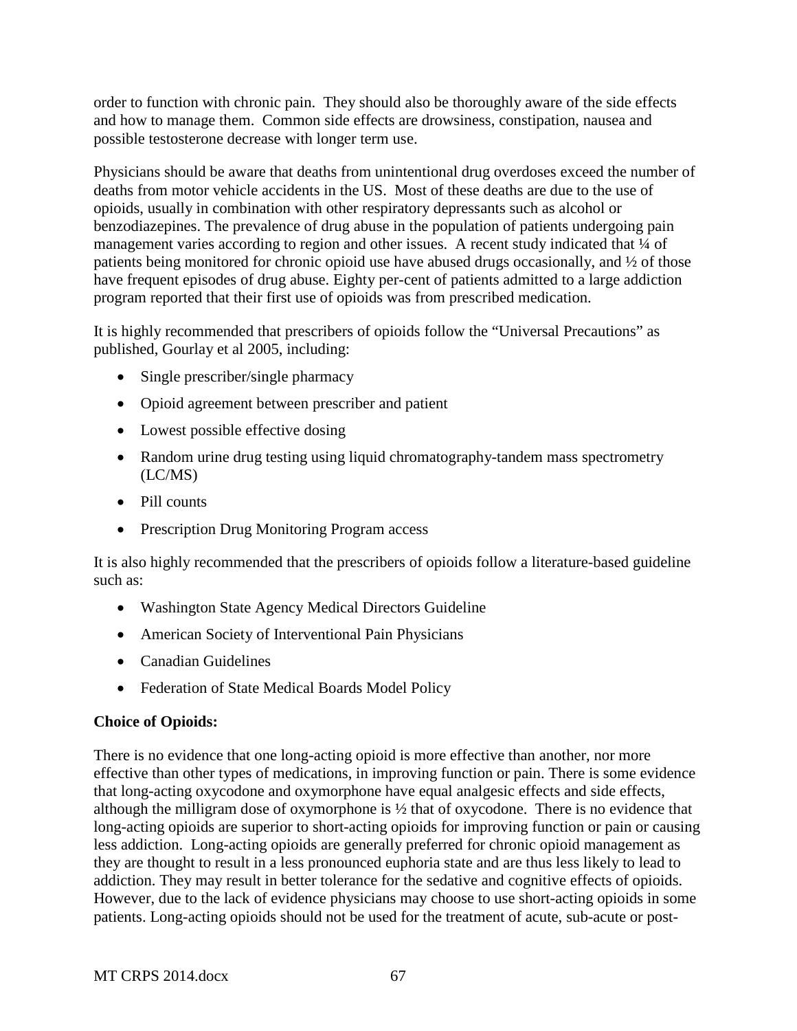order to function with chronic pain. They should also be thoroughly aware of the side effects and how to manage them. Common side effects are drowsiness, constipation, nausea and possible testosterone decrease with longer term use.

Physicians should be aware that deaths from unintentional drug overdoses exceed the number of deaths from motor vehicle accidents in the US. Most of these deaths are due to the use of opioids, usually in combination with other respiratory depressants such as alcohol or benzodiazepines. The prevalence of drug abuse in the population of patients undergoing pain management varies according to region and other issues. A recent study indicated that ¼ of patients being monitored for chronic opioid use have abused drugs occasionally, and ½ of those have frequent episodes of drug abuse. Eighty per-cent of patients admitted to a large addiction program reported that their first use of opioids was from prescribed medication.

It is highly recommended that prescribers of opioids follow the "Universal Precautions" as published, Gourlay et al 2005, including:

- Single prescriber/single pharmacy
- Opioid agreement between prescriber and patient
- Lowest possible effective dosing
- Random urine drug testing using liquid chromatography-tandem mass spectrometry (LC/MS)
- Pill counts
- Prescription Drug Monitoring Program access

It is also highly recommended that the prescribers of opioids follow a literature-based guideline such as:

- Washington State Agency Medical Directors Guideline
- American Society of Interventional Pain Physicians
- Canadian Guidelines
- Federation of State Medical Boards Model Policy

**Choice of Opioids:**

There is no evidence that one long-acting opioid is more effective than another, nor more effective than other types of medications, in improving function or pain. There is some evidence that long-acting oxycodone and oxymorphone have equal analgesic effects and side effects, although the milligram dose of oxymorphone is ½ that of oxycodone. There is no evidence that long-acting opioids are superior to short-acting opioids for improving function or pain or causing less addiction. Long-acting opioids are generally preferred for chronic opioid management as they are thought to result in a less pronounced euphoria state and are thus less likely to lead to addiction. They may result in better tolerance for the sedative and cognitive effects of opioids. However, due to the lack of evidence physicians may choose to use short-acting opioids in some patients. Long-acting opioids should not be used for the treatment of acute, sub-acute or post-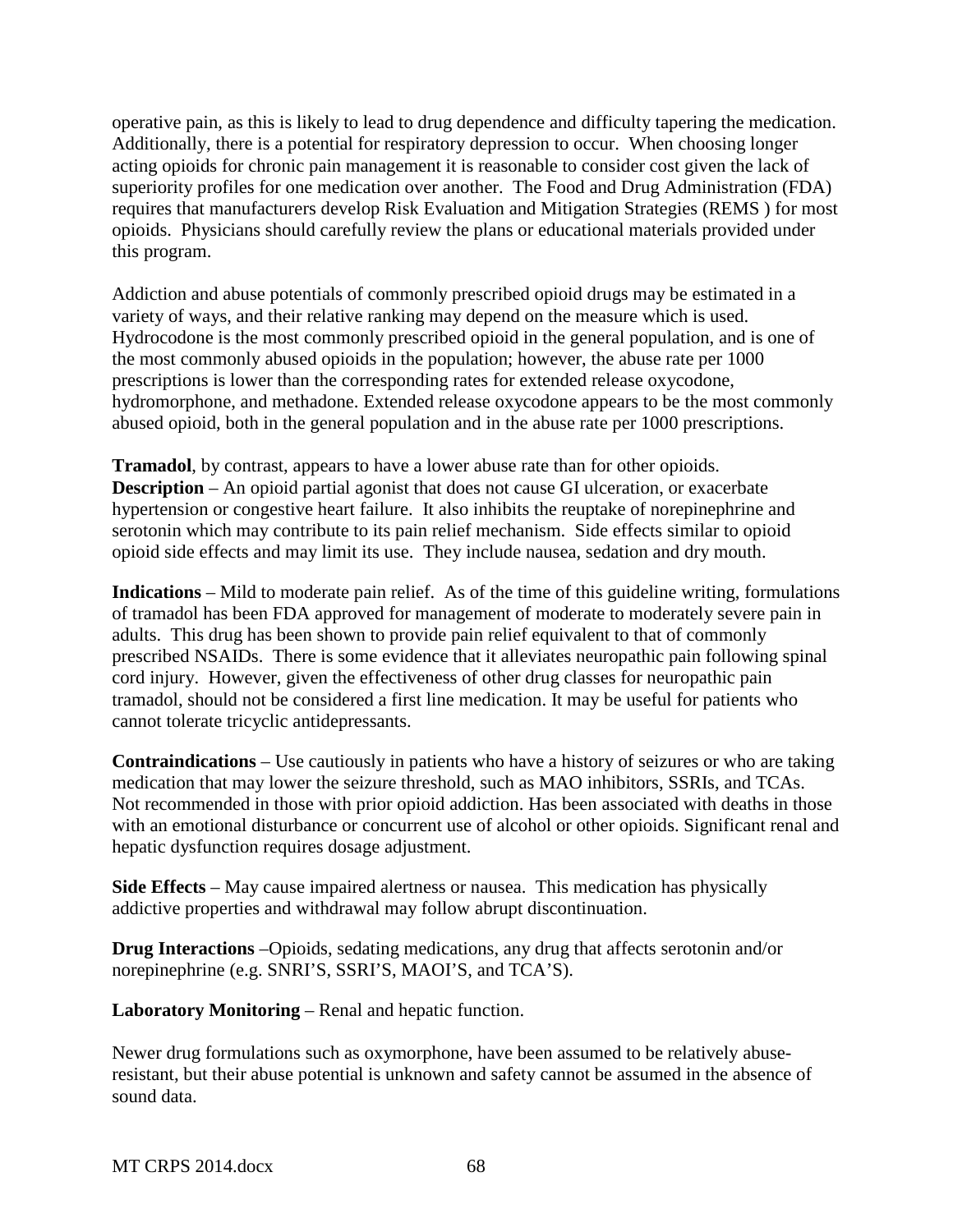operative pain, as this is likely to lead to drug dependence and difficulty tapering the medication. Additionally, there is a potential for respiratory depression to occur. When choosing longer acting opioids for chronic pain management it is reasonable to consider cost given the lack of superiority profiles for one medication over another. The Food and Drug Administration (FDA) requires that manufacturers develop Risk Evaluation and Mitigation Strategies (REMS ) for most opioids. Physicians should carefully review the plans or educational materials provided under this program.

Addiction and abuse potentials of commonly prescribed opioid drugs may be estimated in a variety of ways, and their relative ranking may depend on the measure which is used. Hydrocodone is the most commonly prescribed opioid in the general population, and is one of the most commonly abused opioids in the population; however, the abuse rate per 1000 prescriptions is lower than the corresponding rates for extended release oxycodone, hydromorphone, and methadone. Extended release oxycodone appears to be the most commonly abused opioid, both in the general population and in the abuse rate per 1000 prescriptions.

**Tramadol**, by contrast, appears to have a lower abuse rate than for other opioids.
**Description** – An opioid partial agonist that does not cause GI ulceration, or exacerbate hypertension or congestive heart failure. It also inhibits the reuptake of norepinephrine and serotonin which may contribute to its pain relief mechanism. Side effects similar to opioid opioid side effects and may limit its use. They include nausea, sedation and dry mouth.

**Indications** – Mild to moderate pain relief. As of the time of this guideline writing, formulations of tramadol has been FDA approved for management of moderate to moderately severe pain in adults. This drug has been shown to provide pain relief equivalent to that of commonly prescribed NSAIDs. There is some evidence that it alleviates neuropathic pain following spinal cord injury. However, given the effectiveness of other drug classes for neuropathic pain tramadol, should not be considered a first line medication. It may be useful for patients who cannot tolerate tricyclic antidepressants.

**Contraindications** – Use cautiously in patients who have a history of seizures or who are taking medication that may lower the seizure threshold, such as MAO inhibitors, SSRIs, and TCAs. Not recommended in those with prior opioid addiction. Has been associated with deaths in those with an emotional disturbance or concurrent use of alcohol or other opioids. Significant renal and hepatic dysfunction requires dosage adjustment.

**Side Effects** – May cause impaired alertness or nausea. This medication has physically addictive properties and withdrawal may follow abrupt discontinuation.

**Drug Interactions** –Opioids, sedating medications, any drug that affects serotonin and/or norepinephrine (e.g. SNRI'S, SSRI'S, MAOI'S, and TCA'S).

**Laboratory Monitoring** – Renal and hepatic function.

Newer drug formulations such as oxymorphone, have been assumed to be relatively abuse-resistant, but their abuse potential is unknown and safety cannot be assumed in the absence of sound data.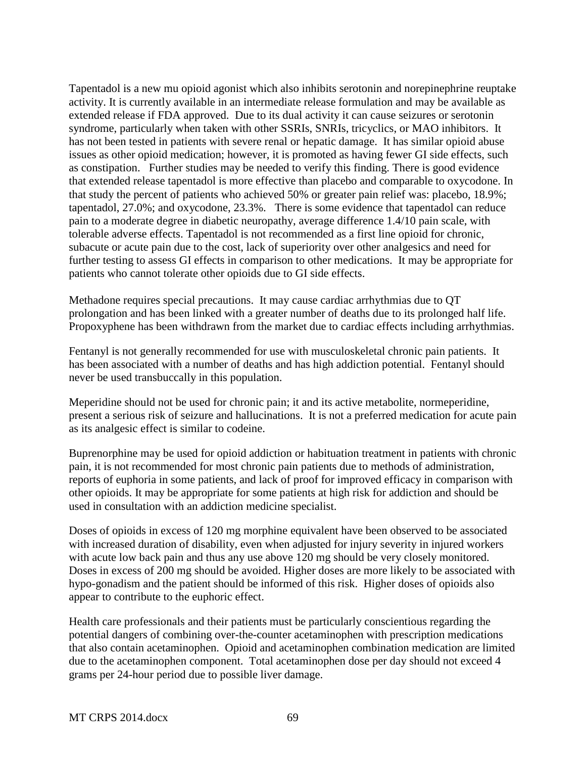Tapentadol is a new mu opioid agonist which also inhibits serotonin and norepinephrine reuptake activity. It is currently available in an intermediate release formulation and may be available as extended release if FDA approved. Due to its dual activity it can cause seizures or serotonin syndrome, particularly when taken with other SSRIs, SNRIs, tricyclics, or MAO inhibitors. It has not been tested in patients with severe renal or hepatic damage. It has similar opioid abuse issues as other opioid medication; however, it is promoted as having fewer GI side effects, such as constipation. Further studies may be needed to verify this finding. There is good evidence that extended release tapentadol is more effective than placebo and comparable to oxycodone. In that study the percent of patients who achieved 50% or greater pain relief was: placebo, 18.9%; tapentadol, 27.0%; and oxycodone, 23.3%. There is some evidence that tapentadol can reduce pain to a moderate degree in diabetic neuropathy, average difference 1.4/10 pain scale, with tolerable adverse effects. Tapentadol is not recommended as a first line opioid for chronic, subacute or acute pain due to the cost, lack of superiority over other analgesics and need for further testing to assess GI effects in comparison to other medications. It may be appropriate for patients who cannot tolerate other opioids due to GI side effects.

Methadone requires special precautions. It may cause cardiac arrhythmias due to QT prolongation and has been linked with a greater number of deaths due to its prolonged half life. Propoxyphene has been withdrawn from the market due to cardiac effects including arrhythmias.

Fentanyl is not generally recommended for use with musculoskeletal chronic pain patients. It has been associated with a number of deaths and has high addiction potential. Fentanyl should never be used transbuccally in this population.

Meperidine should not be used for chronic pain; it and its active metabolite, normeperidine, present a serious risk of seizure and hallucinations. It is not a preferred medication for acute pain as its analgesic effect is similar to codeine.

Buprenorphine may be used for opioid addiction or habituation treatment in patients with chronic pain, it is not recommended for most chronic pain patients due to methods of administration, reports of euphoria in some patients, and lack of proof for improved efficacy in comparison with other opioids. It may be appropriate for some patients at high risk for addiction and should be used in consultation with an addiction medicine specialist.

Doses of opioids in excess of 120 mg morphine equivalent have been observed to be associated with increased duration of disability, even when adjusted for injury severity in injured workers with acute low back pain and thus any use above 120 mg should be very closely monitored. Doses in excess of 200 mg should be avoided. Higher doses are more likely to be associated with hypo-gonadism and the patient should be informed of this risk. Higher doses of opioids also appear to contribute to the euphoric effect.

Health care professionals and their patients must be particularly conscientious regarding the potential dangers of combining over-the-counter acetaminophen with prescription medications that also contain acetaminophen. Opioid and acetaminophen combination medication are limited due to the acetaminophen component. Total acetaminophen dose per day should not exceed 4 grams per 24-hour period due to possible liver damage.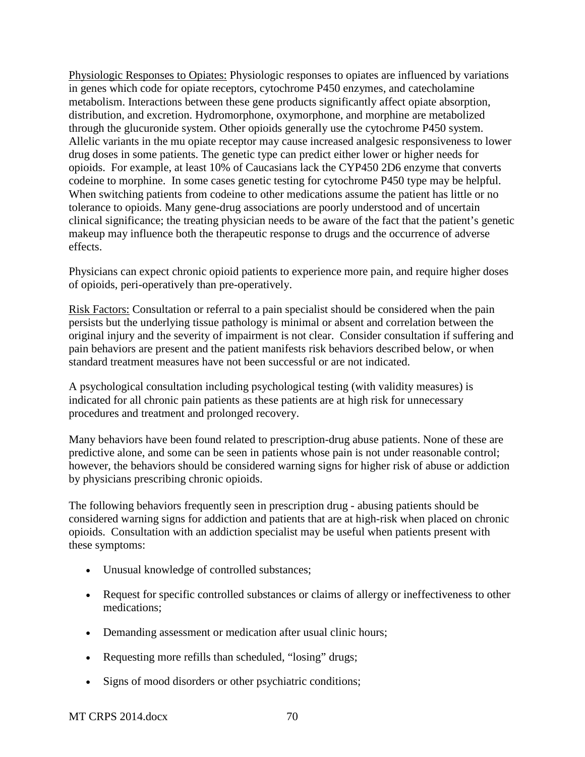<u>Physiologic Responses to Opiates:</u> Physiologic responses to opiates are influenced by variations in genes which code for opiate receptors, cytochrome P450 enzymes, and catecholamine metabolism. Interactions between these gene products significantly affect opiate absorption, distribution, and excretion. Hydromorphone, oxymorphone, and morphine are metabolized through the glucuronide system. Other opioids generally use the cytochrome P450 system. Allelic variants in the mu opiate receptor may cause increased analgesic responsiveness to lower drug doses in some patients. The genetic type can predict either lower or higher needs for opioids. For example, at least 10% of Caucasians lack the CYP450 2D6 enzyme that converts codeine to morphine. In some cases genetic testing for cytochrome P450 type may be helpful. When switching patients from codeine to other medications assume the patient has little or no tolerance to opioids. Many gene-drug associations are poorly understood and of uncertain clinical significance; the treating physician needs to be aware of the fact that the patient's genetic makeup may influence both the therapeutic response to drugs and the occurrence of adverse effects.

Physicians can expect chronic opioid patients to experience more pain, and require higher doses of opioids, peri-operatively than pre-operatively.

<u>Risk Factors:</u> Consultation or referral to a pain specialist should be considered when the pain persists but the underlying tissue pathology is minimal or absent and correlation between the original injury and the severity of impairment is not clear. Consider consultation if suffering and pain behaviors are present and the patient manifests risk behaviors described below, or when standard treatment measures have not been successful or are not indicated.

A psychological consultation including psychological testing (with validity measures) is indicated for all chronic pain patients as these patients are at high risk for unnecessary procedures and treatment and prolonged recovery.

Many behaviors have been found related to prescription-drug abuse patients. None of these are predictive alone, and some can be seen in patients whose pain is not under reasonable control; however, the behaviors should be considered warning signs for higher risk of abuse or addiction by physicians prescribing chronic opioids.

The following behaviors frequently seen in prescription drug - abusing patients should be considered warning signs for addiction and patients that are at high-risk when placed on chronic opioids. Consultation with an addiction specialist may be useful when patients present with these symptoms:

- Unusual knowledge of controlled substances;
- Request for specific controlled substances or claims of allergy or ineffectiveness to other medications;
- Demanding assessment or medication after usual clinic hours;
- Requesting more refills than scheduled, "losing" drugs;
- Signs of mood disorders or other psychiatric conditions;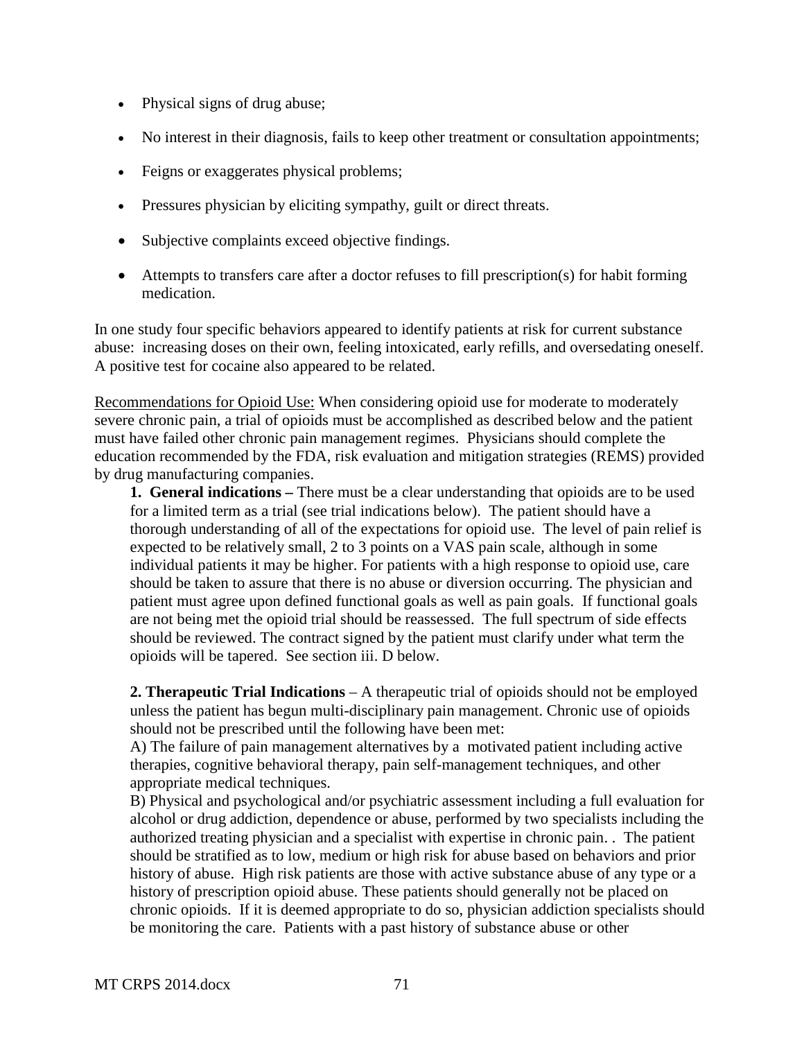- Physical signs of drug abuse;
- No interest in their diagnosis, fails to keep other treatment or consultation appointments;
- Feigns or exaggerates physical problems;
- Pressures physician by eliciting sympathy, guilt or direct threats.
- Subjective complaints exceed objective findings.
- Attempts to transfers care after a doctor refuses to fill prescription(s) for habit forming medication.

In one study four specific behaviors appeared to identify patients at risk for current substance abuse: increasing doses on their own, feeling intoxicated, early refills, and oversedating oneself. A positive test for cocaine also appeared to be related.

Recommendations for Opioid Use: When considering opioid use for moderate to moderately severe chronic pain, a trial of opioids must be accomplished as described below and the patient must have failed other chronic pain management regimes. Physicians should complete the education recommended by the FDA, risk evaluation and mitigation strategies (REMS) provided by drug manufacturing companies.

**1. General indications –** There must be a clear understanding that opioids are to be used for a limited term as a trial (see trial indications below). The patient should have a thorough understanding of all of the expectations for opioid use. The level of pain relief is expected to be relatively small, 2 to 3 points on a VAS pain scale, although in some individual patients it may be higher. For patients with a high response to opioid use, care should be taken to assure that there is no abuse or diversion occurring. The physician and patient must agree upon defined functional goals as well as pain goals. If functional goals are not being met the opioid trial should be reassessed. The full spectrum of side effects should be reviewed. The contract signed by the patient must clarify under what term the opioids will be tapered. See section iii. D below.

**2. Therapeutic Trial Indications** – A therapeutic trial of opioids should not be employed unless the patient has begun multi-disciplinary pain management. Chronic use of opioids should not be prescribed until the following have been met:

A) The failure of pain management alternatives by a motivated patient including active therapies, cognitive behavioral therapy, pain self-management techniques, and other appropriate medical techniques.

B) Physical and psychological and/or psychiatric assessment including a full evaluation for alcohol or drug addiction, dependence or abuse, performed by two specialists including the authorized treating physician and a specialist with expertise in chronic pain. . The patient should be stratified as to low, medium or high risk for abuse based on behaviors and prior history of abuse. High risk patients are those with active substance abuse of any type or a history of prescription opioid abuse. These patients should generally not be placed on chronic opioids. If it is deemed appropriate to do so, physician addiction specialists should be monitoring the care. Patients with a past history of substance abuse or other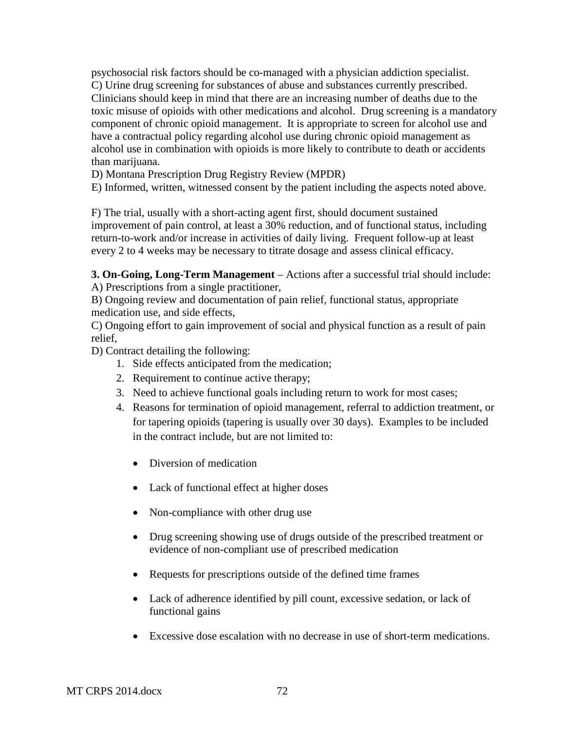psychosocial risk factors should be co-managed with a physician addiction specialist.
C) Urine drug screening for substances of abuse and substances currently prescribed. Clinicians should keep in mind that there are an increasing number of deaths due to the toxic misuse of opioids with other medications and alcohol. Drug screening is a mandatory component of chronic opioid management. It is appropriate to screen for alcohol use and have a contractual policy regarding alcohol use during chronic opioid management as alcohol use in combination with opioids is more likely to contribute to death or accidents than marijuana.
D) Montana Prescription Drug Registry Review (MPDR)
E) Informed, written, witnessed consent by the patient including the aspects noted above.

F) The trial, usually with a short-acting agent first, should document sustained improvement of pain control, at least a 30% reduction, and of functional status, including return-to-work and/or increase in activities of daily living. Frequent follow-up at least every 2 to 4 weeks may be necessary to titrate dosage and assess clinical efficacy.

**3. On-Going, Long-Term Management** – Actions after a successful trial should include:
A) Prescriptions from a single practitioner,
B) Ongoing review and documentation of pain relief, functional status, appropriate medication use, and side effects,
C) Ongoing effort to gain improvement of social and physical function as a result of pain relief,
D) Contract detailing the following:

1. Side effects anticipated from the medication;
2. Requirement to continue active therapy;
3. Need to achieve functional goals including return to work for most cases;
4. Reasons for termination of opioid management, referral to addiction treatment, or for tapering opioids (tapering is usually over 30 days). Examples to be included in the contract include, but are not limited to:
   - Diversion of medication
   - Lack of functional effect at higher doses
   - Non-compliance with other drug use
   - Drug screening showing use of drugs outside of the prescribed treatment or evidence of non-compliant use of prescribed medication
   - Requests for prescriptions outside of the defined time frames
   - Lack of adherence identified by pill count, excessive sedation, or lack of functional gains
   - Excessive dose escalation with no decrease in use of short-term medications.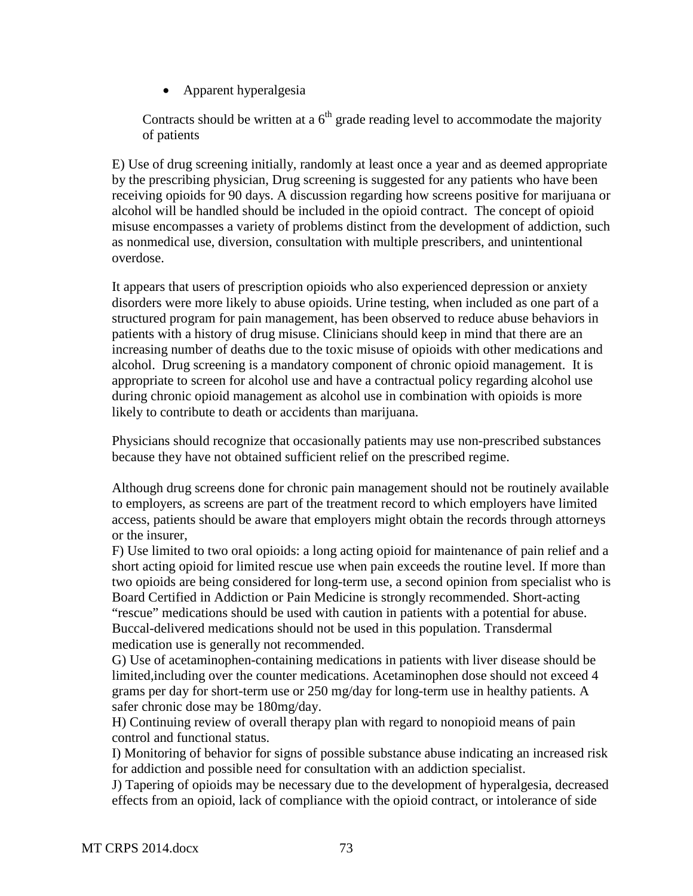- Apparent hyperalgesia

Contracts should be written at a 6th grade reading level to accommodate the majority of patients

E) Use of drug screening initially, randomly at least once a year and as deemed appropriate by the prescribing physician, Drug screening is suggested for any patients who have been receiving opioids for 90 days. A discussion regarding how screens positive for marijuana or alcohol will be handled should be included in the opioid contract. The concept of opioid misuse encompasses a variety of problems distinct from the development of addiction, such as nonmedical use, diversion, consultation with multiple prescribers, and unintentional overdose.

It appears that users of prescription opioids who also experienced depression or anxiety disorders were more likely to abuse opioids. Urine testing, when included as one part of a structured program for pain management, has been observed to reduce abuse behaviors in patients with a history of drug misuse. Clinicians should keep in mind that there are an increasing number of deaths due to the toxic misuse of opioids with other medications and alcohol. Drug screening is a mandatory component of chronic opioid management. It is appropriate to screen for alcohol use and have a contractual policy regarding alcohol use during chronic opioid management as alcohol use in combination with opioids is more likely to contribute to death or accidents than marijuana.

Physicians should recognize that occasionally patients may use non-prescribed substances because they have not obtained sufficient relief on the prescribed regime.

Although drug screens done for chronic pain management should not be routinely available to employers, as screens are part of the treatment record to which employers have limited access, patients should be aware that employers might obtain the records through attorneys or the insurer,

F) Use limited to two oral opioids: a long acting opioid for maintenance of pain relief and a short acting opioid for limited rescue use when pain exceeds the routine level. If more than two opioids are being considered for long-term use, a second opinion from specialist who is Board Certified in Addiction or Pain Medicine is strongly recommended. Short-acting "rescue" medications should be used with caution in patients with a potential for abuse. Buccal-delivered medications should not be used in this population. Transdermal medication use is generally not recommended.

G) Use of acetaminophen-containing medications in patients with liver disease should be limited,including over the counter medications. Acetaminophen dose should not exceed 4 grams per day for short-term use or 250 mg/day for long-term use in healthy patients. A safer chronic dose may be 180mg/day.

H) Continuing review of overall therapy plan with regard to nonopioid means of pain control and functional status.

I) Monitoring of behavior for signs of possible substance abuse indicating an increased risk for addiction and possible need for consultation with an addiction specialist.

J) Tapering of opioids may be necessary due to the development of hyperalgesia, decreased effects from an opioid, lack of compliance with the opioid contract, or intolerance of side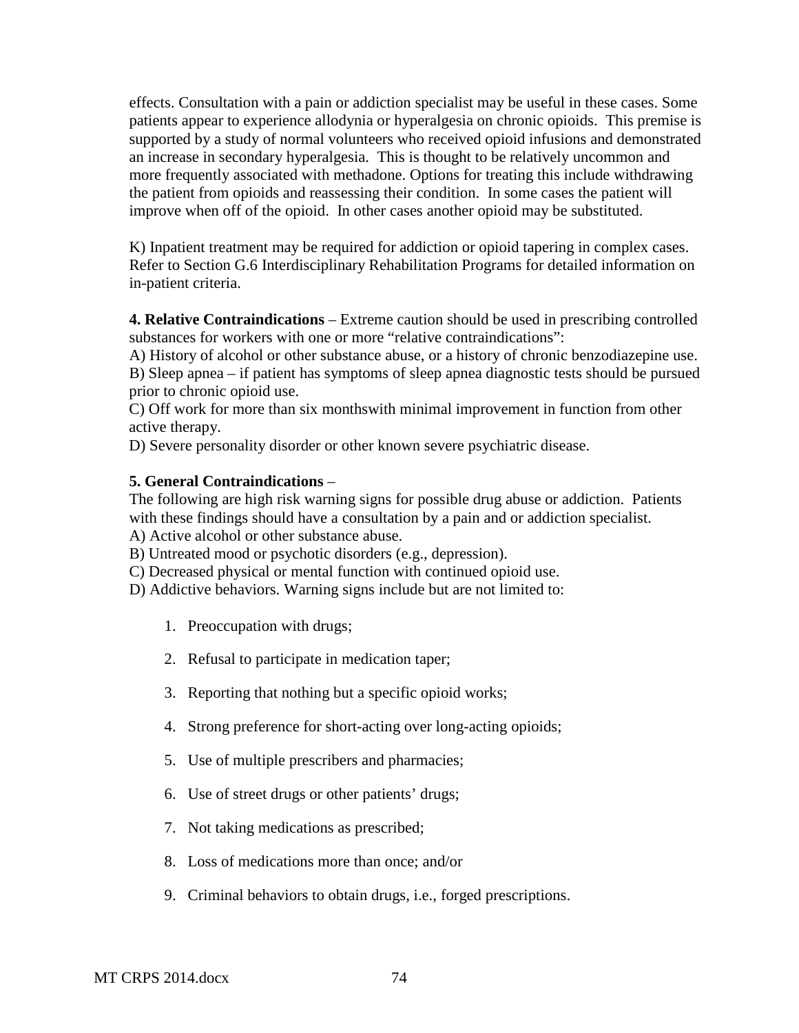effects. Consultation with a pain or addiction specialist may be useful in these cases. Some patients appear to experience allodynia or hyperalgesia on chronic opioids. This premise is supported by a study of normal volunteers who received opioid infusions and demonstrated an increase in secondary hyperalgesia. This is thought to be relatively uncommon and more frequently associated with methadone. Options for treating this include withdrawing the patient from opioids and reassessing their condition. In some cases the patient will improve when off of the opioid. In other cases another opioid may be substituted.

K) Inpatient treatment may be required for addiction or opioid tapering in complex cases. Refer to Section G.6 Interdisciplinary Rehabilitation Programs for detailed information on in-patient criteria.

**4. Relative Contraindications** – Extreme caution should be used in prescribing controlled substances for workers with one or more "relative contraindications":

A) History of alcohol or other substance abuse, or a history of chronic benzodiazepine use.
B) Sleep apnea – if patient has symptoms of sleep apnea diagnostic tests should be pursued prior to chronic opioid use.
C) Off work for more than six monthswith minimal improvement in function from other active therapy.
D) Severe personality disorder or other known severe psychiatric disease.

**5. General Contraindications** –

The following are high risk warning signs for possible drug abuse or addiction. Patients with these findings should have a consultation by a pain and or addiction specialist.

A) Active alcohol or other substance abuse.
B) Untreated mood or psychotic disorders (e.g., depression).
C) Decreased physical or mental function with continued opioid use.
D) Addictive behaviors. Warning signs include but are not limited to:

1. Preoccupation with drugs;
2. Refusal to participate in medication taper;
3. Reporting that nothing but a specific opioid works;
4. Strong preference for short-acting over long-acting opioids;
5. Use of multiple prescribers and pharmacies;
6. Use of street drugs or other patients' drugs;
7. Not taking medications as prescribed;
8. Loss of medications more than once; and/or
9. Criminal behaviors to obtain drugs, i.e., forged prescriptions.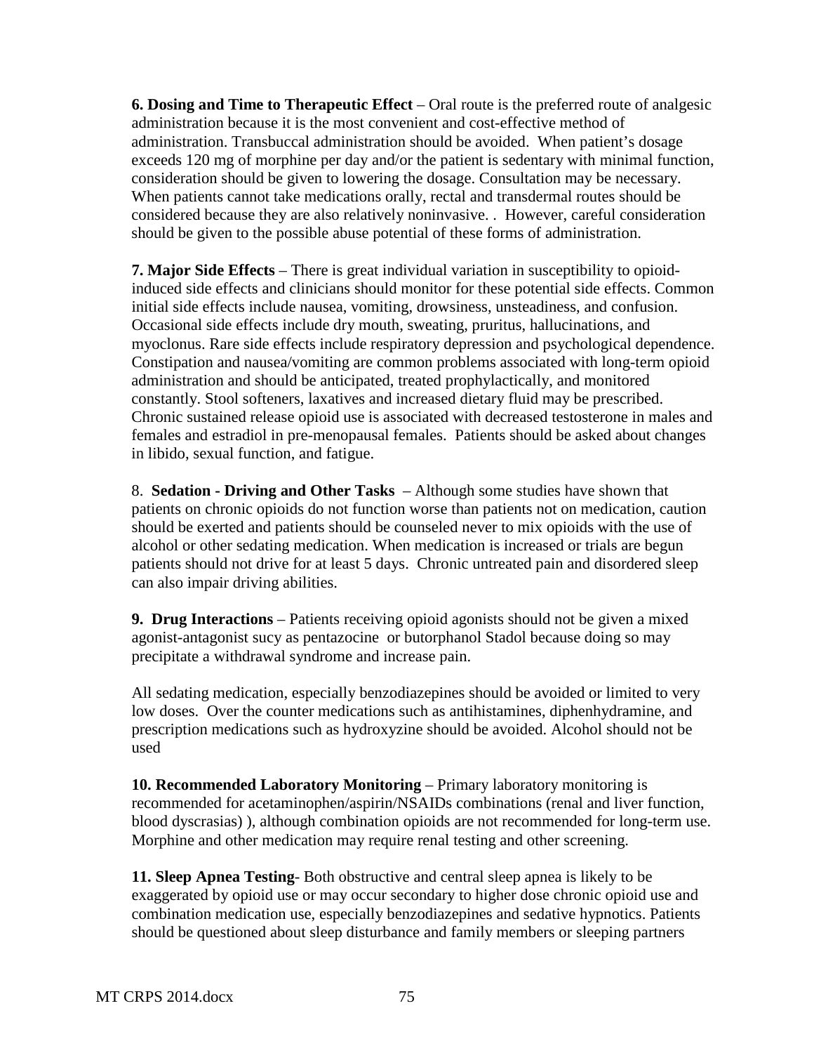**6. Dosing and Time to Therapeutic Effect** – Oral route is the preferred route of analgesic administration because it is the most convenient and cost-effective method of administration. Transbuccal administration should be avoided. When patient's dosage exceeds 120 mg of morphine per day and/or the patient is sedentary with minimal function, consideration should be given to lowering the dosage. Consultation may be necessary. When patients cannot take medications orally, rectal and transdermal routes should be considered because they are also relatively noninvasive. . However, careful consideration should be given to the possible abuse potential of these forms of administration.

**7. Major Side Effects** – There is great individual variation in susceptibility to opioid-induced side effects and clinicians should monitor for these potential side effects. Common initial side effects include nausea, vomiting, drowsiness, unsteadiness, and confusion. Occasional side effects include dry mouth, sweating, pruritus, hallucinations, and myoclonus. Rare side effects include respiratory depression and psychological dependence. Constipation and nausea/vomiting are common problems associated with long-term opioid administration and should be anticipated, treated prophylactically, and monitored constantly. Stool softeners, laxatives and increased dietary fluid may be prescribed. Chronic sustained release opioid use is associated with decreased testosterone in males and females and estradiol in pre-menopausal females. Patients should be asked about changes in libido, sexual function, and fatigue.

8. **Sedation - Driving and Other Tasks** – Although some studies have shown that patients on chronic opioids do not function worse than patients not on medication, caution should be exerted and patients should be counseled never to mix opioids with the use of alcohol or other sedating medication. When medication is increased or trials are begun patients should not drive for at least 5 days. Chronic untreated pain and disordered sleep can also impair driving abilities.

**9. Drug Interactions** – Patients receiving opioid agonists should not be given a mixed agonist-antagonist sucy as pentazocine or butorphanol Stadol because doing so may precipitate a withdrawal syndrome and increase pain.

All sedating medication, especially benzodiazepines should be avoided or limited to very low doses. Over the counter medications such as antihistamines, diphenhydramine, and prescription medications such as hydroxyzine should be avoided. Alcohol should not be used

**10. Recommended Laboratory Monitoring** – Primary laboratory monitoring is recommended for acetaminophen/aspirin/NSAIDs combinations (renal and liver function, blood dyscrasias) ), although combination opioids are not recommended for long-term use. Morphine and other medication may require renal testing and other screening.

**11. Sleep Apnea Testing**- Both obstructive and central sleep apnea is likely to be exaggerated by opioid use or may occur secondary to higher dose chronic opioid use and combination medication use, especially benzodiazepines and sedative hypnotics. Patients should be questioned about sleep disturbance and family members or sleeping partners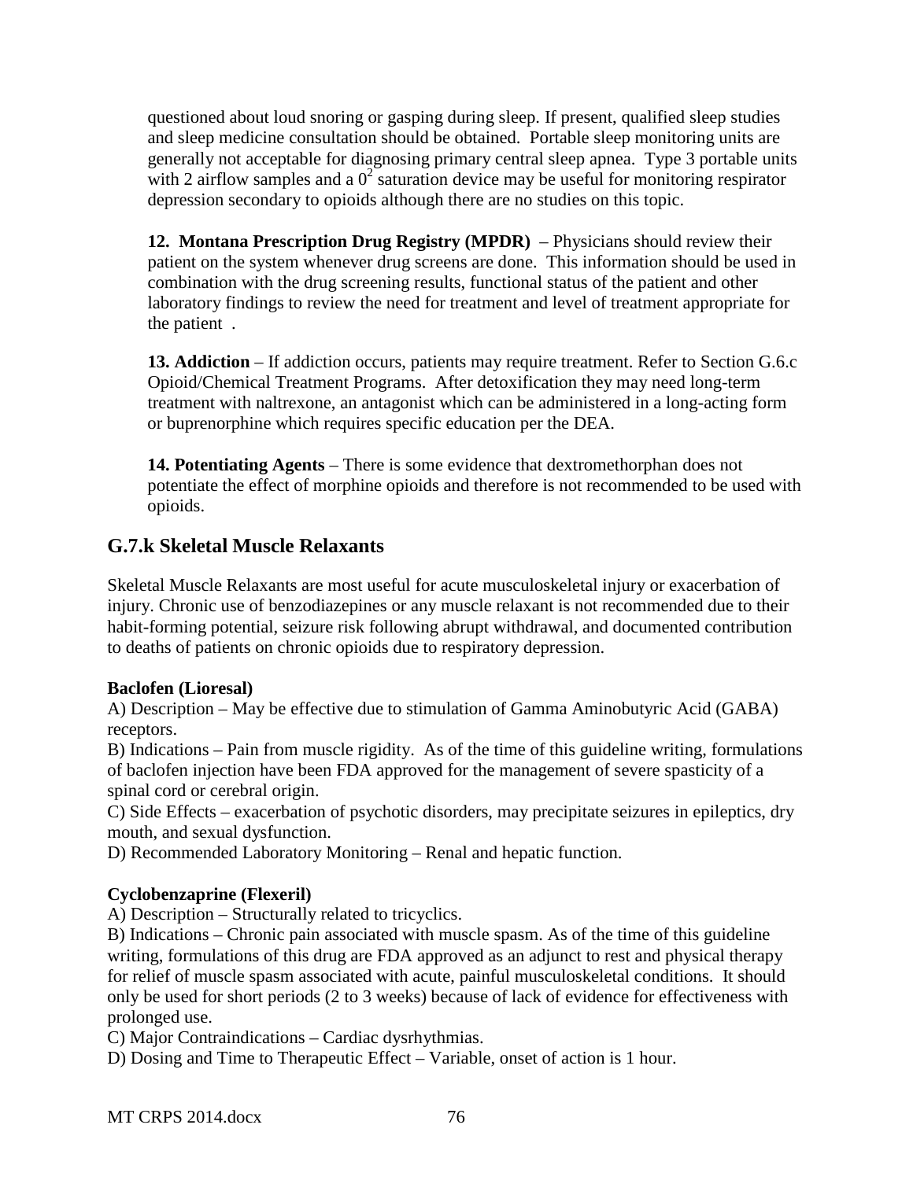questioned about loud snoring or gasping during sleep. If present, qualified sleep studies and sleep medicine consultation should be obtained. Portable sleep monitoring units are generally not acceptable for diagnosing primary central sleep apnea. Type 3 portable units with 2 airflow samples and a $0^2$ saturation device may be useful for monitoring respirator depression secondary to opioids although there are no studies on this topic.

**12. Montana Prescription Drug Registry (MPDR)** – Physicians should review their patient on the system whenever drug screens are done. This information should be used in combination with the drug screening results, functional status of the patient and other laboratory findings to review the need for treatment and level of treatment appropriate for the patient .

**13. Addiction** – If addiction occurs, patients may require treatment. Refer to Section G.6.c Opioid/Chemical Treatment Programs. After detoxification they may need long-term treatment with naltrexone, an antagonist which can be administered in a long-acting form or buprenorphine which requires specific education per the DEA.

**14. Potentiating Agents** – There is some evidence that dextromethorphan does not potentiate the effect of morphine opioids and therefore is not recommended to be used with opioids.

## G.7.k Skeletal Muscle Relaxants

Skeletal Muscle Relaxants are most useful for acute musculoskeletal injury or exacerbation of injury. Chronic use of benzodiazepines or any muscle relaxant is not recommended due to their habit-forming potential, seizure risk following abrupt withdrawal, and documented contribution to deaths of patients on chronic opioids due to respiratory depression.

**Baclofen (Lioresal)**

A) Description – May be effective due to stimulation of Gamma Aminobutyric Acid (GABA) receptors.

B) Indications – Pain from muscle rigidity. As of the time of this guideline writing, formulations of baclofen injection have been FDA approved for the management of severe spasticity of a spinal cord or cerebral origin.

C) Side Effects – exacerbation of psychotic disorders, may precipitate seizures in epileptics, dry mouth, and sexual dysfunction.

D) Recommended Laboratory Monitoring – Renal and hepatic function.

**Cyclobenzaprine (Flexeril)**

A) Description – Structurally related to tricyclics.

B) Indications – Chronic pain associated with muscle spasm. As of the time of this guideline writing, formulations of this drug are FDA approved as an adjunct to rest and physical therapy for relief of muscle spasm associated with acute, painful musculoskeletal conditions. It should only be used for short periods (2 to 3 weeks) because of lack of evidence for effectiveness with prolonged use.

C) Major Contraindications – Cardiac dysrhythmias.

D) Dosing and Time to Therapeutic Effect – Variable, onset of action is 1 hour.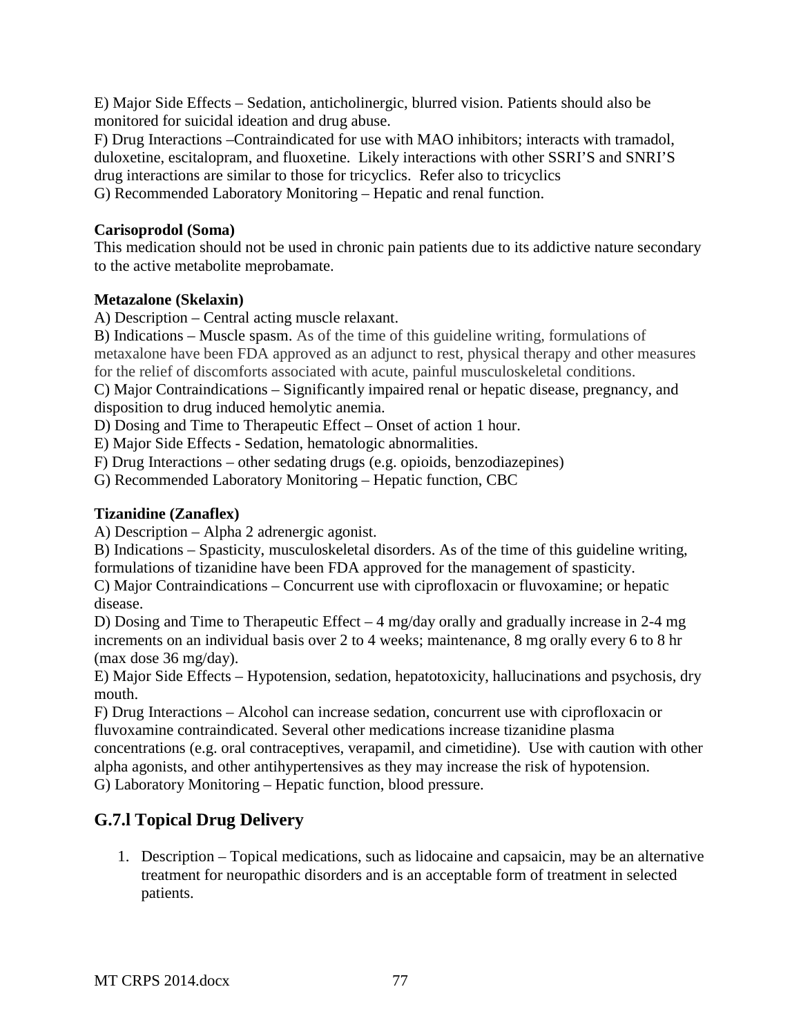E) Major Side Effects – Sedation, anticholinergic, blurred vision. Patients should also be monitored for suicidal ideation and drug abuse.
F) Drug Interactions –Contraindicated for use with MAO inhibitors; interacts with tramadol, duloxetine, escitalopram, and fluoxetine. Likely interactions with other SSRI'S and SNRI'S drug interactions are similar to those for tricyclics. Refer also to tricyclics
G) Recommended Laboratory Monitoring – Hepatic and renal function.

**Carisoprodol (Soma)**
This medication should not be used in chronic pain patients due to its addictive nature secondary to the active metabolite meprobamate.

**Metazalone (Skelaxin)**
A) Description – Central acting muscle relaxant.
B) Indications – Muscle spasm. As of the time of this guideline writing, formulations of metaxalone have been FDA approved as an adjunct to rest, physical therapy and other measures for the relief of discomforts associated with acute, painful musculoskeletal conditions.
C) Major Contraindications – Significantly impaired renal or hepatic disease, pregnancy, and disposition to drug induced hemolytic anemia.
D) Dosing and Time to Therapeutic Effect – Onset of action 1 hour.
E) Major Side Effects - Sedation, hematologic abnormalities.
F) Drug Interactions – other sedating drugs (e.g. opioids, benzodiazepines)
G) Recommended Laboratory Monitoring – Hepatic function, CBC

**Tizanidine (Zanaflex)**
A) Description – Alpha 2 adrenergic agonist.
B) Indications – Spasticity, musculoskeletal disorders. As of the time of this guideline writing, formulations of tizanidine have been FDA approved for the management of spasticity.
C) Major Contraindications – Concurrent use with ciprofloxacin or fluvoxamine; or hepatic disease.
D) Dosing and Time to Therapeutic Effect – 4 mg/day orally and gradually increase in 2-4 mg increments on an individual basis over 2 to 4 weeks; maintenance, 8 mg orally every 6 to 8 hr (max dose 36 mg/day).
E) Major Side Effects – Hypotension, sedation, hepatotoxicity, hallucinations and psychosis, dry mouth.
F) Drug Interactions – Alcohol can increase sedation, concurrent use with ciprofloxacin or fluvoxamine contraindicated. Several other medications increase tizanidine plasma concentrations (e.g. oral contraceptives, verapamil, and cimetidine). Use with caution with other alpha agonists, and other antihypertensives as they may increase the risk of hypotension.
G) Laboratory Monitoring – Hepatic function, blood pressure.

## G.7.l Topical Drug Delivery

1. Description – Topical medications, such as lidocaine and capsaicin, may be an alternative treatment for neuropathic disorders and is an acceptable form of treatment in selected patients.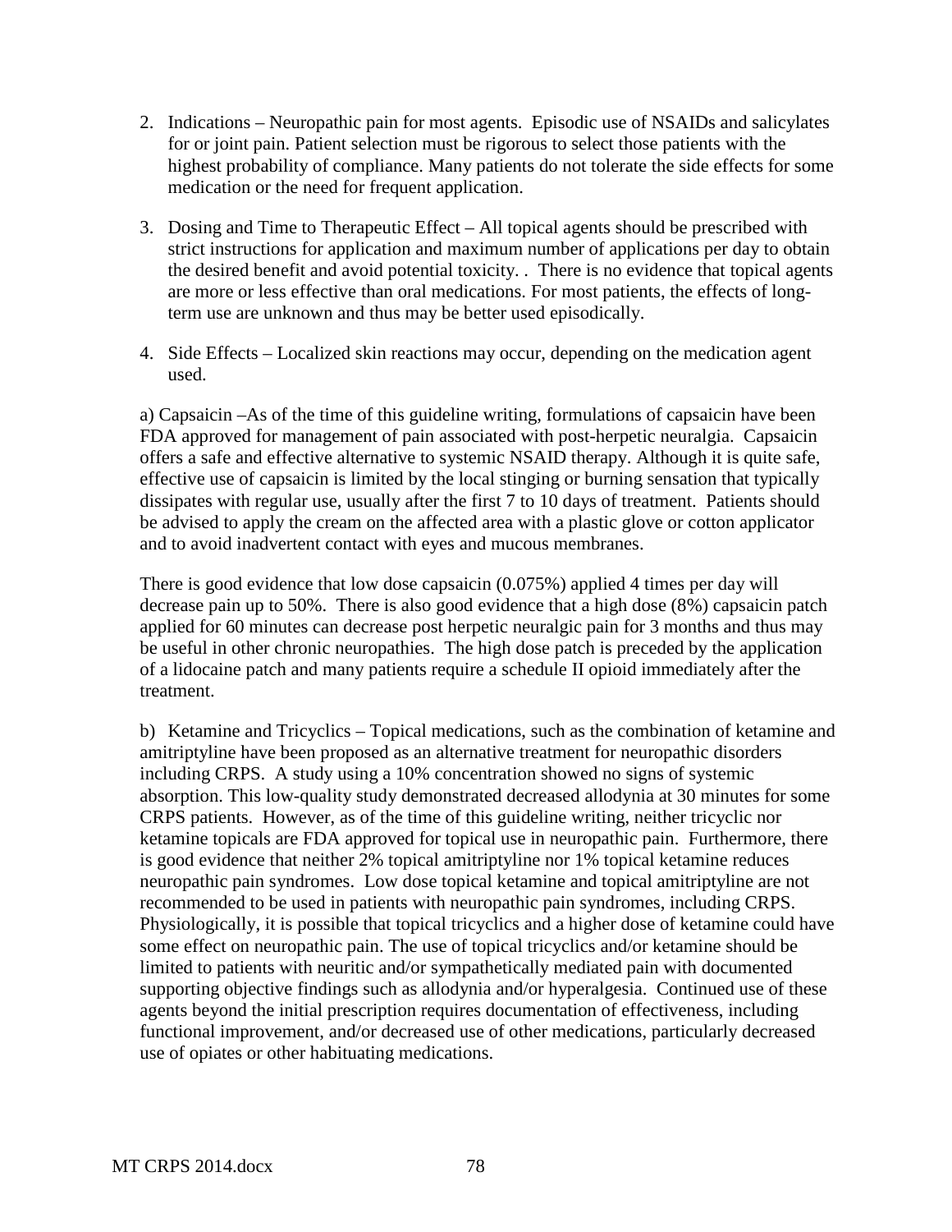2. Indications – Neuropathic pain for most agents. Episodic use of NSAIDs and salicylates for or joint pain. Patient selection must be rigorous to select those patients with the highest probability of compliance. Many patients do not tolerate the side effects for some medication or the need for frequent application.

3. Dosing and Time to Therapeutic Effect – All topical agents should be prescribed with strict instructions for application and maximum number of applications per day to obtain the desired benefit and avoid potential toxicity. . There is no evidence that topical agents are more or less effective than oral medications. For most patients, the effects of long-term use are unknown and thus may be better used episodically.

4. Side Effects – Localized skin reactions may occur, depending on the medication agent used.

a) Capsaicin –As of the time of this guideline writing, formulations of capsaicin have been FDA approved for management of pain associated with post-herpetic neuralgia. Capsaicin offers a safe and effective alternative to systemic NSAID therapy. Although it is quite safe, effective use of capsaicin is limited by the local stinging or burning sensation that typically dissipates with regular use, usually after the first 7 to 10 days of treatment. Patients should be advised to apply the cream on the affected area with a plastic glove or cotton applicator and to avoid inadvertent contact with eyes and mucous membranes.

There is good evidence that low dose capsaicin (0.075%) applied 4 times per day will decrease pain up to 50%. There is also good evidence that a high dose (8%) capsaicin patch applied for 60 minutes can decrease post herpetic neuralgic pain for 3 months and thus may be useful in other chronic neuropathies. The high dose patch is preceded by the application of a lidocaine patch and many patients require a schedule II opioid immediately after the treatment.

b) Ketamine and Tricyclics – Topical medications, such as the combination of ketamine and amitriptyline have been proposed as an alternative treatment for neuropathic disorders including CRPS. A study using a 10% concentration showed no signs of systemic absorption. This low-quality study demonstrated decreased allodynia at 30 minutes for some CRPS patients. However, as of the time of this guideline writing, neither tricyclic nor ketamine topicals are FDA approved for topical use in neuropathic pain. Furthermore, there is good evidence that neither 2% topical amitriptyline nor 1% topical ketamine reduces neuropathic pain syndromes. Low dose topical ketamine and topical amitriptyline are not recommended to be used in patients with neuropathic pain syndromes, including CRPS. Physiologically, it is possible that topical tricyclics and a higher dose of ketamine could have some effect on neuropathic pain. The use of topical tricyclics and/or ketamine should be limited to patients with neuritic and/or sympathetically mediated pain with documented supporting objective findings such as allodynia and/or hyperalgesia. Continued use of these agents beyond the initial prescription requires documentation of effectiveness, including functional improvement, and/or decreased use of other medications, particularly decreased use of opiates or other habituating medications.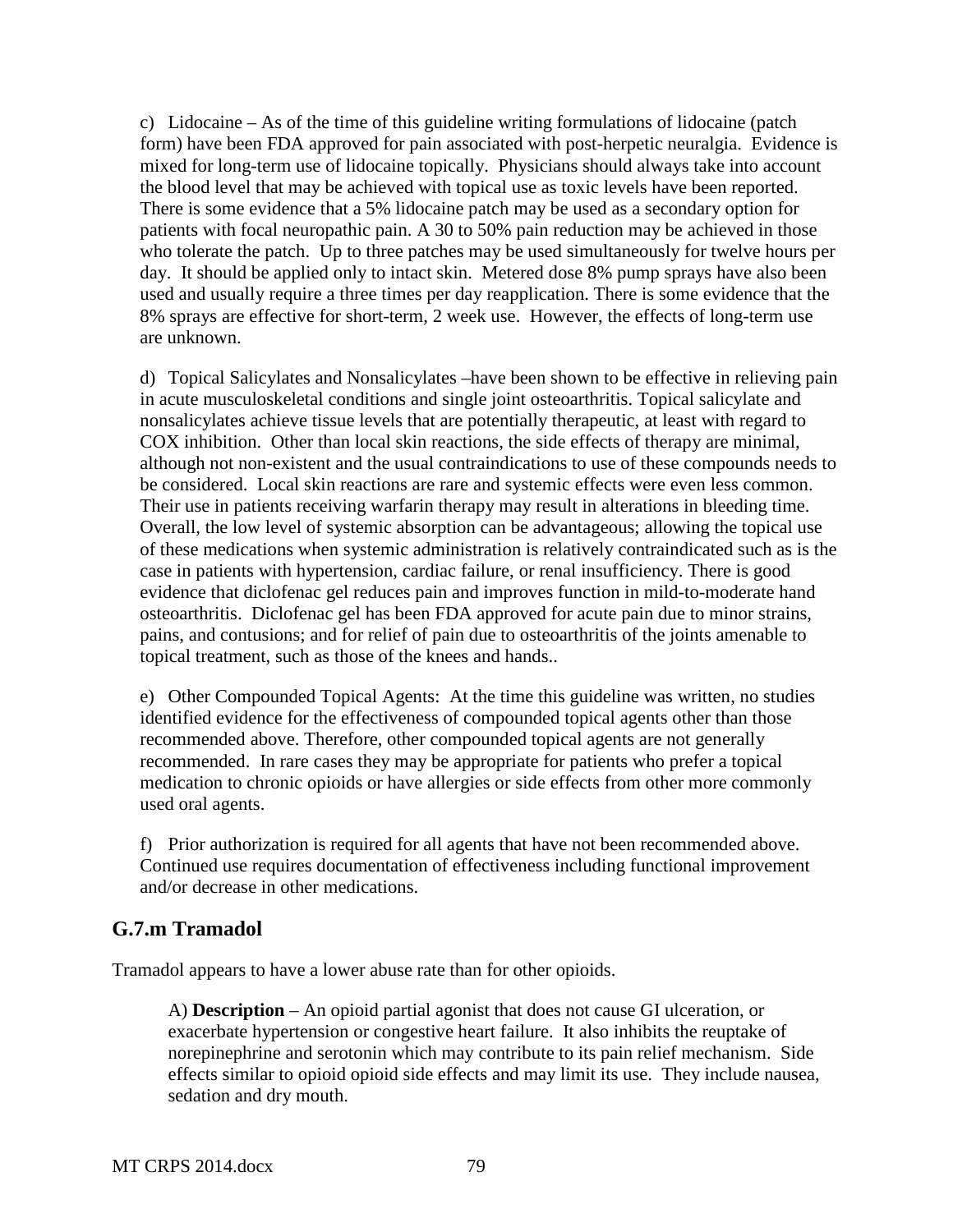c) Lidocaine – As of the time of this guideline writing formulations of lidocaine (patch form) have been FDA approved for pain associated with post-herpetic neuralgia. Evidence is mixed for long-term use of lidocaine topically. Physicians should always take into account the blood level that may be achieved with topical use as toxic levels have been reported. There is some evidence that a 5% lidocaine patch may be used as a secondary option for patients with focal neuropathic pain. A 30 to 50% pain reduction may be achieved in those who tolerate the patch. Up to three patches may be used simultaneously for twelve hours per day. It should be applied only to intact skin. Metered dose 8% pump sprays have also been used and usually require a three times per day reapplication. There is some evidence that the 8% sprays are effective for short-term, 2 week use. However, the effects of long-term use are unknown.

d) Topical Salicylates and Nonsalicylates –have been shown to be effective in relieving pain in acute musculoskeletal conditions and single joint osteoarthritis. Topical salicylate and nonsalicylates achieve tissue levels that are potentially therapeutic, at least with regard to COX inhibition. Other than local skin reactions, the side effects of therapy are minimal, although not non-existent and the usual contraindications to use of these compounds needs to be considered. Local skin reactions are rare and systemic effects were even less common. Their use in patients receiving warfarin therapy may result in alterations in bleeding time. Overall, the low level of systemic absorption can be advantageous; allowing the topical use of these medications when systemic administration is relatively contraindicated such as is the case in patients with hypertension, cardiac failure, or renal insufficiency. There is good evidence that diclofenac gel reduces pain and improves function in mild-to-moderate hand osteoarthritis. Diclofenac gel has been FDA approved for acute pain due to minor strains, pains, and contusions; and for relief of pain due to osteoarthritis of the joints amenable to topical treatment, such as those of the knees and hands..

e) Other Compounded Topical Agents: At the time this guideline was written, no studies identified evidence for the effectiveness of compounded topical agents other than those recommended above. Therefore, other compounded topical agents are not generally recommended. In rare cases they may be appropriate for patients who prefer a topical medication to chronic opioids or have allergies or side effects from other more commonly used oral agents.

f) Prior authorization is required for all agents that have not been recommended above. Continued use requires documentation of effectiveness including functional improvement and/or decrease in other medications.

## G.7.m Tramadol

Tramadol appears to have a lower abuse rate than for other opioids.

A) **Description** – An opioid partial agonist that does not cause GI ulceration, or exacerbate hypertension or congestive heart failure. It also inhibits the reuptake of norepinephrine and serotonin which may contribute to its pain relief mechanism. Side effects similar to opioid opioid side effects and may limit its use. They include nausea, sedation and dry mouth.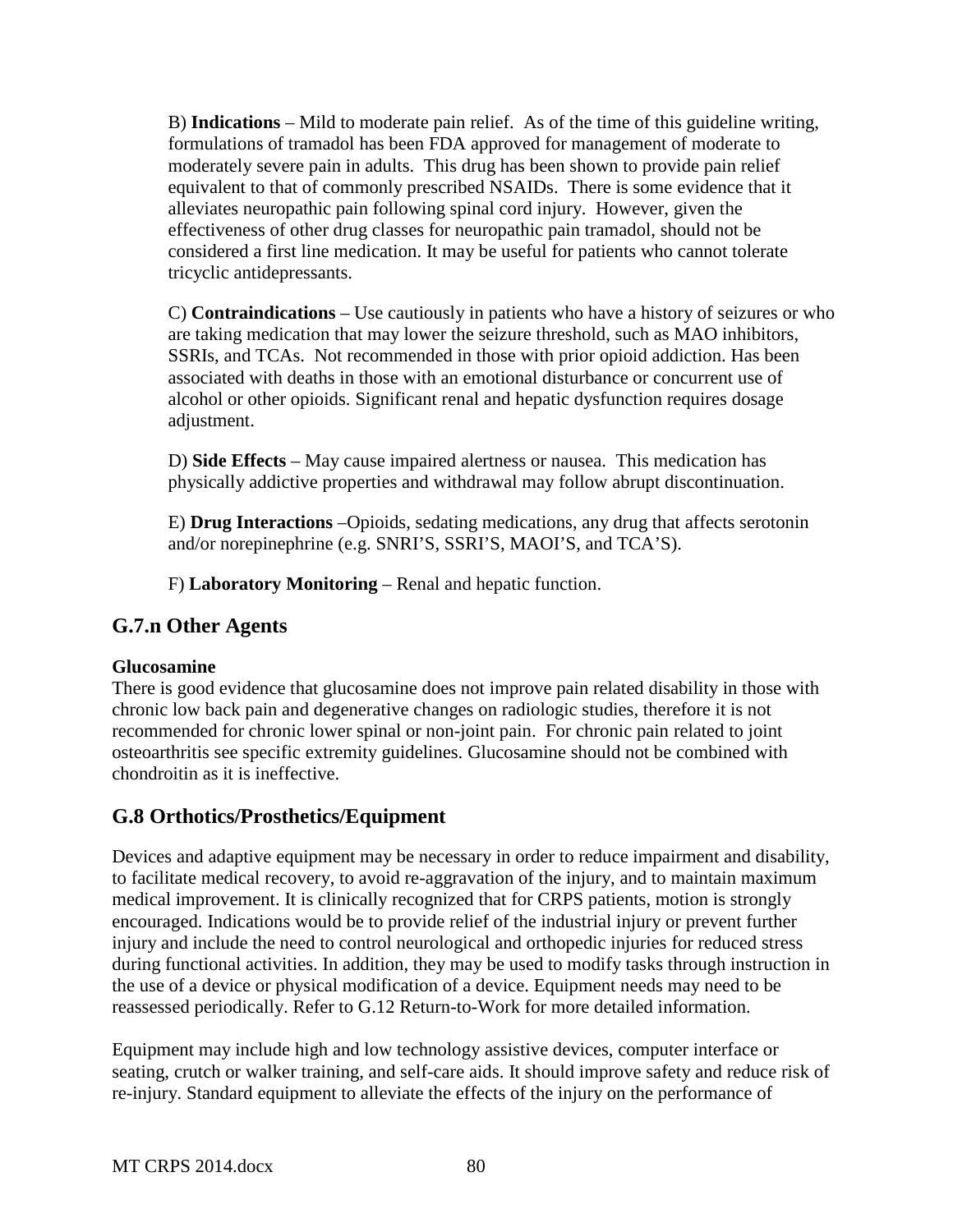B) **Indications** – Mild to moderate pain relief. As of the time of this guideline writing, formulations of tramadol has been FDA approved for management of moderate to moderately severe pain in adults. This drug has been shown to provide pain relief equivalent to that of commonly prescribed NSAIDs. There is some evidence that it alleviates neuropathic pain following spinal cord injury. However, given the effectiveness of other drug classes for neuropathic pain tramadol, should not be considered a first line medication. It may be useful for patients who cannot tolerate tricyclic antidepressants.

C) **Contraindications** – Use cautiously in patients who have a history of seizures or who are taking medication that may lower the seizure threshold, such as MAO inhibitors, SSRIs, and TCAs. Not recommended in those with prior opioid addiction. Has been associated with deaths in those with an emotional disturbance or concurrent use of alcohol or other opioids. Significant renal and hepatic dysfunction requires dosage adjustment.

D) **Side Effects** – May cause impaired alertness or nausea. This medication has physically addictive properties and withdrawal may follow abrupt discontinuation.

E) **Drug Interactions** –Opioids, sedating medications, any drug that affects serotonin and/or norepinephrine (e.g. SNRI'S, SSRI'S, MAOI'S, and TCA'S).

F) **Laboratory Monitoring** – Renal and hepatic function.

## G.7.n Other Agents

**Glucosamine**

There is good evidence that glucosamine does not improve pain related disability in those with chronic low back pain and degenerative changes on radiologic studies, therefore it is not recommended for chronic lower spinal or non-joint pain. For chronic pain related to joint osteoarthritis see specific extremity guidelines. Glucosamine should not be combined with chondroitin as it is ineffective.

## G.8 Orthotics/Prosthetics/Equipment

Devices and adaptive equipment may be necessary in order to reduce impairment and disability, to facilitate medical recovery, to avoid re-aggravation of the injury, and to maintain maximum medical improvement. It is clinically recognized that for CRPS patients, motion is strongly encouraged. Indications would be to provide relief of the industrial injury or prevent further injury and include the need to control neurological and orthopedic injuries for reduced stress during functional activities. In addition, they may be used to modify tasks through instruction in the use of a device or physical modification of a device. Equipment needs may need to be reassessed periodically. Refer to G.12 Return-to-Work for more detailed information.

Equipment may include high and low technology assistive devices, computer interface or seating, crutch or walker training, and self-care aids. It should improve safety and reduce risk of re-injury. Standard equipment to alleviate the effects of the injury on the performance of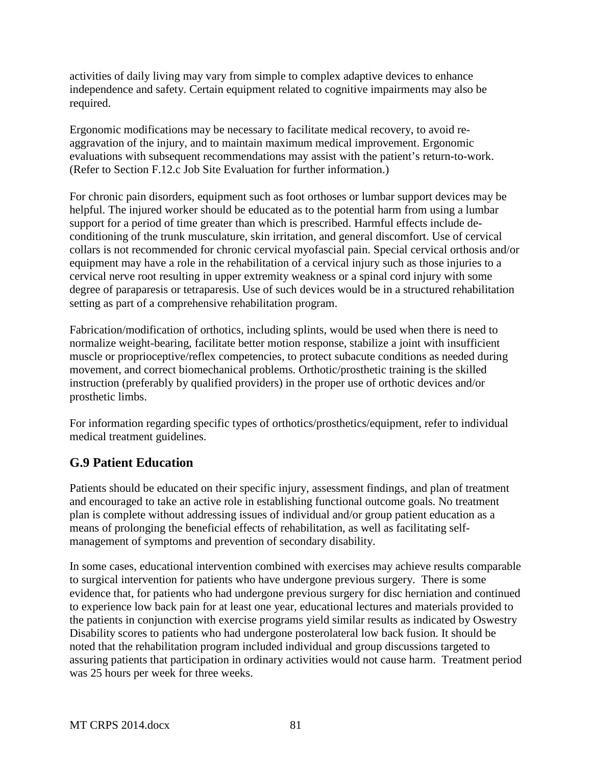activities of daily living may vary from simple to complex adaptive devices to enhance independence and safety. Certain equipment related to cognitive impairments may also be required.

Ergonomic modifications may be necessary to facilitate medical recovery, to avoid re-aggravation of the injury, and to maintain maximum medical improvement. Ergonomic evaluations with subsequent recommendations may assist with the patient's return-to-work. (Refer to Section F.12.c Job Site Evaluation for further information.)

For chronic pain disorders, equipment such as foot orthoses or lumbar support devices may be helpful. The injured worker should be educated as to the potential harm from using a lumbar support for a period of time greater than which is prescribed. Harmful effects include de-conditioning of the trunk musculature, skin irritation, and general discomfort. Use of cervical collars is not recommended for chronic cervical myofascial pain. Special cervical orthosis and/or equipment may have a role in the rehabilitation of a cervical injury such as those injuries to a cervical nerve root resulting in upper extremity weakness or a spinal cord injury with some degree of paraparesis or tetraparesis. Use of such devices would be in a structured rehabilitation setting as part of a comprehensive rehabilitation program.

Fabrication/modification of orthotics, including splints, would be used when there is need to normalize weight-bearing, facilitate better motion response, stabilize a joint with insufficient muscle or proprioceptive/reflex competencies, to protect subacute conditions as needed during movement, and correct biomechanical problems. Orthotic/prosthetic training is the skilled instruction (preferably by qualified providers) in the proper use of orthotic devices and/or prosthetic limbs.

For information regarding specific types of orthotics/prosthetics/equipment, refer to individual medical treatment guidelines.

## G.9 Patient Education

Patients should be educated on their specific injury, assessment findings, and plan of treatment and encouraged to take an active role in establishing functional outcome goals. No treatment plan is complete without addressing issues of individual and/or group patient education as a means of prolonging the beneficial effects of rehabilitation, as well as facilitating self-management of symptoms and prevention of secondary disability.

In some cases, educational intervention combined with exercises may achieve results comparable to surgical intervention for patients who have undergone previous surgery. There is some evidence that, for patients who had undergone previous surgery for disc herniation and continued to experience low back pain for at least one year, educational lectures and materials provided to the patients in conjunction with exercise programs yield similar results as indicated by Oswestry Disability scores to patients who had undergone posterolateral low back fusion. It should be noted that the rehabilitation program included individual and group discussions targeted to assuring patients that participation in ordinary activities would not cause harm. Treatment period was 25 hours per week for three weeks.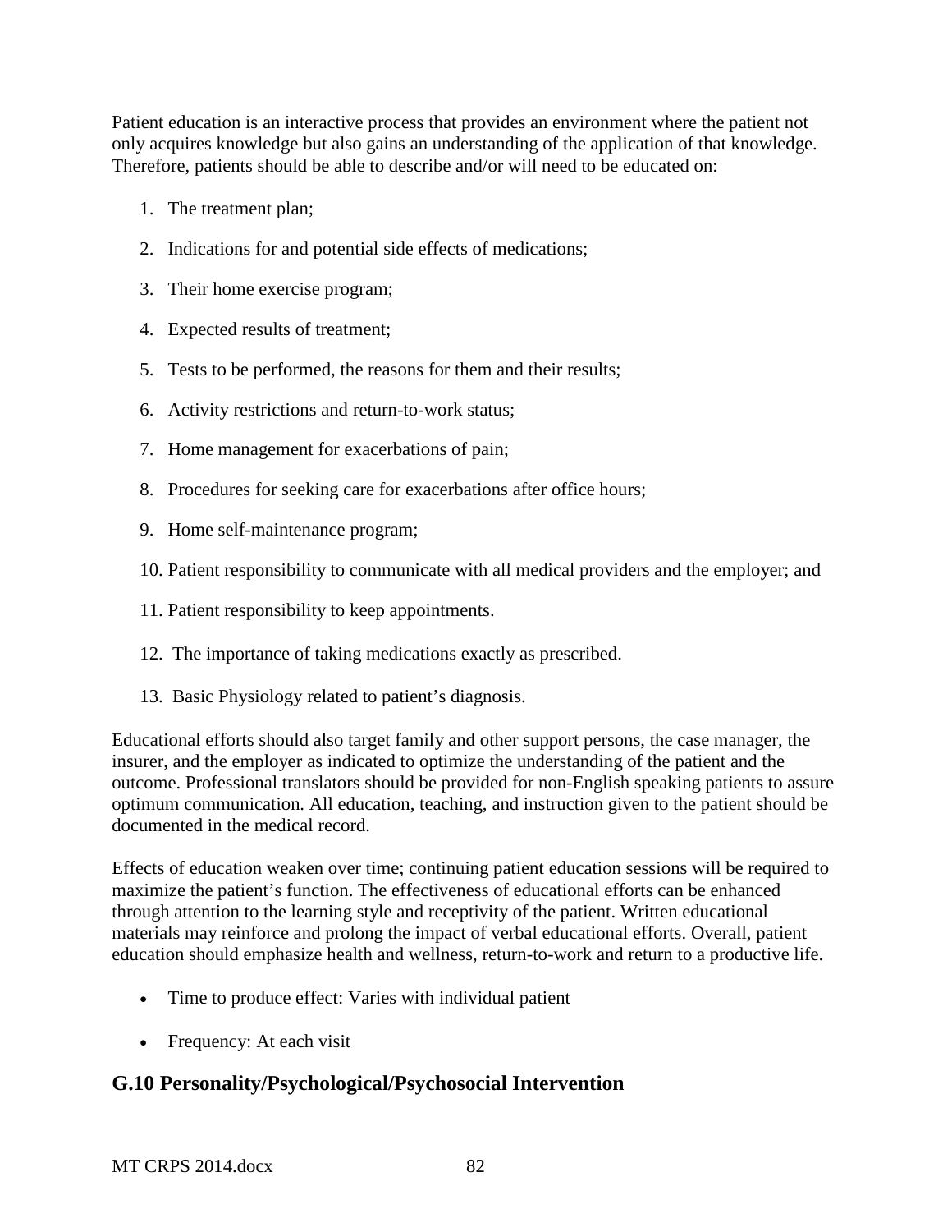Patient education is an interactive process that provides an environment where the patient not only acquires knowledge but also gains an understanding of the application of that knowledge. Therefore, patients should be able to describe and/or will need to be educated on:

1. The treatment plan;
2. Indications for and potential side effects of medications;
3. Their home exercise program;
4. Expected results of treatment;
5. Tests to be performed, the reasons for them and their results;
6. Activity restrictions and return-to-work status;
7. Home management for exacerbations of pain;
8. Procedures for seeking care for exacerbations after office hours;
9. Home self-maintenance program;
10. Patient responsibility to communicate with all medical providers and the employer; and
11. Patient responsibility to keep appointments.
12. The importance of taking medications exactly as prescribed.
13. Basic Physiology related to patient's diagnosis.

Educational efforts should also target family and other support persons, the case manager, the insurer, and the employer as indicated to optimize the understanding of the patient and the outcome. Professional translators should be provided for non-English speaking patients to assure optimum communication. All education, teaching, and instruction given to the patient should be documented in the medical record.

Effects of education weaken over time; continuing patient education sessions will be required to maximize the patient's function. The effectiveness of educational efforts can be enhanced through attention to the learning style and receptivity of the patient. Written educational materials may reinforce and prolong the impact of verbal educational efforts. Overall, patient education should emphasize health and wellness, return-to-work and return to a productive life.

- Time to produce effect: Varies with individual patient
- Frequency: At each visit

## G.10 Personality/Psychological/Psychosocial Intervention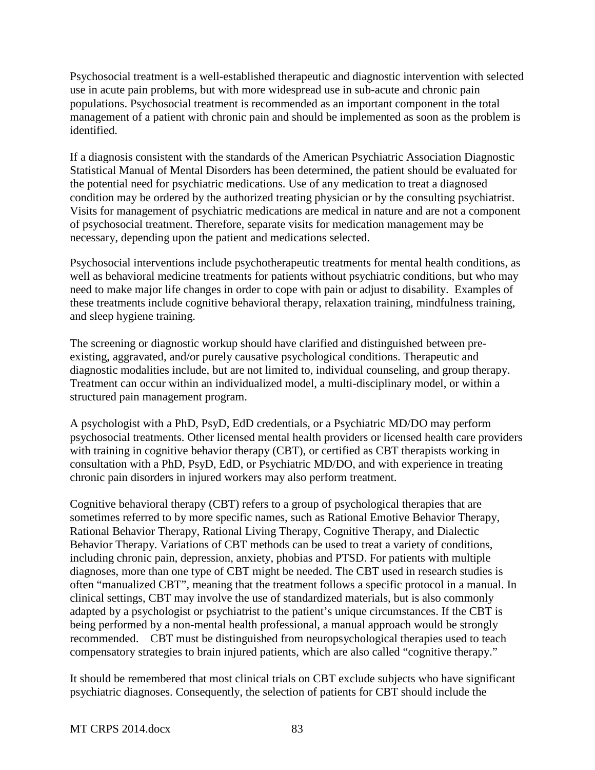Psychosocial treatment is a well-established therapeutic and diagnostic intervention with selected use in acute pain problems, but with more widespread use in sub-acute and chronic pain populations. Psychosocial treatment is recommended as an important component in the total management of a patient with chronic pain and should be implemented as soon as the problem is identified.

If a diagnosis consistent with the standards of the American Psychiatric Association Diagnostic Statistical Manual of Mental Disorders has been determined, the patient should be evaluated for the potential need for psychiatric medications. Use of any medication to treat a diagnosed condition may be ordered by the authorized treating physician or by the consulting psychiatrist. Visits for management of psychiatric medications are medical in nature and are not a component of psychosocial treatment. Therefore, separate visits for medication management may be necessary, depending upon the patient and medications selected.

Psychosocial interventions include psychotherapeutic treatments for mental health conditions, as well as behavioral medicine treatments for patients without psychiatric conditions, but who may need to make major life changes in order to cope with pain or adjust to disability. Examples of these treatments include cognitive behavioral therapy, relaxation training, mindfulness training, and sleep hygiene training.

The screening or diagnostic workup should have clarified and distinguished between pre-existing, aggravated, and/or purely causative psychological conditions. Therapeutic and diagnostic modalities include, but are not limited to, individual counseling, and group therapy. Treatment can occur within an individualized model, a multi-disciplinary model, or within a structured pain management program.

A psychologist with a PhD, PsyD, EdD credentials, or a Psychiatric MD/DO may perform psychosocial treatments. Other licensed mental health providers or licensed health care providers with training in cognitive behavior therapy (CBT), or certified as CBT therapists working in consultation with a PhD, PsyD, EdD, or Psychiatric MD/DO, and with experience in treating chronic pain disorders in injured workers may also perform treatment.

Cognitive behavioral therapy (CBT) refers to a group of psychological therapies that are sometimes referred to by more specific names, such as Rational Emotive Behavior Therapy, Rational Behavior Therapy, Rational Living Therapy, Cognitive Therapy, and Dialectic Behavior Therapy. Variations of CBT methods can be used to treat a variety of conditions, including chronic pain, depression, anxiety, phobias and PTSD. For patients with multiple diagnoses, more than one type of CBT might be needed. The CBT used in research studies is often "manualized CBT", meaning that the treatment follows a specific protocol in a manual. In clinical settings, CBT may involve the use of standardized materials, but is also commonly adapted by a psychologist or psychiatrist to the patient's unique circumstances. If the CBT is being performed by a non-mental health professional, a manual approach would be strongly recommended. CBT must be distinguished from neuropsychological therapies used to teach compensatory strategies to brain injured patients, which are also called "cognitive therapy."

It should be remembered that most clinical trials on CBT exclude subjects who have significant psychiatric diagnoses. Consequently, the selection of patients for CBT should include the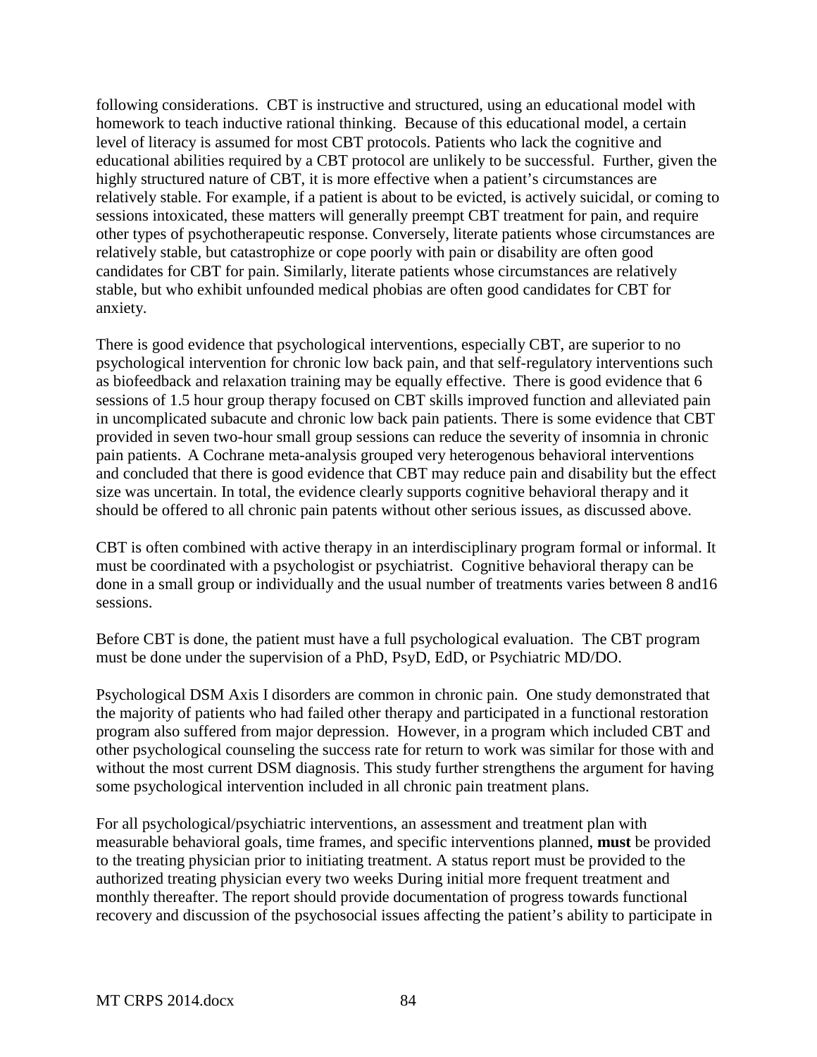following considerations. CBT is instructive and structured, using an educational model with homework to teach inductive rational thinking. Because of this educational model, a certain level of literacy is assumed for most CBT protocols. Patients who lack the cognitive and educational abilities required by a CBT protocol are unlikely to be successful. Further, given the highly structured nature of CBT, it is more effective when a patient's circumstances are relatively stable. For example, if a patient is about to be evicted, is actively suicidal, or coming to sessions intoxicated, these matters will generally preempt CBT treatment for pain, and require other types of psychotherapeutic response. Conversely, literate patients whose circumstances are relatively stable, but catastrophize or cope poorly with pain or disability are often good candidates for CBT for pain. Similarly, literate patients whose circumstances are relatively stable, but who exhibit unfounded medical phobias are often good candidates for CBT for anxiety.

There is good evidence that psychological interventions, especially CBT, are superior to no psychological intervention for chronic low back pain, and that self-regulatory interventions such as biofeedback and relaxation training may be equally effective. There is good evidence that 6 sessions of 1.5 hour group therapy focused on CBT skills improved function and alleviated pain in uncomplicated subacute and chronic low back pain patients. There is some evidence that CBT provided in seven two-hour small group sessions can reduce the severity of insomnia in chronic pain patients. A Cochrane meta-analysis grouped very heterogenous behavioral interventions and concluded that there is good evidence that CBT may reduce pain and disability but the effect size was uncertain. In total, the evidence clearly supports cognitive behavioral therapy and it should be offered to all chronic pain patents without other serious issues, as discussed above.

CBT is often combined with active therapy in an interdisciplinary program formal or informal. It must be coordinated with a psychologist or psychiatrist. Cognitive behavioral therapy can be done in a small group or individually and the usual number of treatments varies between 8 and16 sessions.

Before CBT is done, the patient must have a full psychological evaluation. The CBT program must be done under the supervision of a PhD, PsyD, EdD, or Psychiatric MD/DO.

Psychological DSM Axis I disorders are common in chronic pain. One study demonstrated that the majority of patients who had failed other therapy and participated in a functional restoration program also suffered from major depression. However, in a program which included CBT and other psychological counseling the success rate for return to work was similar for those with and without the most current DSM diagnosis. This study further strengthens the argument for having some psychological intervention included in all chronic pain treatment plans.

For all psychological/psychiatric interventions, an assessment and treatment plan with measurable behavioral goals, time frames, and specific interventions planned, **must** be provided to the treating physician prior to initiating treatment. A status report must be provided to the authorized treating physician every two weeks During initial more frequent treatment and monthly thereafter. The report should provide documentation of progress towards functional recovery and discussion of the psychosocial issues affecting the patient's ability to participate in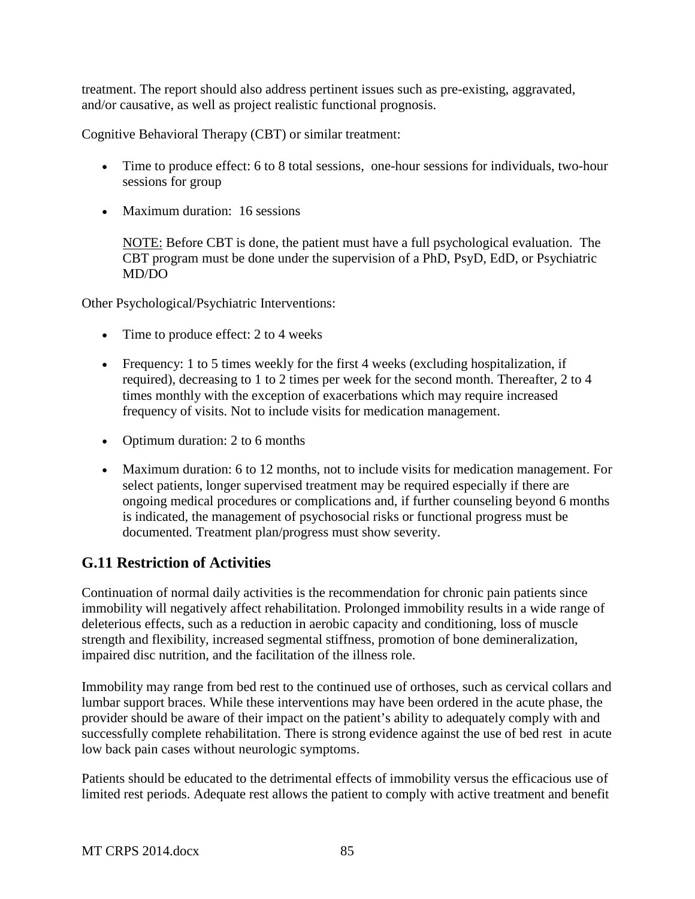treatment. The report should also address pertinent issues such as pre-existing, aggravated, and/or causative, as well as project realistic functional prognosis.

Cognitive Behavioral Therapy (CBT) or similar treatment:

- Time to produce effect: 6 to 8 total sessions, one-hour sessions for individuals, two-hour sessions for group
- Maximum duration: 16 sessions

  NOTE: Before CBT is done, the patient must have a full psychological evaluation. The CBT program must be done under the supervision of a PhD, PsyD, EdD, or Psychiatric MD/DO

Other Psychological/Psychiatric Interventions:

- Time to produce effect: 2 to 4 weeks
- Frequency: 1 to 5 times weekly for the first 4 weeks (excluding hospitalization, if required), decreasing to 1 to 2 times per week for the second month. Thereafter, 2 to 4 times monthly with the exception of exacerbations which may require increased frequency of visits. Not to include visits for medication management.
- Optimum duration: 2 to 6 months
- Maximum duration: 6 to 12 months, not to include visits for medication management. For select patients, longer supervised treatment may be required especially if there are ongoing medical procedures or complications and, if further counseling beyond 6 months is indicated, the management of psychosocial risks or functional progress must be documented. Treatment plan/progress must show severity.

## G.11 Restriction of Activities

Continuation of normal daily activities is the recommendation for chronic pain patients since immobility will negatively affect rehabilitation. Prolonged immobility results in a wide range of deleterious effects, such as a reduction in aerobic capacity and conditioning, loss of muscle strength and flexibility, increased segmental stiffness, promotion of bone demineralization, impaired disc nutrition, and the facilitation of the illness role.

Immobility may range from bed rest to the continued use of orthoses, such as cervical collars and lumbar support braces. While these interventions may have been ordered in the acute phase, the provider should be aware of their impact on the patient's ability to adequately comply with and successfully complete rehabilitation. There is strong evidence against the use of bed rest in acute low back pain cases without neurologic symptoms.

Patients should be educated to the detrimental effects of immobility versus the efficacious use of limited rest periods. Adequate rest allows the patient to comply with active treatment and benefit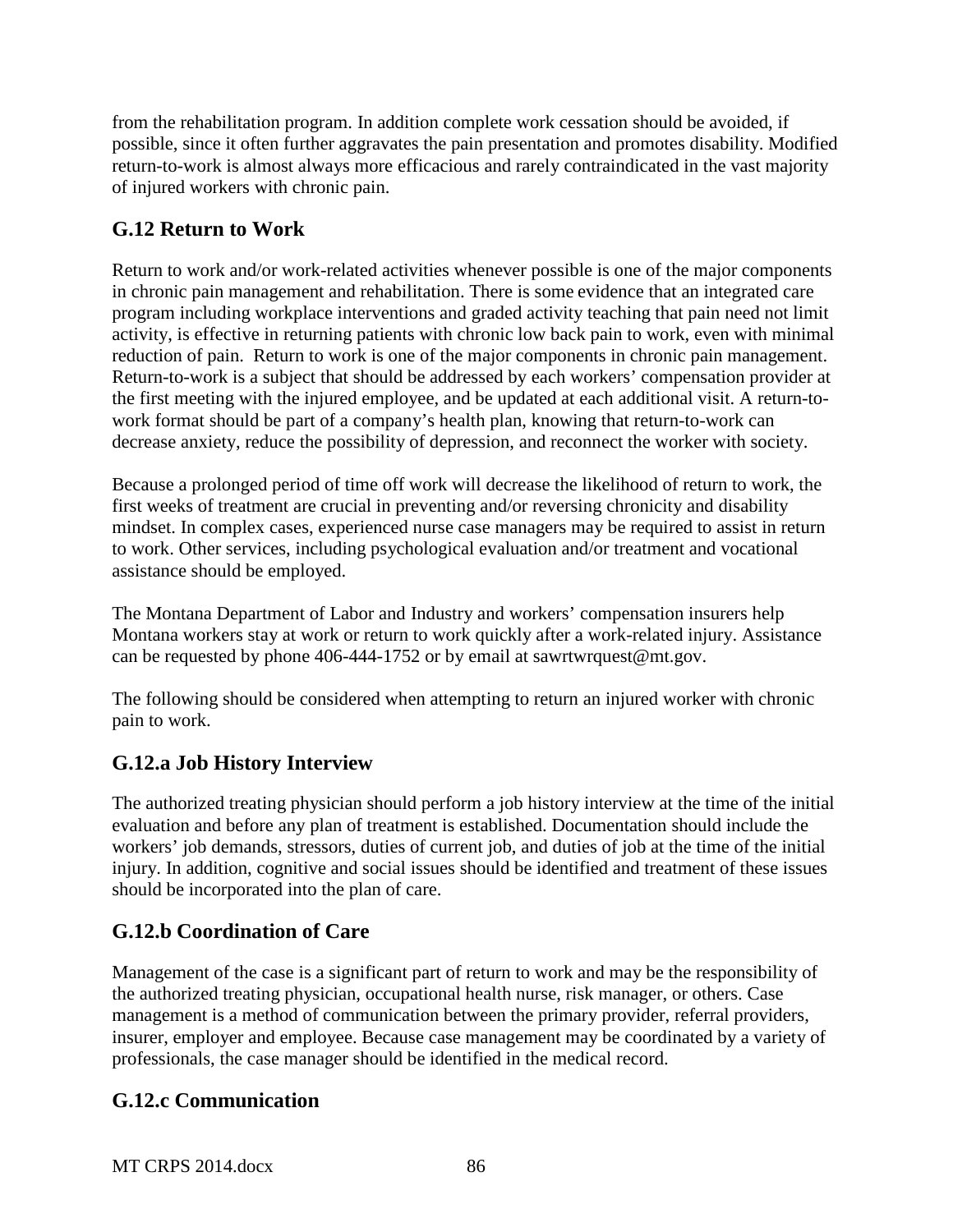from the rehabilitation program. In addition complete work cessation should be avoided, if possible, since it often further aggravates the pain presentation and promotes disability. Modified return-to-work is almost always more efficacious and rarely contraindicated in the vast majority of injured workers with chronic pain.

## G.12 Return to Work

Return to work and/or work-related activities whenever possible is one of the major components in chronic pain management and rehabilitation. There is some evidence that an integrated care program including workplace interventions and graded activity teaching that pain need not limit activity, is effective in returning patients with chronic low back pain to work, even with minimal reduction of pain. Return to work is one of the major components in chronic pain management. Return-to-work is a subject that should be addressed by each workers' compensation provider at the first meeting with the injured employee, and be updated at each additional visit. A return-to-work format should be part of a company's health plan, knowing that return-to-work can decrease anxiety, reduce the possibility of depression, and reconnect the worker with society.

Because a prolonged period of time off work will decrease the likelihood of return to work, the first weeks of treatment are crucial in preventing and/or reversing chronicity and disability mindset. In complex cases, experienced nurse case managers may be required to assist in return to work. Other services, including psychological evaluation and/or treatment and vocational assistance should be employed.

The Montana Department of Labor and Industry and workers' compensation insurers help Montana workers stay at work or return to work quickly after a work-related injury. Assistance can be requested by phone 406-444-1752 or by email at sawrtwrquest@mt.gov.

The following should be considered when attempting to return an injured worker with chronic pain to work.

### G.12.a Job History Interview

The authorized treating physician should perform a job history interview at the time of the initial evaluation and before any plan of treatment is established. Documentation should include the workers' job demands, stressors, duties of current job, and duties of job at the time of the initial injury. In addition, cognitive and social issues should be identified and treatment of these issues should be incorporated into the plan of care.

### G.12.b Coordination of Care

Management of the case is a significant part of return to work and may be the responsibility of the authorized treating physician, occupational health nurse, risk manager, or others. Case management is a method of communication between the primary provider, referral providers, insurer, employer and employee. Because case management may be coordinated by a variety of professionals, the case manager should be identified in the medical record.

### G.12.c Communication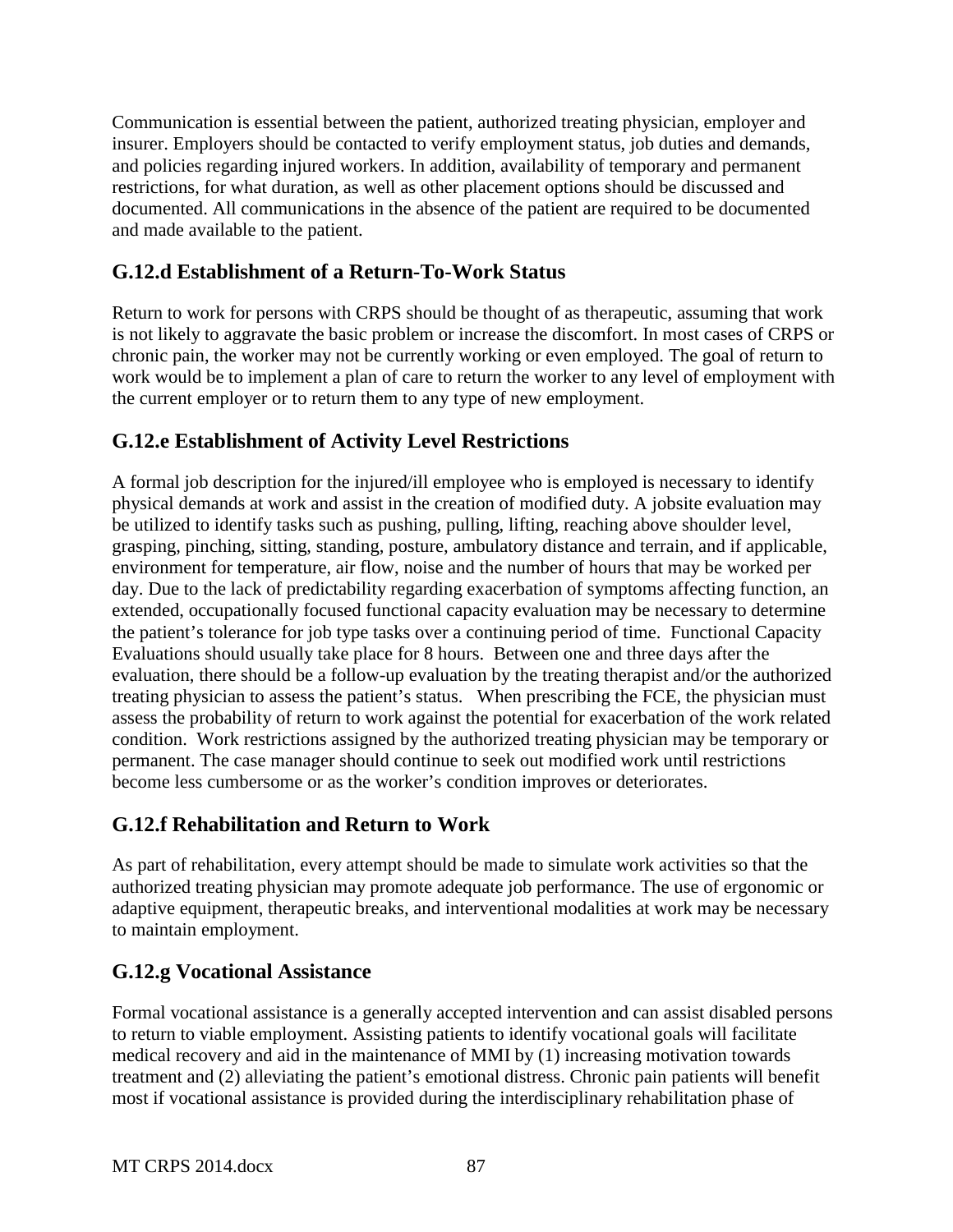Communication is essential between the patient, authorized treating physician, employer and insurer. Employers should be contacted to verify employment status, job duties and demands, and policies regarding injured workers. In addition, availability of temporary and permanent restrictions, for what duration, as well as other placement options should be discussed and documented. All communications in the absence of the patient are required to be documented and made available to the patient.

## G.12.d Establishment of a Return-To-Work Status

Return to work for persons with CRPS should be thought of as therapeutic, assuming that work is not likely to aggravate the basic problem or increase the discomfort. In most cases of CRPS or chronic pain, the worker may not be currently working or even employed. The goal of return to work would be to implement a plan of care to return the worker to any level of employment with the current employer or to return them to any type of new employment.

## G.12.e Establishment of Activity Level Restrictions

A formal job description for the injured/ill employee who is employed is necessary to identify physical demands at work and assist in the creation of modified duty. A jobsite evaluation may be utilized to identify tasks such as pushing, pulling, lifting, reaching above shoulder level, grasping, pinching, sitting, standing, posture, ambulatory distance and terrain, and if applicable, environment for temperature, air flow, noise and the number of hours that may be worked per day. Due to the lack of predictability regarding exacerbation of symptoms affecting function, an extended, occupationally focused functional capacity evaluation may be necessary to determine the patient's tolerance for job type tasks over a continuing period of time. Functional Capacity Evaluations should usually take place for 8 hours. Between one and three days after the evaluation, there should be a follow-up evaluation by the treating therapist and/or the authorized treating physician to assess the patient's status. When prescribing the FCE, the physician must assess the probability of return to work against the potential for exacerbation of the work related condition. Work restrictions assigned by the authorized treating physician may be temporary or permanent. The case manager should continue to seek out modified work until restrictions become less cumbersome or as the worker's condition improves or deteriorates.

## G.12.f Rehabilitation and Return to Work

As part of rehabilitation, every attempt should be made to simulate work activities so that the authorized treating physician may promote adequate job performance. The use of ergonomic or adaptive equipment, therapeutic breaks, and interventional modalities at work may be necessary to maintain employment.

## G.12.g Vocational Assistance

Formal vocational assistance is a generally accepted intervention and can assist disabled persons to return to viable employment. Assisting patients to identify vocational goals will facilitate medical recovery and aid in the maintenance of MMI by (1) increasing motivation towards treatment and (2) alleviating the patient's emotional distress. Chronic pain patients will benefit most if vocational assistance is provided during the interdisciplinary rehabilitation phase of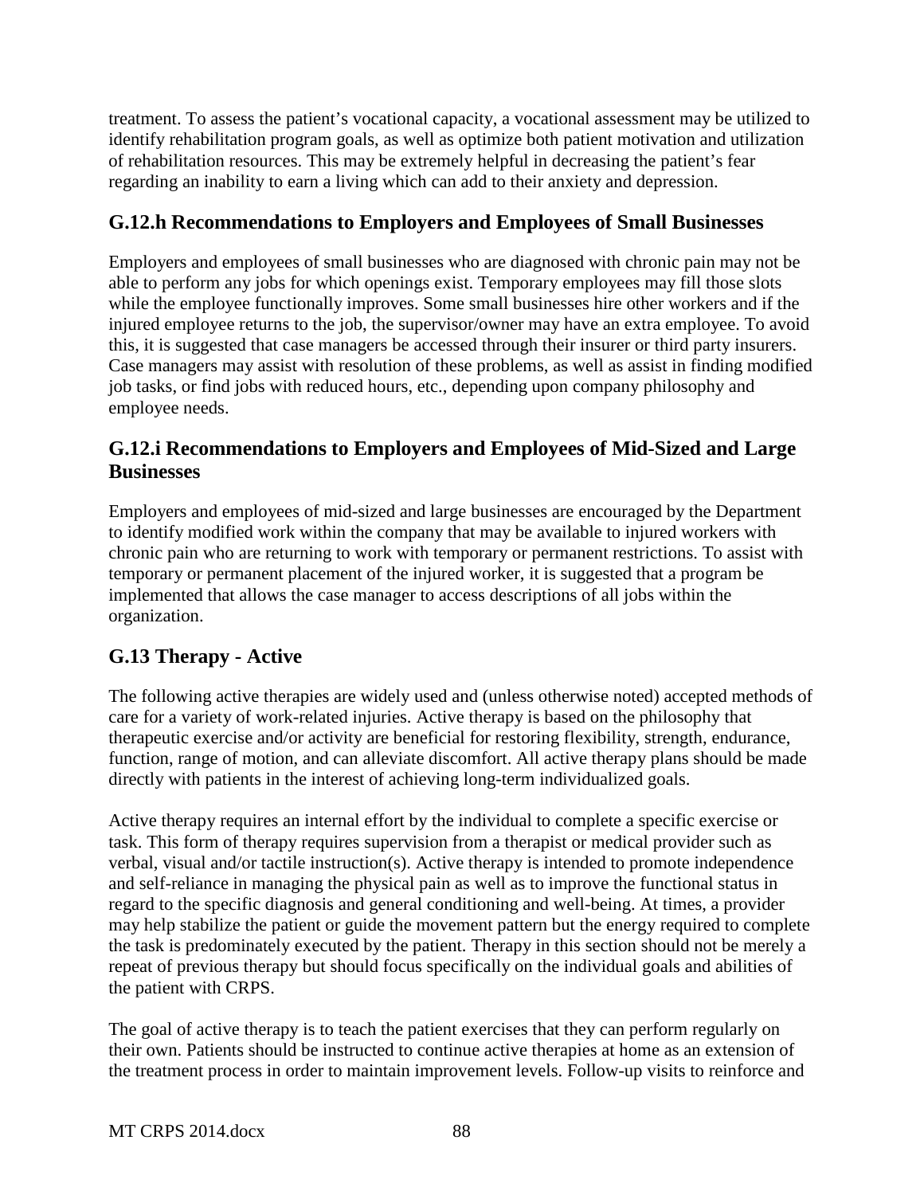treatment. To assess the patient's vocational capacity, a vocational assessment may be utilized to identify rehabilitation program goals, as well as optimize both patient motivation and utilization of rehabilitation resources. This may be extremely helpful in decreasing the patient's fear regarding an inability to earn a living which can add to their anxiety and depression.

### G.12.h Recommendations to Employers and Employees of Small Businesses

Employers and employees of small businesses who are diagnosed with chronic pain may not be able to perform any jobs for which openings exist. Temporary employees may fill those slots while the employee functionally improves. Some small businesses hire other workers and if the injured employee returns to the job, the supervisor/owner may have an extra employee. To avoid this, it is suggested that case managers be accessed through their insurer or third party insurers. Case managers may assist with resolution of these problems, as well as assist in finding modified job tasks, or find jobs with reduced hours, etc., depending upon company philosophy and employee needs.

### G.12.i Recommendations to Employers and Employees of Mid-Sized and Large Businesses

Employers and employees of mid-sized and large businesses are encouraged by the Department to identify modified work within the company that may be available to injured workers with chronic pain who are returning to work with temporary or permanent restrictions. To assist with temporary or permanent placement of the injured worker, it is suggested that a program be implemented that allows the case manager to access descriptions of all jobs within the organization.

## G.13 Therapy - Active

The following active therapies are widely used and (unless otherwise noted) accepted methods of care for a variety of work-related injuries. Active therapy is based on the philosophy that therapeutic exercise and/or activity are beneficial for restoring flexibility, strength, endurance, function, range of motion, and can alleviate discomfort. All active therapy plans should be made directly with patients in the interest of achieving long-term individualized goals.

Active therapy requires an internal effort by the individual to complete a specific exercise or task. This form of therapy requires supervision from a therapist or medical provider such as verbal, visual and/or tactile instruction(s). Active therapy is intended to promote independence and self-reliance in managing the physical pain as well as to improve the functional status in regard to the specific diagnosis and general conditioning and well-being. At times, a provider may help stabilize the patient or guide the movement pattern but the energy required to complete the task is predominately executed by the patient. Therapy in this section should not be merely a repeat of previous therapy but should focus specifically on the individual goals and abilities of the patient with CRPS.

The goal of active therapy is to teach the patient exercises that they can perform regularly on their own. Patients should be instructed to continue active therapies at home as an extension of the treatment process in order to maintain improvement levels. Follow-up visits to reinforce and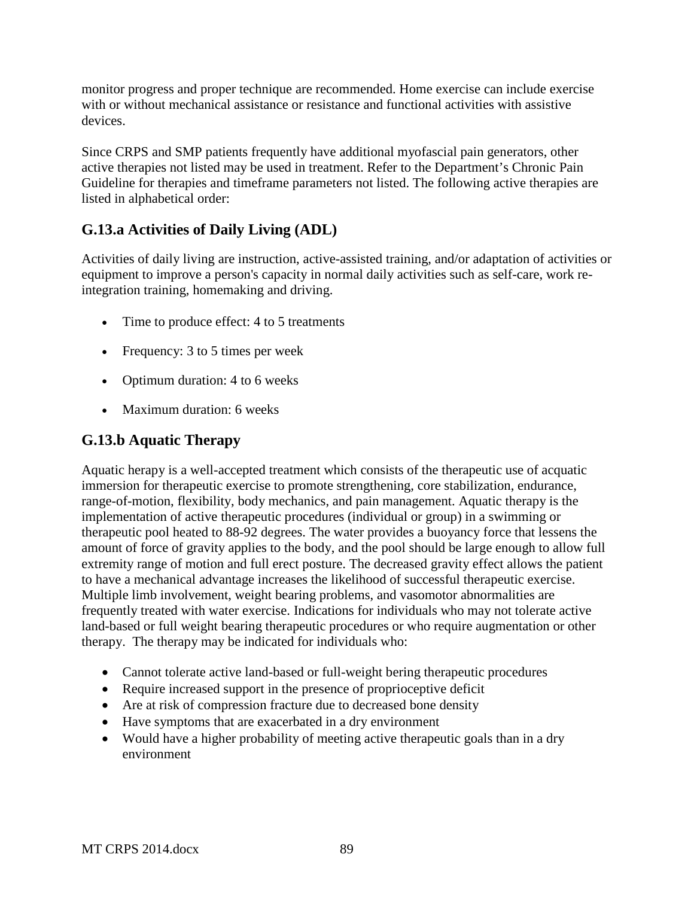monitor progress and proper technique are recommended. Home exercise can include exercise with or without mechanical assistance or resistance and functional activities with assistive devices.

Since CRPS and SMP patients frequently have additional myofascial pain generators, other active therapies not listed may be used in treatment. Refer to the Department's Chronic Pain Guideline for therapies and timeframe parameters not listed. The following active therapies are listed in alphabetical order:

## G.13.a Activities of Daily Living (ADL)

Activities of daily living are instruction, active-assisted training, and/or adaptation of activities or equipment to improve a person's capacity in normal daily activities such as self-care, work re-integration training, homemaking and driving.

- Time to produce effect: 4 to 5 treatments
- Frequency: 3 to 5 times per week
- Optimum duration: 4 to 6 weeks
- Maximum duration: 6 weeks

## G.13.b Aquatic Therapy

Aquatic herapy is a well-accepted treatment which consists of the therapeutic use of acquatic immersion for therapeutic exercise to promote strengthening, core stabilization, endurance, range-of-motion, flexibility, body mechanics, and pain management. Aquatic therapy is the implementation of active therapeutic procedures (individual or group) in a swimming or therapeutic pool heated to 88-92 degrees. The water provides a buoyancy force that lessens the amount of force of gravity applies to the body, and the pool should be large enough to allow full extremity range of motion and full erect posture. The decreased gravity effect allows the patient to have a mechanical advantage increases the likelihood of successful therapeutic exercise. Multiple limb involvement, weight bearing problems, and vasomotor abnormalities are frequently treated with water exercise. Indications for individuals who may not tolerate active land-based or full weight bearing therapeutic procedures or who require augmentation or other therapy. The therapy may be indicated for individuals who:

- Cannot tolerate active land-based or full-weight bering therapeutic procedures
- Require increased support in the presence of proprioceptive deficit
- Are at risk of compression fracture due to decreased bone density
- Have symptoms that are exacerbated in a dry environment
- Would have a higher probability of meeting active therapeutic goals than in a dry environment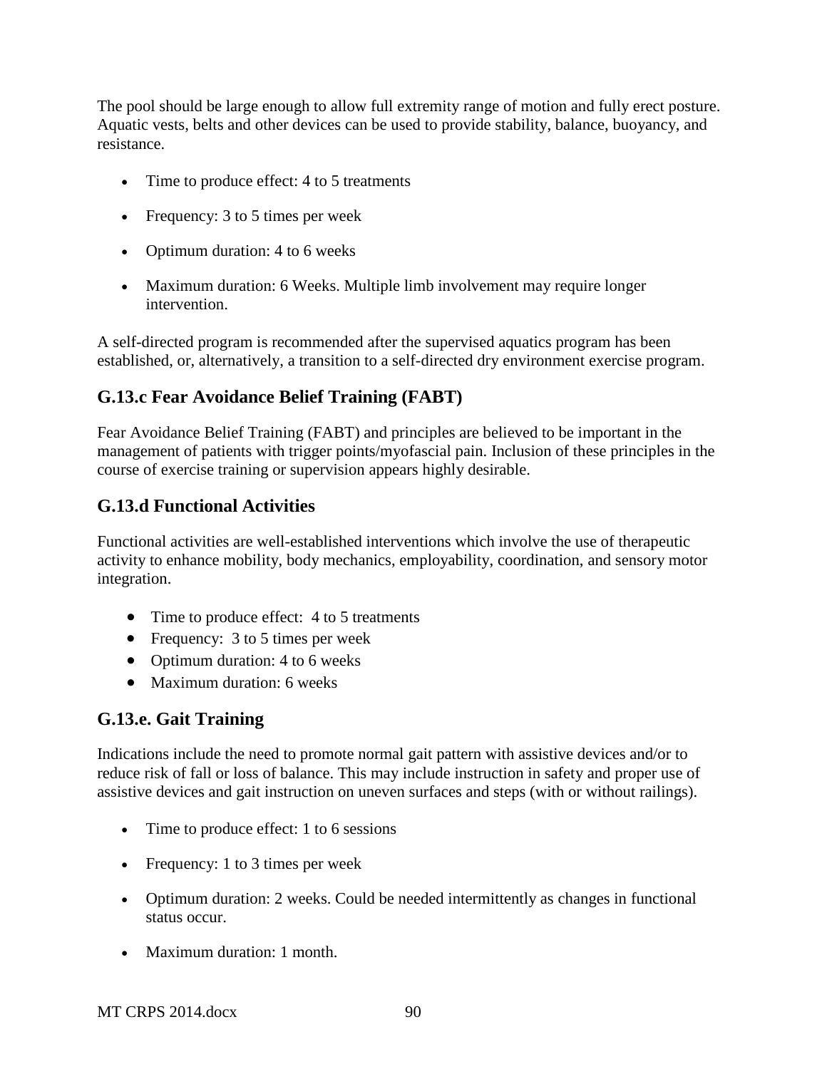The pool should be large enough to allow full extremity range of motion and fully erect posture. Aquatic vests, belts and other devices can be used to provide stability, balance, buoyancy, and resistance.

- Time to produce effect: 4 to 5 treatments
- Frequency: 3 to 5 times per week
- Optimum duration: 4 to 6 weeks
- Maximum duration: 6 Weeks. Multiple limb involvement may require longer intervention.

A self-directed program is recommended after the supervised aquatics program has been established, or, alternatively, a transition to a self-directed dry environment exercise program.

## G.13.c Fear Avoidance Belief Training (FABT)

Fear Avoidance Belief Training (FABT) and principles are believed to be important in the management of patients with trigger points/myofascial pain. Inclusion of these principles in the course of exercise training or supervision appears highly desirable.

## G.13.d Functional Activities

Functional activities are well-established interventions which involve the use of therapeutic activity to enhance mobility, body mechanics, employability, coordination, and sensory motor integration.

- Time to produce effect: 4 to 5 treatments
- Frequency: 3 to 5 times per week
- Optimum duration: 4 to 6 weeks
- Maximum duration: 6 weeks

## G.13.e. Gait Training

Indications include the need to promote normal gait pattern with assistive devices and/or to reduce risk of fall or loss of balance. This may include instruction in safety and proper use of assistive devices and gait instruction on uneven surfaces and steps (with or without railings).

- Time to produce effect: 1 to 6 sessions
- Frequency: 1 to 3 times per week
- Optimum duration: 2 weeks. Could be needed intermittently as changes in functional status occur.
- Maximum duration: 1 month.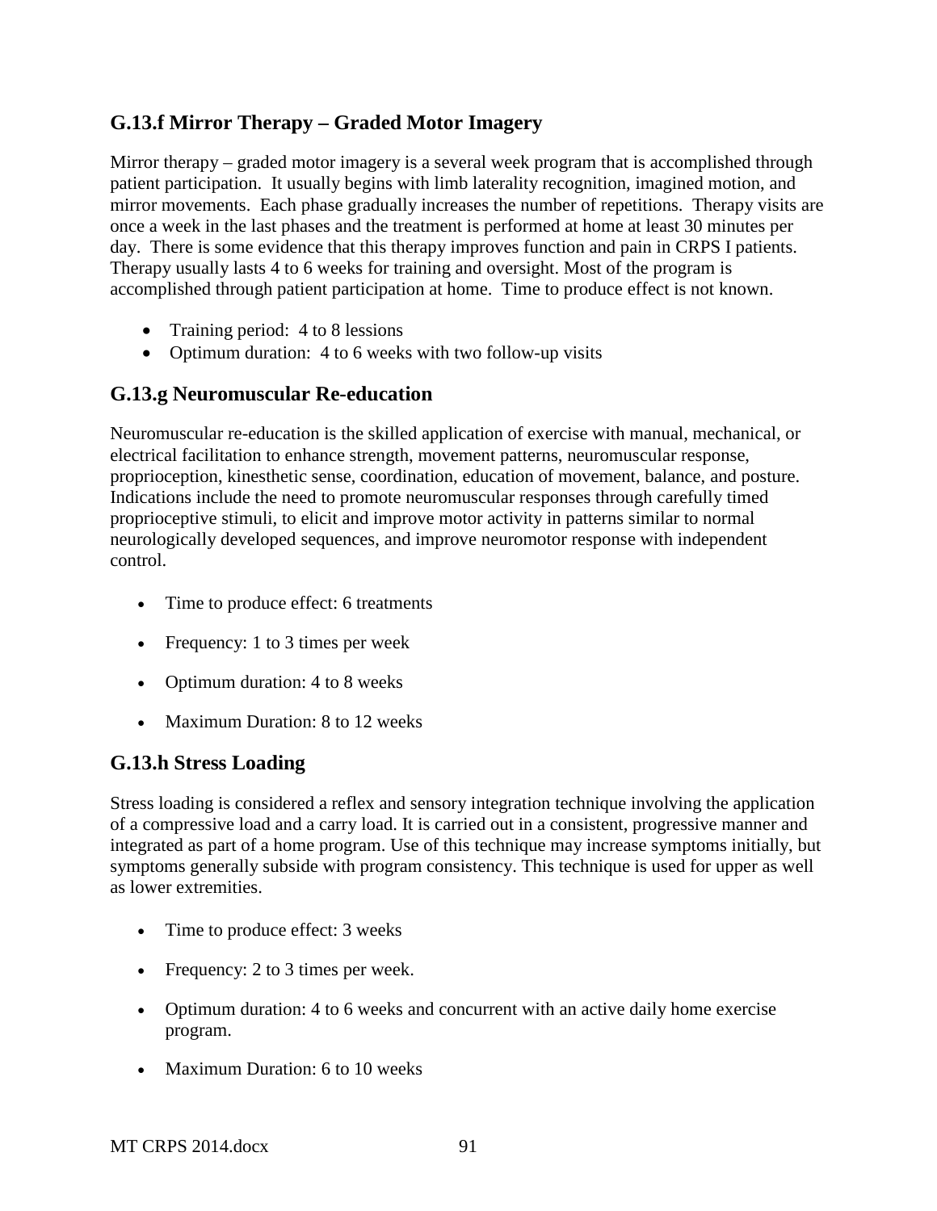### G.13.f Mirror Therapy – Graded Motor Imagery

Mirror therapy – graded motor imagery is a several week program that is accomplished through patient participation. It usually begins with limb laterality recognition, imagined motion, and mirror movements. Each phase gradually increases the number of repetitions. Therapy visits are once a week in the last phases and the treatment is performed at home at least 30 minutes per day. There is some evidence that this therapy improves function and pain in CRPS I patients. Therapy usually lasts 4 to 6 weeks for training and oversight. Most of the program is accomplished through patient participation at home. Time to produce effect is not known.

- Training period: 4 to 8 lessions
- Optimum duration: 4 to 6 weeks with two follow-up visits

### G.13.g Neuromuscular Re-education

Neuromuscular re-education is the skilled application of exercise with manual, mechanical, or electrical facilitation to enhance strength, movement patterns, neuromuscular response, proprioception, kinesthetic sense, coordination, education of movement, balance, and posture. Indications include the need to promote neuromuscular responses through carefully timed proprioceptive stimuli, to elicit and improve motor activity in patterns similar to normal neurologically developed sequences, and improve neuromotor response with independent control.

- Time to produce effect: 6 treatments
- Frequency: 1 to 3 times per week
- Optimum duration: 4 to 8 weeks
- Maximum Duration: 8 to 12 weeks

### G.13.h Stress Loading

Stress loading is considered a reflex and sensory integration technique involving the application of a compressive load and a carry load. It is carried out in a consistent, progressive manner and integrated as part of a home program. Use of this technique may increase symptoms initially, but symptoms generally subside with program consistency. This technique is used for upper as well as lower extremities.

- Time to produce effect: 3 weeks
- Frequency: 2 to 3 times per week.
- Optimum duration: 4 to 6 weeks and concurrent with an active daily home exercise program.
- Maximum Duration: 6 to 10 weeks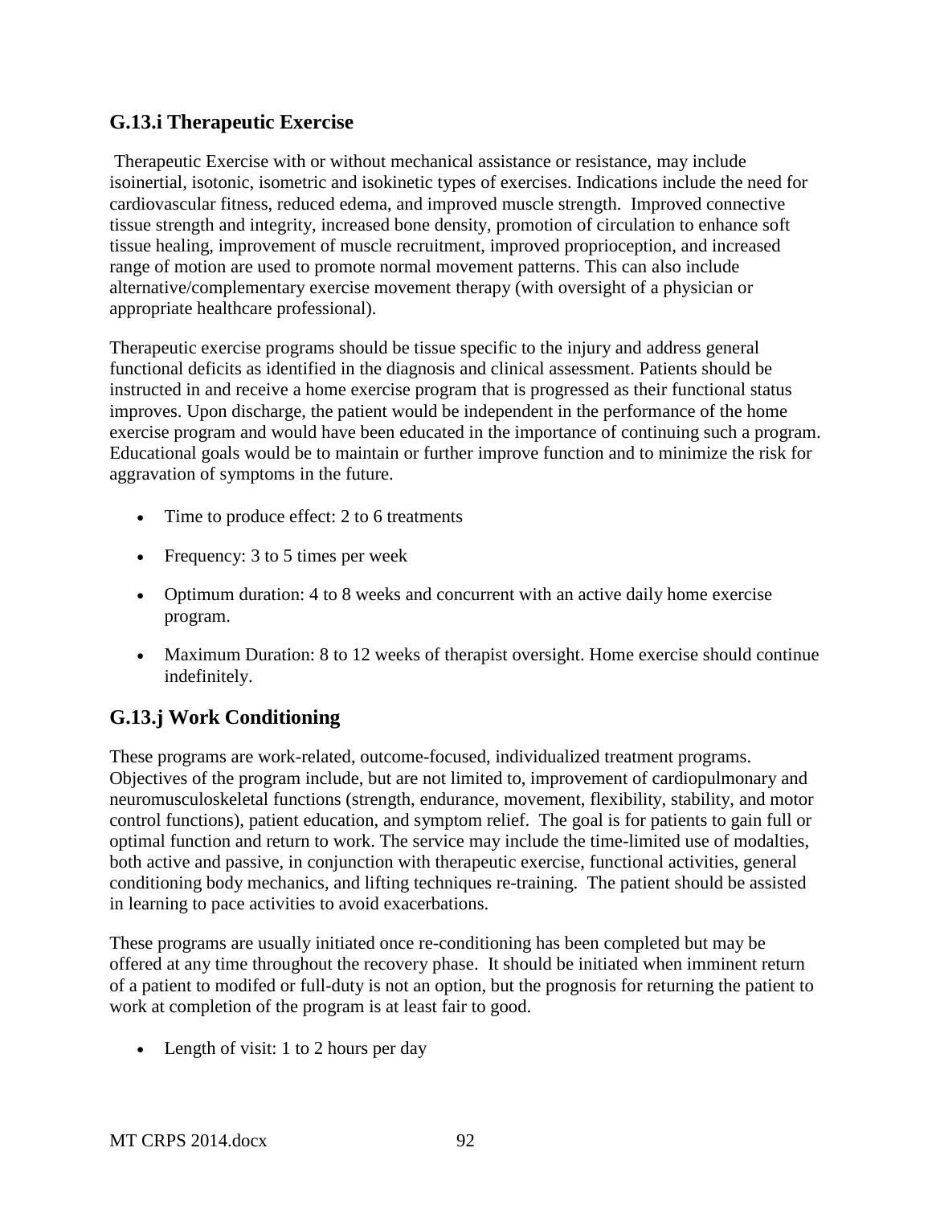## G.13.i Therapeutic Exercise

Therapeutic Exercise with or without mechanical assistance or resistance, may include isoinertial, isotonic, isometric and isokinetic types of exercises. Indications include the need for cardiovascular fitness, reduced edema, and improved muscle strength. Improved connective tissue strength and integrity, increased bone density, promotion of circulation to enhance soft tissue healing, improvement of muscle recruitment, improved proprioception, and increased range of motion are used to promote normal movement patterns. This can also include alternative/complementary exercise movement therapy (with oversight of a physician or appropriate healthcare professional).

Therapeutic exercise programs should be tissue specific to the injury and address general functional deficits as identified in the diagnosis and clinical assessment. Patients should be instructed in and receive a home exercise program that is progressed as their functional status improves. Upon discharge, the patient would be independent in the performance of the home exercise program and would have been educated in the importance of continuing such a program. Educational goals would be to maintain or further improve function and to minimize the risk for aggravation of symptoms in the future.

- Time to produce effect: 2 to 6 treatments
- Frequency: 3 to 5 times per week
- Optimum duration: 4 to 8 weeks and concurrent with an active daily home exercise program.
- Maximum Duration: 8 to 12 weeks of therapist oversight. Home exercise should continue indefinitely.

## G.13.j Work Conditioning

These programs are work-related, outcome-focused, individualized treatment programs. Objectives of the program include, but are not limited to, improvement of cardiopulmonary and neuromusculoskeletal functions (strength, endurance, movement, flexibility, stability, and motor control functions), patient education, and symptom relief. The goal is for patients to gain full or optimal function and return to work. The service may include the time-limited use of modalties, both active and passive, in conjunction with therapeutic exercise, functional activities, general conditioning body mechanics, and lifting techniques re-training. The patient should be assisted in learning to pace activities to avoid exacerbations.

These programs are usually initiated once re-conditioning has been completed but may be offered at any time throughout the recovery phase. It should be initiated when imminent return of a patient to modifed or full-duty is not an option, but the prognosis for returning the patient to work at completion of the program is at least fair to good.

- Length of visit: 1 to 2 hours per day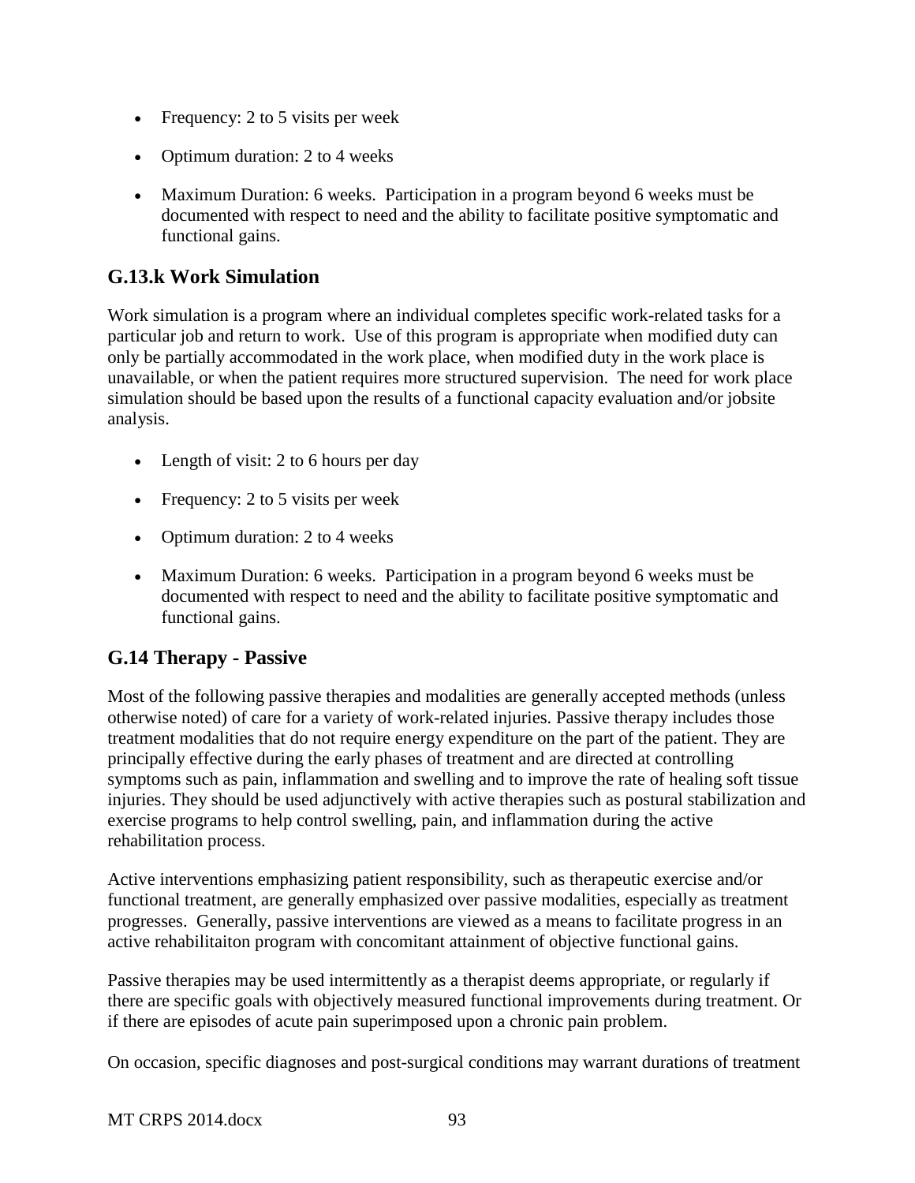- Frequency: 2 to 5 visits per week
- Optimum duration: 2 to 4 weeks
- Maximum Duration: 6 weeks. Participation in a program beyond 6 weeks must be documented with respect to need and the ability to facilitate positive symptomatic and functional gains.

## G.13.k Work Simulation

Work simulation is a program where an individual completes specific work-related tasks for a particular job and return to work. Use of this program is appropriate when modified duty can only be partially accommodated in the work place, when modified duty in the work place is unavailable, or when the patient requires more structured supervision. The need for work place simulation should be based upon the results of a functional capacity evaluation and/or jobsite analysis.

- Length of visit: 2 to 6 hours per day
- Frequency: 2 to 5 visits per week
- Optimum duration: 2 to 4 weeks
- Maximum Duration: 6 weeks. Participation in a program beyond 6 weeks must be documented with respect to need and the ability to facilitate positive symptomatic and functional gains.

## G.14 Therapy - Passive

Most of the following passive therapies and modalities are generally accepted methods (unless otherwise noted) of care for a variety of work-related injuries. Passive therapy includes those treatment modalities that do not require energy expenditure on the part of the patient. They are principally effective during the early phases of treatment and are directed at controlling symptoms such as pain, inflammation and swelling and to improve the rate of healing soft tissue injuries. They should be used adjunctively with active therapies such as postural stabilization and exercise programs to help control swelling, pain, and inflammation during the active rehabilitation process.

Active interventions emphasizing patient responsibility, such as therapeutic exercise and/or functional treatment, are generally emphasized over passive modalities, especially as treatment progresses. Generally, passive interventions are viewed as a means to facilitate progress in an active rehabilitaiton program with concomitant attainment of objective functional gains.

Passive therapies may be used intermittently as a therapist deems appropriate, or regularly if there are specific goals with objectively measured functional improvements during treatment. Or if there are episodes of acute pain superimposed upon a chronic pain problem.

On occasion, specific diagnoses and post-surgical conditions may warrant durations of treatment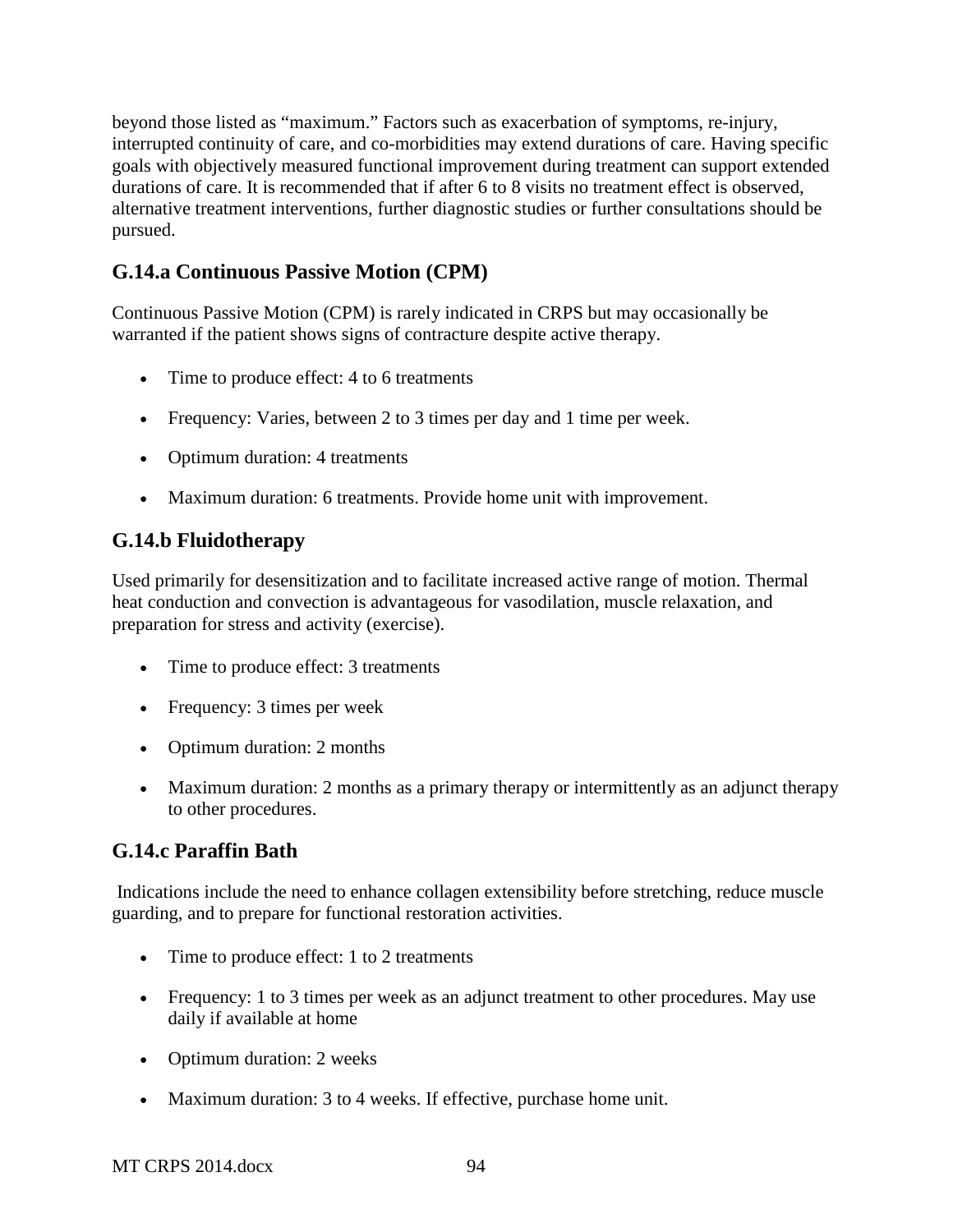beyond those listed as "maximum." Factors such as exacerbation of symptoms, re-injury, interrupted continuity of care, and co-morbidities may extend durations of care. Having specific goals with objectively measured functional improvement during treatment can support extended durations of care. It is recommended that if after 6 to 8 visits no treatment effect is observed, alternative treatment interventions, further diagnostic studies or further consultations should be pursued.

## G.14.a Continuous Passive Motion (CPM)

Continuous Passive Motion (CPM) is rarely indicated in CRPS but may occasionally be warranted if the patient shows signs of contracture despite active therapy.

- Time to produce effect: 4 to 6 treatments
- Frequency: Varies, between 2 to 3 times per day and 1 time per week.
- Optimum duration: 4 treatments
- Maximum duration: 6 treatments. Provide home unit with improvement.

## G.14.b Fluidotherapy

Used primarily for desensitization and to facilitate increased active range of motion. Thermal heat conduction and convection is advantageous for vasodilation, muscle relaxation, and preparation for stress and activity (exercise).

- Time to produce effect: 3 treatments
- Frequency: 3 times per week
- Optimum duration: 2 months
- Maximum duration: 2 months as a primary therapy or intermittently as an adjunct therapy to other procedures.

## G.14.c Paraffin Bath

Indications include the need to enhance collagen extensibility before stretching, reduce muscle guarding, and to prepare for functional restoration activities.

- Time to produce effect: 1 to 2 treatments
- Frequency: 1 to 3 times per week as an adjunct treatment to other procedures. May use daily if available at home
- Optimum duration: 2 weeks
- Maximum duration: 3 to 4 weeks. If effective, purchase home unit.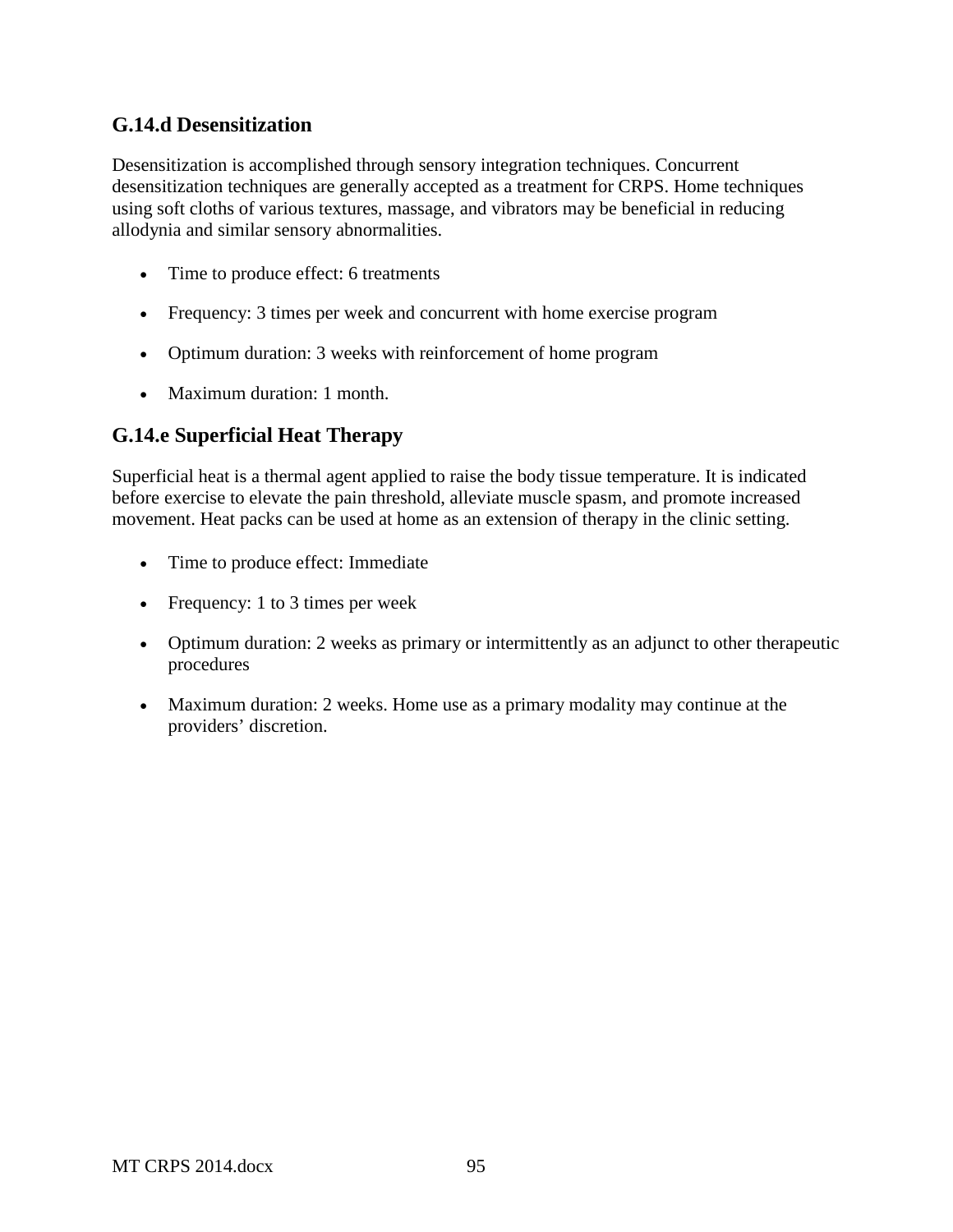### G.14.d Desensitization

Desensitization is accomplished through sensory integration techniques. Concurrent desensitization techniques are generally accepted as a treatment for CRPS. Home techniques using soft cloths of various textures, massage, and vibrators may be beneficial in reducing allodynia and similar sensory abnormalities.

- Time to produce effect: 6 treatments
- Frequency: 3 times per week and concurrent with home exercise program
- Optimum duration: 3 weeks with reinforcement of home program
- Maximum duration: 1 month.

### G.14.e Superficial Heat Therapy

Superficial heat is a thermal agent applied to raise the body tissue temperature. It is indicated before exercise to elevate the pain threshold, alleviate muscle spasm, and promote increased movement. Heat packs can be used at home as an extension of therapy in the clinic setting.

- Time to produce effect: Immediate
- Frequency: 1 to 3 times per week
- Optimum duration: 2 weeks as primary or intermittently as an adjunct to other therapeutic procedures
- Maximum duration: 2 weeks. Home use as a primary modality may continue at the providers' discretion.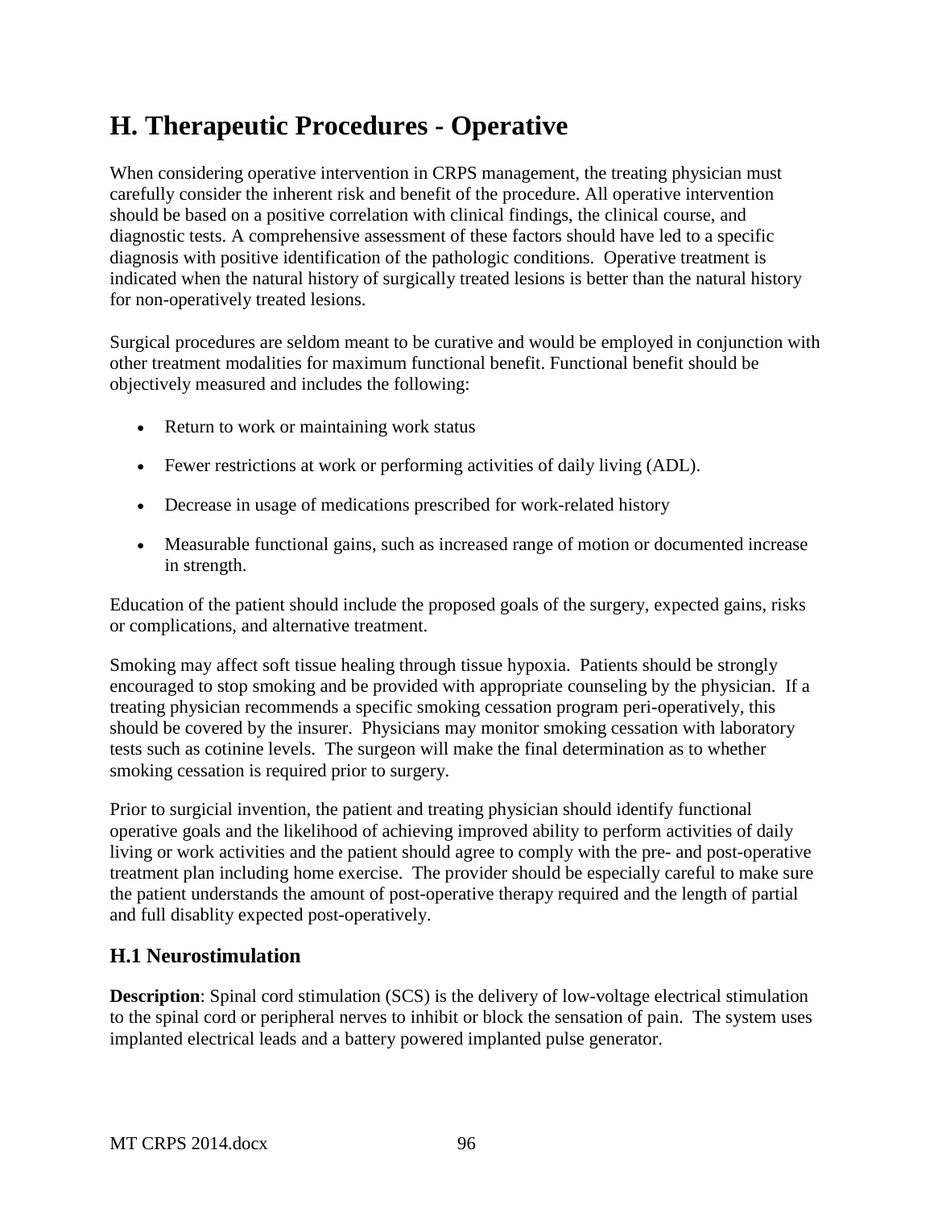# H. Therapeutic Procedures - Operative

When considering operative intervention in CRPS management, the treating physician must carefully consider the inherent risk and benefit of the procedure. All operative intervention should be based on a positive correlation with clinical findings, the clinical course, and diagnostic tests. A comprehensive assessment of these factors should have led to a specific diagnosis with positive identification of the pathologic conditions. Operative treatment is indicated when the natural history of surgically treated lesions is better than the natural history for non-operatively treated lesions.

Surgical procedures are seldom meant to be curative and would be employed in conjunction with other treatment modalities for maximum functional benefit. Functional benefit should be objectively measured and includes the following:

- Return to work or maintaining work status
- Fewer restrictions at work or performing activities of daily living (ADL).
- Decrease in usage of medications prescribed for work-related history
- Measurable functional gains, such as increased range of motion or documented increase in strength.

Education of the patient should include the proposed goals of the surgery, expected gains, risks or complications, and alternative treatment.

Smoking may affect soft tissue healing through tissue hypoxia. Patients should be strongly encouraged to stop smoking and be provided with appropriate counseling by the physician. If a treating physician recommends a specific smoking cessation program peri-operatively, this should be covered by the insurer. Physicians may monitor smoking cessation with laboratory tests such as cotinine levels. The surgeon will make the final determination as to whether smoking cessation is required prior to surgery.

Prior to surgicial invention, the patient and treating physician should identify functional operative goals and the likelihood of achieving improved ability to perform activities of daily living or work activities and the patient should agree to comply with the pre- and post-operative treatment plan including home exercise. The provider should be especially careful to make sure the patient understands the amount of post-operative therapy required and the length of partial and full disablity expected post-operatively.

## H.1 Neurostimulation

**Description**: Spinal cord stimulation (SCS) is the delivery of low-voltage electrical stimulation to the spinal cord or peripheral nerves to inhibit or block the sensation of pain. The system uses implanted electrical leads and a battery powered implanted pulse generator.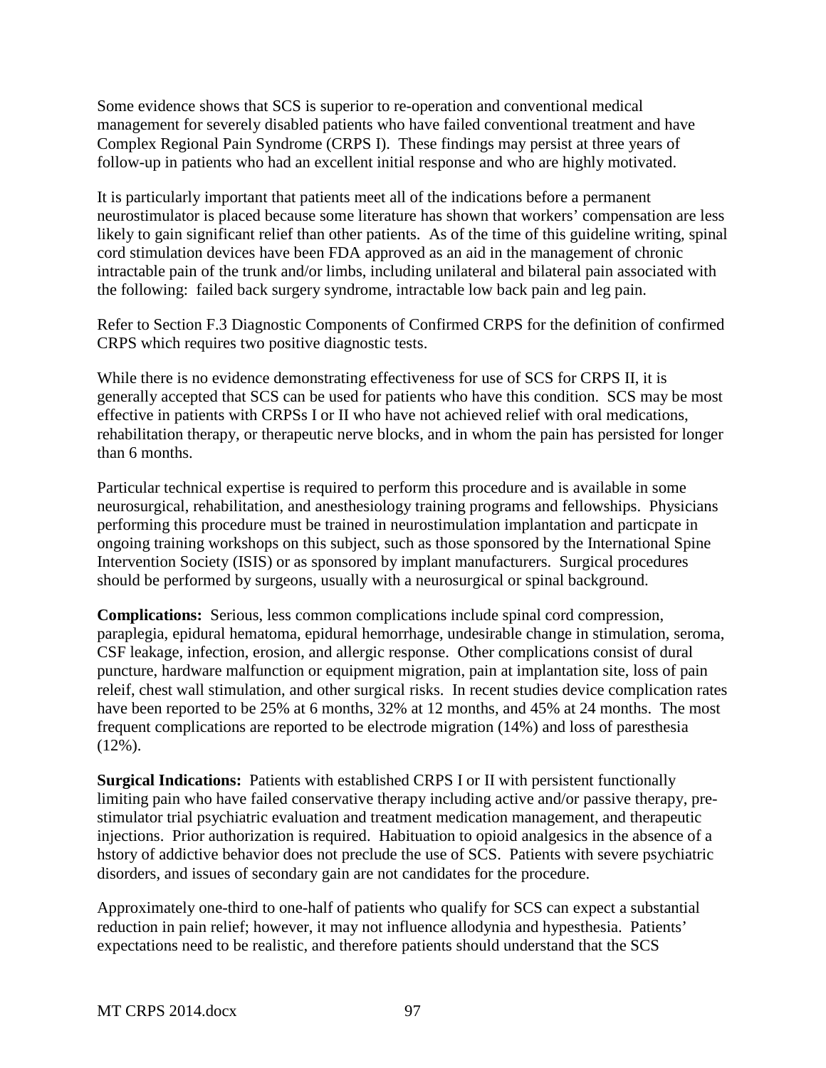Some evidence shows that SCS is superior to re-operation and conventional medical management for severely disabled patients who have failed conventional treatment and have Complex Regional Pain Syndrome (CRPS I). These findings may persist at three years of follow-up in patients who had an excellent initial response and who are highly motivated.

It is particularly important that patients meet all of the indications before a permanent neurostimulator is placed because some literature has shown that workers' compensation are less likely to gain significant relief than other patients. As of the time of this guideline writing, spinal cord stimulation devices have been FDA approved as an aid in the management of chronic intractable pain of the trunk and/or limbs, including unilateral and bilateral pain associated with the following: failed back surgery syndrome, intractable low back pain and leg pain.

Refer to Section F.3 Diagnostic Components of Confirmed CRPS for the definition of confirmed CRPS which requires two positive diagnostic tests.

While there is no evidence demonstrating effectiveness for use of SCS for CRPS II, it is generally accepted that SCS can be used for patients who have this condition. SCS may be most effective in patients with CRPSs I or II who have not achieved relief with oral medications, rehabilitation therapy, or therapeutic nerve blocks, and in whom the pain has persisted for longer than 6 months.

Particular technical expertise is required to perform this procedure and is available in some neurosurgical, rehabilitation, and anesthesiology training programs and fellowships. Physicians performing this procedure must be trained in neurostimulation implantation and particpate in ongoing training workshops on this subject, such as those sponsored by the International Spine Intervention Society (ISIS) or as sponsored by implant manufacturers. Surgical procedures should be performed by surgeons, usually with a neurosurgical or spinal background.

**Complications:** Serious, less common complications include spinal cord compression, paraplegia, epidural hematoma, epidural hemorrhage, undesirable change in stimulation, seroma, CSF leakage, infection, erosion, and allergic response. Other complications consist of dural puncture, hardware malfunction or equipment migration, pain at implantation site, loss of pain releif, chest wall stimulation, and other surgical risks. In recent studies device complication rates have been reported to be 25% at 6 months, 32% at 12 months, and 45% at 24 months. The most frequent complications are reported to be electrode migration (14%) and loss of paresthesia (12%).

**Surgical Indications:** Patients with established CRPS I or II with persistent functionally limiting pain who have failed conservative therapy including active and/or passive therapy, pre-stimulator trial psychiatric evaluation and treatment medication management, and therapeutic injections. Prior authorization is required. Habituation to opioid analgesics in the absence of a hstory of addictive behavior does not preclude the use of SCS. Patients with severe psychiatric disorders, and issues of secondary gain are not candidates for the procedure.

Approximately one-third to one-half of patients who qualify for SCS can expect a substantial reduction in pain relief; however, it may not influence allodynia and hypesthesia. Patients' expectations need to be realistic, and therefore patients should understand that the SCS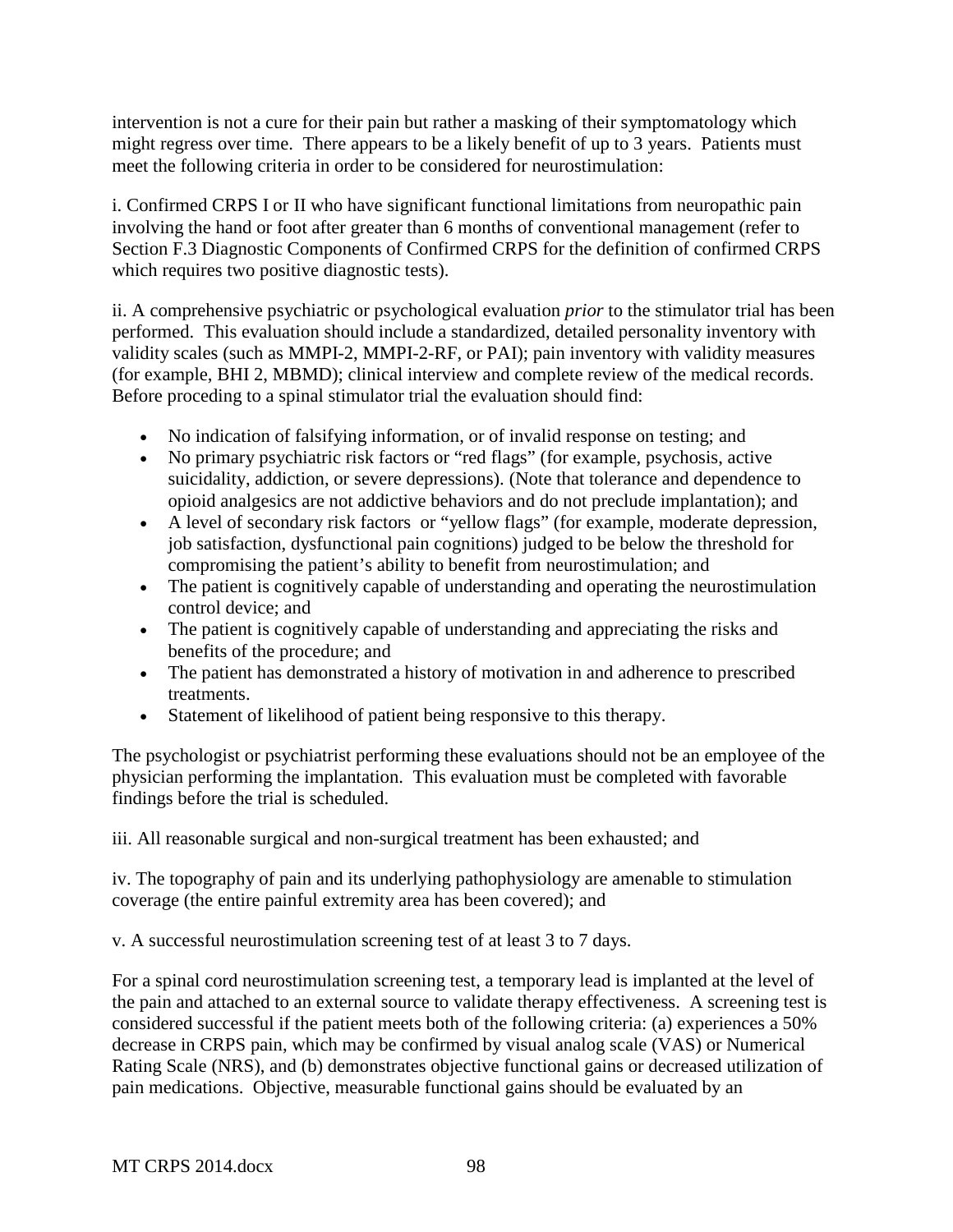intervention is not a cure for their pain but rather a masking of their symptomatology which might regress over time. There appears to be a likely benefit of up to 3 years. Patients must meet the following criteria in order to be considered for neurostimulation:

i. Confirmed CRPS I or II who have significant functional limitations from neuropathic pain involving the hand or foot after greater than 6 months of conventional management (refer to Section F.3 Diagnostic Components of Confirmed CRPS for the definition of confirmed CRPS which requires two positive diagnostic tests).

ii. A comprehensive psychiatric or psychological evaluation *prior* to the stimulator trial has been performed. This evaluation should include a standardized, detailed personality inventory with validity scales (such as MMPI-2, MMPI-2-RF, or PAI); pain inventory with validity measures (for example, BHI 2, MBMD); clinical interview and complete review of the medical records. Before proceding to a spinal stimulator trial the evaluation should find:

- No indication of falsifying information, or of invalid response on testing; and
- No primary psychiatric risk factors or "red flags" (for example, psychosis, active suicidality, addiction, or severe depressions). (Note that tolerance and dependence to opioid analgesics are not addictive behaviors and do not preclude implantation); and
- A level of secondary risk factors or "yellow flags" (for example, moderate depression, job satisfaction, dysfunctional pain cognitions) judged to be below the threshold for compromising the patient's ability to benefit from neurostimulation; and
- The patient is cognitively capable of understanding and operating the neurostimulation control device; and
- The patient is cognitively capable of understanding and appreciating the risks and benefits of the procedure; and
- The patient has demonstrated a history of motivation in and adherence to prescribed treatments.
- Statement of likelihood of patient being responsive to this therapy.

The psychologist or psychiatrist performing these evaluations should not be an employee of the physician performing the implantation. This evaluation must be completed with favorable findings before the trial is scheduled.

iii. All reasonable surgical and non-surgical treatment has been exhausted; and

iv. The topography of pain and its underlying pathophysiology are amenable to stimulation coverage (the entire painful extremity area has been covered); and

v. A successful neurostimulation screening test of at least 3 to 7 days.

For a spinal cord neurostimulation screening test, a temporary lead is implanted at the level of the pain and attached to an external source to validate therapy effectiveness. A screening test is considered successful if the patient meets both of the following criteria: (a) experiences a 50% decrease in CRPS pain, which may be confirmed by visual analog scale (VAS) or Numerical Rating Scale (NRS), and (b) demonstrates objective functional gains or decreased utilization of pain medications. Objective, measurable functional gains should be evaluated by an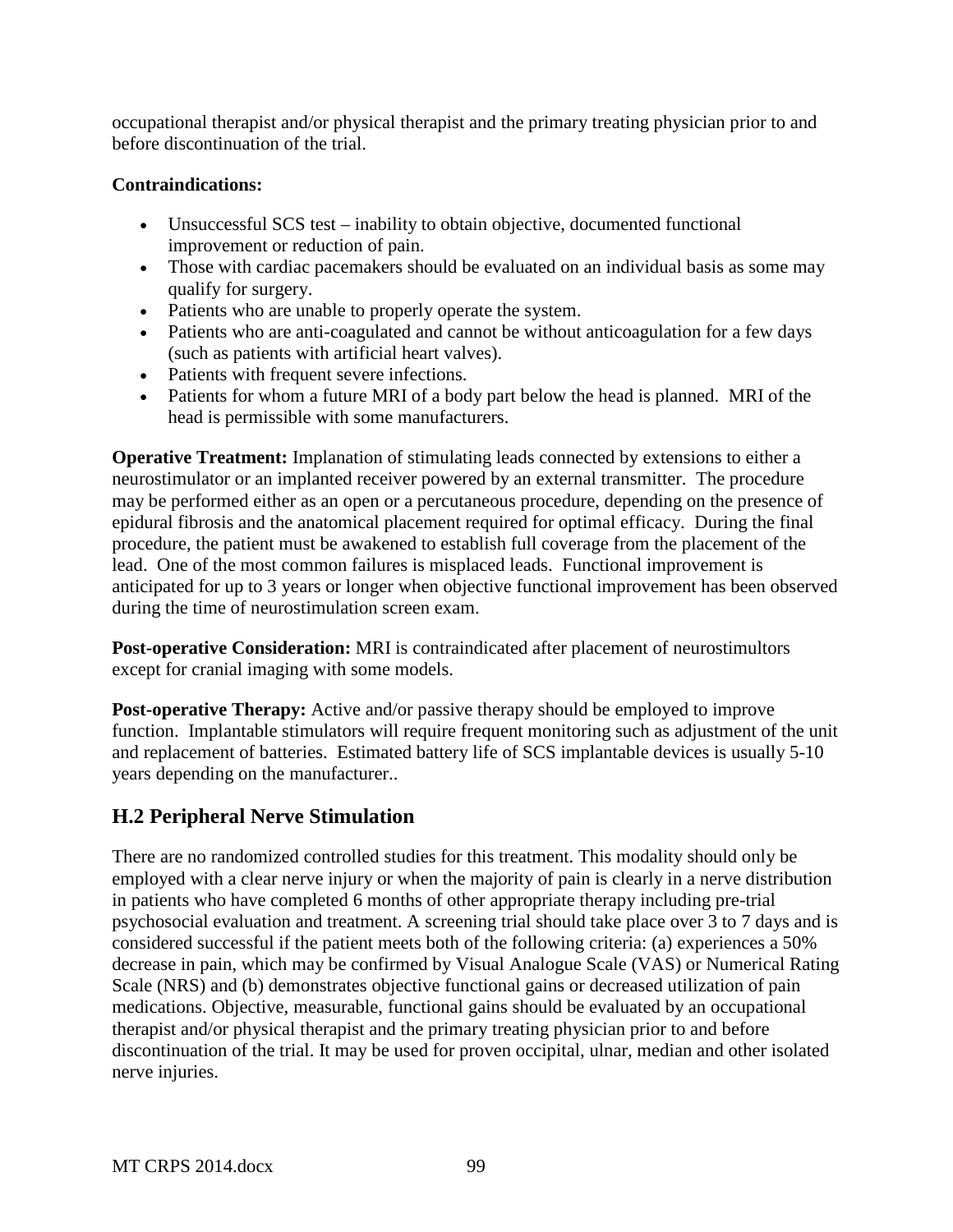occupational therapist and/or physical therapist and the primary treating physician prior to and before discontinuation of the trial.

**Contraindications:**

- Unsuccessful SCS test – inability to obtain objective, documented functional improvement or reduction of pain.
- Those with cardiac pacemakers should be evaluated on an individual basis as some may qualify for surgery.
- Patients who are unable to properly operate the system.
- Patients who are anti-coagulated and cannot be without anticoagulation for a few days (such as patients with artificial heart valves).
- Patients with frequent severe infections.
- Patients for whom a future MRI of a body part below the head is planned. MRI of the head is permissible with some manufacturers.

**Operative Treatment:** Implanation of stimulating leads connected by extensions to either a neurostimulator or an implanted receiver powered by an external transmitter. The procedure may be performed either as an open or a percutaneous procedure, depending on the presence of epidural fibrosis and the anatomical placement required for optimal efficacy. During the final procedure, the patient must be awakened to establish full coverage from the placement of the lead. One of the most common failures is misplaced leads. Functional improvement is anticipated for up to 3 years or longer when objective functional improvement has been observed during the time of neurostimulation screen exam.

**Post-operative Consideration:** MRI is contraindicated after placement of neurostimultors except for cranial imaging with some models.

**Post-operative Therapy:** Active and/or passive therapy should be employed to improve function. Implantable stimulators will require frequent monitoring such as adjustment of the unit and replacement of batteries. Estimated battery life of SCS implantable devices is usually 5-10 years depending on the manufacturer..

## H.2 Peripheral Nerve Stimulation

There are no randomized controlled studies for this treatment. This modality should only be employed with a clear nerve injury or when the majority of pain is clearly in a nerve distribution in patients who have completed 6 months of other appropriate therapy including pre-trial psychosocial evaluation and treatment. A screening trial should take place over 3 to 7 days and is considered successful if the patient meets both of the following criteria: (a) experiences a 50% decrease in pain, which may be confirmed by Visual Analogue Scale (VAS) or Numerical Rating Scale (NRS) and (b) demonstrates objective functional gains or decreased utilization of pain medications. Objective, measurable, functional gains should be evaluated by an occupational therapist and/or physical therapist and the primary treating physician prior to and before discontinuation of the trial. It may be used for proven occipital, ulnar, median and other isolated nerve injuries.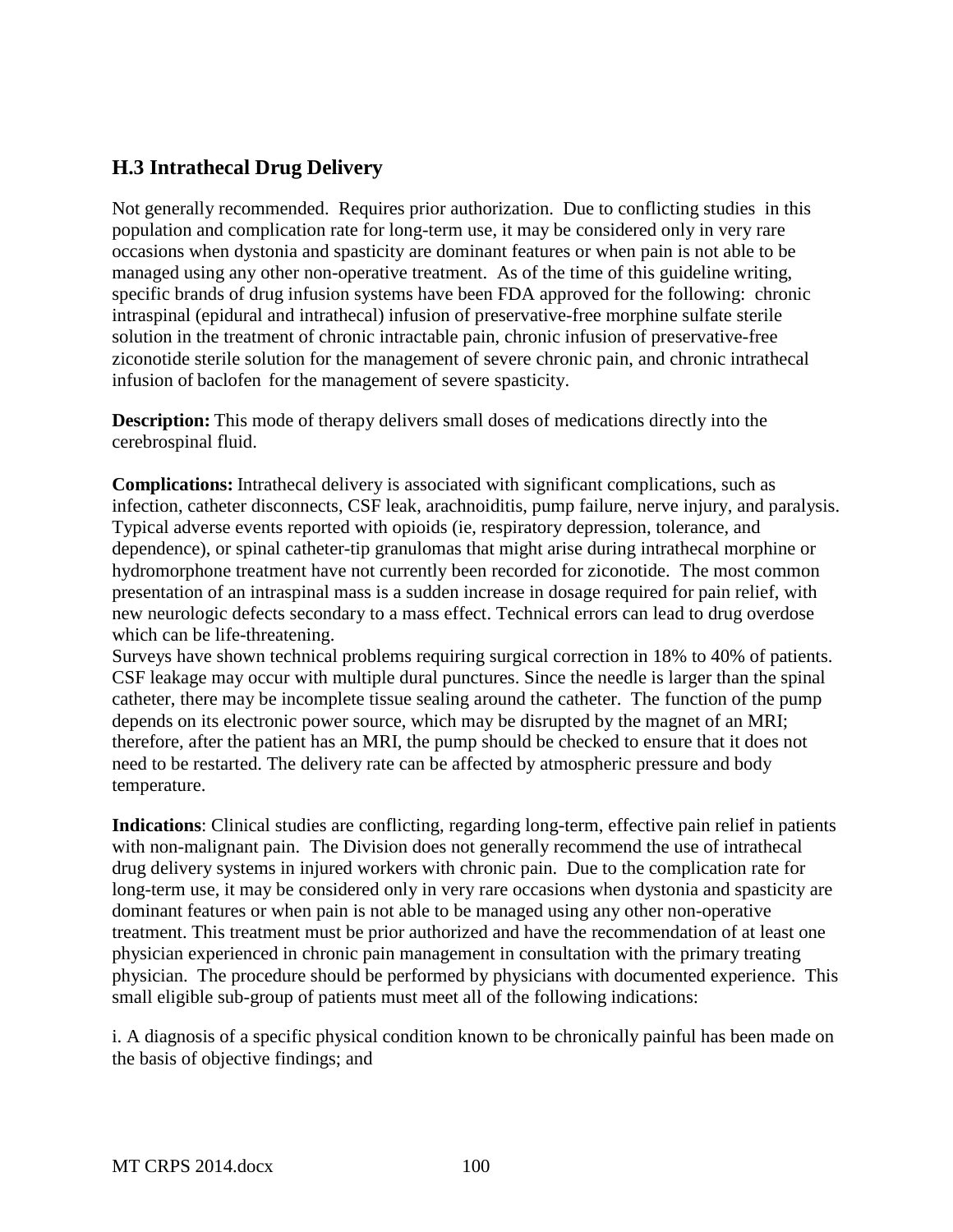## H.3 Intrathecal Drug Delivery

Not generally recommended. Requires prior authorization. Due to conflicting studies in this population and complication rate for long-term use, it may be considered only in very rare occasions when dystonia and spasticity are dominant features or when pain is not able to be managed using any other non-operative treatment. As of the time of this guideline writing, specific brands of drug infusion systems have been FDA approved for the following: chronic intraspinal (epidural and intrathecal) infusion of preservative-free morphine sulfate sterile solution in the treatment of chronic intractable pain, chronic infusion of preservative-free ziconotide sterile solution for the management of severe chronic pain, and chronic intrathecal infusion of baclofen for the management of severe spasticity.

**Description:** This mode of therapy delivers small doses of medications directly into the cerebrospinal fluid.

**Complications:** Intrathecal delivery is associated with significant complications, such as infection, catheter disconnects, CSF leak, arachnoiditis, pump failure, nerve injury, and paralysis. Typical adverse events reported with opioids (ie, respiratory depression, tolerance, and dependence), or spinal catheter-tip granulomas that might arise during intrathecal morphine or hydromorphone treatment have not currently been recorded for ziconotide. The most common presentation of an intraspinal mass is a sudden increase in dosage required for pain relief, with new neurologic defects secondary to a mass effect. Technical errors can lead to drug overdose which can be life-threatening.

Surveys have shown technical problems requiring surgical correction in 18% to 40% of patients. CSF leakage may occur with multiple dural punctures. Since the needle is larger than the spinal catheter, there may be incomplete tissue sealing around the catheter. The function of the pump depends on its electronic power source, which may be disrupted by the magnet of an MRI; therefore, after the patient has an MRI, the pump should be checked to ensure that it does not need to be restarted. The delivery rate can be affected by atmospheric pressure and body temperature.

**Indications**: Clinical studies are conflicting, regarding long-term, effective pain relief in patients with non-malignant pain. The Division does not generally recommend the use of intrathecal drug delivery systems in injured workers with chronic pain. Due to the complication rate for long-term use, it may be considered only in very rare occasions when dystonia and spasticity are dominant features or when pain is not able to be managed using any other non-operative treatment. This treatment must be prior authorized and have the recommendation of at least one physician experienced in chronic pain management in consultation with the primary treating physician. The procedure should be performed by physicians with documented experience. This small eligible sub-group of patients must meet all of the following indications:

i. A diagnosis of a specific physical condition known to be chronically painful has been made on the basis of objective findings; and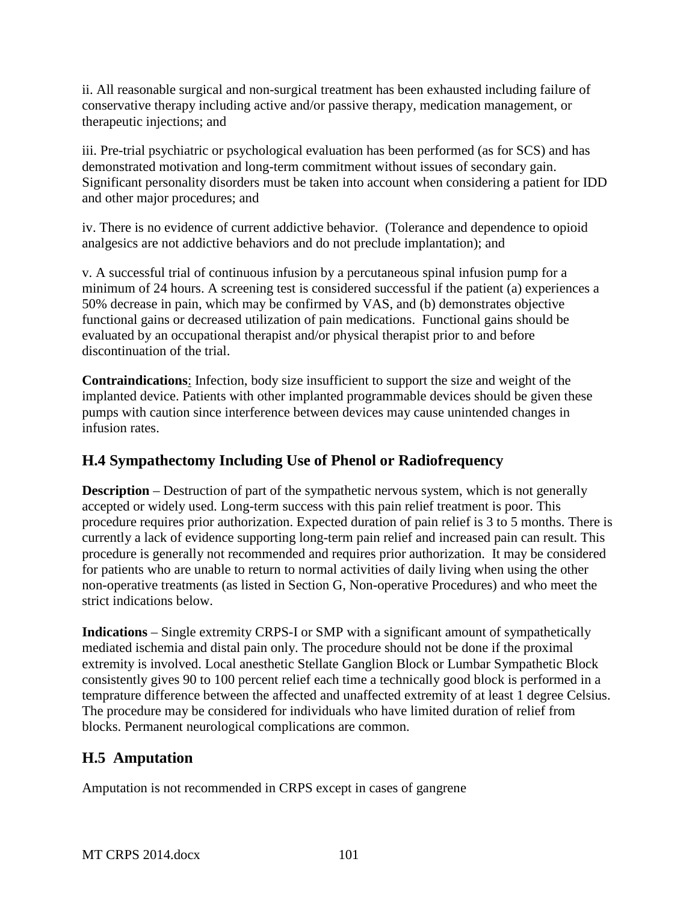ii. All reasonable surgical and non-surgical treatment has been exhausted including failure of conservative therapy including active and/or passive therapy, medication management, or therapeutic injections; and

iii. Pre-trial psychiatric or psychological evaluation has been performed (as for SCS) and has demonstrated motivation and long-term commitment without issues of secondary gain. Significant personality disorders must be taken into account when considering a patient for IDD and other major procedures; and

iv. There is no evidence of current addictive behavior. (Tolerance and dependence to opioid analgesics are not addictive behaviors and do not preclude implantation); and

v. A successful trial of continuous infusion by a percutaneous spinal infusion pump for a minimum of 24 hours. A screening test is considered successful if the patient (a) experiences a 50% decrease in pain, which may be confirmed by VAS, and (b) demonstrates objective functional gains or decreased utilization of pain medications. Functional gains should be evaluated by an occupational therapist and/or physical therapist prior to and before discontinuation of the trial.

**Contraindications**: Infection, body size insufficient to support the size and weight of the implanted device. Patients with other implanted programmable devices should be given these pumps with caution since interference between devices may cause unintended changes in infusion rates.

## H.4 Sympathectomy Including Use of Phenol or Radiofrequency

**Description** – Destruction of part of the sympathetic nervous system, which is not generally accepted or widely used. Long-term success with this pain relief treatment is poor. This procedure requires prior authorization. Expected duration of pain relief is 3 to 5 months. There is currently a lack of evidence supporting long-term pain relief and increased pain can result. This procedure is generally not recommended and requires prior authorization. It may be considered for patients who are unable to return to normal activities of daily living when using the other non-operative treatments (as listed in Section G, Non-operative Procedures) and who meet the strict indications below.

**Indications** – Single extremity CRPS-I or SMP with a significant amount of sympathetically mediated ischemia and distal pain only. The procedure should not be done if the proximal extremity is involved. Local anesthetic Stellate Ganglion Block or Lumbar Sympathetic Block consistently gives 90 to 100 percent relief each time a technically good block is performed in a temprature difference between the affected and unaffected extremity of at least 1 degree Celsius. The procedure may be considered for individuals who have limited duration of relief from blocks. Permanent neurological complications are common.

## H.5 Amputation

Amputation is not recommended in CRPS except in cases of gangrene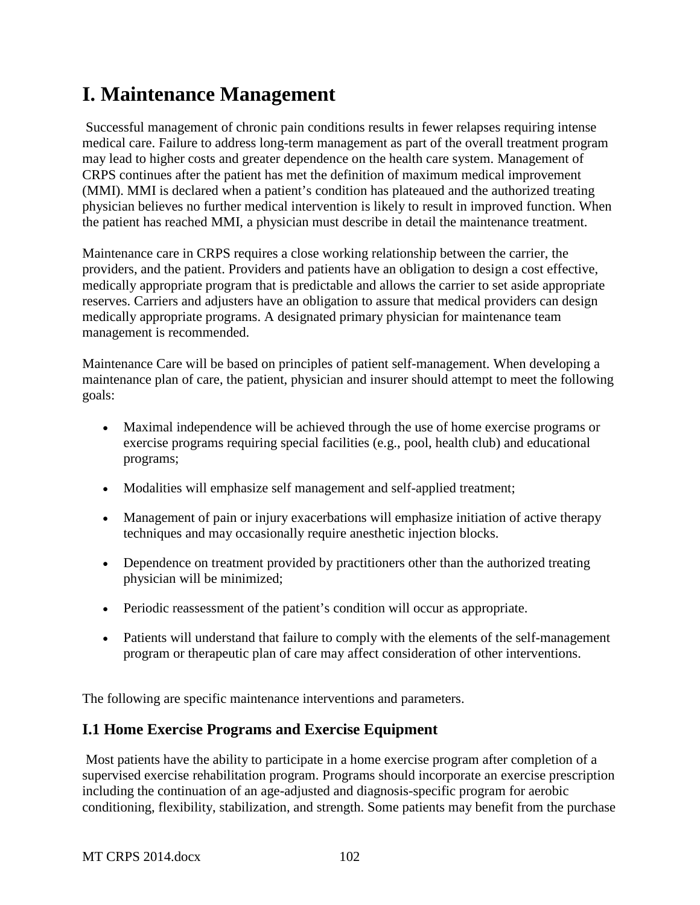# I. Maintenance Management

Successful management of chronic pain conditions results in fewer relapses requiring intense medical care. Failure to address long-term management as part of the overall treatment program may lead to higher costs and greater dependence on the health care system. Management of CRPS continues after the patient has met the definition of maximum medical improvement (MMI). MMI is declared when a patient's condition has plateaued and the authorized treating physician believes no further medical intervention is likely to result in improved function. When the patient has reached MMI, a physician must describe in detail the maintenance treatment.

Maintenance care in CRPS requires a close working relationship between the carrier, the providers, and the patient. Providers and patients have an obligation to design a cost effective, medically appropriate program that is predictable and allows the carrier to set aside appropriate reserves. Carriers and adjusters have an obligation to assure that medical providers can design medically appropriate programs. A designated primary physician for maintenance team management is recommended.

Maintenance Care will be based on principles of patient self-management. When developing a maintenance plan of care, the patient, physician and insurer should attempt to meet the following goals:

- Maximal independence will be achieved through the use of home exercise programs or exercise programs requiring special facilities (e.g., pool, health club) and educational programs;
- Modalities will emphasize self management and self-applied treatment;
- Management of pain or injury exacerbations will emphasize initiation of active therapy techniques and may occasionally require anesthetic injection blocks.
- Dependence on treatment provided by practitioners other than the authorized treating physician will be minimized;
- Periodic reassessment of the patient's condition will occur as appropriate.
- Patients will understand that failure to comply with the elements of the self-management program or therapeutic plan of care may affect consideration of other interventions.

The following are specific maintenance interventions and parameters.

## I.1 Home Exercise Programs and Exercise Equipment

Most patients have the ability to participate in a home exercise program after completion of a supervised exercise rehabilitation program. Programs should incorporate an exercise prescription including the continuation of an age-adjusted and diagnosis-specific program for aerobic conditioning, flexibility, stabilization, and strength. Some patients may benefit from the purchase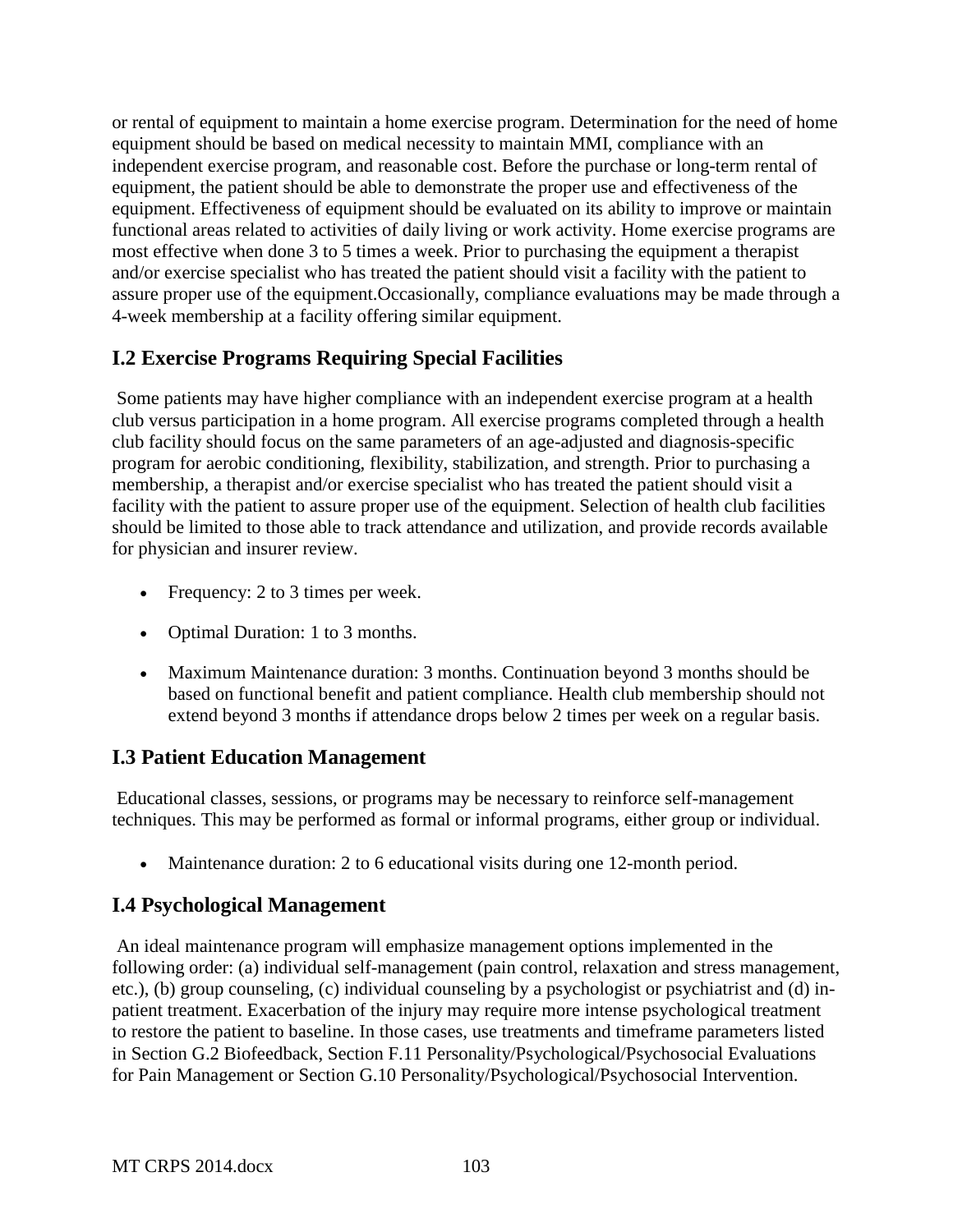or rental of equipment to maintain a home exercise program. Determination for the need of home equipment should be based on medical necessity to maintain MMI, compliance with an independent exercise program, and reasonable cost. Before the purchase or long-term rental of equipment, the patient should be able to demonstrate the proper use and effectiveness of the equipment. Effectiveness of equipment should be evaluated on its ability to improve or maintain functional areas related to activities of daily living or work activity. Home exercise programs are most effective when done 3 to 5 times a week. Prior to purchasing the equipment a therapist and/or exercise specialist who has treated the patient should visit a facility with the patient to assure proper use of the equipment.Occasionally, compliance evaluations may be made through a 4-week membership at a facility offering similar equipment.

## I.2 Exercise Programs Requiring Special Facilities

Some patients may have higher compliance with an independent exercise program at a health club versus participation in a home program. All exercise programs completed through a health club facility should focus on the same parameters of an age-adjusted and diagnosis-specific program for aerobic conditioning, flexibility, stabilization, and strength. Prior to purchasing a membership, a therapist and/or exercise specialist who has treated the patient should visit a facility with the patient to assure proper use of the equipment. Selection of health club facilities should be limited to those able to track attendance and utilization, and provide records available for physician and insurer review.

- Frequency: 2 to 3 times per week.
- Optimal Duration: 1 to 3 months.
- Maximum Maintenance duration: 3 months. Continuation beyond 3 months should be based on functional benefit and patient compliance. Health club membership should not extend beyond 3 months if attendance drops below 2 times per week on a regular basis.

## I.3 Patient Education Management

Educational classes, sessions, or programs may be necessary to reinforce self-management techniques. This may be performed as formal or informal programs, either group or individual.

- Maintenance duration: 2 to 6 educational visits during one 12-month period.

## I.4 Psychological Management

An ideal maintenance program will emphasize management options implemented in the following order: (a) individual self-management (pain control, relaxation and stress management, etc.), (b) group counseling, (c) individual counseling by a psychologist or psychiatrist and (d) in-patient treatment. Exacerbation of the injury may require more intense psychological treatment to restore the patient to baseline. In those cases, use treatments and timeframe parameters listed in Section G.2 Biofeedback, Section F.11 Personality/Psychological/Psychosocial Evaluations for Pain Management or Section G.10 Personality/Psychological/Psychosocial Intervention.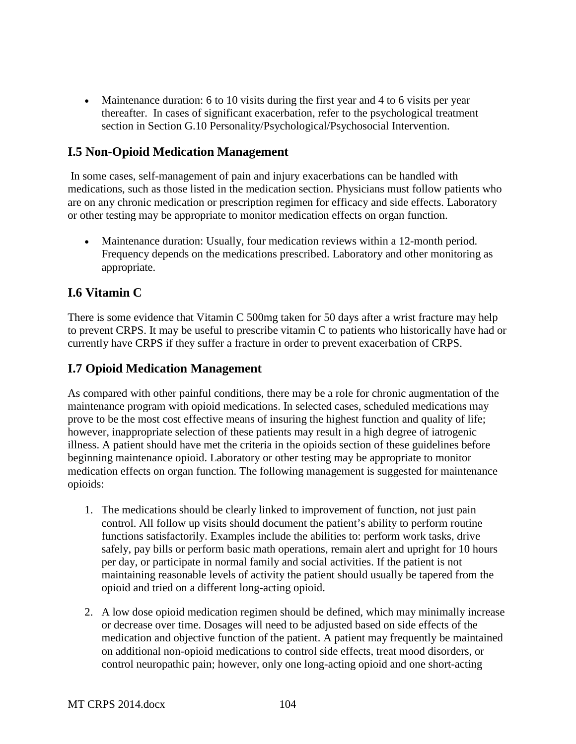- Maintenance duration: 6 to 10 visits during the first year and 4 to 6 visits per year thereafter. In cases of significant exacerbation, refer to the psychological treatment section in Section G.10 Personality/Psychological/Psychosocial Intervention.

## I.5 Non-Opioid Medication Management

In some cases, self-management of pain and injury exacerbations can be handled with medications, such as those listed in the medication section. Physicians must follow patients who are on any chronic medication or prescription regimen for efficacy and side effects. Laboratory or other testing may be appropriate to monitor medication effects on organ function.

- Maintenance duration: Usually, four medication reviews within a 12-month period. Frequency depends on the medications prescribed. Laboratory and other monitoring as appropriate.

## I.6 Vitamin C

There is some evidence that Vitamin C 500mg taken for 50 days after a wrist fracture may help to prevent CRPS. It may be useful to prescribe vitamin C to patients who historically have had or currently have CRPS if they suffer a fracture in order to prevent exacerbation of CRPS.

## I.7 Opioid Medication Management

As compared with other painful conditions, there may be a role for chronic augmentation of the maintenance program with opioid medications. In selected cases, scheduled medications may prove to be the most cost effective means of insuring the highest function and quality of life; however, inappropriate selection of these patients may result in a high degree of iatrogenic illness. A patient should have met the criteria in the opioids section of these guidelines before beginning maintenance opioid. Laboratory or other testing may be appropriate to monitor medication effects on organ function. The following management is suggested for maintenance opioids:

1. The medications should be clearly linked to improvement of function, not just pain control. All follow up visits should document the patient's ability to perform routine functions satisfactorily. Examples include the abilities to: perform work tasks, drive safely, pay bills or perform basic math operations, remain alert and upright for 10 hours per day, or participate in normal family and social activities. If the patient is not maintaining reasonable levels of activity the patient should usually be tapered from the opioid and tried on a different long-acting opioid.

2. A low dose opioid medication regimen should be defined, which may minimally increase or decrease over time. Dosages will need to be adjusted based on side effects of the medication and objective function of the patient. A patient may frequently be maintained on additional non-opioid medications to control side effects, treat mood disorders, or control neuropathic pain; however, only one long-acting opioid and one short-acting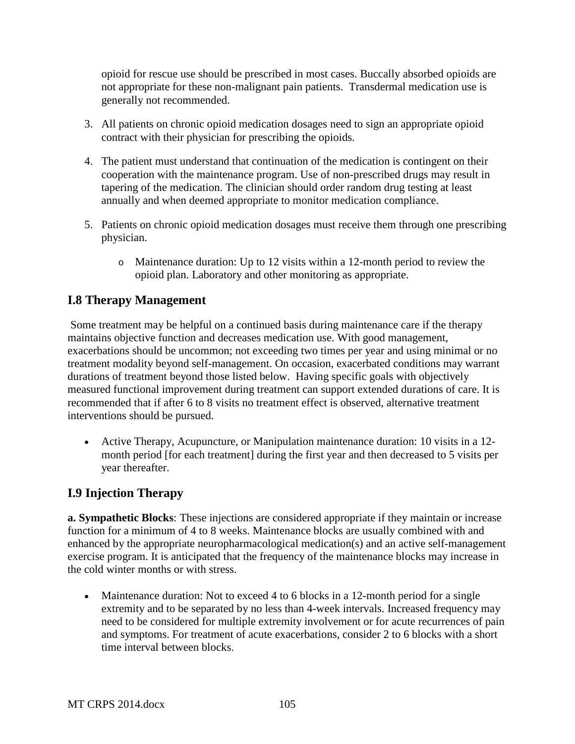opioid for rescue use should be prescribed in most cases. Buccally absorbed opioids are not appropriate for these non-malignant pain patients. Transdermal medication use is generally not recommended.

3. All patients on chronic opioid medication dosages need to sign an appropriate opioid contract with their physician for prescribing the opioids.

4. The patient must understand that continuation of the medication is contingent on their cooperation with the maintenance program. Use of non-prescribed drugs may result in tapering of the medication. The clinician should order random drug testing at least annually and when deemed appropriate to monitor medication compliance.

5. Patients on chronic opioid medication dosages must receive them through one prescribing physician.

    - Maintenance duration: Up to 12 visits within a 12-month period to review the opioid plan. Laboratory and other monitoring as appropriate.

## I.8 Therapy Management

Some treatment may be helpful on a continued basis during maintenance care if the therapy maintains objective function and decreases medication use. With good management, exacerbations should be uncommon; not exceeding two times per year and using minimal or no treatment modality beyond self-management. On occasion, exacerbated conditions may warrant durations of treatment beyond those listed below. Having specific goals with objectively measured functional improvement during treatment can support extended durations of care. It is recommended that if after 6 to 8 visits no treatment effect is observed, alternative treatment interventions should be pursued.

- Active Therapy, Acupuncture, or Manipulation maintenance duration: 10 visits in a 12-month period [for each treatment] during the first year and then decreased to 5 visits per year thereafter.

## I.9 Injection Therapy

**a. Sympathetic Blocks**: These injections are considered appropriate if they maintain or increase function for a minimum of 4 to 8 weeks. Maintenance blocks are usually combined with and enhanced by the appropriate neuropharmacological medication(s) and an active self-management exercise program. It is anticipated that the frequency of the maintenance blocks may increase in the cold winter months or with stress.

- Maintenance duration: Not to exceed 4 to 6 blocks in a 12-month period for a single extremity and to be separated by no less than 4-week intervals. Increased frequency may need to be considered for multiple extremity involvement or for acute recurrences of pain and symptoms. For treatment of acute exacerbations, consider 2 to 6 blocks with a short time interval between blocks.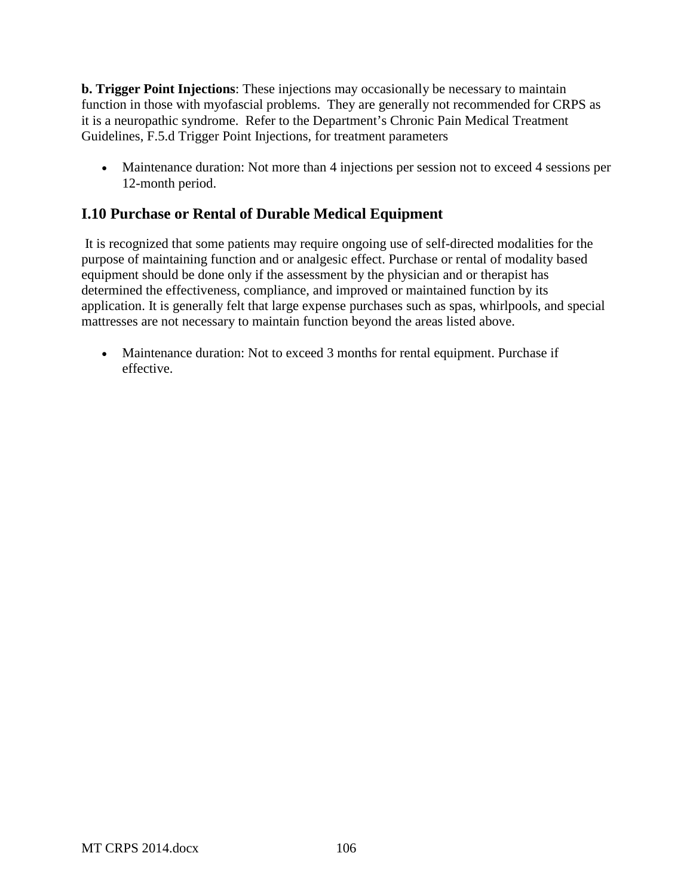**b. Trigger Point Injections**: These injections may occasionally be necessary to maintain function in those with myofascial problems. They are generally not recommended for CRPS as it is a neuropathic syndrome. Refer to the Department's Chronic Pain Medical Treatment Guidelines, F.5.d Trigger Point Injections, for treatment parameters

- Maintenance duration: Not more than 4 injections per session not to exceed 4 sessions per 12-month period.

## I.10 Purchase or Rental of Durable Medical Equipment

It is recognized that some patients may require ongoing use of self-directed modalities for the purpose of maintaining function and or analgesic effect. Purchase or rental of modality based equipment should be done only if the assessment by the physician and or therapist has determined the effectiveness, compliance, and improved or maintained function by its application. It is generally felt that large expense purchases such as spas, whirlpools, and special mattresses are not necessary to maintain function beyond the areas listed above.

- Maintenance duration: Not to exceed 3 months for rental equipment. Purchase if effective.